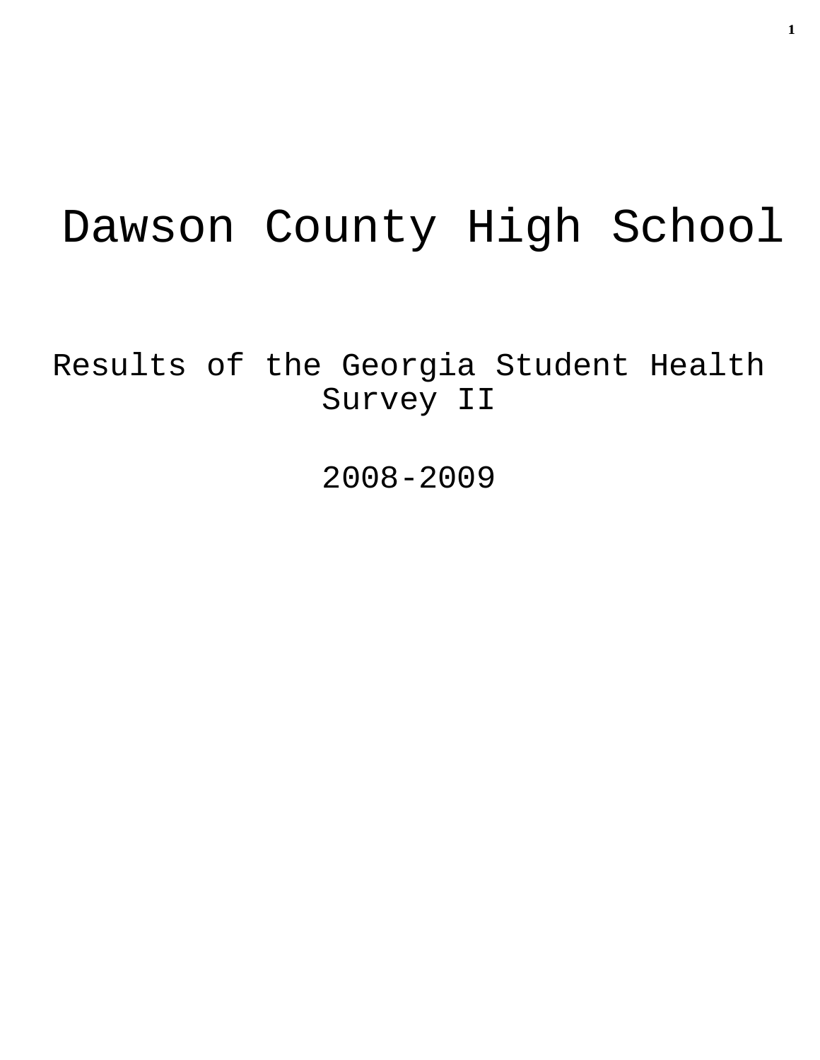# Dawson County High School

## Results of the Georgia Student Health Survey II

## 2008-2009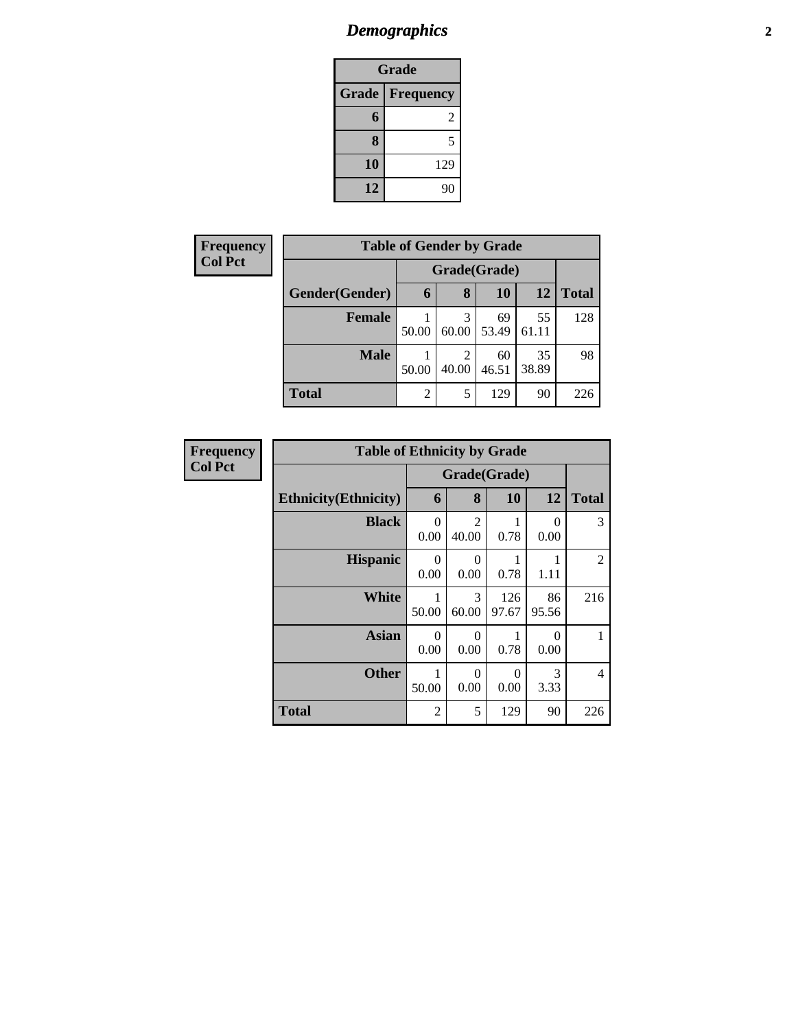# *Demographics*

| Grade | |
|---|---|
| **Grade** | **Frequency** |
| **6** | 2 |
| **8** | 5 |
| **10** | 129 |
| **12** | 90 |

| Frequency<br>Col Pct |
|---|

| Table of Gender by Grade | | | | | |
|---|---|---|---|---|---|
| | Grade(Grade) | | | | |
| **Gender(Gender)** | **6** | **8** | **10** | **12** | **Total** |
| **Female** | 1<br>50.00 | 3<br>60.00 | 69<br>53.49 | 55<br>61.11 | 128 |
| **Male** | 1<br>50.00 | 2<br>40.00 | 60<br>46.51 | 35<br>38.89 | 98 |
| **Total** | 2 | 5 | 129 | 90 | 226 |

| Frequency<br>Col Pct |
|---|

| Table of Ethnicity by Grade | | | | | |
|---|---|---|---|---|---|
| | Grade(Grade) | | | | |
| **Ethnicity(Ethnicity)** | **6** | **8** | **10** | **12** | **Total** |
| **Black** | 0<br>0.00 | 2<br>40.00 | 1<br>0.78 | 0<br>0.00 | 3 |
| **Hispanic** | 0<br>0.00 | 0<br>0.00 | 1<br>0.78 | 1<br>1.11 | 2 |
| **White** | 1<br>50.00 | 3<br>60.00 | 126<br>97.67 | 86<br>95.56 | 216 |
| **Asian** | 0<br>0.00 | 0<br>0.00 | 1<br>0.78 | 0<br>0.00 | 1 |
| **Other** | 1<br>50.00 | 0<br>0.00 | 0<br>0.00 | 3<br>3.33 | 4 |
| **Total** | 2 | 5 | 129 | 90 | 226 |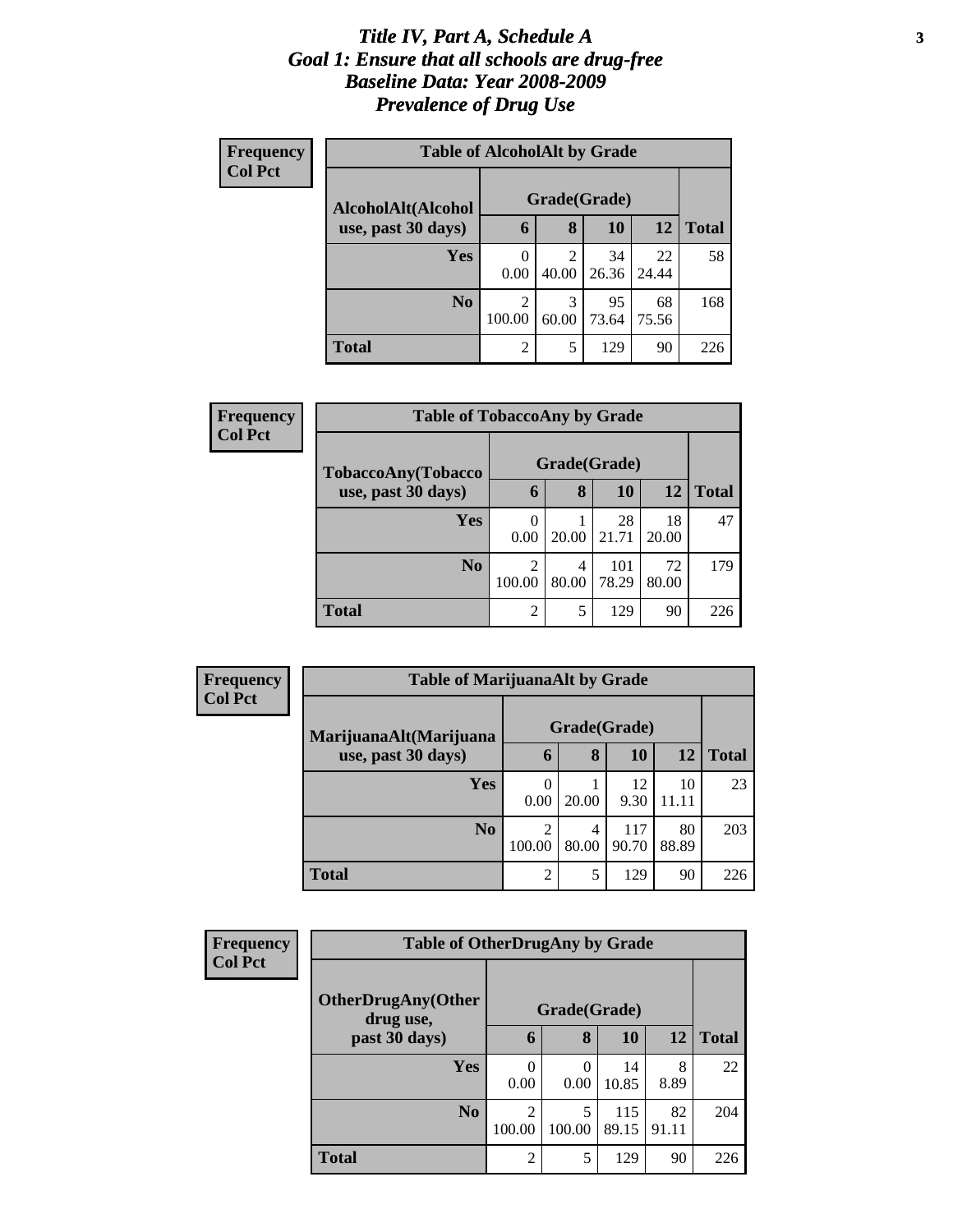# *Title IV, Part A, Schedule A*
# *Goal 1: Ensure that all schools are drug-free*
# *Baseline Data: Year 2008-2009*
# *Prevalence of Drug Use*

**Frequency**
**Col Pct**

**Table of AlcoholAlt by Grade**

| AlcoholAlt(Alcohol use, past 30 days) | Grade(Grade) | | | | Total |
|---|---|---|---|---|---|
| | 6 | 8 | 10 | 12 | |
| Yes | 0<br>0.00 | 2<br>40.00 | 34<br>26.36 | 22<br>24.44 | 58 |
| No | 2<br>100.00 | 3<br>60.00 | 95<br>73.64 | 68<br>75.56 | 168 |
| Total | 2 | 5 | 129 | 90 | 226 |

**Frequency**
**Col Pct**

**Table of TobaccoAny by Grade**

| TobaccoAny(Tobacco use, past 30 days) | Grade(Grade) | | | | Total |
|---|---|---|---|---|---|
| | 6 | 8 | 10 | 12 | |
| Yes | 0<br>0.00 | 1<br>20.00 | 28<br>21.71 | 18<br>20.00 | 47 |
| No | 2<br>100.00 | 4<br>80.00 | 101<br>78.29 | 72<br>80.00 | 179 |
| Total | 2 | 5 | 129 | 90 | 226 |

**Frequency**
**Col Pct**

**Table of MarijuanaAlt by Grade**

| MarijuanaAlt(Marijuana use, past 30 days) | Grade(Grade) | | | | Total |
|---|---|---|---|---|---|
| | 6 | 8 | 10 | 12 | |
| Yes | 0<br>0.00 | 1<br>20.00 | 12<br>9.30 | 10<br>11.11 | 23 |
| No | 2<br>100.00 | 4<br>80.00 | 117<br>90.70 | 80<br>88.89 | 203 |
| Total | 2 | 5 | 129 | 90 | 226 |

**Frequency**
**Col Pct**

**Table of OtherDrugAny by Grade**

| OtherDrugAny(Other drug use, past 30 days) | Grade(Grade) | | | | Total |
|---|---|---|---|---|---|
| | 6 | 8 | 10 | 12 | |
| Yes | 0<br>0.00 | 0<br>0.00 | 14<br>10.85 | 8<br>8.89 | 22 |
| No | 2<br>100.00 | 5<br>100.00 | 115<br>89.15 | 82<br>91.11 | 204 |
| Total | 2 | 5 | 129 | 90 | 226 |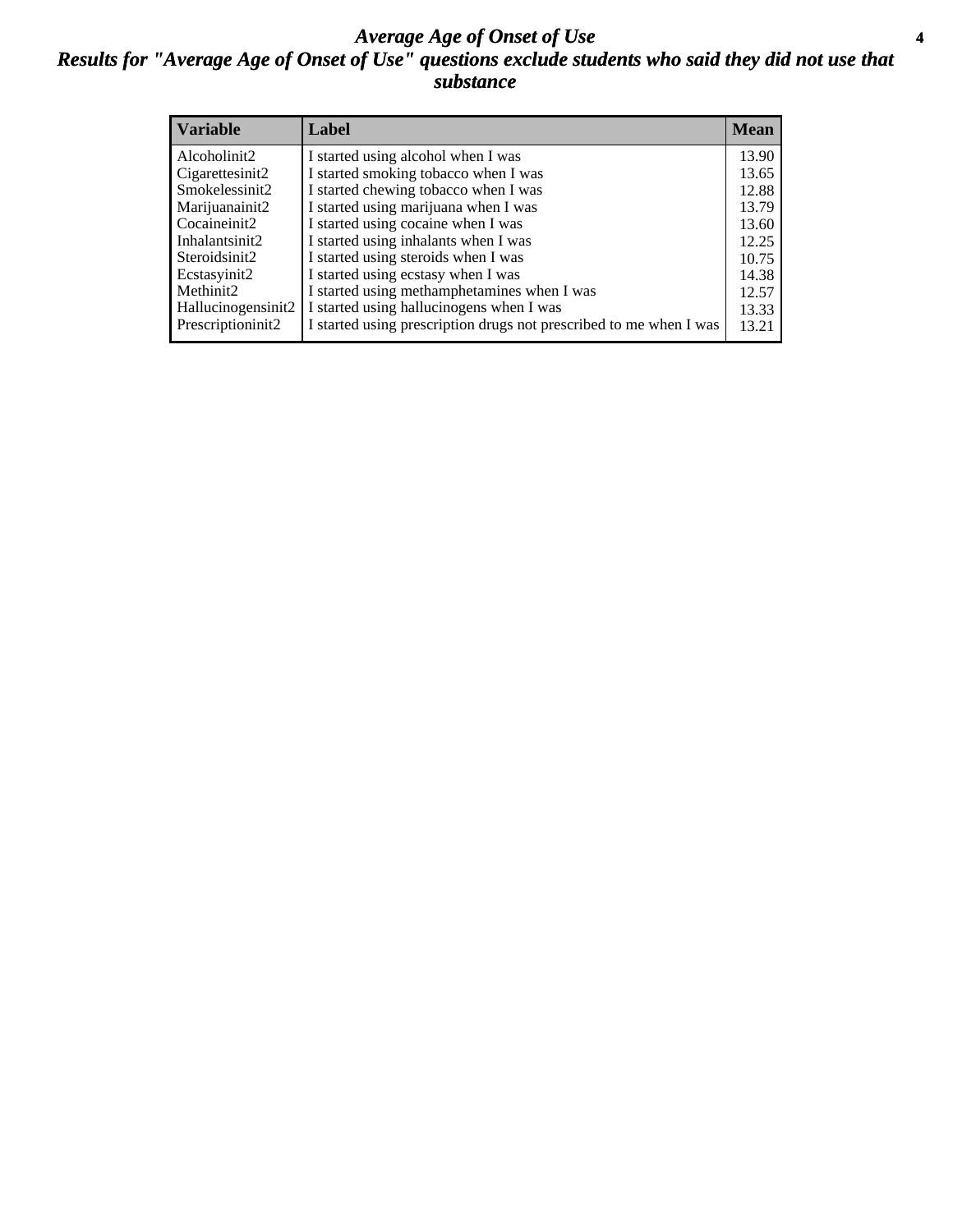# *Average Age of Onset of Use*

## *Results for "Average Age of Onset of Use" questions exclude students who said they did not use that substance*

| Variable | Label | Mean |
|---|---|---|
| Alcoholinit2 | I started using alcohol when I was | 13.90 |
| Cigarettesinit2 | I started smoking tobacco when I was | 13.65 |
| Smokelessinit2 | I started chewing tobacco when I was | 12.88 |
| Marijuanainit2 | I started using marijuana when I was | 13.79 |
| Cocaineinit2 | I started using cocaine when I was | 13.60 |
| Inhalantsinit2 | I started using inhalants when I was | 12.25 |
| Steroidsinit2 | I started using steroids when I was | 10.75 |
| Ecstasyinit2 | I started using ecstasy when I was | 14.38 |
| Methinit2 | I started using methamphetamines when I was | 12.57 |
| Hallucinogensinit2 | I started using hallucinogens when I was | 13.33 |
| Prescriptioninit2 | I started using prescription drugs not prescribed to me when I was | 13.21 |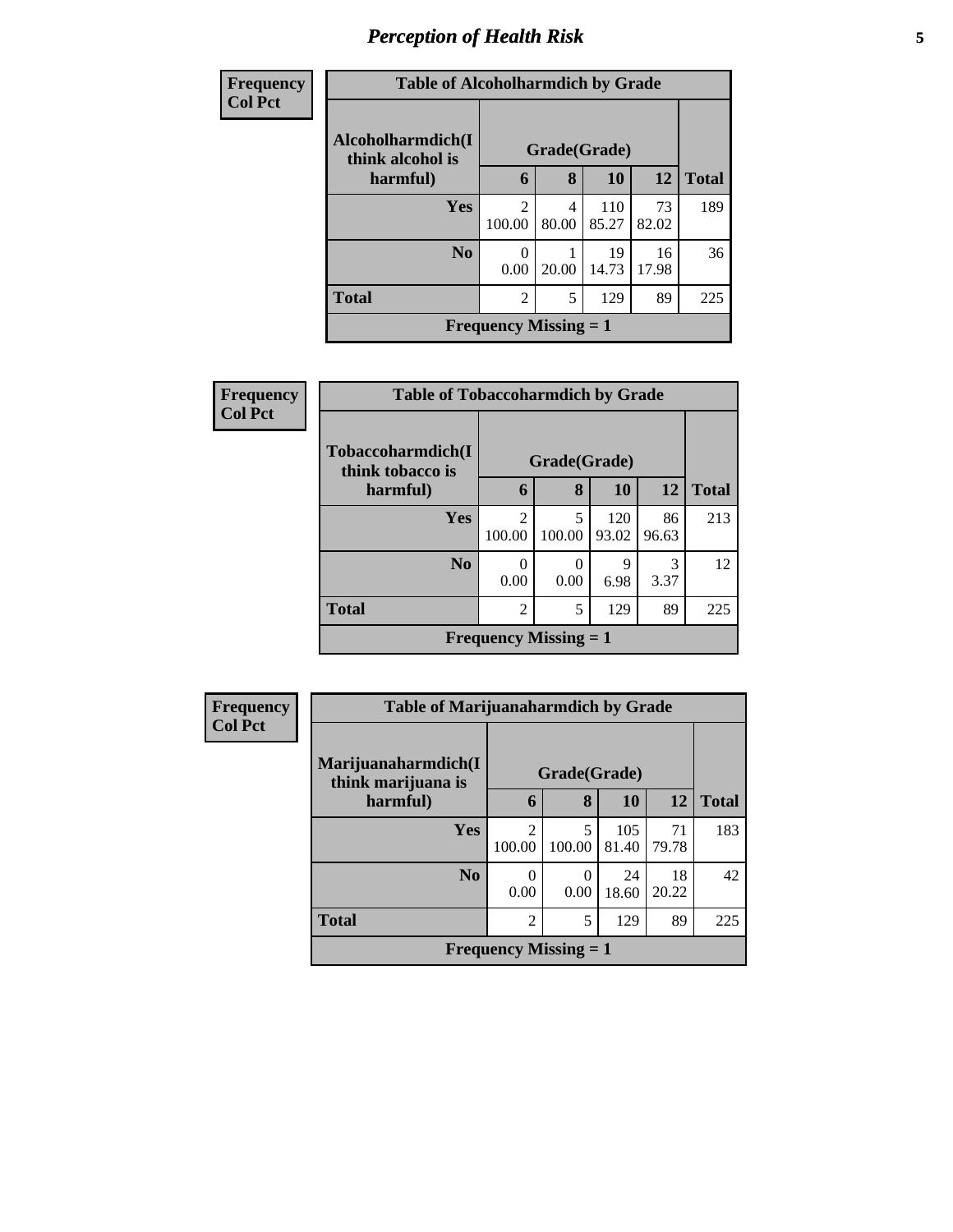# Perception of Health Risk

| Frequency Col Pct | | | | | |
|---|---|---|---|---|---|
| **Table of Alcoholharmdich by Grade** | | | | | |
| **Alcoholharmdich(I think alcohol is harmful)** | **Grade(Grade)** | | | | **Total** |
| | **6** | **8** | **10** | **12** | |
| **Yes** | 2<br>100.00 | 4<br>80.00 | 110<br>85.27 | 73<br>82.02 | 189 |
| **No** | 0<br>0.00 | 1<br>20.00 | 19<br>14.73 | 16<br>17.98 | 36 |
| **Total** | 2 | 5 | 129 | 89 | 225 |
| **Frequency Missing = 1** | | | | | |

| Frequency Col Pct | | | | | |
|---|---|---|---|---|---|
| **Table of Tobaccoharmdich by Grade** | | | | | |
| **Tobaccoharmdich(I think tobacco is harmful)** | **Grade(Grade)** | | | | **Total** |
| | **6** | **8** | **10** | **12** | |
| **Yes** | 2<br>100.00 | 5<br>100.00 | 120<br>93.02 | 86<br>96.63 | 213 |
| **No** | 0<br>0.00 | 0<br>0.00 | 9<br>6.98 | 3<br>3.37 | 12 |
| **Total** | 2 | 5 | 129 | 89 | 225 |
| **Frequency Missing = 1** | | | | | |

| Frequency Col Pct | | | | | |
|---|---|---|---|---|---|
| **Table of Marijuanaharmdich by Grade** | | | | | |
| **Marijuanaharmdich(I think marijuana is harmful)** | **Grade(Grade)** | | | | **Total** |
| | **6** | **8** | **10** | **12** | |
| **Yes** | 2<br>100.00 | 5<br>100.00 | 105<br>81.40 | 71<br>79.78 | 183 |
| **No** | 0<br>0.00 | 0<br>0.00 | 24<br>18.60 | 18<br>20.22 | 42 |
| **Total** | 2 | 5 | 129 | 89 | 225 |
| **Frequency Missing = 1** | | | | | |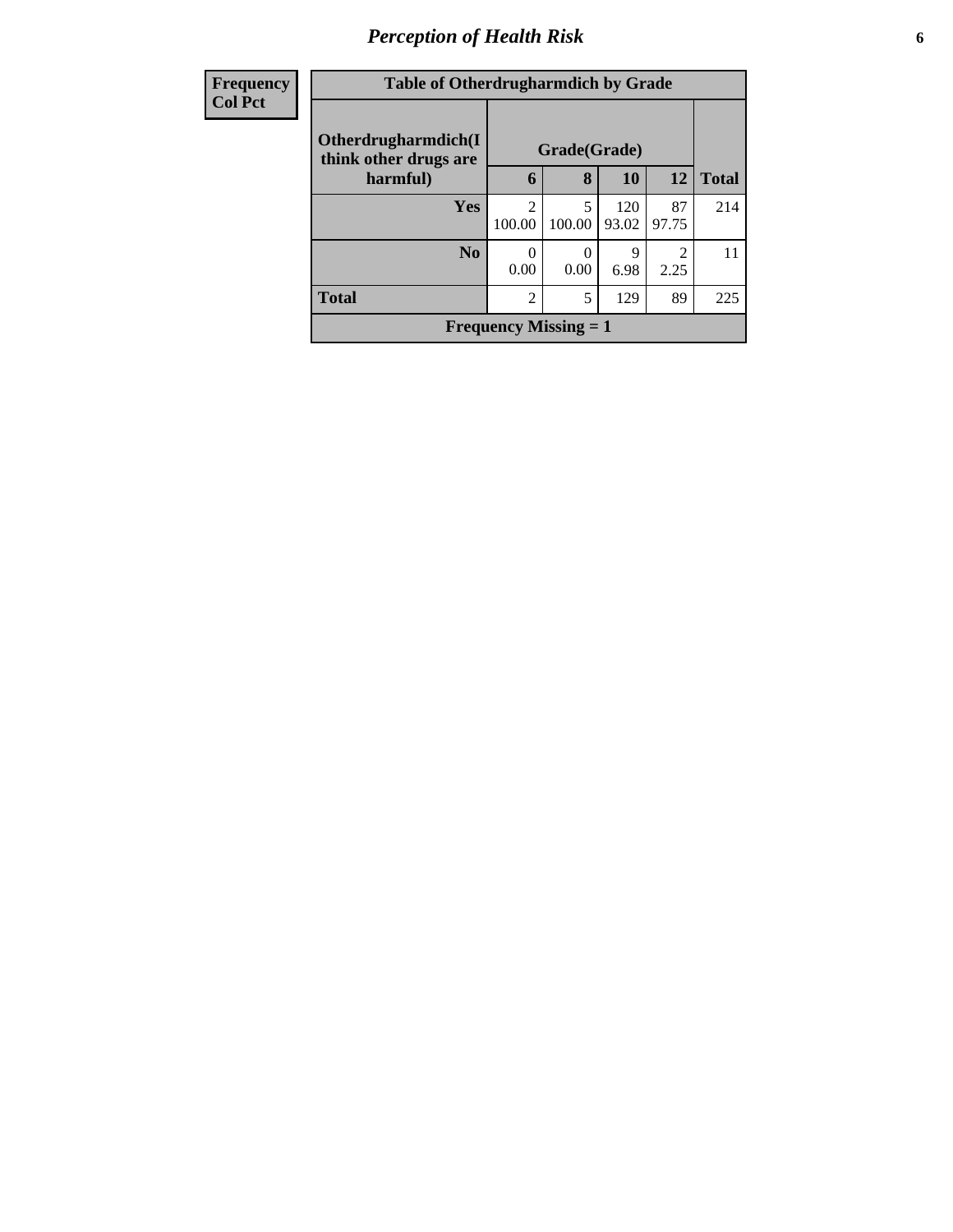| Frequency<br>Col Pct | Table of Otherdrugharmdich by Grade | | | | |
|---|---|---|---|---|---|
| Otherdrugharmdich(I think other drugs are harmful) | Grade(Grade) | | | | Total |
| | 6 | 8 | 10 | 12 | |
| Yes | 2<br>100.00 | 5<br>100.00 | 120<br>93.02 | 87<br>97.75 | 214 |
| No | 0<br>0.00 | 0<br>0.00 | 9<br>6.98 | 2<br>2.25 | 11 |
| Total | 2 | 5 | 129 | 89 | 225 |
| Frequency Missing = 1 | | | | | |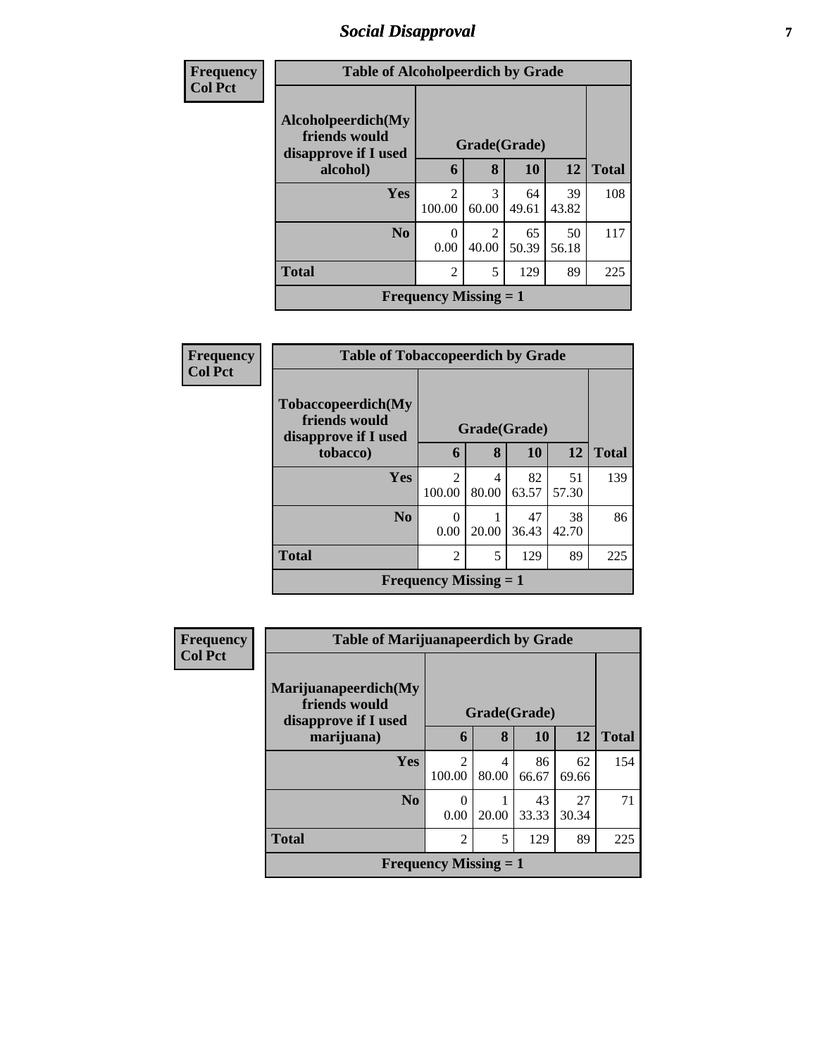## Social Disapproval

**Frequency**
**Col Pct**

| Table of Alcoholpeerdich by Grade | | | | | |
|---|---|---|---|---|---|
| Alcoholpeerdich(My friends would disapprove if I used alcohol) | Grade(Grade) | | | | |
| | 6 | 8 | 10 | 12 | Total |
| Yes | 2<br>100.00 | 3<br>60.00 | 64<br>49.61 | 39<br>43.82 | 108 |
| No | 0<br>0.00 | 2<br>40.00 | 65<br>50.39 | 50<br>56.18 | 117 |
| Total | 2 | 5 | 129 | 89 | 225 |
| Frequency Missing = 1 | | | | | |

**Frequency**
**Col Pct**

| Table of Tobaccopeerdich by Grade | | | | | |
|---|---|---|---|---|---|
| Tobaccopeerdich(My friends would disapprove if I used tobacco) | Grade(Grade) | | | | |
| | 6 | 8 | 10 | 12 | Total |
| Yes | 2<br>100.00 | 4<br>80.00 | 82<br>63.57 | 51<br>57.30 | 139 |
| No | 0<br>0.00 | 1<br>20.00 | 47<br>36.43 | 38<br>42.70 | 86 |
| Total | 2 | 5 | 129 | 89 | 225 |
| Frequency Missing = 1 | | | | | |

**Frequency**
**Col Pct**

| Table of Marijuanapeerdich by Grade | | | | | |
|---|---|---|---|---|---|
| Marijuanapeerdich(My friends would disapprove if I used marijuana) | Grade(Grade) | | | | |
| | 6 | 8 | 10 | 12 | Total |
| Yes | 2<br>100.00 | 4<br>80.00 | 86<br>66.67 | 62<br>69.66 | 154 |
| No | 0<br>0.00 | 1<br>20.00 | 43<br>33.33 | 27<br>30.34 | 71 |
| Total | 2 | 5 | 129 | 89 | 225 |
| Frequency Missing = 1 | | | | | |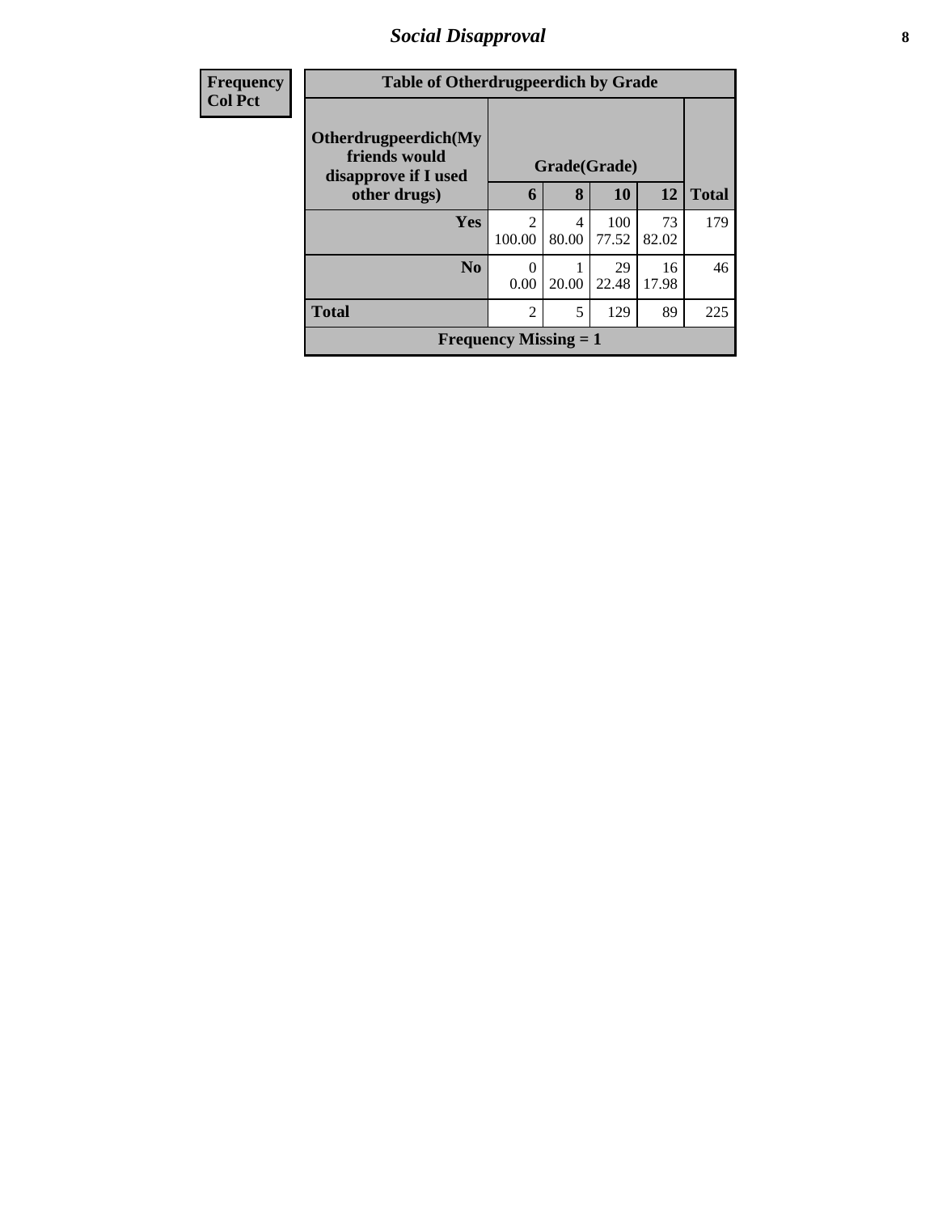# *Social Disapproval*

| Frequency<br>Col Pct |
|---|

**Table of Otherdrugpeerdich by Grade**

| Otherdrugpeerdich(My friends would disapprove if I used other drugs) | Grade(Grade) | | | | |
|---|---|---|---|---|---|
| | 6 | 8 | 10 | 12 | Total |
| Yes | 2<br>100.00 | 4<br>80.00 | 100<br>77.52 | 73<br>82.02 | 179 |
| No | 0<br>0.00 | 1<br>20.00 | 29<br>22.48 | 16<br>17.98 | 46 |
| Total | 2 | 5 | 129 | 89 | 225 |

**Frequency Missing = 1**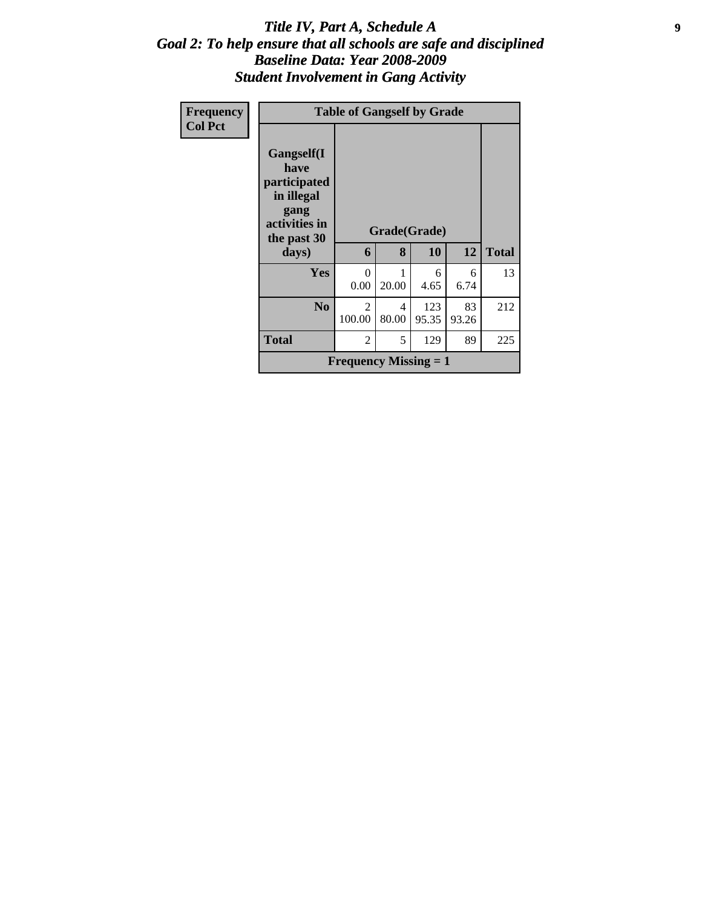# *Title IV, Part A, Schedule A*
## *Goal 2: To help ensure that all schools are safe and disciplined*
## *Baseline Data: Year 2008-2009*
## *Student Involvement in Gang Activity*

| Frequency<br>Col Pct |
|---|

| Table of Gangself by Grade | | | | | |
|---|---|---|---|---|---|
| **Gangself(I have participated in illegal gang activities in the past 30 days)** | **Grade(Grade)** | | | | |
| | **6** | **8** | **10** | **12** | **Total** |
| **Yes** | 0<br>0.00 | 1<br>20.00 | 6<br>4.65 | 6<br>6.74 | 13 |
| **No** | 2<br>100.00 | 4<br>80.00 | 123<br>95.35 | 83<br>93.26 | 212 |
| **Total** | 2 | 5 | 129 | 89 | 225 |
| **Frequency Missing = 1** | | | | | |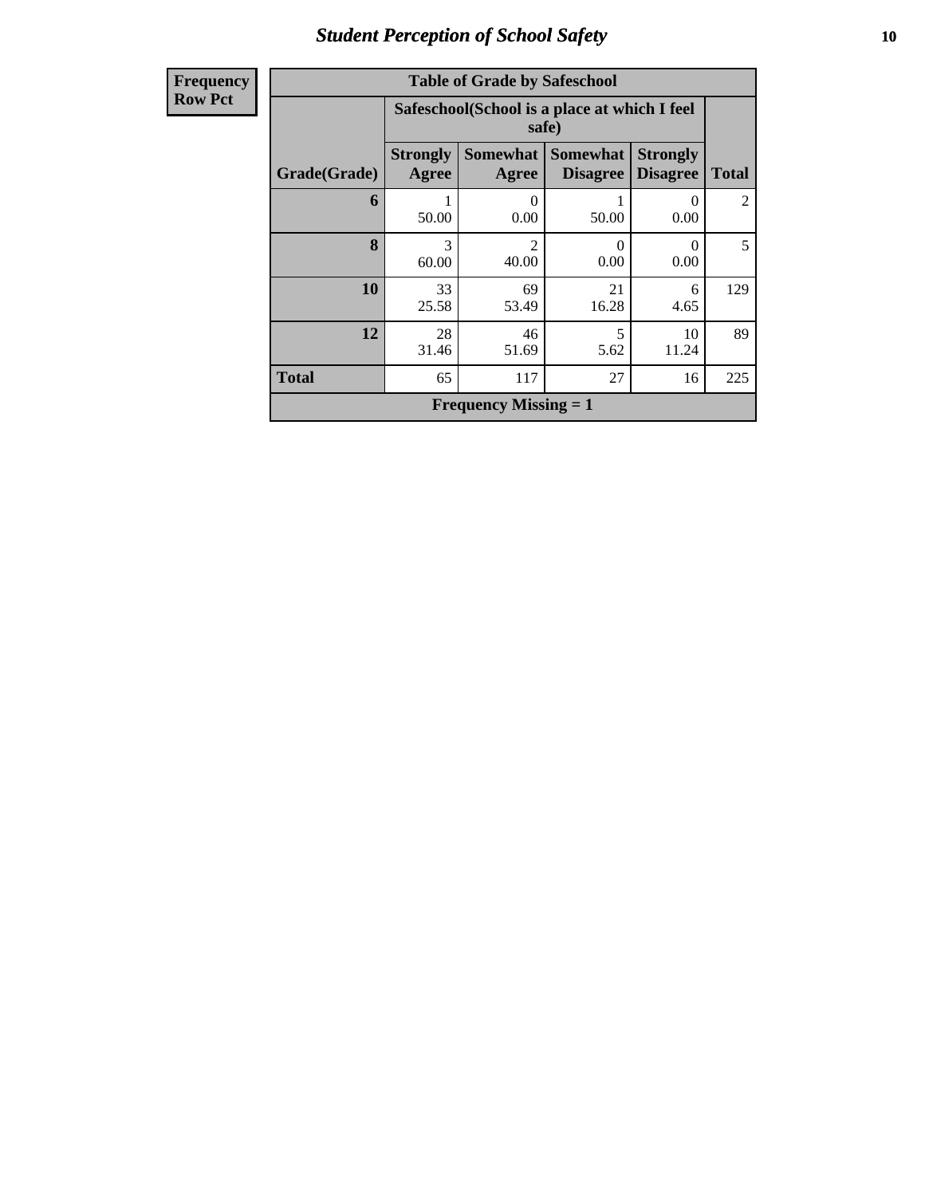| Frequency<br>Row Pct |
|---|

| Table of Grade by Safeschool | | | | | |
|---|---|---|---|---|---|
| | Safeschool(School is a place at which I feel safe) | | | | |
| Grade(Grade) | Strongly Agree | Somewhat Agree | Somewhat Disagree | Strongly Disagree | Total |
| 6 | 1<br>50.00 | 0<br>0.00 | 1<br>50.00 | 0<br>0.00 | 2 |
| 8 | 3<br>60.00 | 2<br>40.00 | 0<br>0.00 | 0<br>0.00 | 5 |
| 10 | 33<br>25.58 | 69<br>53.49 | 21<br>16.28 | 6<br>4.65 | 129 |
| 12 | 28<br>31.46 | 46<br>51.69 | 5<br>5.62 | 10<br>11.24 | 89 |
| Total | 65 | 117 | 27 | 16 | 225 |
| Frequency Missing = 1 | | | | | |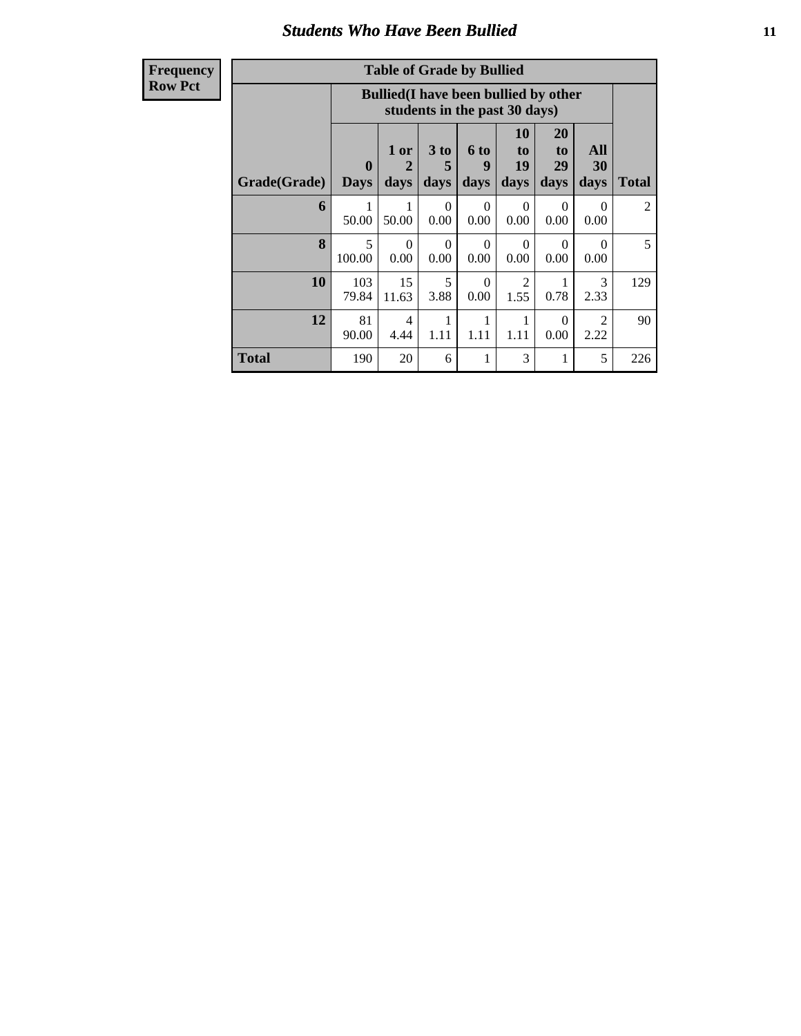## Students Who Have Been Bullied

**Frequency**
**Row Pct**

| Table of Grade by Bullied | | | | | | | | |
|---|---|---|---|---|---|---|---|---|
| | Bullied(I have been bullied by other students in the past 30 days) | | | | | | | |
| Grade(Grade) | 0 Days | 1 or 2 days | 3 to 5 days | 6 to 9 days | 10 to 19 days | 20 to 29 days | All 30 days | Total |
| 6 | 1<br>50.00 | 1<br>50.00 | 0<br>0.00 | 0<br>0.00 | 0<br>0.00 | 0<br>0.00 | 0<br>0.00 | 2 |
| 8 | 5<br>100.00 | 0<br>0.00 | 0<br>0.00 | 0<br>0.00 | 0<br>0.00 | 0<br>0.00 | 0<br>0.00 | 5 |
| 10 | 103<br>79.84 | 15<br>11.63 | 5<br>3.88 | 0<br>0.00 | 2<br>1.55 | 1<br>0.78 | 3<br>2.33 | 129 |
| 12 | 81<br>90.00 | 4<br>4.44 | 1<br>1.11 | 1<br>1.11 | 1<br>1.11 | 0<br>0.00 | 2<br>2.22 | 90 |
| Total | 190 | 20 | 6 | 1 | 3 | 1 | 5 | 226 |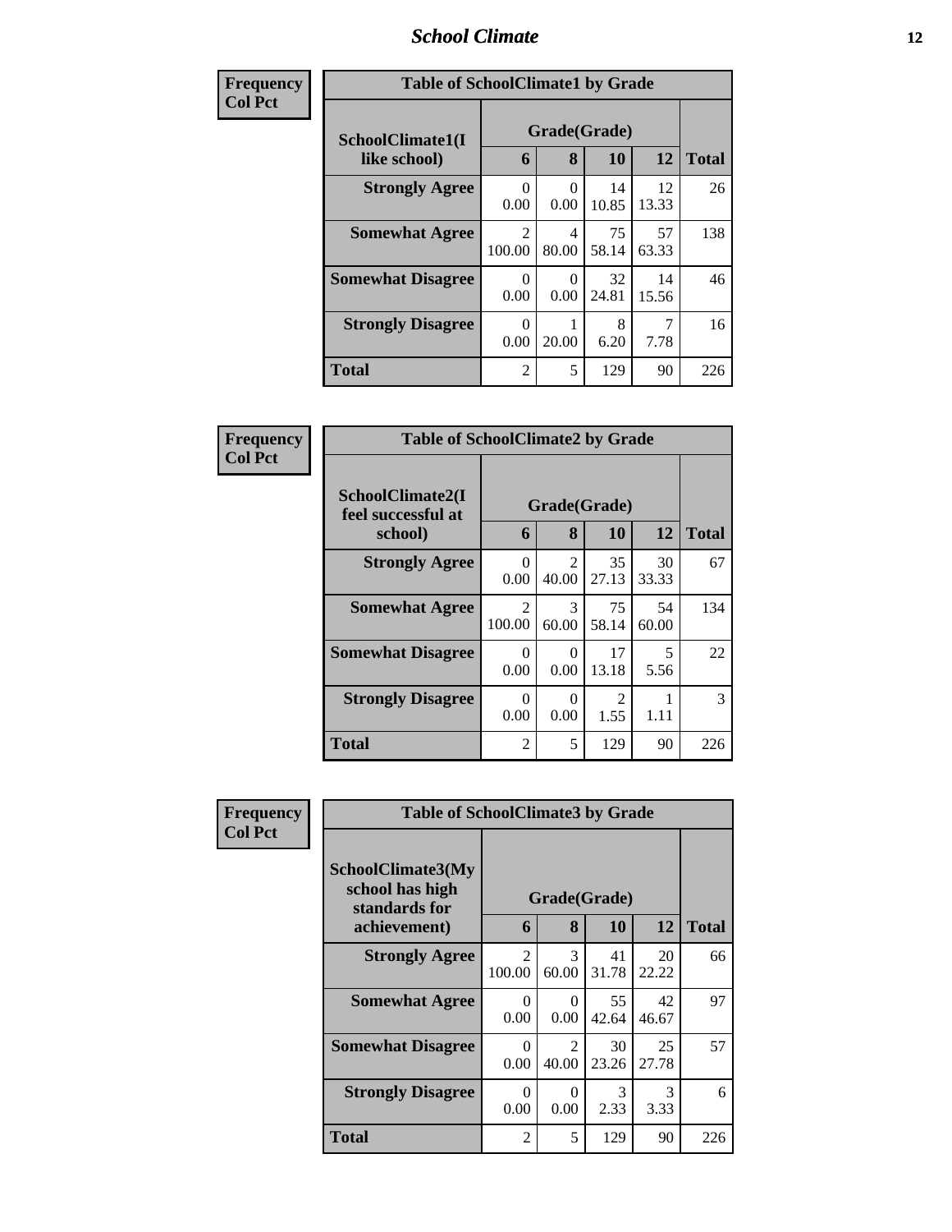## School Climate

**Frequency**
**Col Pct**

| Table of SchoolClimate1 by Grade | | | | | |
|---|---|---|---|---|---|
| SchoolClimate1(I like school) | Grade(Grade) | | | | Total |
| | 6 | 8 | 10 | 12 | |
| **Strongly Agree** | 0<br>0.00 | 0<br>0.00 | 14<br>10.85 | 12<br>13.33 | 26 |
| **Somewhat Agree** | 2<br>100.00 | 4<br>80.00 | 75<br>58.14 | 57<br>63.33 | 138 |
| **Somewhat Disagree** | 0<br>0.00 | 0<br>0.00 | 32<br>24.81 | 14<br>15.56 | 46 |
| **Strongly Disagree** | 0<br>0.00 | 1<br>20.00 | 8<br>6.20 | 7<br>7.78 | 16 |
| **Total** | 2 | 5 | 129 | 90 | 226 |

**Frequency**
**Col Pct**

| Table of SchoolClimate2 by Grade | | | | | |
|---|---|---|---|---|---|
| SchoolClimate2(I feel successful at school) | Grade(Grade) | | | | Total |
| | 6 | 8 | 10 | 12 | |
| **Strongly Agree** | 0<br>0.00 | 2<br>40.00 | 35<br>27.13 | 30<br>33.33 | 67 |
| **Somewhat Agree** | 2<br>100.00 | 3<br>60.00 | 75<br>58.14 | 54<br>60.00 | 134 |
| **Somewhat Disagree** | 0<br>0.00 | 0<br>0.00 | 17<br>13.18 | 5<br>5.56 | 22 |
| **Strongly Disagree** | 0<br>0.00 | 0<br>0.00 | 2<br>1.55 | 1<br>1.11 | 3 |
| **Total** | 2 | 5 | 129 | 90 | 226 |

**Frequency**
**Col Pct**

| Table of SchoolClimate3 by Grade | | | | | |
|---|---|---|---|---|---|
| SchoolClimate3(My school has high standards for achievement) | Grade(Grade) | | | | Total |
| | 6 | 8 | 10 | 12 | |
| **Strongly Agree** | 2<br>100.00 | 3<br>60.00 | 41<br>31.78 | 20<br>22.22 | 66 |
| **Somewhat Agree** | 0<br>0.00 | 0<br>0.00 | 55<br>42.64 | 42<br>46.67 | 97 |
| **Somewhat Disagree** | 0<br>0.00 | 2<br>40.00 | 30<br>23.26 | 25<br>27.78 | 57 |
| **Strongly Disagree** | 0<br>0.00 | 0<br>0.00 | 3<br>2.33 | 3<br>3.33 | 6 |
| **Total** | 2 | 5 | 129 | 90 | 226 |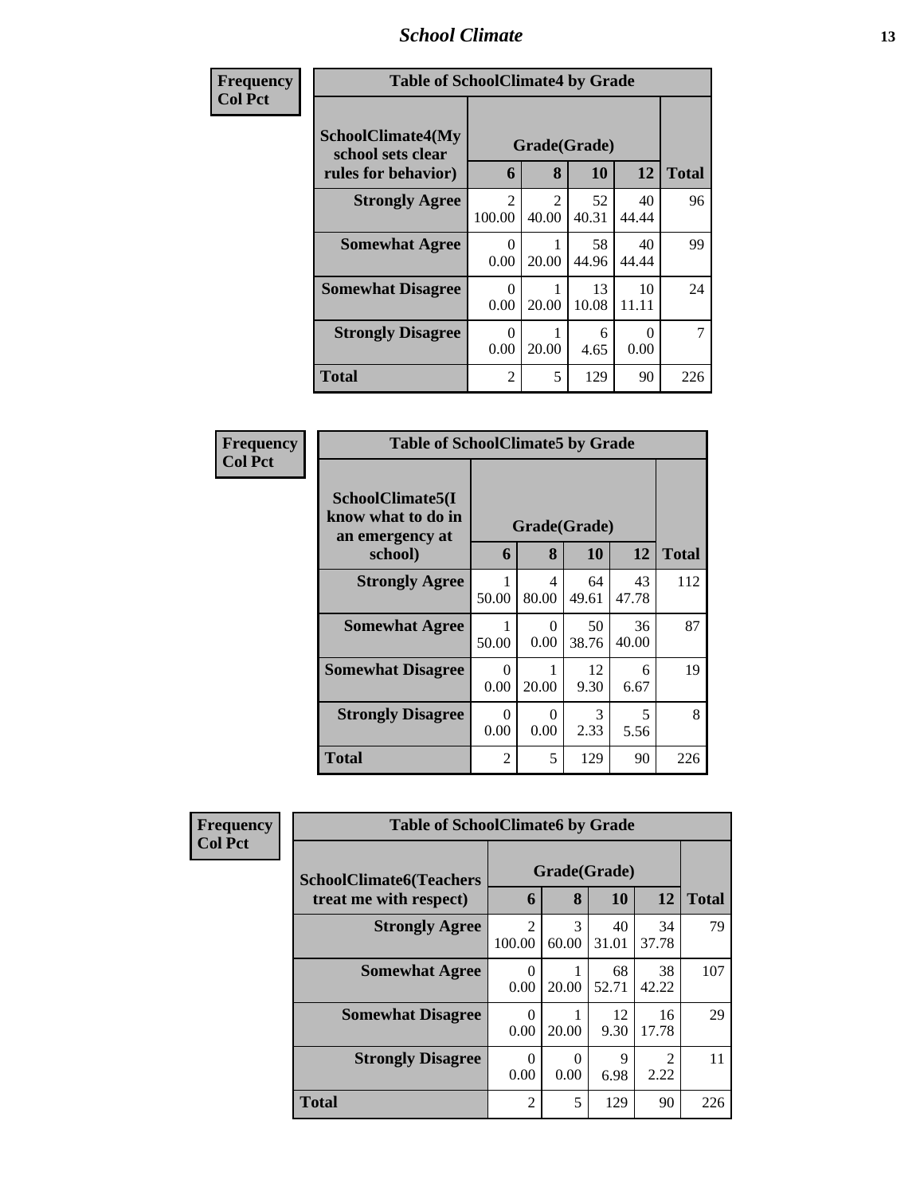| Frequency<br>Col Pct | Table of SchoolClimate4 by Grade | | | | |
|---|---|---|---|---|---|
| SchoolClimate4(My school sets clear rules for behavior) | Grade(Grade) | | | | |
| | 6 | 8 | 10 | 12 | Total |
| Strongly Agree | 2<br>100.00 | 2<br>40.00 | 52<br>40.31 | 40<br>44.44 | 96 |
| Somewhat Agree | 0<br>0.00 | 1<br>20.00 | 58<br>44.96 | 40<br>44.44 | 99 |
| Somewhat Disagree | 0<br>0.00 | 1<br>20.00 | 13<br>10.08 | 10<br>11.11 | 24 |
| Strongly Disagree | 0<br>0.00 | 1<br>20.00 | 6<br>4.65 | 0<br>0.00 | 7 |
| Total | 2 | 5 | 129 | 90 | 226 |

| Frequency<br>Col Pct | Table of SchoolClimate5 by Grade | | | | |
|---|---|---|---|---|---|
| SchoolClimate5(I know what to do in an emergency at school) | Grade(Grade) | | | | |
| | 6 | 8 | 10 | 12 | Total |
| Strongly Agree | 1<br>50.00 | 4<br>80.00 | 64<br>49.61 | 43<br>47.78 | 112 |
| Somewhat Agree | 1<br>50.00 | 0<br>0.00 | 50<br>38.76 | 36<br>40.00 | 87 |
| Somewhat Disagree | 0<br>0.00 | 1<br>20.00 | 12<br>9.30 | 6<br>6.67 | 19 |
| Strongly Disagree | 0<br>0.00 | 0<br>0.00 | 3<br>2.33 | 5<br>5.56 | 8 |
| Total | 2 | 5 | 129 | 90 | 226 |

| Frequency<br>Col Pct | Table of SchoolClimate6 by Grade | | | | |
|---|---|---|---|---|---|
| SchoolClimate6(Teachers treat me with respect) | Grade(Grade) | | | | |
| | 6 | 8 | 10 | 12 | Total |
| Strongly Agree | 2<br>100.00 | 3<br>60.00 | 40<br>31.01 | 34<br>37.78 | 79 |
| Somewhat Agree | 0<br>0.00 | 1<br>20.00 | 68<br>52.71 | 38<br>42.22 | 107 |
| Somewhat Disagree | 0<br>0.00 | 1<br>20.00 | 12<br>9.30 | 16<br>17.78 | 29 |
| Strongly Disagree | 0<br>0.00 | 0<br>0.00 | 9<br>6.98 | 2<br>2.22 | 11 |
| Total | 2 | 5 | 129 | 90 | 226 |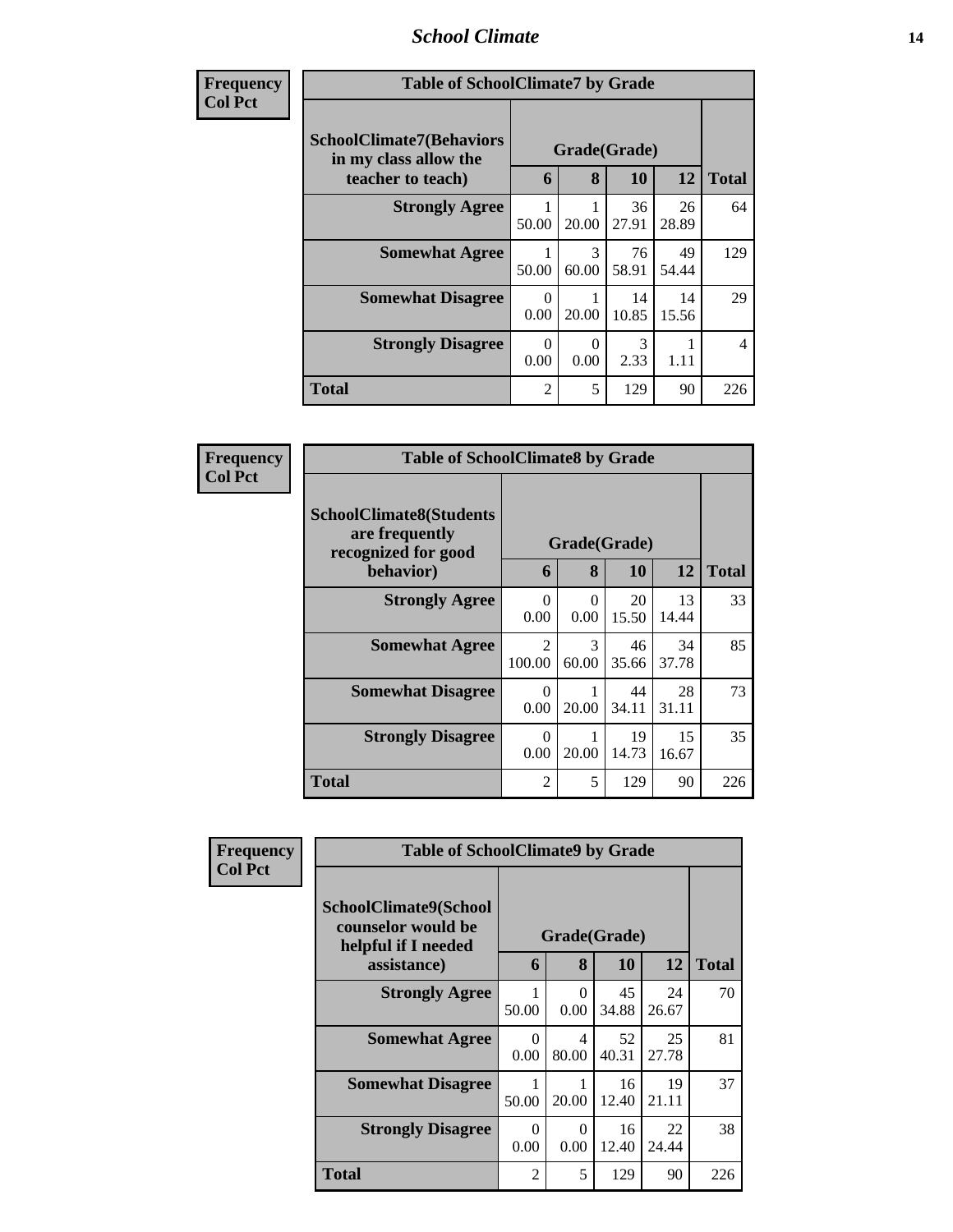| Frequency<br>Col Pct | Table of SchoolClimate7 by Grade | | | | |
|---|---|---|---|---|---|
| SchoolClimate7(Behaviors in my class allow the teacher to teach) | Grade(Grade) | | | | Total |
| | 6 | 8 | 10 | 12 | |
| Strongly Agree | 1<br>50.00 | 1<br>20.00 | 36<br>27.91 | 26<br>28.89 | 64 |
| Somewhat Agree | 1<br>50.00 | 3<br>60.00 | 76<br>58.91 | 49<br>54.44 | 129 |
| Somewhat Disagree | 0<br>0.00 | 1<br>20.00 | 14<br>10.85 | 14<br>15.56 | 29 |
| Strongly Disagree | 0<br>0.00 | 0<br>0.00 | 3<br>2.33 | 1<br>1.11 | 4 |
| Total | 2 | 5 | 129 | 90 | 226 |

| Frequency<br>Col Pct | Table of SchoolClimate8 by Grade | | | | |
|---|---|---|---|---|---|
| SchoolClimate8(Students are frequently recognized for good behavior) | Grade(Grade) | | | | Total |
| | 6 | 8 | 10 | 12 | |
| Strongly Agree | 0<br>0.00 | 0<br>0.00 | 20<br>15.50 | 13<br>14.44 | 33 |
| Somewhat Agree | 2<br>100.00 | 3<br>60.00 | 46<br>35.66 | 34<br>37.78 | 85 |
| Somewhat Disagree | 0<br>0.00 | 1<br>20.00 | 44<br>34.11 | 28<br>31.11 | 73 |
| Strongly Disagree | 0<br>0.00 | 1<br>20.00 | 19<br>14.73 | 15<br>16.67 | 35 |
| Total | 2 | 5 | 129 | 90 | 226 |

| Frequency<br>Col Pct | Table of SchoolClimate9 by Grade | | | | |
|---|---|---|---|---|---|
| SchoolClimate9(School counselor would be helpful if I needed assistance) | Grade(Grade) | | | | Total |
| | 6 | 8 | 10 | 12 | |
| Strongly Agree | 1<br>50.00 | 0<br>0.00 | 45<br>34.88 | 24<br>26.67 | 70 |
| Somewhat Agree | 0<br>0.00 | 4<br>80.00 | 52<br>40.31 | 25<br>27.78 | 81 |
| Somewhat Disagree | 1<br>50.00 | 1<br>20.00 | 16<br>12.40 | 19<br>21.11 | 37 |
| Strongly Disagree | 0<br>0.00 | 0<br>0.00 | 16<br>12.40 | 22<br>24.44 | 38 |
| Total | 2 | 5 | 129 | 90 | 226 |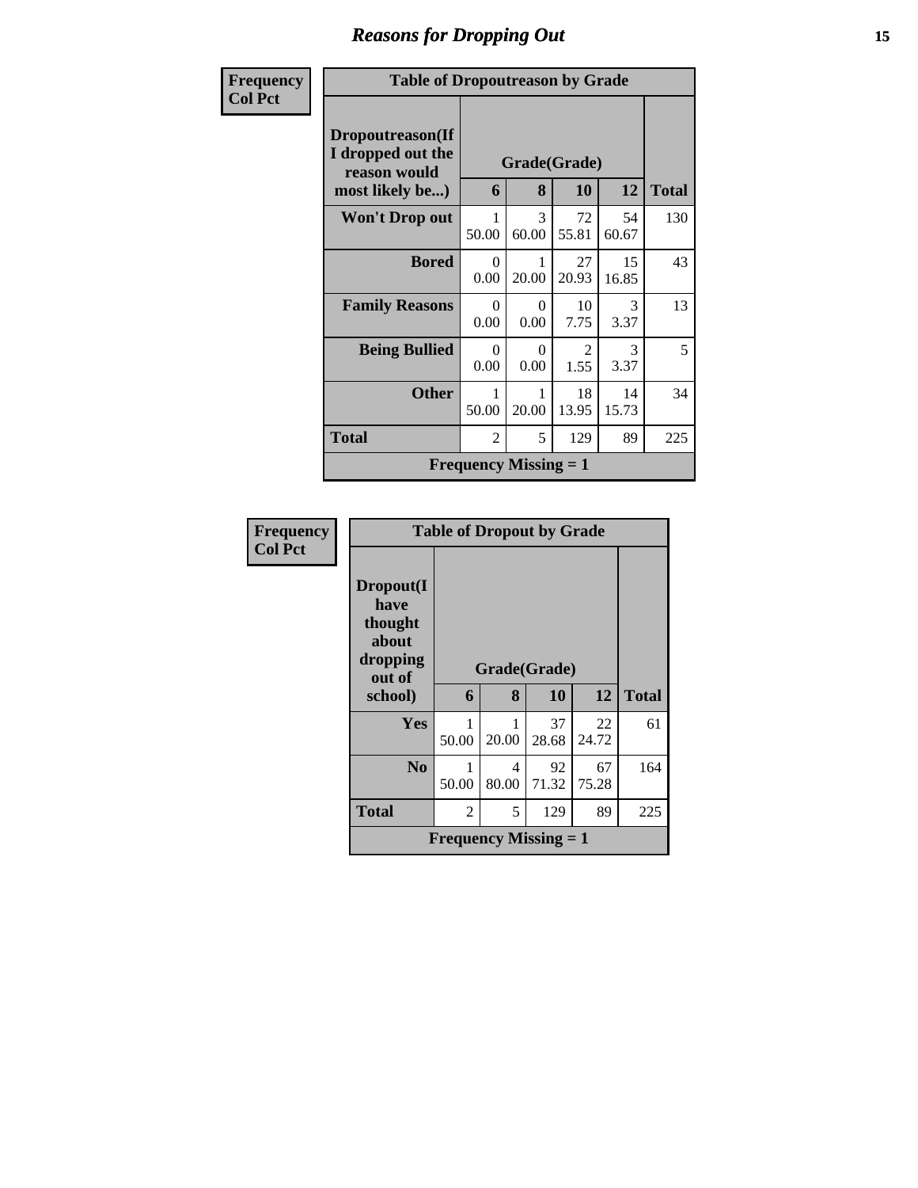# Reasons for Dropping Out

| Frequency<br>Col Pct | Table of Dropoutreason by Grade | | | | |
|---|---|---|---|---|---|
| Dropoutreason(If I dropped out the reason would most likely be...) | Grade(Grade) | | | | |
| | 6 | 8 | 10 | 12 | Total |
| Won't Drop out | 1<br>50.00 | 3<br>60.00 | 72<br>55.81 | 54<br>60.67 | 130 |
| Bored | 0<br>0.00 | 1<br>20.00 | 27<br>20.93 | 15<br>16.85 | 43 |
| Family Reasons | 0<br>0.00 | 0<br>0.00 | 10<br>7.75 | 3<br>3.37 | 13 |
| Being Bullied | 0<br>0.00 | 0<br>0.00 | 2<br>1.55 | 3<br>3.37 | 5 |
| Other | 1<br>50.00 | 1<br>20.00 | 18<br>13.95 | 14<br>15.73 | 34 |
| Total | 2 | 5 | 129 | 89 | 225 |
| Frequency Missing = 1 | | | | | |

| Frequency<br>Col Pct | Table of Dropout by Grade | | | | |
|---|---|---|---|---|---|
| Dropout(I have thought about dropping out of school) | Grade(Grade) | | | | |
| | 6 | 8 | 10 | 12 | Total |
| Yes | 1<br>50.00 | 1<br>20.00 | 37<br>28.68 | 22<br>24.72 | 61 |
| No | 1<br>50.00 | 4<br>80.00 | 92<br>71.32 | 67<br>75.28 | 164 |
| Total | 2 | 5 | 129 | 89 | 225 |
| Frequency Missing = 1 | | | | | |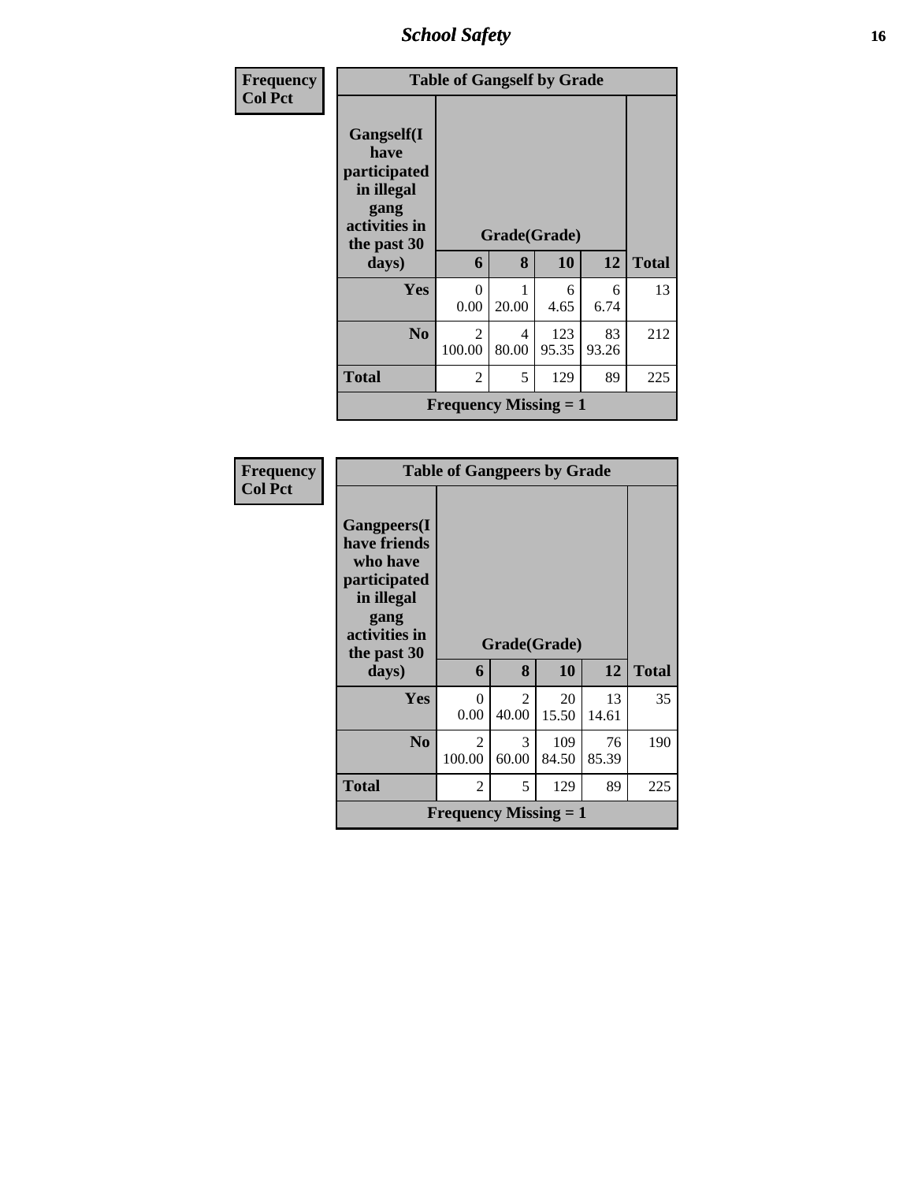| Frequency Col Pct | Table of Gangself by Grade | | | | |
|---|---|---|---|---|---|
| Gangself(I have participated in illegal gang activities in the past 30 days) | Grade(Grade) | | | | |
| | 6 | 8 | 10 | 12 | Total |
| Yes | 0 0.00 | 1 20.00 | 6 4.65 | 6 6.74 | 13 |
| No | 2 100.00 | 4 80.00 | 123 95.35 | 83 93.26 | 212 |
| Total | 2 | 5 | 129 | 89 | 225 |
| Frequency Missing = 1 | | | | | |

| Frequency Col Pct | Table of Gangpeers by Grade | | | | |
|---|---|---|---|---|---|
| Gangpeers(I have friends who have participated in illegal gang activities in the past 30 days) | Grade(Grade) | | | | |
| | 6 | 8 | 10 | 12 | Total |
| Yes | 0 0.00 | 2 40.00 | 20 15.50 | 13 14.61 | 35 |
| No | 2 100.00 | 3 60.00 | 109 84.50 | 76 85.39 | 190 |
| Total | 2 | 5 | 129 | 89 | 225 |
| Frequency Missing = 1 | | | | | |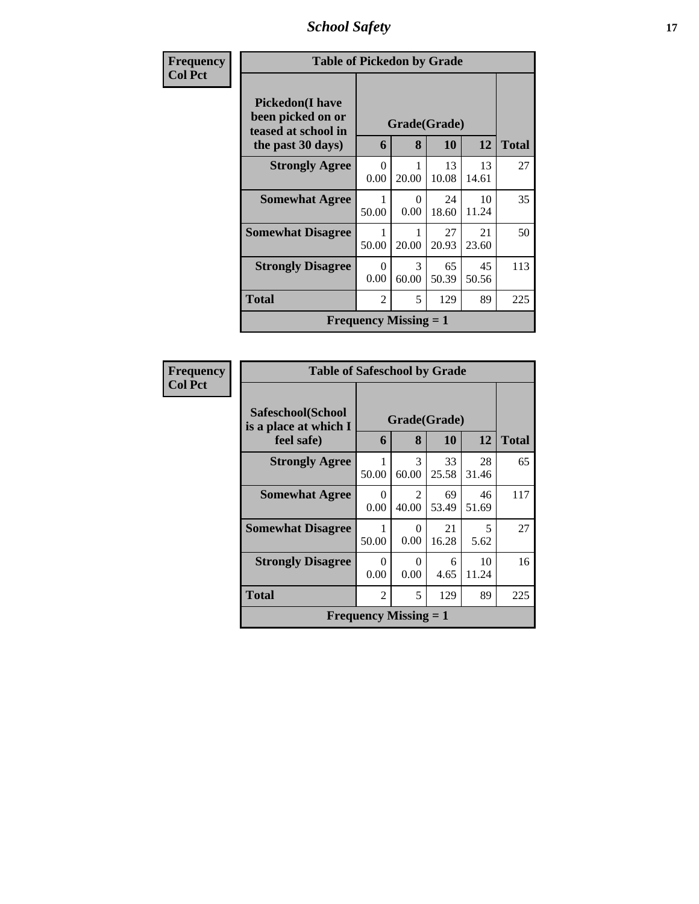| Frequency<br>Col Pct |
|---|

**Table of Pickedon by Grade**

| Pickedon(I have been picked on or teased at school in the past 30 days) | Grade(Grade) | | | | Total |
|---|---|---|---|---|---|
| | 6 | 8 | 10 | 12 | |
| Strongly Agree | 0<br>0.00 | 1<br>20.00 | 13<br>10.08 | 13<br>14.61 | 27 |
| Somewhat Agree | 1<br>50.00 | 0<br>0.00 | 24<br>18.60 | 10<br>11.24 | 35 |
| Somewhat Disagree | 1<br>50.00 | 1<br>20.00 | 27<br>20.93 | 21<br>23.60 | 50 |
| Strongly Disagree | 0<br>0.00 | 3<br>60.00 | 65<br>50.39 | 45<br>50.56 | 113 |
| Total | 2 | 5 | 129 | 89 | 225 |

Frequency Missing = 1

| Frequency<br>Col Pct |
|---|

**Table of Safeschool by Grade**

| Safeschool(School is a place at which I feel safe) | Grade(Grade) | | | | Total |
|---|---|---|---|---|---|
| | 6 | 8 | 10 | 12 | |
| Strongly Agree | 1<br>50.00 | 3<br>60.00 | 33<br>25.58 | 28<br>31.46 | 65 |
| Somewhat Agree | 0<br>0.00 | 2<br>40.00 | 69<br>53.49 | 46<br>51.69 | 117 |
| Somewhat Disagree | 1<br>50.00 | 0<br>0.00 | 21<br>16.28 | 5<br>5.62 | 27 |
| Strongly Disagree | 0<br>0.00 | 0<br>0.00 | 6<br>4.65 | 10<br>11.24 | 16 |
| Total | 2 | 5 | 129 | 89 | 225 |

Frequency Missing = 1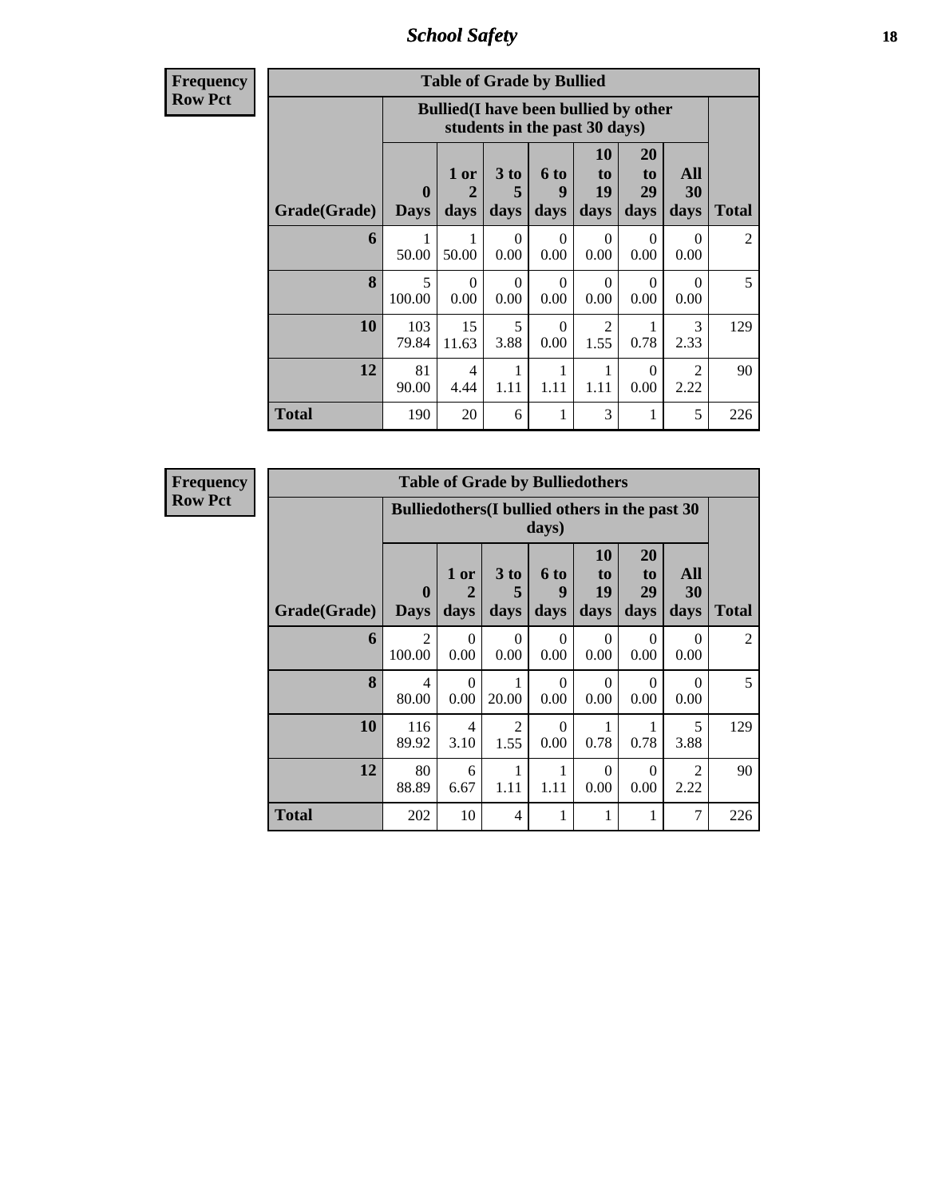| Frequency Row Pct | Table of Grade by Bullied | | | | | | | |
|---|---|---|---|---|---|---|---|---|
| | Bullied(I have been bullied by other students in the past 30 days) | | | | | | | |
| Grade(Grade) | 0 Days | 1 or 2 days | 3 to 5 days | 6 to 9 days | 10 to 19 days | 20 to 29 days | All 30 days | Total |
| 6 | 1 50.00 | 1 50.00 | 0 0.00 | 0 0.00 | 0 0.00 | 0 0.00 | 0 0.00 | 2 |
| 8 | 5 100.00 | 0 0.00 | 0 0.00 | 0 0.00 | 0 0.00 | 0 0.00 | 0 0.00 | 5 |
| 10 | 103 79.84 | 15 11.63 | 5 3.88 | 0 0.00 | 2 1.55 | 1 0.78 | 3 2.33 | 129 |
| 12 | 81 90.00 | 4 4.44 | 1 1.11 | 1 1.11 | 1 1.11 | 0 0.00 | 2 2.22 | 90 |
| Total | 190 | 20 | 6 | 1 | 3 | 1 | 5 | 226 |

| Frequency Row Pct | Table of Grade by Bulliedothers | | | | | | | |
|---|---|---|---|---|---|---|---|---|
| | Bulliedothers(I bullied others in the past 30 days) | | | | | | | |
| Grade(Grade) | 0 Days | 1 or 2 days | 3 to 5 days | 6 to 9 days | 10 to 19 days | 20 to 29 days | All 30 days | Total |
| 6 | 2 100.00 | 0 0.00 | 0 0.00 | 0 0.00 | 0 0.00 | 0 0.00 | 0 0.00 | 2 |
| 8 | 4 80.00 | 0 0.00 | 1 20.00 | 0 0.00 | 0 0.00 | 0 0.00 | 0 0.00 | 5 |
| 10 | 116 89.92 | 4 3.10 | 2 1.55 | 0 0.00 | 1 0.78 | 1 0.78 | 5 3.88 | 129 |
| 12 | 80 88.89 | 6 6.67 | 1 1.11 | 1 1.11 | 0 0.00 | 0 0.00 | 2 2.22 | 90 |
| Total | 202 | 10 | 4 | 1 | 1 | 1 | 7 | 226 |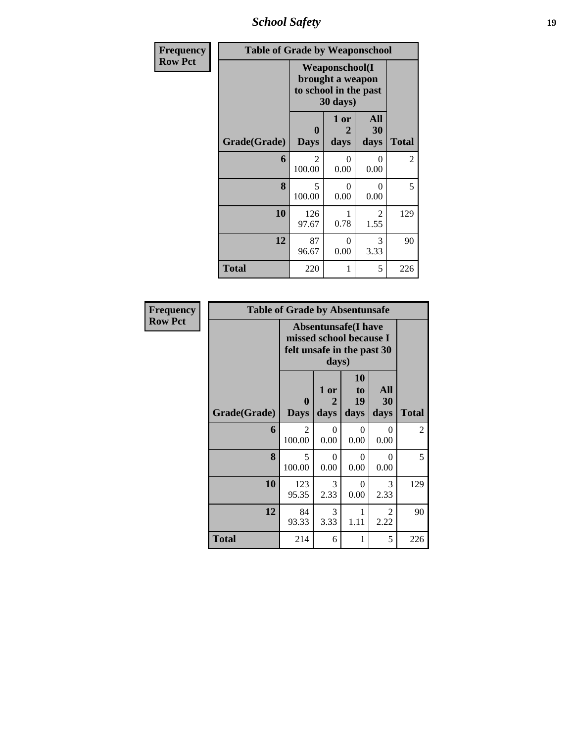| Frequency Row Pct | Table of Grade by Weaponschool | | | |
|---|---|---|---|---|
| | Weaponschool(I brought a weapon to school in the past 30 days) | | | |
| Grade(Grade) | 0 Days | 1 or 2 days | All 30 days | Total |
| 6 | 2<br>100.00 | 0<br>0.00 | 0<br>0.00 | 2 |
| 8 | 5<br>100.00 | 0<br>0.00 | 0<br>0.00 | 5 |
| 10 | 126<br>97.67 | 1<br>0.78 | 2<br>1.55 | 129 |
| 12 | 87<br>96.67 | 0<br>0.00 | 3<br>3.33 | 90 |
| Total | 220 | 1 | 5 | 226 |

| Frequency Row Pct | Table of Grade by Absentunsafe | | | | |
|---|---|---|---|---|---|
| | Absentunsafe(I have missed school because I felt unsafe in the past 30 days) | | | | |
| Grade(Grade) | 0 Days | 1 or 2 days | 10 to 19 days | All 30 days | Total |
| 6 | 2<br>100.00 | 0<br>0.00 | 0<br>0.00 | 0<br>0.00 | 2 |
| 8 | 5<br>100.00 | 0<br>0.00 | 0<br>0.00 | 0<br>0.00 | 5 |
| 10 | 123<br>95.35 | 3<br>2.33 | 0<br>0.00 | 3<br>2.33 | 129 |
| 12 | 84<br>93.33 | 3<br>3.33 | 1<br>1.11 | 2<br>2.22 | 90 |
| Total | 214 | 6 | 1 | 5 | 226 |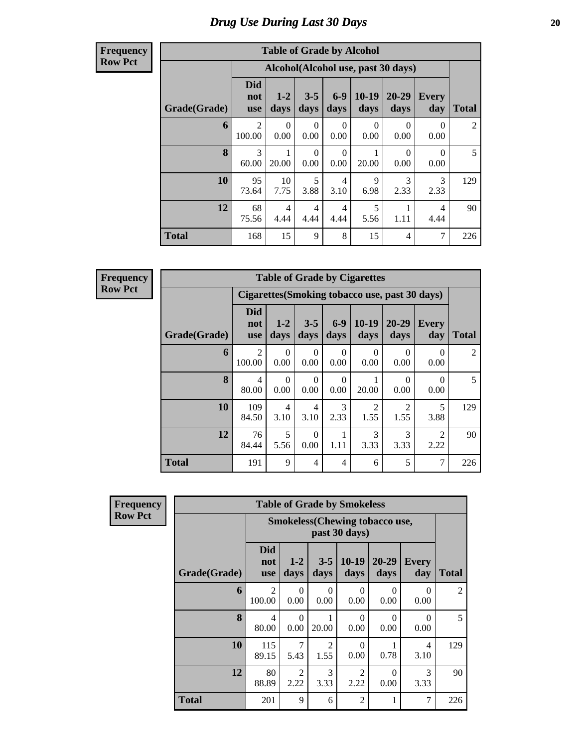# Drug Use During Last 30 Days

**Frequency**
**Row Pct**

| Table of Grade by Alcohol | | | | | | | | |
|---|---|---|---|---|---|---|---|---|
| | Alcohol(Alcohol use, past 30 days) | | | | | | | |
| Grade(Grade) | Did not use | 1-2 days | 3-5 days | 6-9 days | 10-19 days | 20-29 days | Every day | Total |
| 6 | 2<br>100.00 | 0<br>0.00 | 0<br>0.00 | 0<br>0.00 | 0<br>0.00 | 0<br>0.00 | 0<br>0.00 | 2 |
| 8 | 3<br>60.00 | 1<br>20.00 | 0<br>0.00 | 0<br>0.00 | 1<br>20.00 | 0<br>0.00 | 0<br>0.00 | 5 |
| 10 | 95<br>73.64 | 10<br>7.75 | 5<br>3.88 | 4<br>3.10 | 9<br>6.98 | 3<br>2.33 | 3<br>2.33 | 129 |
| 12 | 68<br>75.56 | 4<br>4.44 | 4<br>4.44 | 4<br>4.44 | 5<br>5.56 | 1<br>1.11 | 4<br>4.44 | 90 |
| Total | 168 | 15 | 9 | 8 | 15 | 4 | 7 | 226 |

**Frequency**
**Row Pct**

| Table of Grade by Cigarettes | | | | | | | | |
|---|---|---|---|---|---|---|---|---|
| | Cigarettes(Smoking tobacco use, past 30 days) | | | | | | | |
| Grade(Grade) | Did not use | 1-2 days | 3-5 days | 6-9 days | 10-19 days | 20-29 days | Every day | Total |
| 6 | 2<br>100.00 | 0<br>0.00 | 0<br>0.00 | 0<br>0.00 | 0<br>0.00 | 0<br>0.00 | 0<br>0.00 | 2 |
| 8 | 4<br>80.00 | 0<br>0.00 | 0<br>0.00 | 0<br>0.00 | 1<br>20.00 | 0<br>0.00 | 0<br>0.00 | 5 |
| 10 | 109<br>84.50 | 4<br>3.10 | 4<br>3.10 | 3<br>2.33 | 2<br>1.55 | 2<br>1.55 | 5<br>3.88 | 129 |
| 12 | 76<br>84.44 | 5<br>5.56 | 0<br>0.00 | 1<br>1.11 | 3<br>3.33 | 3<br>3.33 | 2<br>2.22 | 90 |
| Total | 191 | 9 | 4 | 4 | 6 | 5 | 7 | 226 |

**Frequency**
**Row Pct**

| Table of Grade by Smokeless | | | | | | | |
|---|---|---|---|---|---|---|---|
| | Smokeless(Chewing tobacco use, past 30 days) | | | | | | |
| Grade(Grade) | Did not use | 1-2 days | 3-5 days | 10-19 days | 20-29 days | Every day | Total |
| 6 | 2<br>100.00 | 0<br>0.00 | 0<br>0.00 | 0<br>0.00 | 0<br>0.00 | 0<br>0.00 | 2 |
| 8 | 4<br>80.00 | 0<br>0.00 | 1<br>20.00 | 0<br>0.00 | 0<br>0.00 | 0<br>0.00 | 5 |
| 10 | 115<br>89.15 | 7<br>5.43 | 2<br>1.55 | 0<br>0.00 | 1<br>0.78 | 4<br>3.10 | 129 |
| 12 | 80<br>88.89 | 2<br>2.22 | 3<br>3.33 | 2<br>2.22 | 0<br>0.00 | 3<br>3.33 | 90 |
| Total | 201 | 9 | 6 | 2 | 1 | 7 | 226 |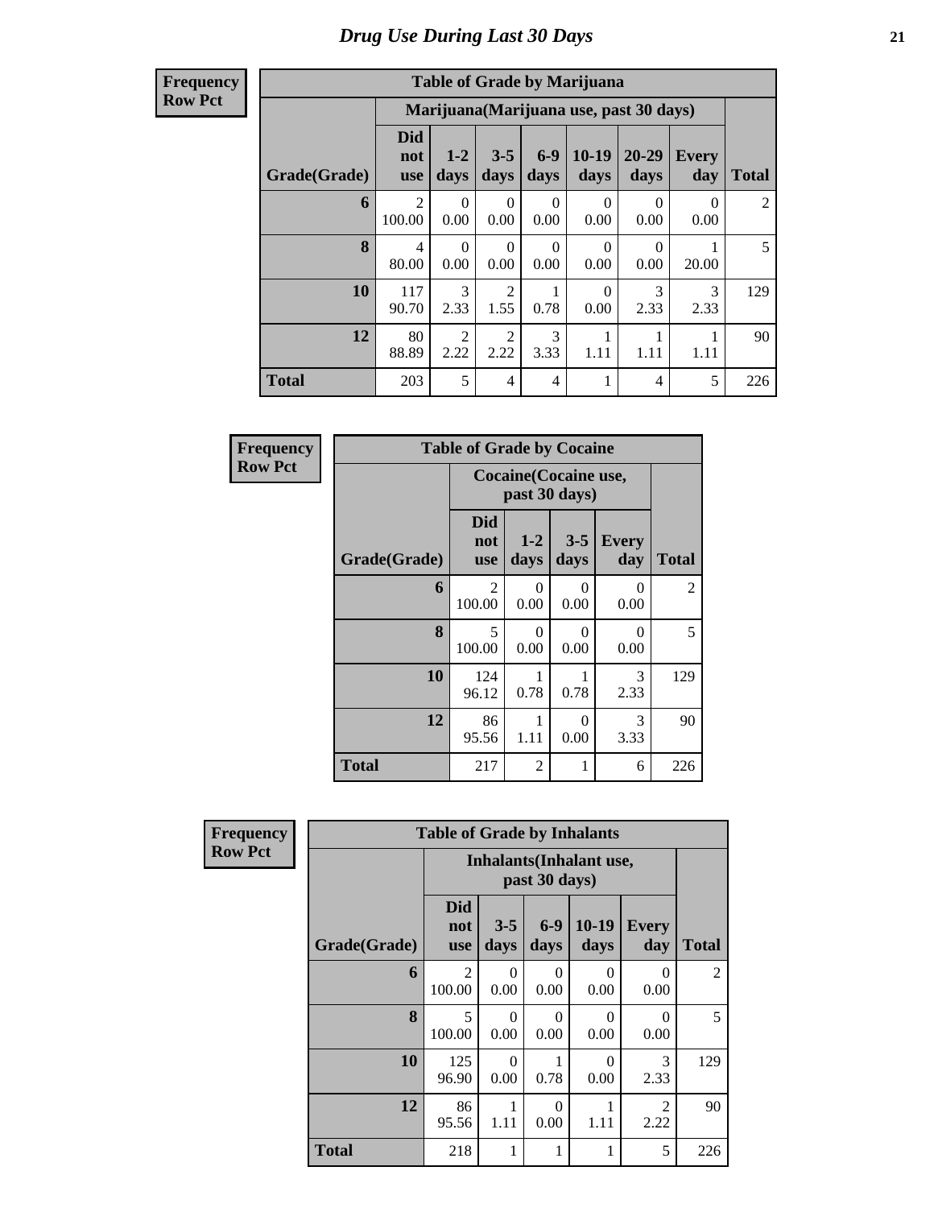# Drug Use During Last 30 Days

**Frequency**
**Row Pct**

| Table of Grade by Marijuana | | | | | | | | |
|---|---|---|---|---|---|---|---|---|
| | Marijuana(Marijuana use, past 30 days) | | | | | | | |
| Grade(Grade) | Did not use | 1-2 days | 3-5 days | 6-9 days | 10-19 days | 20-29 days | Every day | Total |
| 6 | 2<br>100.00 | 0<br>0.00 | 0<br>0.00 | 0<br>0.00 | 0<br>0.00 | 0<br>0.00 | 0<br>0.00 | 2 |
| 8 | 4<br>80.00 | 0<br>0.00 | 0<br>0.00 | 0<br>0.00 | 0<br>0.00 | 0<br>0.00 | 1<br>20.00 | 5 |
| 10 | 117<br>90.70 | 3<br>2.33 | 2<br>1.55 | 1<br>0.78 | 0<br>0.00 | 3<br>2.33 | 3<br>2.33 | 129 |
| 12 | 80<br>88.89 | 2<br>2.22 | 2<br>2.22 | 3<br>3.33 | 1<br>1.11 | 1<br>1.11 | 1<br>1.11 | 90 |
| Total | 203 | 5 | 4 | 4 | 1 | 4 | 5 | 226 |

**Frequency**
**Row Pct**

| Table of Grade by Cocaine | | | | | |
|---|---|---|---|---|---|
| | Cocaine(Cocaine use, past 30 days) | | | | |
| Grade(Grade) | Did not use | 1-2 days | 3-5 days | Every day | Total |
| 6 | 2<br>100.00 | 0<br>0.00 | 0<br>0.00 | 0<br>0.00 | 2 |
| 8 | 5<br>100.00 | 0<br>0.00 | 0<br>0.00 | 0<br>0.00 | 5 |
| 10 | 124<br>96.12 | 1<br>0.78 | 1<br>0.78 | 3<br>2.33 | 129 |
| 12 | 86<br>95.56 | 1<br>1.11 | 0<br>0.00 | 3<br>3.33 | 90 |
| Total | 217 | 2 | 1 | 6 | 226 |

**Frequency**
**Row Pct**

| Table of Grade by Inhalants | | | | | | |
|---|---|---|---|---|---|---|
| | Inhalants(Inhalant use, past 30 days) | | | | | |
| Grade(Grade) | Did not use | 3-5 days | 6-9 days | 10-19 days | Every day | Total |
| 6 | 2<br>100.00 | 0<br>0.00 | 0<br>0.00 | 0<br>0.00 | 0<br>0.00 | 2 |
| 8 | 5<br>100.00 | 0<br>0.00 | 0<br>0.00 | 0<br>0.00 | 0<br>0.00 | 5 |
| 10 | 125<br>96.90 | 0<br>0.00 | 1<br>0.78 | 0<br>0.00 | 3<br>2.33 | 129 |
| 12 | 86<br>95.56 | 1<br>1.11 | 0<br>0.00 | 1<br>1.11 | 2<br>2.22 | 90 |
| Total | 218 | 1 | 1 | 1 | 5 | 226 |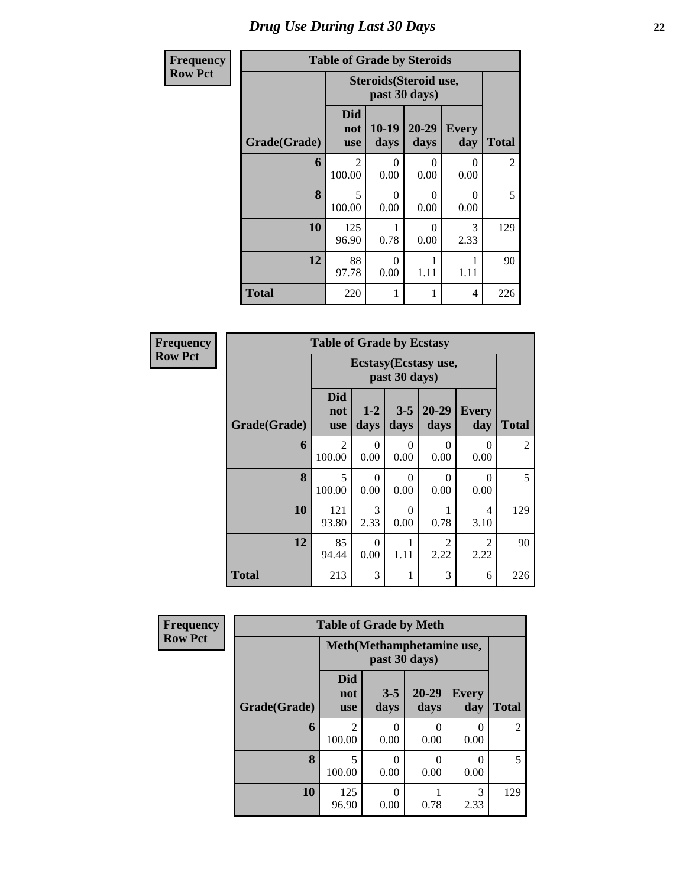# Drug Use During Last 30 Days

**Frequency**
**Row Pct**

| Table of Grade by Steroids | | | | | |
|---|---|---|---|---|---|
| | Steroids(Steroid use, past 30 days) | | | | |
| Grade(Grade) | Did not use | 10-19 days | 20-29 days | Every day | Total |
| 6 | 2<br>100.00 | 0<br>0.00 | 0<br>0.00 | 0<br>0.00 | 2 |
| 8 | 5<br>100.00 | 0<br>0.00 | 0<br>0.00 | 0<br>0.00 | 5 |
| 10 | 125<br>96.90 | 1<br>0.78 | 0<br>0.00 | 3<br>2.33 | 129 |
| 12 | 88<br>97.78 | 0<br>0.00 | 1<br>1.11 | 1<br>1.11 | 90 |
| Total | 220 | 1 | 1 | 4 | 226 |

**Frequency**
**Row Pct**

| Table of Grade by Ecstasy | | | | | | |
|---|---|---|---|---|---|---|
| | Ecstasy(Ecstasy use, past 30 days) | | | | | |
| Grade(Grade) | Did not use | 1-2 days | 3-5 days | 20-29 days | Every day | Total |
| 6 | 2<br>100.00 | 0<br>0.00 | 0<br>0.00 | 0<br>0.00 | 0<br>0.00 | 2 |
| 8 | 5<br>100.00 | 0<br>0.00 | 0<br>0.00 | 0<br>0.00 | 0<br>0.00 | 5 |
| 10 | 121<br>93.80 | 3<br>2.33 | 0<br>0.00 | 1<br>0.78 | 4<br>3.10 | 129 |
| 12 | 85<br>94.44 | 0<br>0.00 | 1<br>1.11 | 2<br>2.22 | 2<br>2.22 | 90 |
| Total | 213 | 3 | 1 | 3 | 6 | 226 |

**Frequency**
**Row Pct**

| Table of Grade by Meth | | | | | |
|---|---|---|---|---|---|
| | Meth(Methamphetamine use, past 30 days) | | | | |
| Grade(Grade) | Did not use | 3-5 days | 20-29 days | Every day | Total |
| 6 | 2<br>100.00 | 0<br>0.00 | 0<br>0.00 | 0<br>0.00 | 2 |
| 8 | 5<br>100.00 | 0<br>0.00 | 0<br>0.00 | 0<br>0.00 | 5 |
| 10 | 125<br>96.90 | 0<br>0.00 | 1<br>0.78 | 3<br>2.33 | 129 |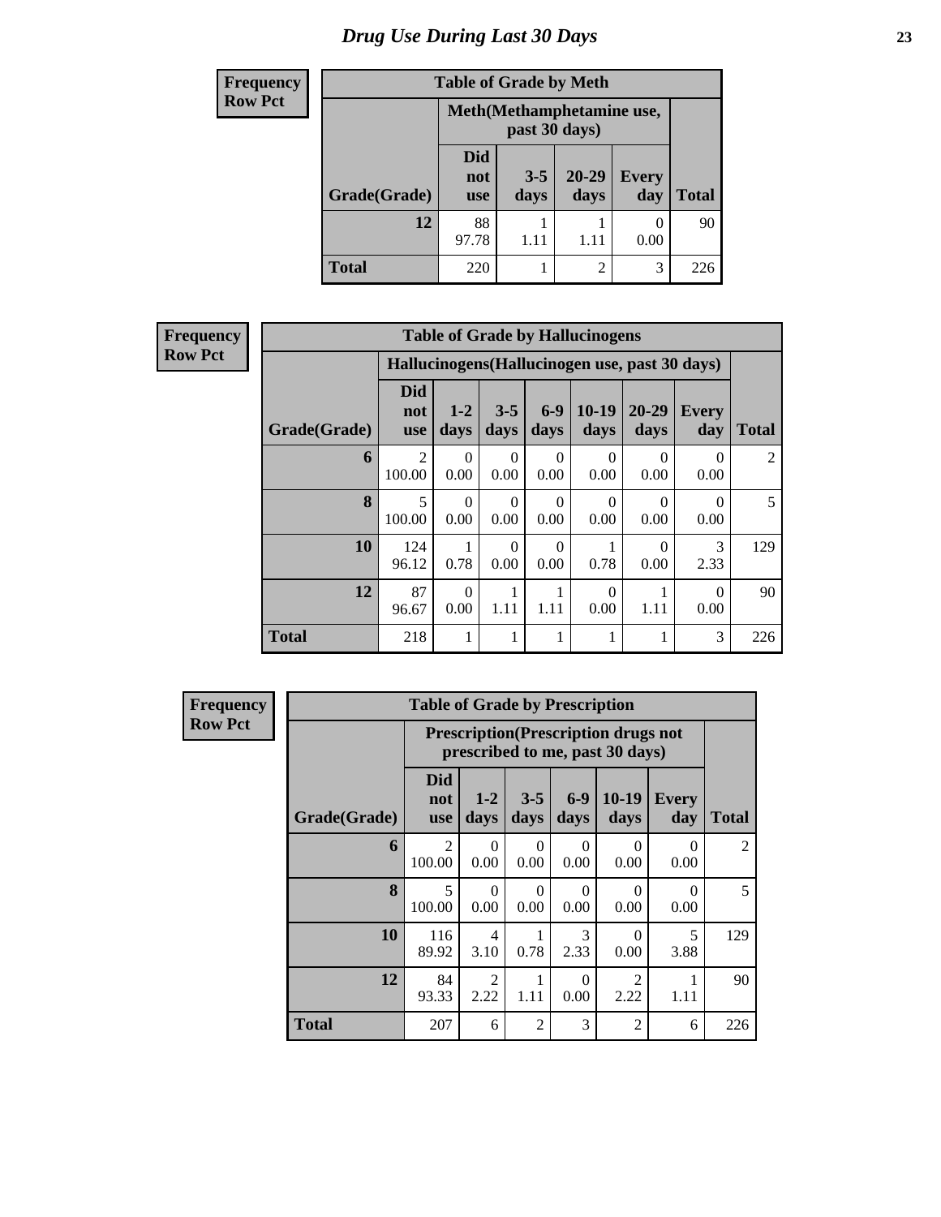# Drug Use During Last 30 Days

| Frequency Row Pct | Table of Grade by Meth | | | | |
|---|---|---|---|---|---|
| | Meth(Methamphetamine use, past 30 days) | | | | |
| Grade(Grade) | Did not use | 3-5 days | 20-29 days | Every day | Total |
| 12 | 88<br>97.78 | 1<br>1.11 | 1<br>1.11 | 0<br>0.00 | 90 |
| Total | 220 | 1 | 2 | 3 | 226 |

| Frequency Row Pct | Table of Grade by Hallucinogens | | | | | | | |
|---|---|---|---|---|---|---|---|---|
| | Hallucinogens(Hallucinogen use, past 30 days) | | | | | | | |
| Grade(Grade) | Did not use | 1-2 days | 3-5 days | 6-9 days | 10-19 days | 20-29 days | Every day | Total |
| 6 | 2<br>100.00 | 0<br>0.00 | 0<br>0.00 | 0<br>0.00 | 0<br>0.00 | 0<br>0.00 | 0<br>0.00 | 2 |
| 8 | 5<br>100.00 | 0<br>0.00 | 0<br>0.00 | 0<br>0.00 | 0<br>0.00 | 0<br>0.00 | 0<br>0.00 | 5 |
| 10 | 124<br>96.12 | 1<br>0.78 | 0<br>0.00 | 0<br>0.00 | 1<br>0.78 | 0<br>0.00 | 3<br>2.33 | 129 |
| 12 | 87<br>96.67 | 0<br>0.00 | 1<br>1.11 | 1<br>1.11 | 0<br>0.00 | 1<br>1.11 | 0<br>0.00 | 90 |
| Total | 218 | 1 | 1 | 1 | 1 | 1 | 3 | 226 |

| Frequency Row Pct | Table of Grade by Prescription | | | | | | |
|---|---|---|---|---|---|---|---|
| | Prescription(Prescription drugs not prescribed to me, past 30 days) | | | | | | |
| Grade(Grade) | Did not use | 1-2 days | 3-5 days | 6-9 days | 10-19 days | Every day | Total |
| 6 | 2<br>100.00 | 0<br>0.00 | 0<br>0.00 | 0<br>0.00 | 0<br>0.00 | 0<br>0.00 | 2 |
| 8 | 5<br>100.00 | 0<br>0.00 | 0<br>0.00 | 0<br>0.00 | 0<br>0.00 | 0<br>0.00 | 5 |
| 10 | 116<br>89.92 | 4<br>3.10 | 1<br>0.78 | 3<br>2.33 | 0<br>0.00 | 5<br>3.88 | 129 |
| 12 | 84<br>93.33 | 2<br>2.22 | 1<br>1.11 | 0<br>0.00 | 2<br>2.22 | 1<br>1.11 | 90 |
| Total | 207 | 6 | 2 | 3 | 2 | 6 | 226 |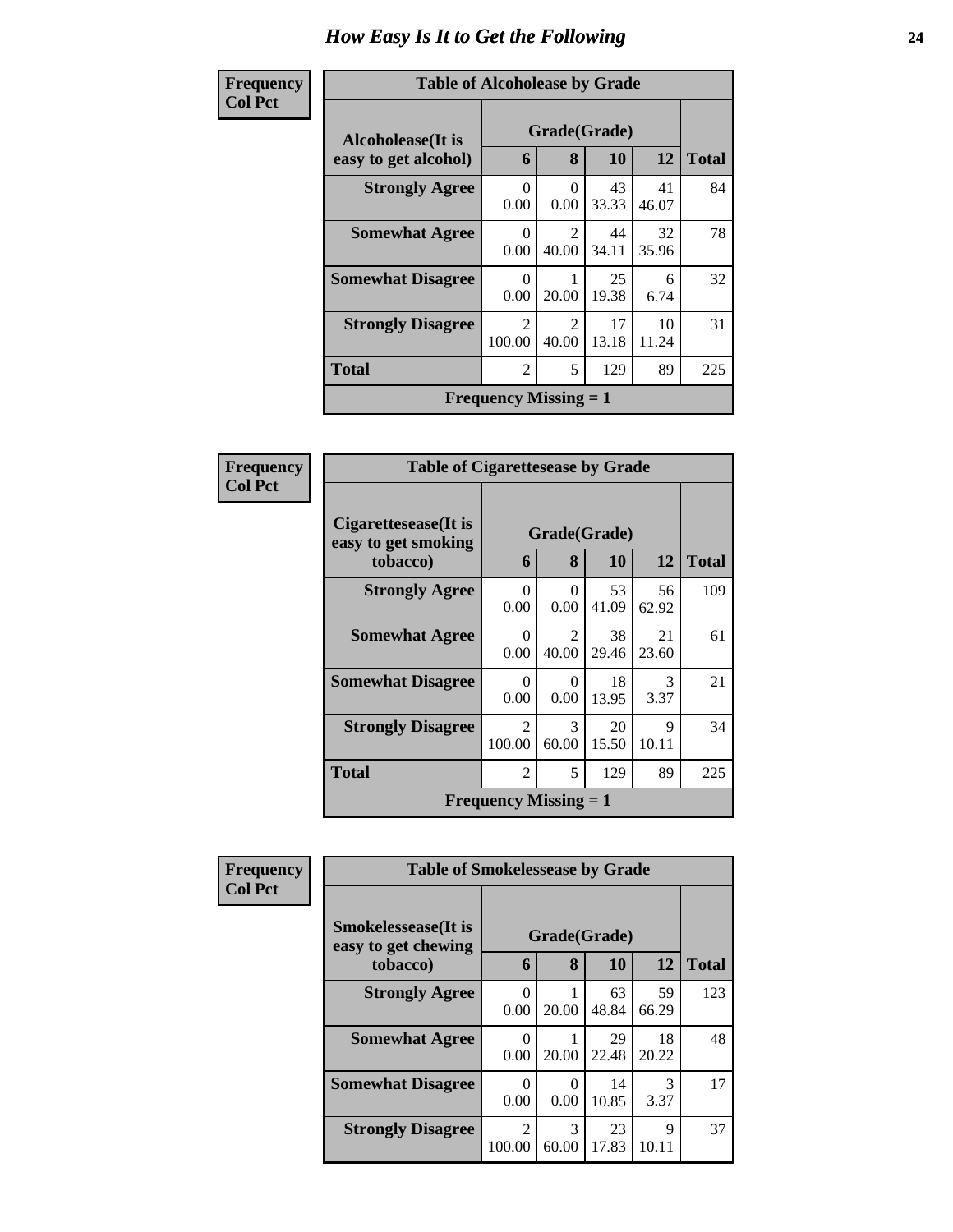# How Easy Is It to Get the Following

**Frequency**
**Col Pct**

| Table of Alcoholease by Grade | | | | | |
|---|---|---|---|---|---|
| Alcoholease(It is easy to get alcohol) | Grade(Grade) | | | | Total |
| | 6 | 8 | 10 | 12 | |
| **Strongly Agree** | 0<br>0.00 | 0<br>0.00 | 43<br>33.33 | 41<br>46.07 | 84 |
| **Somewhat Agree** | 0<br>0.00 | 2<br>40.00 | 44<br>34.11 | 32<br>35.96 | 78 |
| **Somewhat Disagree** | 0<br>0.00 | 1<br>20.00 | 25<br>19.38 | 6<br>6.74 | 32 |
| **Strongly Disagree** | 2<br>100.00 | 2<br>40.00 | 17<br>13.18 | 10<br>11.24 | 31 |
| **Total** | 2 | 5 | 129 | 89 | 225 |
| **Frequency Missing = 1** | | | | | |

**Frequency**
**Col Pct**

| Table of Cigarettesease by Grade | | | | | |
|---|---|---|---|---|---|
| Cigarettesease(It is easy to get smoking tobacco) | Grade(Grade) | | | | Total |
| | 6 | 8 | 10 | 12 | |
| **Strongly Agree** | 0<br>0.00 | 0<br>0.00 | 53<br>41.09 | 56<br>62.92 | 109 |
| **Somewhat Agree** | 0<br>0.00 | 2<br>40.00 | 38<br>29.46 | 21<br>23.60 | 61 |
| **Somewhat Disagree** | 0<br>0.00 | 0<br>0.00 | 18<br>13.95 | 3<br>3.37 | 21 |
| **Strongly Disagree** | 2<br>100.00 | 3<br>60.00 | 20<br>15.50 | 9<br>10.11 | 34 |
| **Total** | 2 | 5 | 129 | 89 | 225 |
| **Frequency Missing = 1** | | | | | |

**Frequency**
**Col Pct**

| Table of Smokelessease by Grade | | | | | |
|---|---|---|---|---|---|
| Smokelessease(It is easy to get chewing tobacco) | Grade(Grade) | | | | Total |
| | 6 | 8 | 10 | 12 | |
| **Strongly Agree** | 0<br>0.00 | 1<br>20.00 | 63<br>48.84 | 59<br>66.29 | 123 |
| **Somewhat Agree** | 0<br>0.00 | 1<br>20.00 | 29<br>22.48 | 18<br>20.22 | 48 |
| **Somewhat Disagree** | 0<br>0.00 | 0<br>0.00 | 14<br>10.85 | 3<br>3.37 | 17 |
| **Strongly Disagree** | 2<br>100.00 | 3<br>60.00 | 23<br>17.83 | 9<br>10.11 | 37 |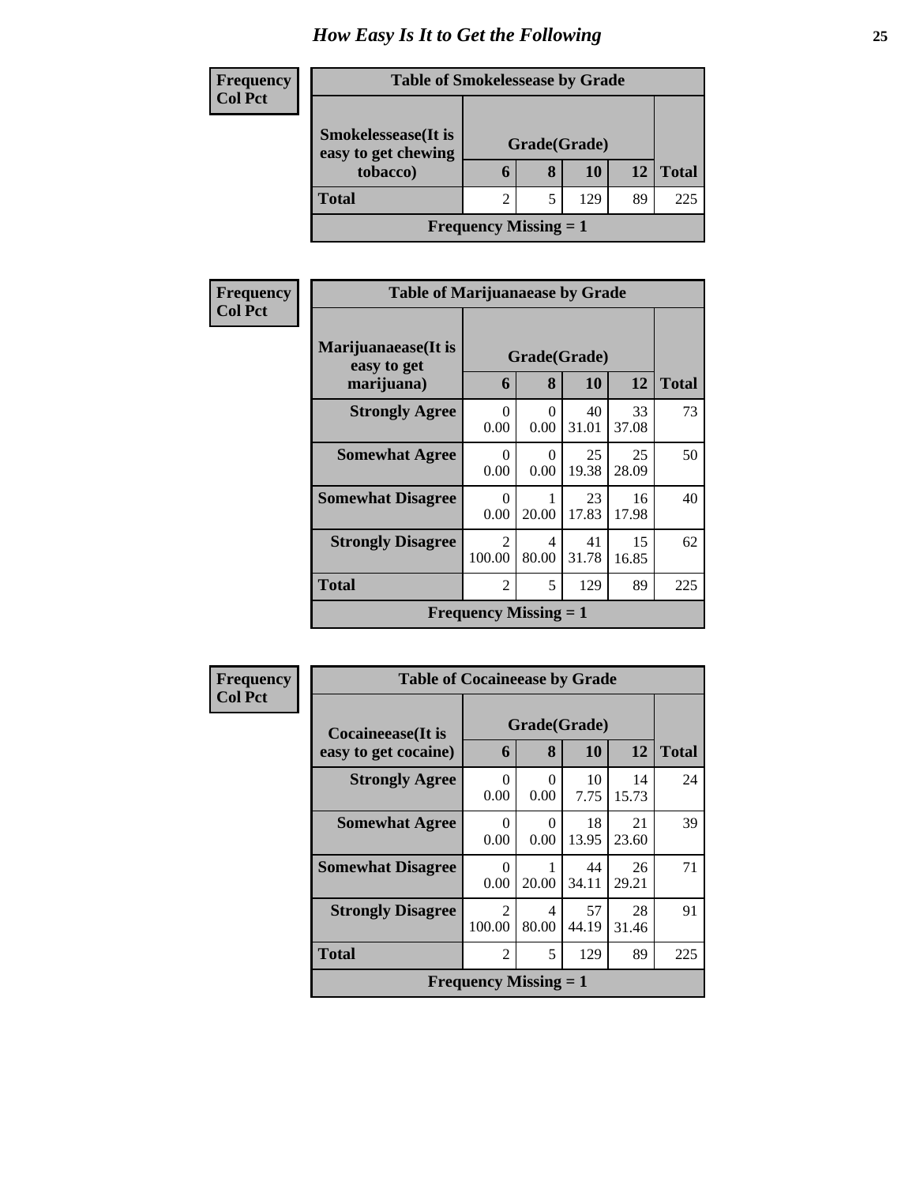# How Easy Is It to Get the Following

**Frequency**
**Col Pct**

**Table of Smokelessease by Grade**

| Smokelessease(It is easy to get chewing tobacco) | Grade(Grade) | | | | Total |
|---|---|---|---|---|---|
| | 6 | 8 | 10 | 12 | |
| **Total** | 2 | 5 | 129 | 89 | 225 |

**Frequency Missing = 1**

**Frequency**
**Col Pct**

**Table of Marijuanaease by Grade**

| Marijuanaease(It is easy to get marijuana) | Grade(Grade) | | | | Total |
|---|---|---|---|---|---|
| | 6 | 8 | 10 | 12 | |
| **Strongly Agree** | 0<br>0.00 | 0<br>0.00 | 40<br>31.01 | 33<br>37.08 | 73 |
| **Somewhat Agree** | 0<br>0.00 | 0<br>0.00 | 25<br>19.38 | 25<br>28.09 | 50 |
| **Somewhat Disagree** | 0<br>0.00 | 1<br>20.00 | 23<br>17.83 | 16<br>17.98 | 40 |
| **Strongly Disagree** | 2<br>100.00 | 4<br>80.00 | 41<br>31.78 | 15<br>16.85 | 62 |
| **Total** | 2 | 5 | 129 | 89 | 225 |

**Frequency Missing = 1**

**Frequency**
**Col Pct**

**Table of Cocaineease by Grade**

| Cocaineease(It is easy to get cocaine) | Grade(Grade) | | | | Total |
|---|---|---|---|---|---|
| | 6 | 8 | 10 | 12 | |
| **Strongly Agree** | 0<br>0.00 | 0<br>0.00 | 10<br>7.75 | 14<br>15.73 | 24 |
| **Somewhat Agree** | 0<br>0.00 | 0<br>0.00 | 18<br>13.95 | 21<br>23.60 | 39 |
| **Somewhat Disagree** | 0<br>0.00 | 1<br>20.00 | 44<br>34.11 | 26<br>29.21 | 71 |
| **Strongly Disagree** | 2<br>100.00 | 4<br>80.00 | 57<br>44.19 | 28<br>31.46 | 91 |
| **Total** | 2 | 5 | 129 | 89 | 225 |

**Frequency Missing = 1**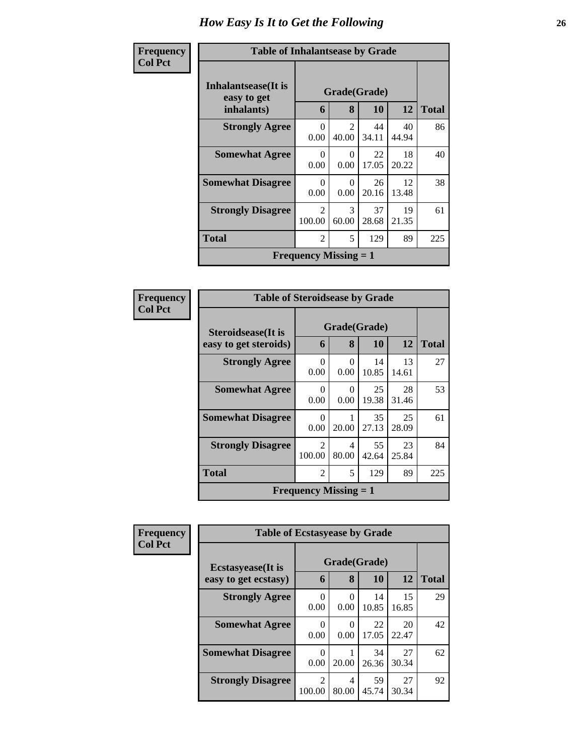# How Easy Is It to Get the Following

**Frequency**
**Col Pct**

| Table of Inhalantsease by Grade | | | | | |
|---|---|---|---|---|---|
| **Inhalantsease(It is easy to get inhalants)** | **Grade(Grade)** | | | | **Total** |
| | **6** | **8** | **10** | **12** | |
| **Strongly Agree** | 0<br>0.00 | 2<br>40.00 | 44<br>34.11 | 40<br>44.94 | 86 |
| **Somewhat Agree** | 0<br>0.00 | 0<br>0.00 | 22<br>17.05 | 18<br>20.22 | 40 |
| **Somewhat Disagree** | 0<br>0.00 | 0<br>0.00 | 26<br>20.16 | 12<br>13.48 | 38 |
| **Strongly Disagree** | 2<br>100.00 | 3<br>60.00 | 37<br>28.68 | 19<br>21.35 | 61 |
| **Total** | 2 | 5 | 129 | 89 | 225 |
| **Frequency Missing = 1** | | | | | |

**Frequency**
**Col Pct**

| Table of Steroidsease by Grade | | | | | |
|---|---|---|---|---|---|
| **Steroidsease(It is easy to get steroids)** | **Grade(Grade)** | | | | **Total** |
| | **6** | **8** | **10** | **12** | |
| **Strongly Agree** | 0<br>0.00 | 0<br>0.00 | 14<br>10.85 | 13<br>14.61 | 27 |
| **Somewhat Agree** | 0<br>0.00 | 0<br>0.00 | 25<br>19.38 | 28<br>31.46 | 53 |
| **Somewhat Disagree** | 0<br>0.00 | 1<br>20.00 | 35<br>27.13 | 25<br>28.09 | 61 |
| **Strongly Disagree** | 2<br>100.00 | 4<br>80.00 | 55<br>42.64 | 23<br>25.84 | 84 |
| **Total** | 2 | 5 | 129 | 89 | 225 |
| **Frequency Missing = 1** | | | | | |

**Frequency**
**Col Pct**

| Table of Ecstasyease by Grade | | | | | |
|---|---|---|---|---|---|
| **Ecstasyease(It is easy to get ecstasy)** | **Grade(Grade)** | | | | **Total** |
| | **6** | **8** | **10** | **12** | |
| **Strongly Agree** | 0<br>0.00 | 0<br>0.00 | 14<br>10.85 | 15<br>16.85 | 29 |
| **Somewhat Agree** | 0<br>0.00 | 0<br>0.00 | 22<br>17.05 | 20<br>22.47 | 42 |
| **Somewhat Disagree** | 0<br>0.00 | 1<br>20.00 | 34<br>26.36 | 27<br>30.34 | 62 |
| **Strongly Disagree** | 2<br>100.00 | 4<br>80.00 | 59<br>45.74 | 27<br>30.34 | 92 |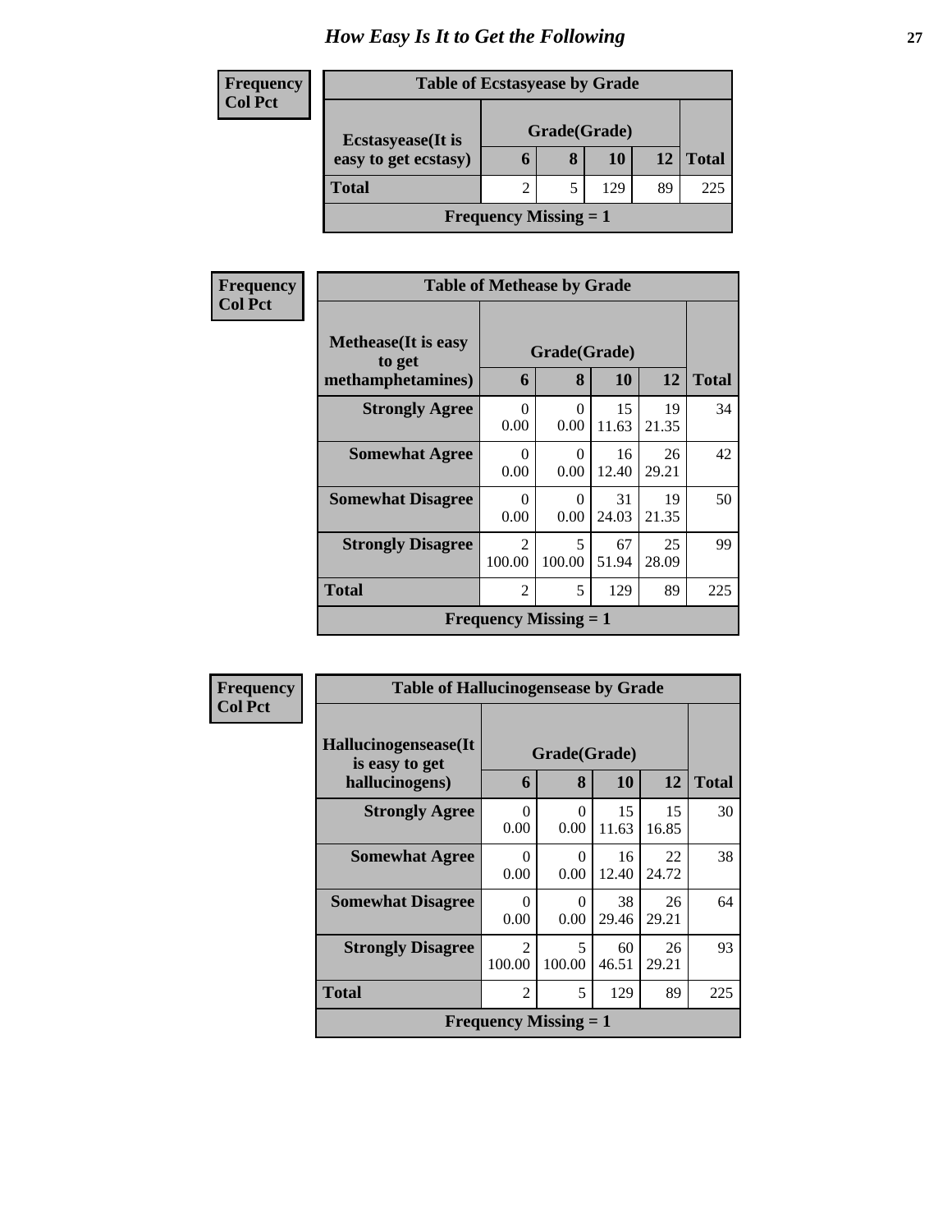# How Easy Is It to Get the Following

**Frequency**
**Col Pct**

| Table of Ecstasyease by Grade | | | | | |
|---|---|---|---|---|---|
| **Ecstasyease(It is easy to get ecstasy)** | **Grade(Grade)** | | | | |
| | **6** | **8** | **10** | **12** | **Total** |
| **Total** | 2 | 5 | 129 | 89 | 225 |
| **Frequency Missing = 1** | | | | | |

**Frequency**
**Col Pct**

| Table of Methease by Grade | | | | | |
|---|---|---|---|---|---|
| **Methease(It is easy to get methamphetamines)** | **Grade(Grade)** | | | | |
| | **6** | **8** | **10** | **12** | **Total** |
| **Strongly Agree** | 0<br>0.00 | 0<br>0.00 | 15<br>11.63 | 19<br>21.35 | 34 |
| **Somewhat Agree** | 0<br>0.00 | 0<br>0.00 | 16<br>12.40 | 26<br>29.21 | 42 |
| **Somewhat Disagree** | 0<br>0.00 | 0<br>0.00 | 31<br>24.03 | 19<br>21.35 | 50 |
| **Strongly Disagree** | 2<br>100.00 | 5<br>100.00 | 67<br>51.94 | 25<br>28.09 | 99 |
| **Total** | 2 | 5 | 129 | 89 | 225 |
| **Frequency Missing = 1** | | | | | |

**Frequency**
**Col Pct**

| Table of Hallucinogensease by Grade | | | | | |
|---|---|---|---|---|---|
| **Hallucinogensease(It is easy to get hallucinogens)** | **Grade(Grade)** | | | | |
| | **6** | **8** | **10** | **12** | **Total** |
| **Strongly Agree** | 0<br>0.00 | 0<br>0.00 | 15<br>11.63 | 15<br>16.85 | 30 |
| **Somewhat Agree** | 0<br>0.00 | 0<br>0.00 | 16<br>12.40 | 22<br>24.72 | 38 |
| **Somewhat Disagree** | 0<br>0.00 | 0<br>0.00 | 38<br>29.46 | 26<br>29.21 | 64 |
| **Strongly Disagree** | 2<br>100.00 | 5<br>100.00 | 60<br>46.51 | 26<br>29.21 | 93 |
| **Total** | 2 | 5 | 129 | 89 | 225 |
| **Frequency Missing = 1** | | | | | |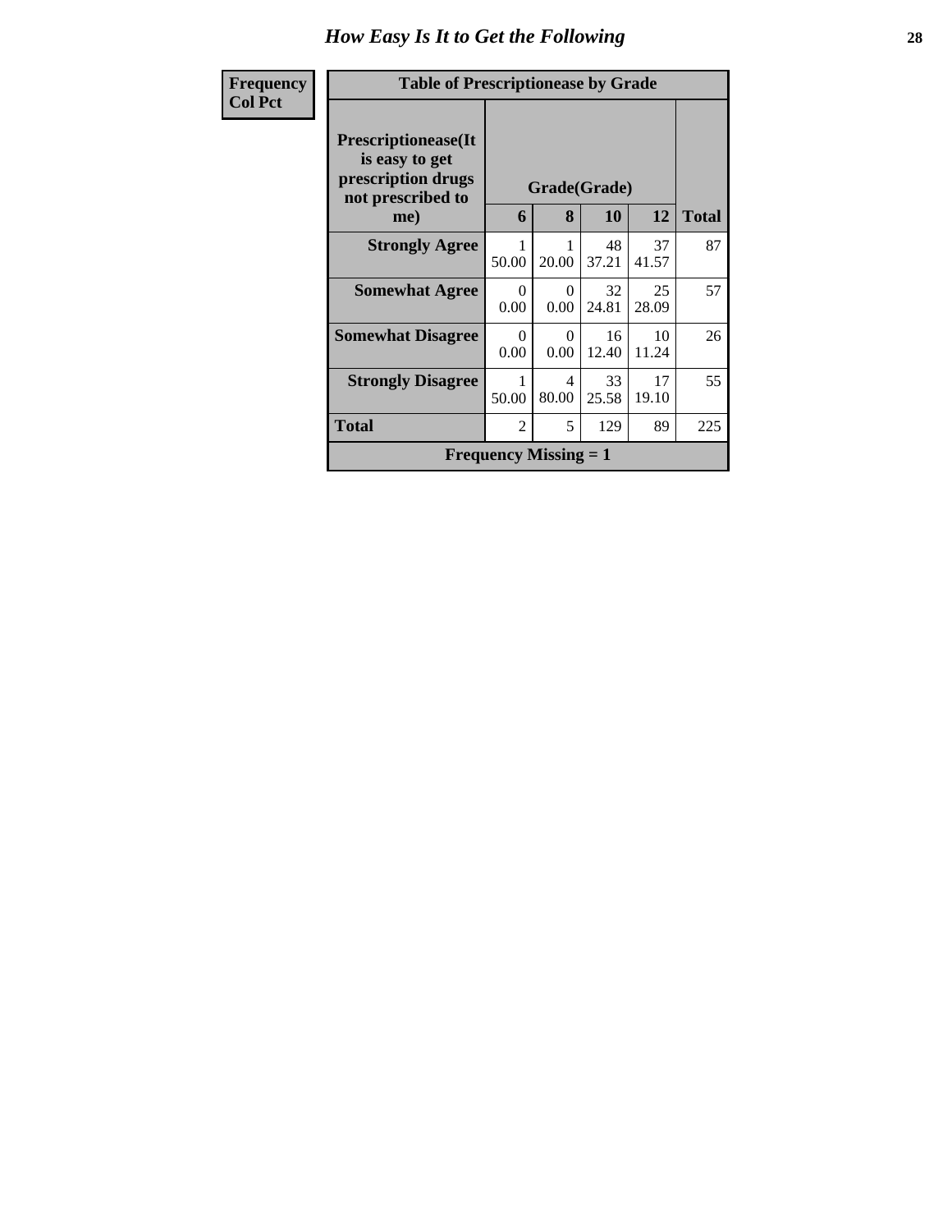# How Easy Is It to Get the Following

| Frequency<br>Col Pct |
|---|

**Table of Prescriptionease by Grade**

| Prescriptionease(It is easy to get prescription drugs not prescribed to me) | Grade(Grade) | | | | Total |
|---|---|---|---|---|---|
| | 6 | 8 | 10 | 12 | |
| **Strongly Agree** | 1<br>50.00 | 1<br>20.00 | 48<br>37.21 | 37<br>41.57 | 87 |
| **Somewhat Agree** | 0<br>0.00 | 0<br>0.00 | 32<br>24.81 | 25<br>28.09 | 57 |
| **Somewhat Disagree** | 0<br>0.00 | 0<br>0.00 | 16<br>12.40 | 10<br>11.24 | 26 |
| **Strongly Disagree** | 1<br>50.00 | 4<br>80.00 | 33<br>25.58 | 17<br>19.10 | 55 |
| **Total** | 2 | 5 | 129 | 89 | 225 |

**Frequency Missing = 1**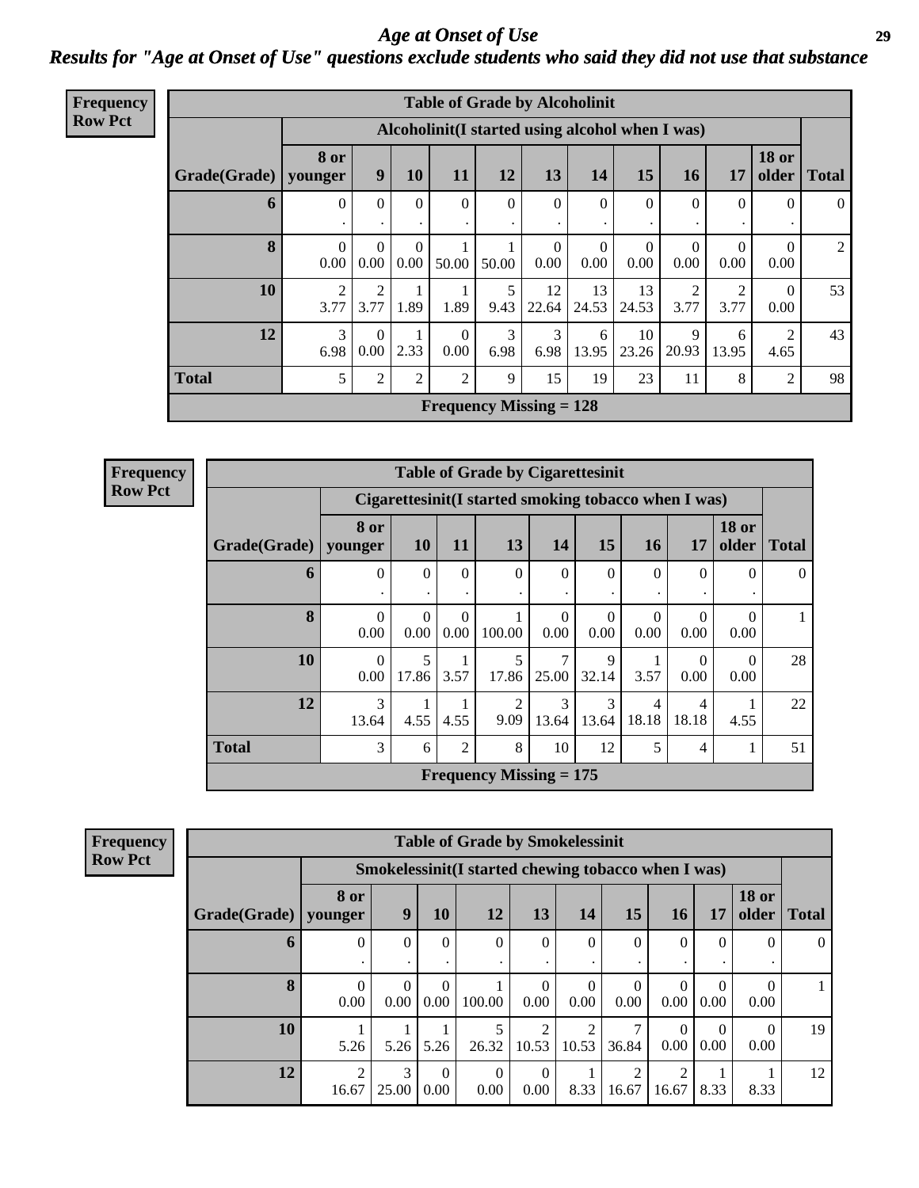# Age at Onset of Use

## Results for "Age at Onset of Use" questions exclude students who said they did not use that substance

**Frequency**
**Row Pct**

| Table of Grade by Alcoholinit | | | | | | | | | | | | |
|---|---|---|---|---|---|---|---|---|---|---|---|---|
| | Alcoholinit(I started using alcohol when I was) | | | | | | | | | | | |
| Grade(Grade) | 8 or younger | 9 | 10 | 11 | 12 | 13 | 14 | 15 | 16 | 17 | 18 or older | Total |
| 6 | 0<br>. | 0<br>. | 0<br>. | 0<br>. | 0<br>. | 0<br>. | 0<br>. | 0<br>. | 0<br>. | 0<br>. | 0<br>. | 0 |
| 8 | 0<br>0.00 | 0<br>0.00 | 0<br>0.00 | 1<br>50.00 | 1<br>50.00 | 0<br>0.00 | 0<br>0.00 | 0<br>0.00 | 0<br>0.00 | 0<br>0.00 | 0<br>0.00 | 2 |
| 10 | 2<br>3.77 | 2<br>3.77 | 1<br>1.89 | 1<br>1.89 | 5<br>9.43 | 12<br>22.64 | 13<br>24.53 | 13<br>24.53 | 2<br>3.77 | 2<br>3.77 | 0<br>0.00 | 53 |
| 12 | 3<br>6.98 | 0<br>0.00 | 1<br>2.33 | 0<br>0.00 | 3<br>6.98 | 3<br>6.98 | 6<br>13.95 | 10<br>23.26 | 9<br>20.93 | 6<br>13.95 | 2<br>4.65 | 43 |
| Total | 5 | 2 | 2 | 2 | 9 | 15 | 19 | 23 | 11 | 8 | 2 | 98 |
| Frequency Missing = 128 | | | | | | | | | | | | |

**Frequency**
**Row Pct**

| Table of Grade by Cigarettesinit | | | | | | | | | | |
|---|---|---|---|---|---|---|---|---|---|---|
| | Cigarettesinit(I started smoking tobacco when I was) | | | | | | | | | |
| Grade(Grade) | 8 or younger | 10 | 11 | 13 | 14 | 15 | 16 | 17 | 18 or older | Total |
| 6 | 0<br>. | 0<br>. | 0<br>. | 0<br>. | 0<br>. | 0<br>. | 0<br>. | 0<br>. | 0<br>. | 0 |
| 8 | 0<br>0.00 | 0<br>0.00 | 0<br>0.00 | 1<br>100.00 | 0<br>0.00 | 0<br>0.00 | 0<br>0.00 | 0<br>0.00 | 0<br>0.00 | 1 |
| 10 | 0<br>0.00 | 5<br>17.86 | 1<br>3.57 | 5<br>17.86 | 7<br>25.00 | 9<br>32.14 | 1<br>3.57 | 0<br>0.00 | 0<br>0.00 | 28 |
| 12 | 3<br>13.64 | 1<br>4.55 | 1<br>4.55 | 2<br>9.09 | 3<br>13.64 | 3<br>13.64 | 4<br>18.18 | 4<br>18.18 | 1<br>4.55 | 22 |
| Total | 3 | 6 | 2 | 8 | 10 | 12 | 5 | 4 | 1 | 51 |
| Frequency Missing = 175 | | | | | | | | | | |

**Frequency**
**Row Pct**

| Table of Grade by Smokelessinit | | | | | | | | | | | |
|---|---|---|---|---|---|---|---|---|---|---|---|
| | Smokelessinit(I started chewing tobacco when I was) | | | | | | | | | | |
| Grade(Grade) | 8 or younger | 9 | 10 | 12 | 13 | 14 | 15 | 16 | 17 | 18 or older | Total |
| 6 | 0<br>. | 0<br>. | 0<br>. | 0<br>. | 0<br>. | 0<br>. | 0<br>. | 0<br>. | 0<br>. | 0<br>. | 0 |
| 8 | 0<br>0.00 | 0<br>0.00 | 0<br>0.00 | 1<br>100.00 | 0<br>0.00 | 0<br>0.00 | 0<br>0.00 | 0<br>0.00 | 0<br>0.00 | 0<br>0.00 | 1 |
| 10 | 1<br>5.26 | 1<br>5.26 | 1<br>5.26 | 5<br>26.32 | 2<br>10.53 | 2<br>10.53 | 7<br>36.84 | 0<br>0.00 | 0<br>0.00 | 0<br>0.00 | 19 |
| 12 | 2<br>16.67 | 3<br>25.00 | 0<br>0.00 | 0<br>0.00 | 0<br>0.00 | 1<br>8.33 | 2<br>16.67 | 2<br>16.67 | 1<br>8.33 | 1<br>8.33 | 12 |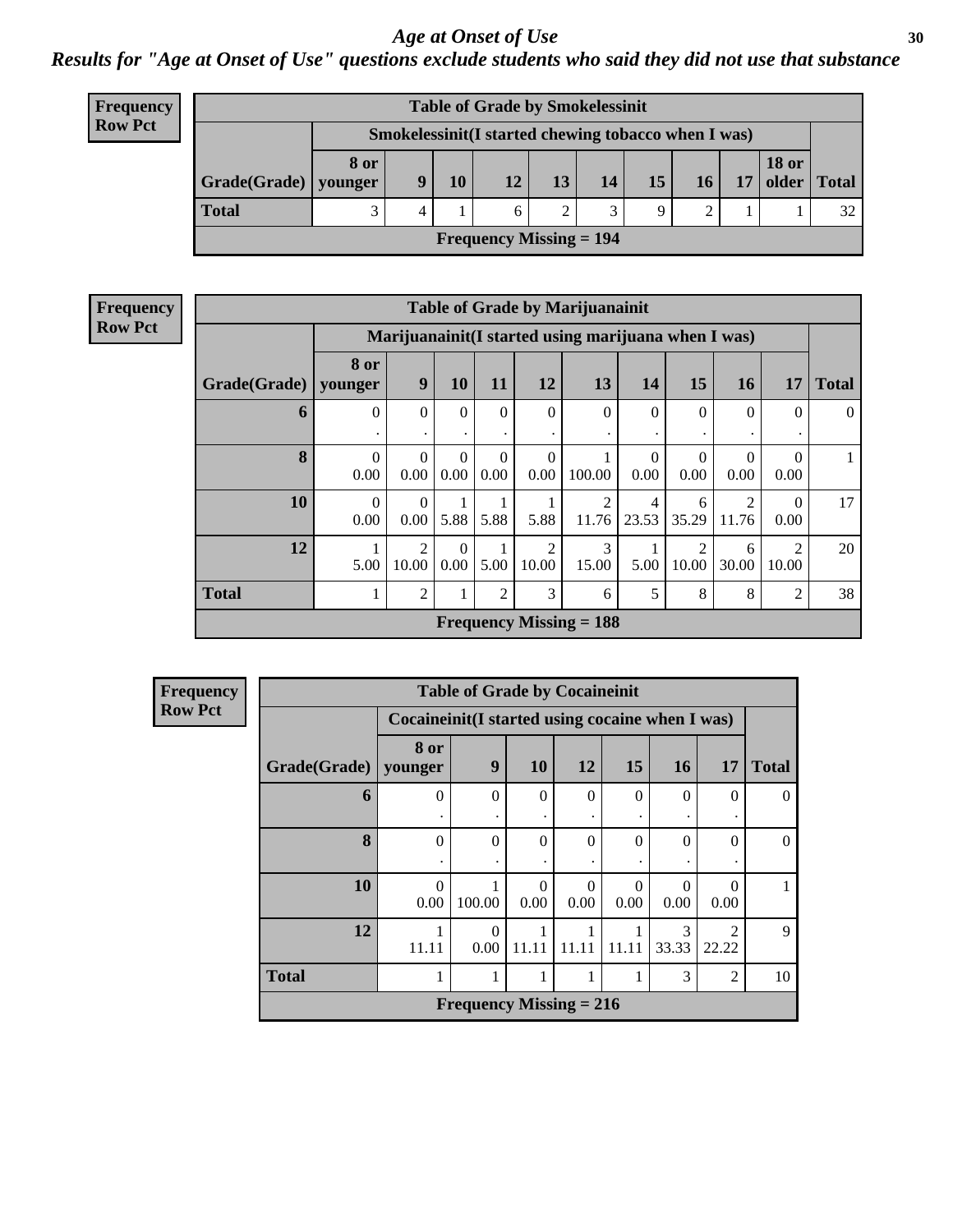# Age at Onset of Use

## Results for "Age at Onset of Use" questions exclude students who said they did not use that substance

**Frequency**
**Row Pct**

| Table of Grade by Smokelessinit | | | | | | | | | | | |
|---|---|---|---|---|---|---|---|---|---|---|---|
| | Smokelessinit(I started chewing tobacco when I was) | | | | | | | | | | |
| Grade(Grade) | 8 or younger | 9 | 10 | 12 | 13 | 14 | 15 | 16 | 17 | 18 or older | Total |
| **Total** | 3 | 4 | 1 | 6 | 2 | 3 | 9 | 2 | 1 | 1 | 32 |
| Frequency Missing = 194 | | | | | | | | | | | |

**Frequency**
**Row Pct**

| Table of Grade by Marijuanainit | | | | | | | | | | | |
|---|---|---|---|---|---|---|---|---|---|---|---|
| | Marijuanainit(I started using marijuana when I was) | | | | | | | | | | |
| Grade(Grade) | 8 or younger | 9 | 10 | 11 | 12 | 13 | 14 | 15 | 16 | 17 | Total |
| **6** | 0<br>. | 0<br>. | 0<br>. | 0<br>. | 0<br>. | 0<br>. | 0<br>. | 0<br>. | 0<br>. | 0<br>. | 0 |
| **8** | 0<br>0.00 | 0<br>0.00 | 0<br>0.00 | 0<br>0.00 | 0<br>0.00 | 1<br>100.00 | 0<br>0.00 | 0<br>0.00 | 0<br>0.00 | 0<br>0.00 | 1 |
| **10** | 0<br>0.00 | 0<br>0.00 | 1<br>5.88 | 1<br>5.88 | 1<br>5.88 | 2<br>11.76 | 4<br>23.53 | 6<br>35.29 | 2<br>11.76 | 0<br>0.00 | 17 |
| **12** | 1<br>5.00 | 2<br>10.00 | 0<br>0.00 | 1<br>5.00 | 2<br>10.00 | 3<br>15.00 | 1<br>5.00 | 2<br>10.00 | 6<br>30.00 | 2<br>10.00 | 20 |
| **Total** | 1 | 2 | 1 | 2 | 3 | 6 | 5 | 8 | 8 | 2 | 38 |
| Frequency Missing = 188 | | | | | | | | | | | |

**Frequency**
**Row Pct**

| Table of Grade by Cocaineinit | | | | | | | | |
|---|---|---|---|---|---|---|---|---|
| | Cocaineinit(I started using cocaine when I was) | | | | | | | |
| Grade(Grade) | 8 or younger | 9 | 10 | 12 | 15 | 16 | 17 | Total |
| **6** | 0<br>. | 0<br>. | 0<br>. | 0<br>. | 0<br>. | 0<br>. | 0<br>. | 0 |
| **8** | 0<br>. | 0<br>. | 0<br>. | 0<br>. | 0<br>. | 0<br>. | 0<br>. | 0 |
| **10** | 0<br>0.00 | 1<br>100.00 | 0<br>0.00 | 0<br>0.00 | 0<br>0.00 | 0<br>0.00 | 0<br>0.00 | 1 |
| **12** | 1<br>11.11 | 0<br>0.00 | 1<br>11.11 | 1<br>11.11 | 1<br>11.11 | 3<br>33.33 | 2<br>22.22 | 9 |
| **Total** | 1 | 1 | 1 | 1 | 1 | 3 | 2 | 10 |
| Frequency Missing = 216 | | | | | | | | |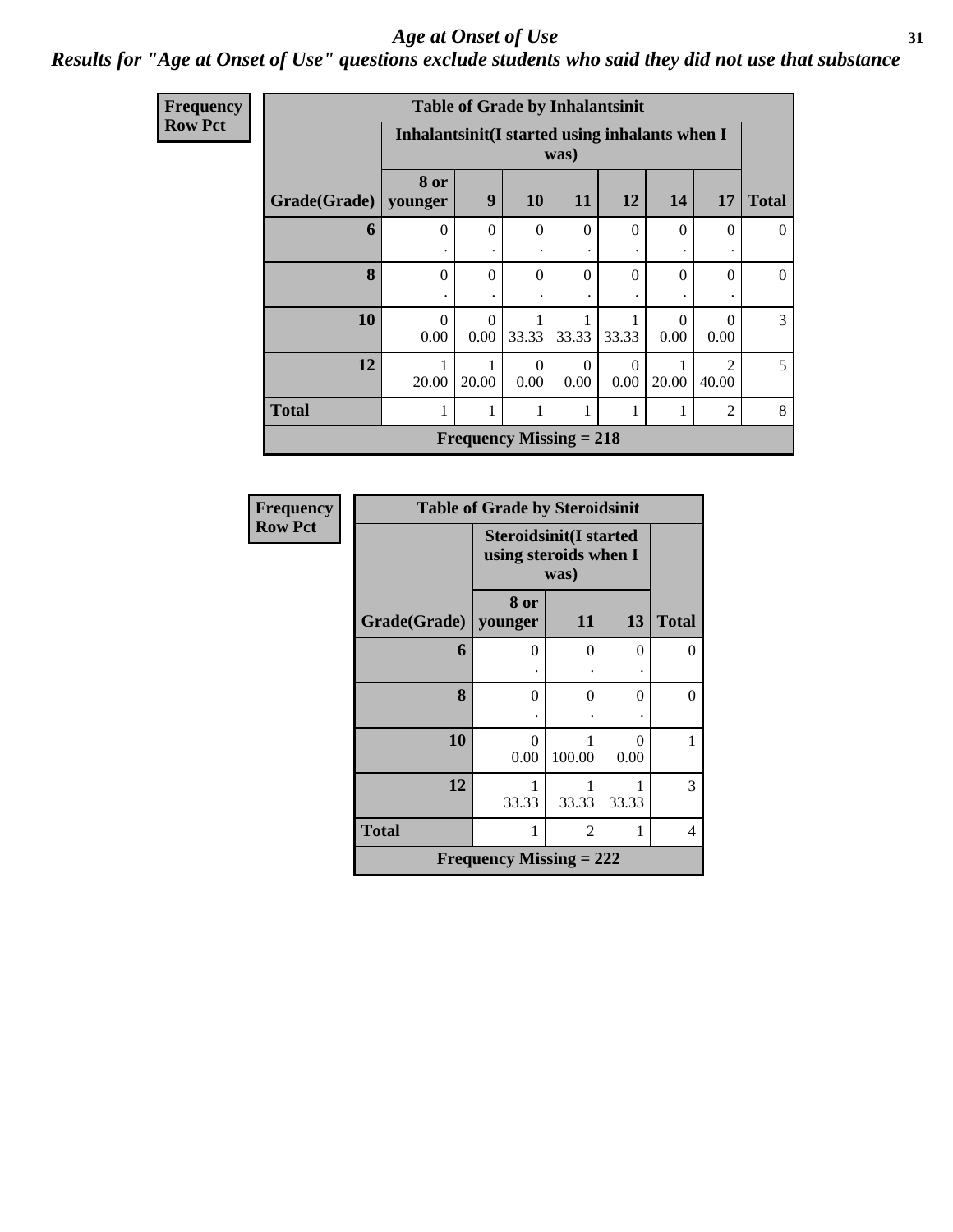# Age at Onset of Use

## Results for "Age at Onset of Use" questions exclude students who said they did not use that substance

**Frequency**
**Row Pct**

**Table of Grade by Inhalantsinit**

| Grade(Grade) | Inhalantsinit(I started using inhalants when I was) | | | | | | | Total |
|---|---|---|---|---|---|---|---|---|
| | 8 or younger | 9 | 10 | 11 | 12 | 14 | 17 | |
| **6** | 0<br>. | 0<br>. | 0<br>. | 0<br>. | 0<br>. | 0<br>. | 0<br>. | 0 |
| **8** | 0<br>. | 0<br>. | 0<br>. | 0<br>. | 0<br>. | 0<br>. | 0<br>. | 0 |
| **10** | 0<br>0.00 | 0<br>0.00 | 1<br>33.33 | 1<br>33.33 | 1<br>33.33 | 0<br>0.00 | 0<br>0.00 | 3 |
| **12** | 1<br>20.00 | 1<br>20.00 | 0<br>0.00 | 0<br>0.00 | 0<br>0.00 | 1<br>20.00 | 2<br>40.00 | 5 |
| **Total** | 1 | 1 | 1 | 1 | 1 | 1 | 2 | 8 |

**Frequency Missing = 218**

**Frequency**
**Row Pct**

**Table of Grade by Steroidsinit**

| Grade(Grade) | Steroidsinit(I started using steroids when I was) | | | Total |
|---|---|---|---|---|
| | 8 or younger | 11 | 13 | |
| **6** | 0<br>. | 0<br>. | 0<br>. | 0 |
| **8** | 0<br>. | 0<br>. | 0<br>. | 0 |
| **10** | 0<br>0.00 | 1<br>100.00 | 0<br>0.00 | 1 |
| **12** | 1<br>33.33 | 1<br>33.33 | 1<br>33.33 | 3 |
| **Total** | 1 | 2 | 1 | 4 |

**Frequency Missing = 222**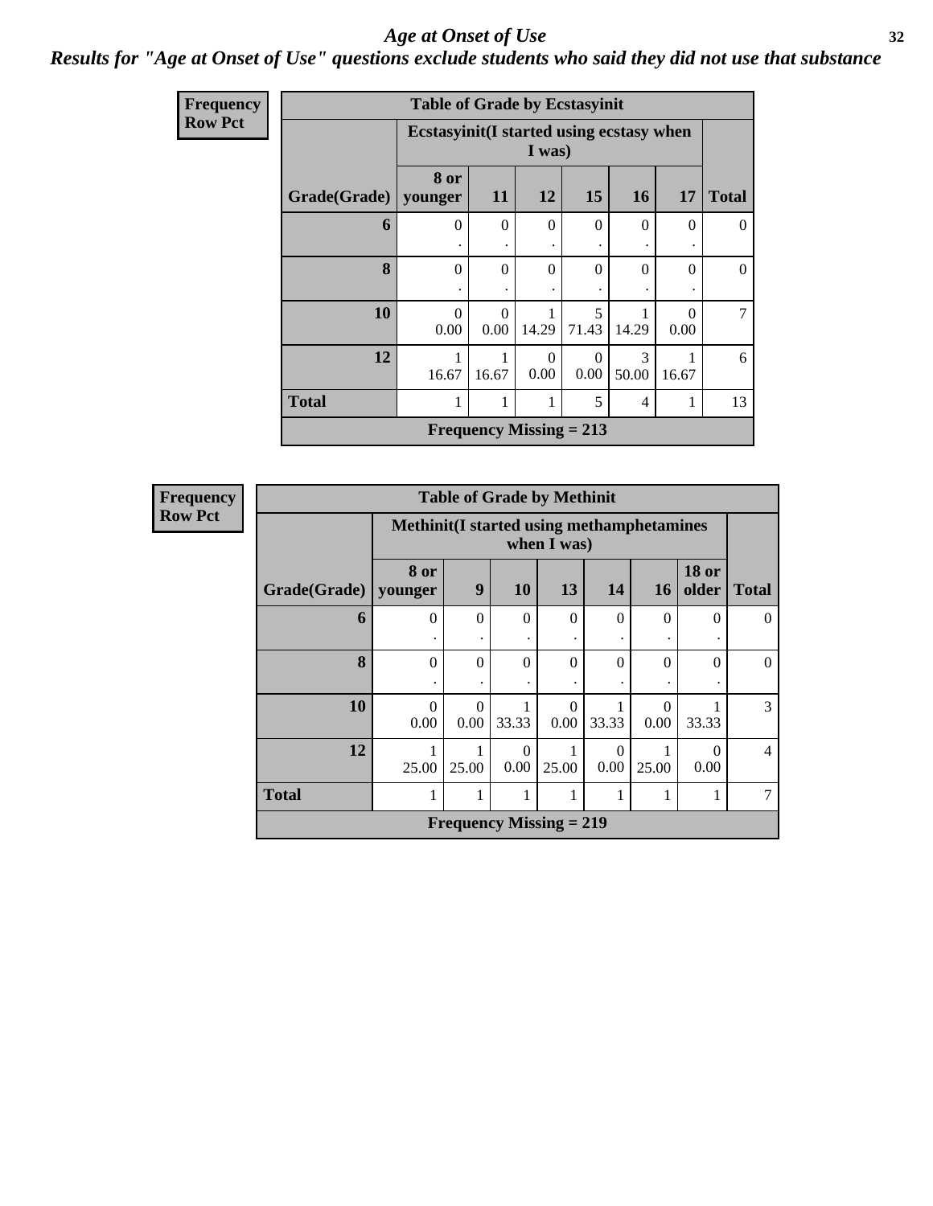# Age at Onset of Use

## Results for "Age at Onset of Use" questions exclude students who said they did not use that substance

**Frequency**
**Row Pct**

| Table of Grade by Ecstasyinit | | | | | | | |
|---|---|---|---|---|---|---|---|
| | Ecstasyinit(I started using ecstasy when I was) | | | | | | |
| Grade(Grade) | 8 or younger | 11 | 12 | 15 | 16 | 17 | Total |
| 6 | 0<br>. | 0<br>. | 0<br>. | 0<br>. | 0<br>. | 0<br>. | 0 |
| 8 | 0<br>. | 0<br>. | 0<br>. | 0<br>. | 0<br>. | 0<br>. | 0 |
| 10 | 0<br>0.00 | 0<br>0.00 | 1<br>14.29 | 5<br>71.43 | 1<br>14.29 | 0<br>0.00 | 7 |
| 12 | 1<br>16.67 | 1<br>16.67 | 0<br>0.00 | 0<br>0.00 | 3<br>50.00 | 1<br>16.67 | 6 |
| Total | 1 | 1 | 1 | 5 | 4 | 1 | 13 |
| Frequency Missing = 213 | | | | | | | |

**Frequency**
**Row Pct**

| Table of Grade by Methinit | | | | | | | | |
|---|---|---|---|---|---|---|---|---|
| | Methinit(I started using methamphetamines when I was) | | | | | | | |
| Grade(Grade) | 8 or younger | 9 | 10 | 13 | 14 | 16 | 18 or older | Total |
| 6 | 0<br>. | 0<br>. | 0<br>. | 0<br>. | 0<br>. | 0<br>. | 0<br>. | 0 |
| 8 | 0<br>. | 0<br>. | 0<br>. | 0<br>. | 0<br>. | 0<br>. | 0<br>. | 0 |
| 10 | 0<br>0.00 | 0<br>0.00 | 1<br>33.33 | 0<br>0.00 | 1<br>33.33 | 0<br>0.00 | 1<br>33.33 | 3 |
| 12 | 1<br>25.00 | 1<br>25.00 | 0<br>0.00 | 1<br>25.00 | 0<br>0.00 | 1<br>25.00 | 0<br>0.00 | 4 |
| Total | 1 | 1 | 1 | 1 | 1 | 1 | 1 | 7 |
| Frequency Missing = 219 | | | | | | | | |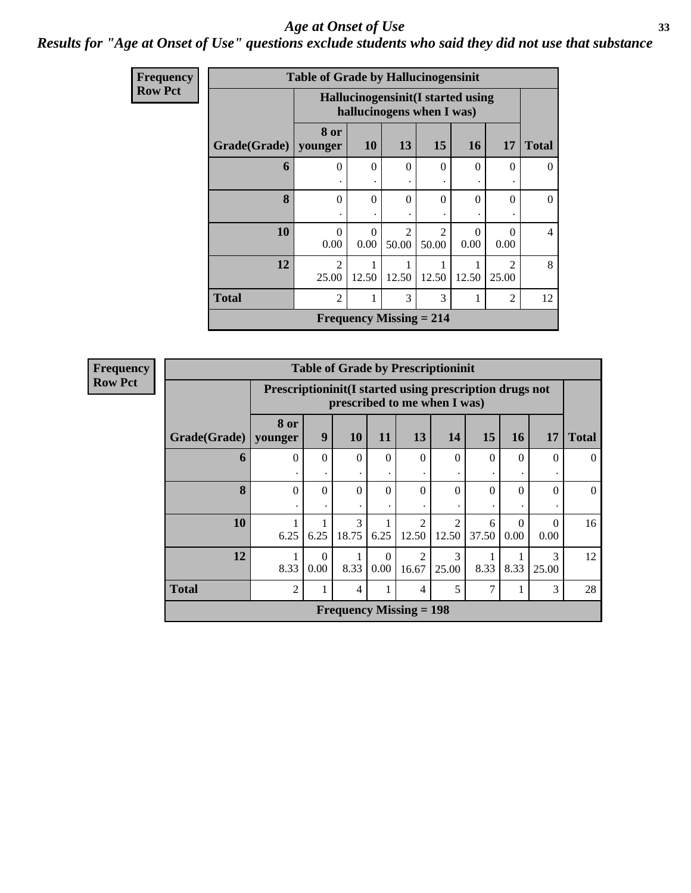# Age at Onset of Use

## Results for "Age at Onset of Use" questions exclude students who said they did not use that substance

**Frequency**
**Row Pct**

**Table of Grade by Hallucinogensinit**

| Grade(Grade) | Hallucinogensinit(I started using hallucinogens when I was) 8 or younger | 10 | 13 | 15 | 16 | 17 | Total |
|---|---|---|---|---|---|---|---|
| 6 | 0 . | 0 . | 0 . | 0 . | 0 . | 0 . | 0 |
| 8 | 0 . | 0 . | 0 . | 0 . | 0 . | 0 . | 0 |
| 10 | 0 0.00 | 0 0.00 | 2 50.00 | 2 50.00 | 0 0.00 | 0 0.00 | 4 |
| 12 | 2 25.00 | 1 12.50 | 1 12.50 | 1 12.50 | 1 12.50 | 2 25.00 | 8 |
| Total | 2 | 1 | 3 | 3 | 1 | 2 | 12 |

Frequency Missing = 214

**Frequency**
**Row Pct**

**Table of Grade by Prescriptioninit**

| Grade(Grade) | Prescriptioninit(I started using prescription drugs not prescribed to me when I was) 8 or younger | 9 | 10 | 11 | 13 | 14 | 15 | 16 | 17 | Total |
|---|---|---|---|---|---|---|---|---|---|---|
| 6 | 0 . | 0 . | 0 . | 0 . | 0 . | 0 . | 0 . | 0 . | 0 . | 0 |
| 8 | 0 . | 0 . | 0 . | 0 . | 0 . | 0 . | 0 . | 0 . | 0 . | 0 |
| 10 | 1 6.25 | 1 6.25 | 3 18.75 | 1 6.25 | 2 12.50 | 2 12.50 | 6 37.50 | 0 0.00 | 0 0.00 | 16 |
| 12 | 1 8.33 | 0 0.00 | 1 8.33 | 0 0.00 | 2 16.67 | 3 25.00 | 1 8.33 | 1 8.33 | 3 25.00 | 12 |
| Total | 2 | 1 | 4 | 1 | 4 | 5 | 7 | 1 | 3 | 28 |

Frequency Missing = 198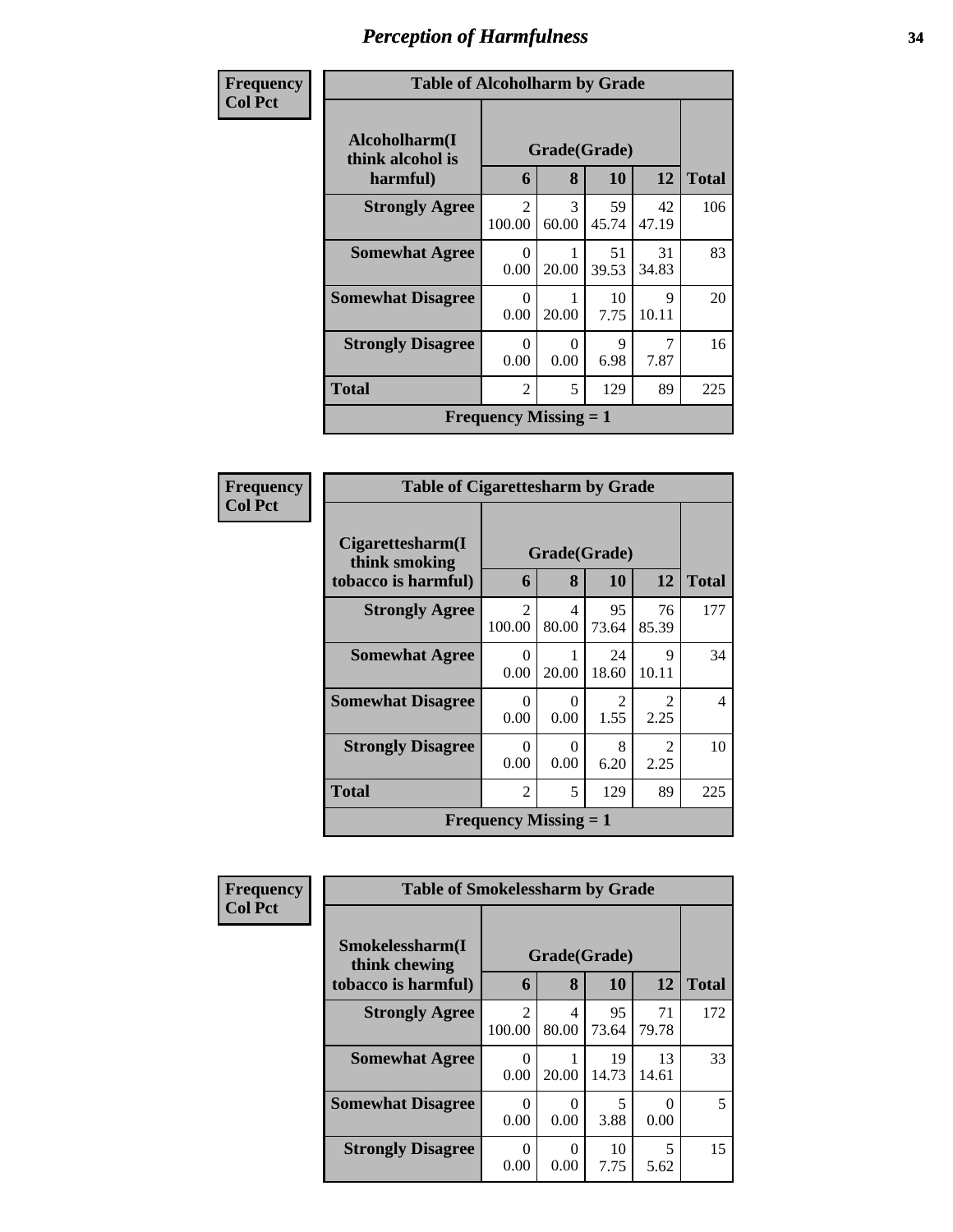# Perception of Harmfulness

**Frequency**
**Col Pct**

**Table of Alcoholharm by Grade**

| Alcoholharm(I think alcohol is harmful) | Grade(Grade) | | | | Total |
|---|---|---|---|---|---|
| | 6 | 8 | 10 | 12 | |
| **Strongly Agree** | 2<br>100.00 | 3<br>60.00 | 59<br>45.74 | 42<br>47.19 | 106 |
| **Somewhat Agree** | 0<br>0.00 | 1<br>20.00 | 51<br>39.53 | 31<br>34.83 | 83 |
| **Somewhat Disagree** | 0<br>0.00 | 1<br>20.00 | 10<br>7.75 | 9<br>10.11 | 20 |
| **Strongly Disagree** | 0<br>0.00 | 0<br>0.00 | 9<br>6.98 | 7<br>7.87 | 16 |
| **Total** | 2 | 5 | 129 | 89 | 225 |

**Frequency Missing = 1**

**Frequency**
**Col Pct**

**Table of Cigarettesharm by Grade**

| Cigarettesharm(I think smoking tobacco is harmful) | Grade(Grade) | | | | Total |
|---|---|---|---|---|---|
| | 6 | 8 | 10 | 12 | |
| **Strongly Agree** | 2<br>100.00 | 4<br>80.00 | 95<br>73.64 | 76<br>85.39 | 177 |
| **Somewhat Agree** | 0<br>0.00 | 1<br>20.00 | 24<br>18.60 | 9<br>10.11 | 34 |
| **Somewhat Disagree** | 0<br>0.00 | 0<br>0.00 | 2<br>1.55 | 2<br>2.25 | 4 |
| **Strongly Disagree** | 0<br>0.00 | 0<br>0.00 | 8<br>6.20 | 2<br>2.25 | 10 |
| **Total** | 2 | 5 | 129 | 89 | 225 |

**Frequency Missing = 1**

**Frequency**
**Col Pct**

**Table of Smokelessharm by Grade**

| Smokelessharm(I think chewing tobacco is harmful) | Grade(Grade) | | | | Total |
|---|---|---|---|---|---|
| | 6 | 8 | 10 | 12 | |
| **Strongly Agree** | 2<br>100.00 | 4<br>80.00 | 95<br>73.64 | 71<br>79.78 | 172 |
| **Somewhat Agree** | 0<br>0.00 | 1<br>20.00 | 19<br>14.73 | 13<br>14.61 | 33 |
| **Somewhat Disagree** | 0<br>0.00 | 0<br>0.00 | 5<br>3.88 | 0<br>0.00 | 5 |
| **Strongly Disagree** | 0<br>0.00 | 0<br>0.00 | 10<br>7.75 | 5<br>5.62 | 15 |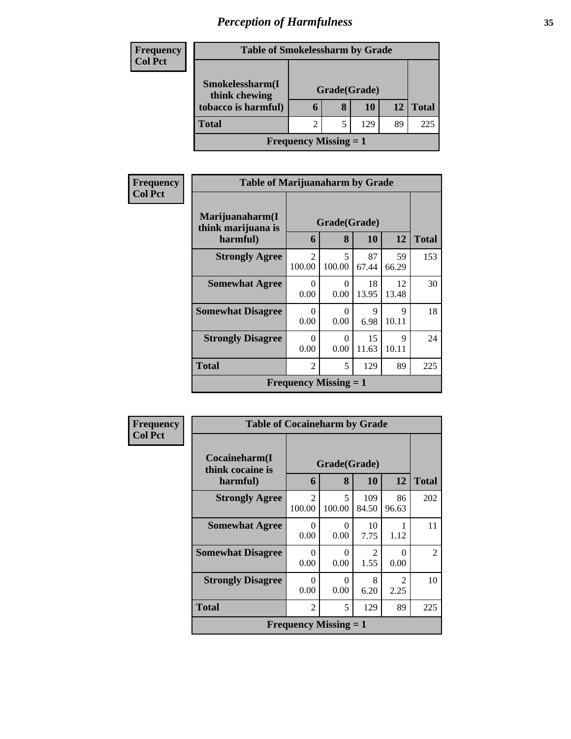# Perception of Harmfulness

**Frequency**
**Col Pct**

| Table of Smokelessharm by Grade | | | | | |
|---|---|---|---|---|---|
| Smokelessharm(I think chewing tobacco is harmful) | Grade(Grade) | | | | |
| | 6 | 8 | 10 | 12 | Total |
| **Total** | 2 | 5 | 129 | 89 | 225 |
| Frequency Missing = 1 | | | | | |

**Frequency**
**Col Pct**

| Table of Marijuanaharm by Grade | | | | | |
|---|---|---|---|---|---|
| Marijuanaharm(I think marijuana is harmful) | Grade(Grade) | | | | |
| | 6 | 8 | 10 | 12 | Total |
| **Strongly Agree** | 2<br>100.00 | 5<br>100.00 | 87<br>67.44 | 59<br>66.29 | 153 |
| **Somewhat Agree** | 0<br>0.00 | 0<br>0.00 | 18<br>13.95 | 12<br>13.48 | 30 |
| **Somewhat Disagree** | 0<br>0.00 | 0<br>0.00 | 9<br>6.98 | 9<br>10.11 | 18 |
| **Strongly Disagree** | 0<br>0.00 | 0<br>0.00 | 15<br>11.63 | 9<br>10.11 | 24 |
| **Total** | 2 | 5 | 129 | 89 | 225 |
| Frequency Missing = 1 | | | | | |

**Frequency**
**Col Pct**

| Table of Cocaineharm by Grade | | | | | |
|---|---|---|---|---|---|
| Cocaineharm(I think cocaine is harmful) | Grade(Grade) | | | | |
| | 6 | 8 | 10 | 12 | Total |
| **Strongly Agree** | 2<br>100.00 | 5<br>100.00 | 109<br>84.50 | 86<br>96.63 | 202 |
| **Somewhat Agree** | 0<br>0.00 | 0<br>0.00 | 10<br>7.75 | 1<br>1.12 | 11 |
| **Somewhat Disagree** | 0<br>0.00 | 0<br>0.00 | 2<br>1.55 | 0<br>0.00 | 2 |
| **Strongly Disagree** | 0<br>0.00 | 0<br>0.00 | 8<br>6.20 | 2<br>2.25 | 10 |
| **Total** | 2 | 5 | 129 | 89 | 225 |
| Frequency Missing = 1 | | | | | |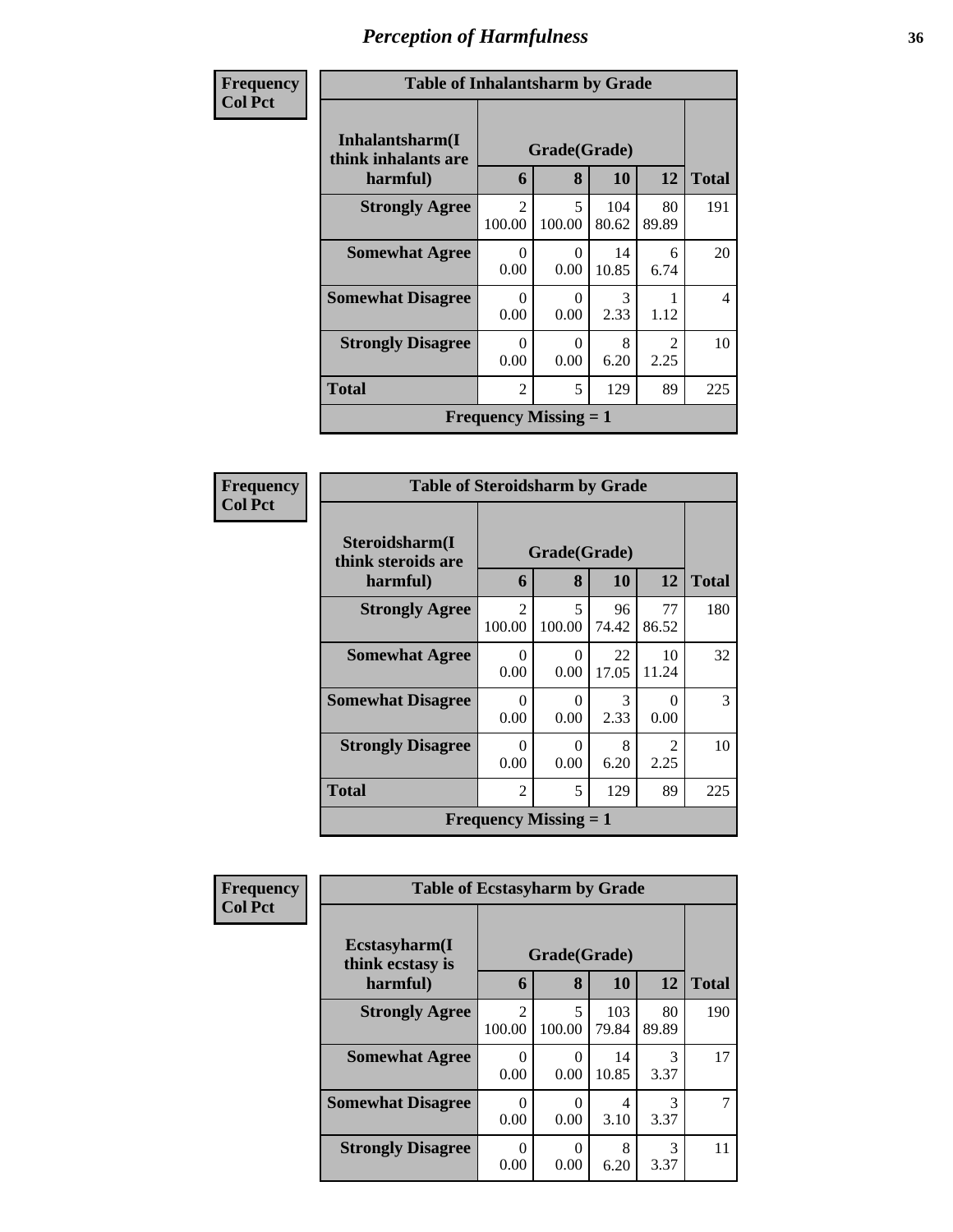## *Perception of Harmfulness*

**Frequency**
**Col Pct**

| Table of Inhalantsharm by Grade | | | | | |
|---|---|---|---|---|---|
| **Inhalantsharm(I think inhalants are harmful)** | **Grade(Grade)** | | | | |
| | **6** | **8** | **10** | **12** | **Total** |
| **Strongly Agree** | 2<br>100.00 | 5<br>100.00 | 104<br>80.62 | 80<br>89.89 | 191 |
| **Somewhat Agree** | 0<br>0.00 | 0<br>0.00 | 14<br>10.85 | 6<br>6.74 | 20 |
| **Somewhat Disagree** | 0<br>0.00 | 0<br>0.00 | 3<br>2.33 | 1<br>1.12 | 4 |
| **Strongly Disagree** | 0<br>0.00 | 0<br>0.00 | 8<br>6.20 | 2<br>2.25 | 10 |
| **Total** | 2 | 5 | 129 | 89 | 225 |
| **Frequency Missing = 1** | | | | | |

**Frequency**
**Col Pct**

| Table of Steroidsharm by Grade | | | | | |
|---|---|---|---|---|---|
| **Steroidsharm(I think steroids are harmful)** | **Grade(Grade)** | | | | |
| | **6** | **8** | **10** | **12** | **Total** |
| **Strongly Agree** | 2<br>100.00 | 5<br>100.00 | 96<br>74.42 | 77<br>86.52 | 180 |
| **Somewhat Agree** | 0<br>0.00 | 0<br>0.00 | 22<br>17.05 | 10<br>11.24 | 32 |
| **Somewhat Disagree** | 0<br>0.00 | 0<br>0.00 | 3<br>2.33 | 0<br>0.00 | 3 |
| **Strongly Disagree** | 0<br>0.00 | 0<br>0.00 | 8<br>6.20 | 2<br>2.25 | 10 |
| **Total** | 2 | 5 | 129 | 89 | 225 |
| **Frequency Missing = 1** | | | | | |

**Frequency**
**Col Pct**

| Table of Ecstasyharm by Grade | | | | | |
|---|---|---|---|---|---|
| **Ecstasyharm(I think ecstasy is harmful)** | **Grade(Grade)** | | | | |
| | **6** | **8** | **10** | **12** | **Total** |
| **Strongly Agree** | 2<br>100.00 | 5<br>100.00 | 103<br>79.84 | 80<br>89.89 | 190 |
| **Somewhat Agree** | 0<br>0.00 | 0<br>0.00 | 14<br>10.85 | 3<br>3.37 | 17 |
| **Somewhat Disagree** | 0<br>0.00 | 0<br>0.00 | 4<br>3.10 | 3<br>3.37 | 7 |
| **Strongly Disagree** | 0<br>0.00 | 0<br>0.00 | 8<br>6.20 | 3<br>3.37 | 11 |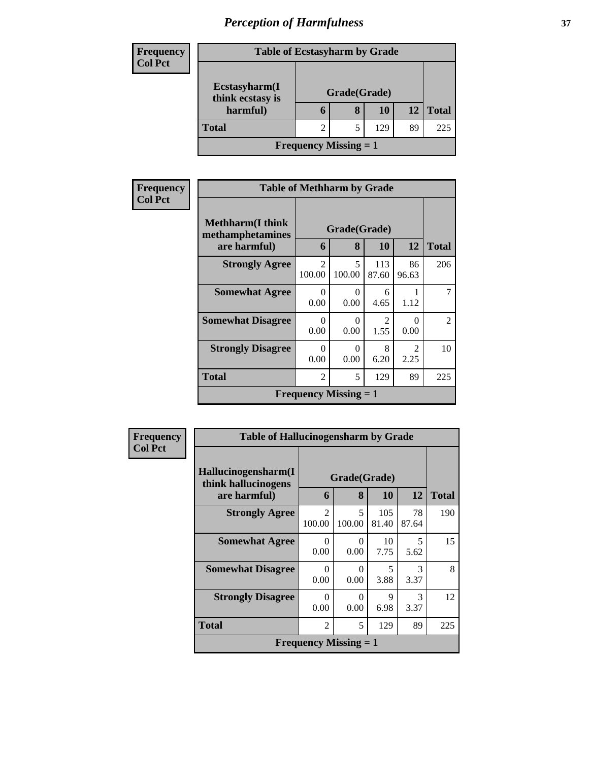# *Perception of Harmfulness*

**Frequency**
**Col Pct**

| Table of Ecstasyharm by Grade | | | | | |
|---|---|---|---|---|---|
| **Ecstasyharm(I think ecstasy is harmful)** | **Grade(Grade)** | | | | |
| | **6** | **8** | **10** | **12** | **Total** |
| **Total** | 2 | 5 | 129 | 89 | 225 |
| **Frequency Missing = 1** | | | | | |

**Frequency**
**Col Pct**

| Table of Methharm by Grade | | | | | |
|---|---|---|---|---|---|
| **Methharm(I think methamphetamines are harmful)** | **Grade(Grade)** | | | | |
| | **6** | **8** | **10** | **12** | **Total** |
| **Strongly Agree** | 2<br>100.00 | 5<br>100.00 | 113<br>87.60 | 86<br>96.63 | 206 |
| **Somewhat Agree** | 0<br>0.00 | 0<br>0.00 | 6<br>4.65 | 1<br>1.12 | 7 |
| **Somewhat Disagree** | 0<br>0.00 | 0<br>0.00 | 2<br>1.55 | 0<br>0.00 | 2 |
| **Strongly Disagree** | 0<br>0.00 | 0<br>0.00 | 8<br>6.20 | 2<br>2.25 | 10 |
| **Total** | 2 | 5 | 129 | 89 | 225 |
| **Frequency Missing = 1** | | | | | |

**Frequency**
**Col Pct**

| Table of Hallucinogensharm by Grade | | | | | |
|---|---|---|---|---|---|
| **Hallucinogensharm(I think hallucinogens are harmful)** | **Grade(Grade)** | | | | |
| | **6** | **8** | **10** | **12** | **Total** |
| **Strongly Agree** | 2<br>100.00 | 5<br>100.00 | 105<br>81.40 | 78<br>87.64 | 190 |
| **Somewhat Agree** | 0<br>0.00 | 0<br>0.00 | 10<br>7.75 | 5<br>5.62 | 15 |
| **Somewhat Disagree** | 0<br>0.00 | 0<br>0.00 | 5<br>3.88 | 3<br>3.37 | 8 |
| **Strongly Disagree** | 0<br>0.00 | 0<br>0.00 | 9<br>6.98 | 3<br>3.37 | 12 |
| **Total** | 2 | 5 | 129 | 89 | 225 |
| **Frequency Missing = 1** | | | | | |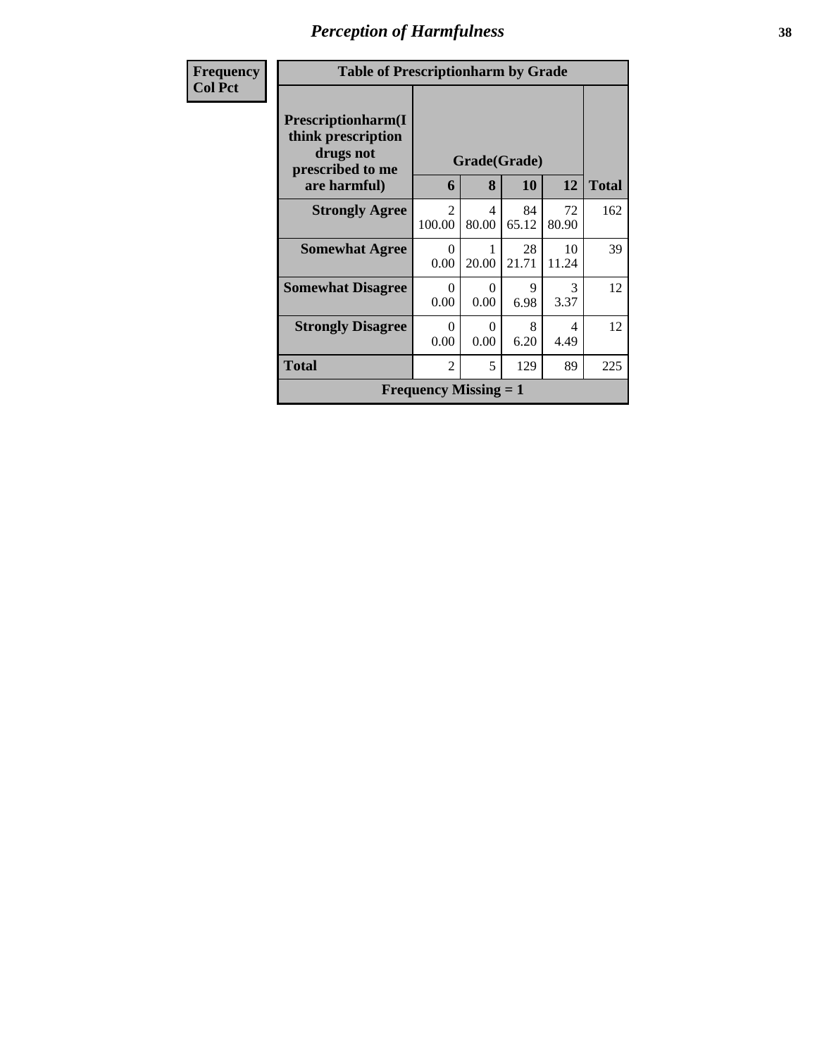# Perception of Harmfulness

| Frequency<br>Col Pct | | | | | |
|---|---|---|---|---|---|
| **Table of Prescriptionharm by Grade** | | | | | |
| **Prescriptionharm(I think prescription drugs not prescribed to me are harmful)** | **Grade(Grade)** | | | | **Total** |
| | **6** | **8** | **10** | **12** | |
| **Strongly Agree** | 2<br>100.00 | 4<br>80.00 | 84<br>65.12 | 72<br>80.90 | 162 |
| **Somewhat Agree** | 0<br>0.00 | 1<br>20.00 | 28<br>21.71 | 10<br>11.24 | 39 |
| **Somewhat Disagree** | 0<br>0.00 | 0<br>0.00 | 9<br>6.98 | 3<br>3.37 | 12 |
| **Strongly Disagree** | 0<br>0.00 | 0<br>0.00 | 8<br>6.20 | 4<br>4.49 | 12 |
| **Total** | 2 | 5 | 129 | 89 | 225 |
| **Frequency Missing = 1** | | | | | |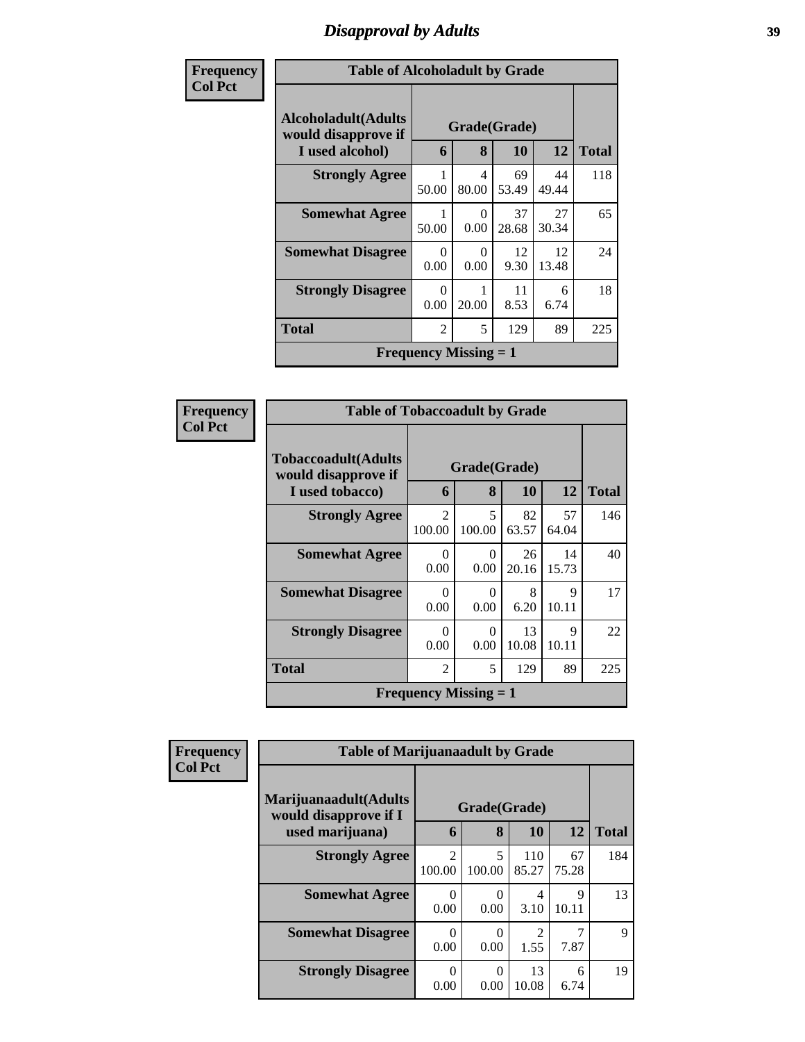# Disapproval by Adults

Frequency
Col Pct

| Table of Alcoholadult by Grade | | | | | |
|---|---|---|---|---|---|
| Alcoholadult(Adults would disapprove if I used alcohol) | Grade(Grade) | | | | Total |
| | 6 | 8 | 10 | 12 | |
| Strongly Agree | 1<br>50.00 | 4<br>80.00 | 69<br>53.49 | 44<br>49.44 | 118 |
| Somewhat Agree | 1<br>50.00 | 0<br>0.00 | 37<br>28.68 | 27<br>30.34 | 65 |
| Somewhat Disagree | 0<br>0.00 | 0<br>0.00 | 12<br>9.30 | 12<br>13.48 | 24 |
| Strongly Disagree | 0<br>0.00 | 1<br>20.00 | 11<br>8.53 | 6<br>6.74 | 18 |
| Total | 2 | 5 | 129 | 89 | 225 |
| Frequency Missing = 1 | | | | | |

Frequency
Col Pct

| Table of Tobaccoadult by Grade | | | | | |
|---|---|---|---|---|---|
| Tobaccoadult(Adults would disapprove if I used tobacco) | Grade(Grade) | | | | Total |
| | 6 | 8 | 10 | 12 | |
| Strongly Agree | 2<br>100.00 | 5<br>100.00 | 82<br>63.57 | 57<br>64.04 | 146 |
| Somewhat Agree | 0<br>0.00 | 0<br>0.00 | 26<br>20.16 | 14<br>15.73 | 40 |
| Somewhat Disagree | 0<br>0.00 | 0<br>0.00 | 8<br>6.20 | 9<br>10.11 | 17 |
| Strongly Disagree | 0<br>0.00 | 0<br>0.00 | 13<br>10.08 | 9<br>10.11 | 22 |
| Total | 2 | 5 | 129 | 89 | 225 |
| Frequency Missing = 1 | | | | | |

Frequency
Col Pct

| Table of Marijuanaadult by Grade | | | | | |
|---|---|---|---|---|---|
| Marijuanaadult(Adults would disapprove if I used marijuana) | Grade(Grade) | | | | Total |
| | 6 | 8 | 10 | 12 | |
| Strongly Agree | 2<br>100.00 | 5<br>100.00 | 110<br>85.27 | 67<br>75.28 | 184 |
| Somewhat Agree | 0<br>0.00 | 0<br>0.00 | 4<br>3.10 | 9<br>10.11 | 13 |
| Somewhat Disagree | 0<br>0.00 | 0<br>0.00 | 2<br>1.55 | 7<br>7.87 | 9 |
| Strongly Disagree | 0<br>0.00 | 0<br>0.00 | 13<br>10.08 | 6<br>6.74 | 19 |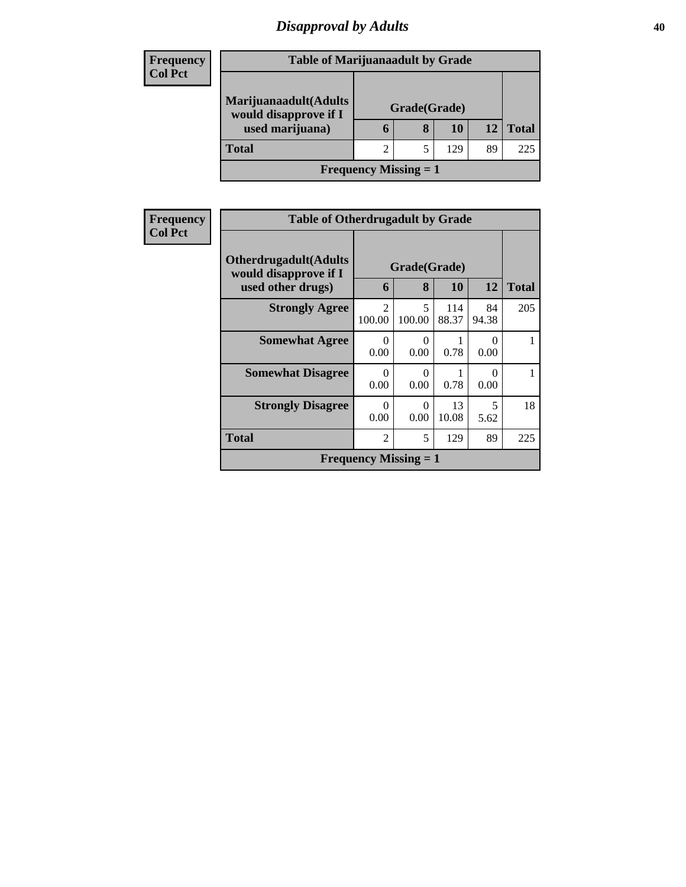# *Disapproval by Adults*

**Frequency**
**Col Pct**

| Table of Marijuanaadult by Grade | | | | | |
|---|---|---|---|---|---|
| **Marijuanaadult(Adults would disapprove if I used marijuana)** | **Grade(Grade)** | | | | **Total** |
| | **6** | **8** | **10** | **12** | |
| **Total** | 2 | 5 | 129 | 89 | 225 |
| **Frequency Missing = 1** | | | | | |

**Frequency**
**Col Pct**

| Table of Otherdrugadult by Grade | | | | | |
|---|---|---|---|---|---|
| **Otherdrugadult(Adults would disapprove if I used other drugs)** | **Grade(Grade)** | | | | **Total** |
| | **6** | **8** | **10** | **12** | |
| **Strongly Agree** | 2<br>100.00 | 5<br>100.00 | 114<br>88.37 | 84<br>94.38 | 205 |
| **Somewhat Agree** | 0<br>0.00 | 0<br>0.00 | 1<br>0.78 | 0<br>0.00 | 1 |
| **Somewhat Disagree** | 0<br>0.00 | 0<br>0.00 | 1<br>0.78 | 0<br>0.00 | 1 |
| **Strongly Disagree** | 0<br>0.00 | 0<br>0.00 | 13<br>10.08 | 5<br>5.62 | 18 |
| **Total** | 2 | 5 | 129 | 89 | 225 |
| **Frequency Missing = 1** | | | | | |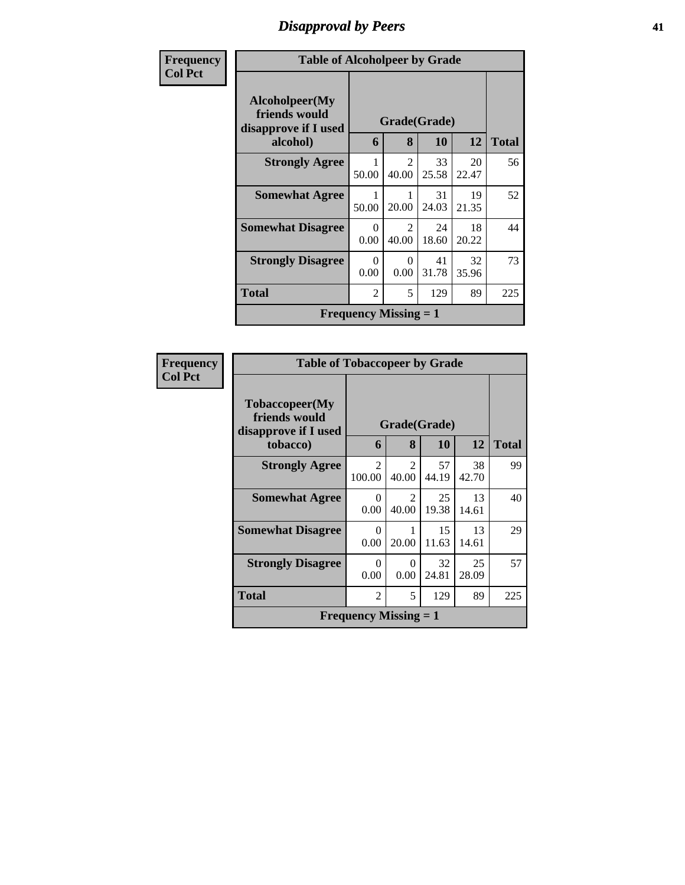## Disapproval by Peers

| Frequency<br>Col Pct |
|---|

**Table of Alcoholpeer by Grade**

| Alcoholpeer(My friends would disapprove if I used alcohol) | Grade(Grade) | | | | Total |
|---|---|---|---|---|---|
| | 6 | 8 | 10 | 12 | |
| **Strongly Agree** | 1<br>50.00 | 2<br>40.00 | 33<br>25.58 | 20<br>22.47 | 56 |
| **Somewhat Agree** | 1<br>50.00 | 1<br>20.00 | 31<br>24.03 | 19<br>21.35 | 52 |
| **Somewhat Disagree** | 0<br>0.00 | 2<br>40.00 | 24<br>18.60 | 18<br>20.22 | 44 |
| **Strongly Disagree** | 0<br>0.00 | 0<br>0.00 | 41<br>31.78 | 32<br>35.96 | 73 |
| **Total** | 2 | 5 | 129 | 89 | 225 |
| **Frequency Missing = 1** | | | | | |

| Frequency<br>Col Pct |
|---|

**Table of Tobaccopeer by Grade**

| Tobaccopeer(My friends would disapprove if I used tobacco) | Grade(Grade) | | | | Total |
|---|---|---|---|---|---|
| | 6 | 8 | 10 | 12 | |
| **Strongly Agree** | 2<br>100.00 | 2<br>40.00 | 57<br>44.19 | 38<br>42.70 | 99 |
| **Somewhat Agree** | 0<br>0.00 | 2<br>40.00 | 25<br>19.38 | 13<br>14.61 | 40 |
| **Somewhat Disagree** | 0<br>0.00 | 1<br>20.00 | 15<br>11.63 | 13<br>14.61 | 29 |
| **Strongly Disagree** | 0<br>0.00 | 0<br>0.00 | 32<br>24.81 | 25<br>28.09 | 57 |
| **Total** | 2 | 5 | 129 | 89 | 225 |
| **Frequency Missing = 1** | | | | | |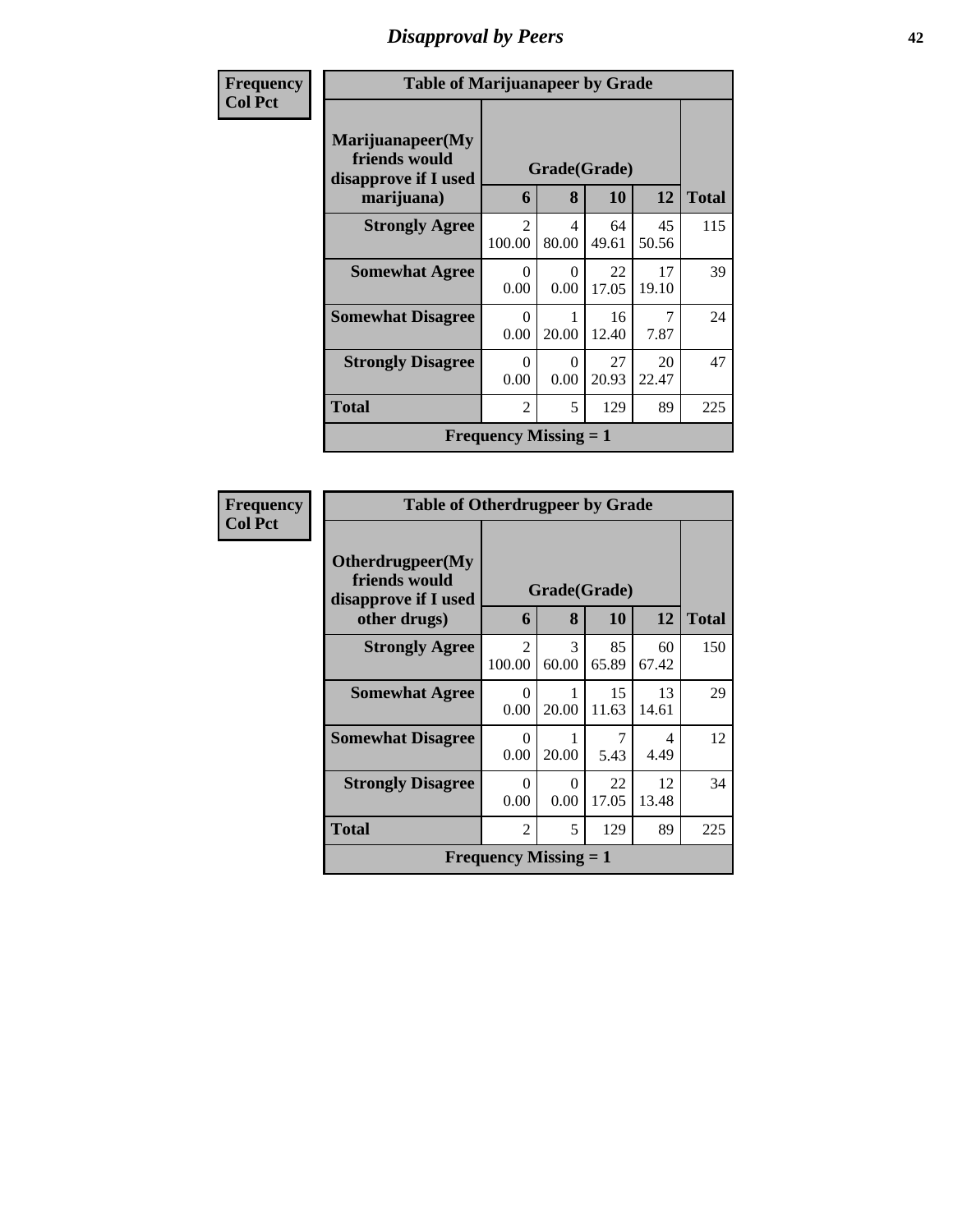# Disapproval by Peers

| Frequency<br>Col Pct | Table of Marijuanapeer by Grade | | | | |
|---|---|---|---|---|---|
| Marijuanapeer(My friends would disapprove if I used marijuana) | Grade(Grade) | | | | |
| | 6 | 8 | 10 | 12 | Total |
| Strongly Agree | 2<br>100.00 | 4<br>80.00 | 64<br>49.61 | 45<br>50.56 | 115 |
| Somewhat Agree | 0<br>0.00 | 0<br>0.00 | 22<br>17.05 | 17<br>19.10 | 39 |
| Somewhat Disagree | 0<br>0.00 | 1<br>20.00 | 16<br>12.40 | 7<br>7.87 | 24 |
| Strongly Disagree | 0<br>0.00 | 0<br>0.00 | 27<br>20.93 | 20<br>22.47 | 47 |
| Total | 2 | 5 | 129 | 89 | 225 |
| Frequency Missing = 1 | | | | | |

| Frequency<br>Col Pct | Table of Otherdrugpeer by Grade | | | | |
|---|---|---|---|---|---|
| Otherdrugpeer(My friends would disapprove if I used other drugs) | Grade(Grade) | | | | |
| | 6 | 8 | 10 | 12 | Total |
| Strongly Agree | 2<br>100.00 | 3<br>60.00 | 85<br>65.89 | 60<br>67.42 | 150 |
| Somewhat Agree | 0<br>0.00 | 1<br>20.00 | 15<br>11.63 | 13<br>14.61 | 29 |
| Somewhat Disagree | 0<br>0.00 | 1<br>20.00 | 7<br>5.43 | 4<br>4.49 | 12 |
| Strongly Disagree | 0<br>0.00 | 0<br>0.00 | 22<br>17.05 | 12<br>13.48 | 34 |
| Total | 2 | 5 | 129 | 89 | 225 |
| Frequency Missing = 1 | | | | | |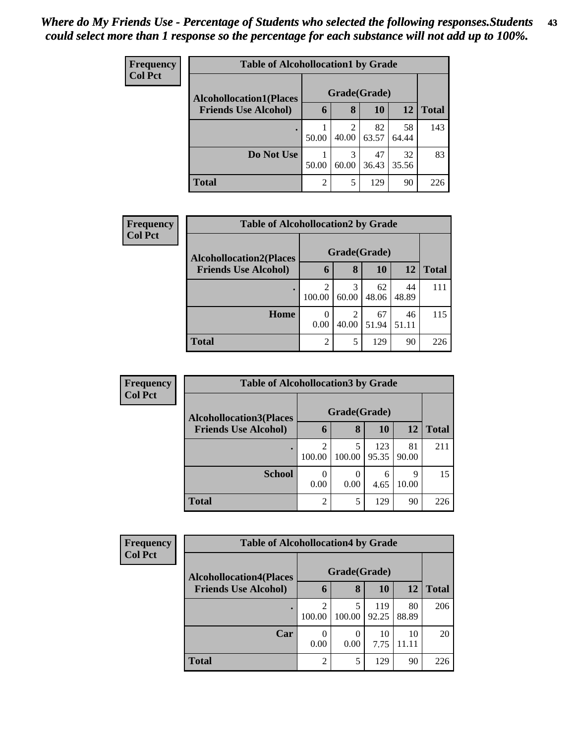*Where do My Friends Use - Percentage of Students who selected the following responses.Students could select more than 1 response so the percentage for each substance will not add up to 100%.*

**Frequency Col Pct**

| Table of Alcohollocation1 by Grade | | | | | |
|---|---|---|---|---|---|
| **Alcohollocation1(Places Friends Use Alcohol)** | **Grade(Grade)** | | | | **Total** |
| | **6** | **8** | **10** | **12** | |
| **.** | 1<br>50.00 | 2<br>40.00 | 82<br>63.57 | 58<br>64.44 | 143 |
| **Do Not Use** | 1<br>50.00 | 3<br>60.00 | 47<br>36.43 | 32<br>35.56 | 83 |
| **Total** | 2 | 5 | 129 | 90 | 226 |

**Frequency Col Pct**

| Table of Alcohollocation2 by Grade | | | | | |
|---|---|---|---|---|---|
| **Alcohollocation2(Places Friends Use Alcohol)** | **Grade(Grade)** | | | | **Total** |
| | **6** | **8** | **10** | **12** | |
| **.** | 2<br>100.00 | 3<br>60.00 | 62<br>48.06 | 44<br>48.89 | 111 |
| **Home** | 0<br>0.00 | 2<br>40.00 | 67<br>51.94 | 46<br>51.11 | 115 |
| **Total** | 2 | 5 | 129 | 90 | 226 |

**Frequency Col Pct**

| Table of Alcohollocation3 by Grade | | | | | |
|---|---|---|---|---|---|
| **Alcohollocation3(Places Friends Use Alcohol)** | **Grade(Grade)** | | | | **Total** |
| | **6** | **8** | **10** | **12** | |
| **.** | 2<br>100.00 | 5<br>100.00 | 123<br>95.35 | 81<br>90.00 | 211 |
| **School** | 0<br>0.00 | 0<br>0.00 | 6<br>4.65 | 9<br>10.00 | 15 |
| **Total** | 2 | 5 | 129 | 90 | 226 |

**Frequency Col Pct**

| Table of Alcohollocation4 by Grade | | | | | |
|---|---|---|---|---|---|
| **Alcohollocation4(Places Friends Use Alcohol)** | **Grade(Grade)** | | | | **Total** |
| | **6** | **8** | **10** | **12** | |
| **.** | 2<br>100.00 | 5<br>100.00 | 119<br>92.25 | 80<br>88.89 | 206 |
| **Car** | 0<br>0.00 | 0<br>0.00 | 10<br>7.75 | 10<br>11.11 | 20 |
| **Total** | 2 | 5 | 129 | 90 | 226 |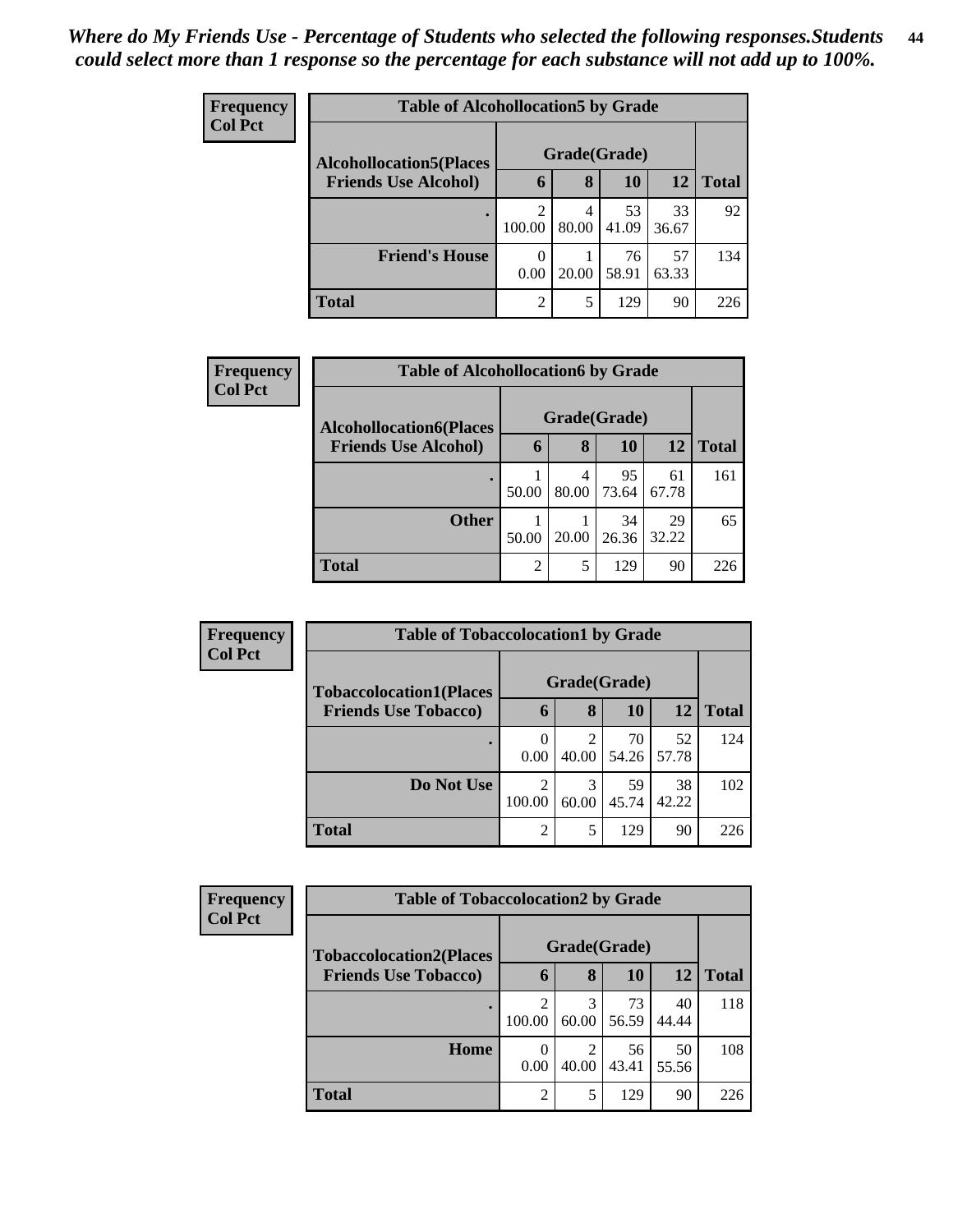*Where do My Friends Use - Percentage of Students who selected the following responses.Students could select more than 1 response so the percentage for each substance will not add up to 100%.*

**Frequency**
**Col Pct**

| Table of Alcohollocation5 by Grade | | | | | |
|---|---|---|---|---|---|
| **Alcohollocation5(Places Friends Use Alcohol)** | **Grade(Grade)** | | | | |
| | **6** | **8** | **10** | **12** | **Total** |
| **.** | 2<br>100.00 | 4<br>80.00 | 53<br>41.09 | 33<br>36.67 | 92 |
| **Friend's House** | 0<br>0.00 | 1<br>20.00 | 76<br>58.91 | 57<br>63.33 | 134 |
| **Total** | 2 | 5 | 129 | 90 | 226 |

**Frequency**
**Col Pct**

| Table of Alcohollocation6 by Grade | | | | | |
|---|---|---|---|---|---|
| **Alcohollocation6(Places Friends Use Alcohol)** | **Grade(Grade)** | | | | |
| | **6** | **8** | **10** | **12** | **Total** |
| **.** | 1<br>50.00 | 4<br>80.00 | 95<br>73.64 | 61<br>67.78 | 161 |
| **Other** | 1<br>50.00 | 1<br>20.00 | 34<br>26.36 | 29<br>32.22 | 65 |
| **Total** | 2 | 5 | 129 | 90 | 226 |

**Frequency**
**Col Pct**

| Table of Tobaccolocation1 by Grade | | | | | |
|---|---|---|---|---|---|
| **Tobaccolocation1(Places Friends Use Tobacco)** | **Grade(Grade)** | | | | |
| | **6** | **8** | **10** | **12** | **Total** |
| **.** | 0<br>0.00 | 2<br>40.00 | 70<br>54.26 | 52<br>57.78 | 124 |
| **Do Not Use** | 2<br>100.00 | 3<br>60.00 | 59<br>45.74 | 38<br>42.22 | 102 |
| **Total** | 2 | 5 | 129 | 90 | 226 |

**Frequency**
**Col Pct**

| Table of Tobaccolocation2 by Grade | | | | | |
|---|---|---|---|---|---|
| **Tobaccolocation2(Places Friends Use Tobacco)** | **Grade(Grade)** | | | | |
| | **6** | **8** | **10** | **12** | **Total** |
| **.** | 2<br>100.00 | 3<br>60.00 | 73<br>56.59 | 40<br>44.44 | 118 |
| **Home** | 0<br>0.00 | 2<br>40.00 | 56<br>43.41 | 50<br>55.56 | 108 |
| **Total** | 2 | 5 | 129 | 90 | 226 |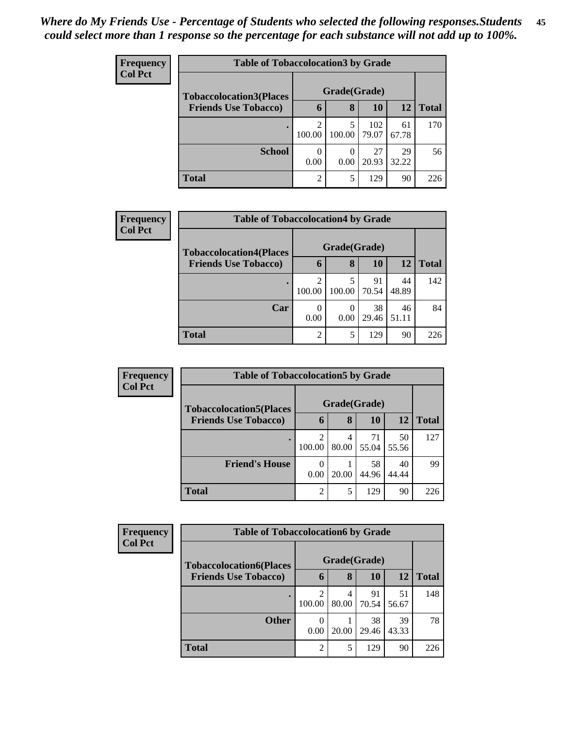*Where do My Friends Use - Percentage of Students who selected the following responses.Students could select more than 1 response so the percentage for each substance will not add up to 100%.*

**Frequency**
**Col Pct**

| Table of Tobaccolocation3 by Grade | | | | | |
|---|---|---|---|---|---|
| **Tobaccolocation3(Places Friends Use Tobacco)** | **Grade(Grade)** | | | | |
| | **6** | **8** | **10** | **12** | **Total** |
| **.** | 2<br>100.00 | 5<br>100.00 | 102<br>79.07 | 61<br>67.78 | 170 |
| **School** | 0<br>0.00 | 0<br>0.00 | 27<br>20.93 | 29<br>32.22 | 56 |
| **Total** | 2 | 5 | 129 | 90 | 226 |

**Frequency**
**Col Pct**

| Table of Tobaccolocation4 by Grade | | | | | |
|---|---|---|---|---|---|
| **Tobaccolocation4(Places Friends Use Tobacco)** | **Grade(Grade)** | | | | |
| | **6** | **8** | **10** | **12** | **Total** |
| **.** | 2<br>100.00 | 5<br>100.00 | 91<br>70.54 | 44<br>48.89 | 142 |
| **Car** | 0<br>0.00 | 0<br>0.00 | 38<br>29.46 | 46<br>51.11 | 84 |
| **Total** | 2 | 5 | 129 | 90 | 226 |

**Frequency**
**Col Pct**

| Table of Tobaccolocation5 by Grade | | | | | |
|---|---|---|---|---|---|
| **Tobaccolocation5(Places Friends Use Tobacco)** | **Grade(Grade)** | | | | |
| | **6** | **8** | **10** | **12** | **Total** |
| **.** | 2<br>100.00 | 4<br>80.00 | 71<br>55.04 | 50<br>55.56 | 127 |
| **Friend's House** | 0<br>0.00 | 1<br>20.00 | 58<br>44.96 | 40<br>44.44 | 99 |
| **Total** | 2 | 5 | 129 | 90 | 226 |

**Frequency**
**Col Pct**

| Table of Tobaccolocation6 by Grade | | | | | |
|---|---|---|---|---|---|
| **Tobaccolocation6(Places Friends Use Tobacco)** | **Grade(Grade)** | | | | |
| | **6** | **8** | **10** | **12** | **Total** |
| **.** | 2<br>100.00 | 4<br>80.00 | 91<br>70.54 | 51<br>56.67 | 148 |
| **Other** | 0<br>0.00 | 1<br>20.00 | 38<br>29.46 | 39<br>43.33 | 78 |
| **Total** | 2 | 5 | 129 | 90 | 226 |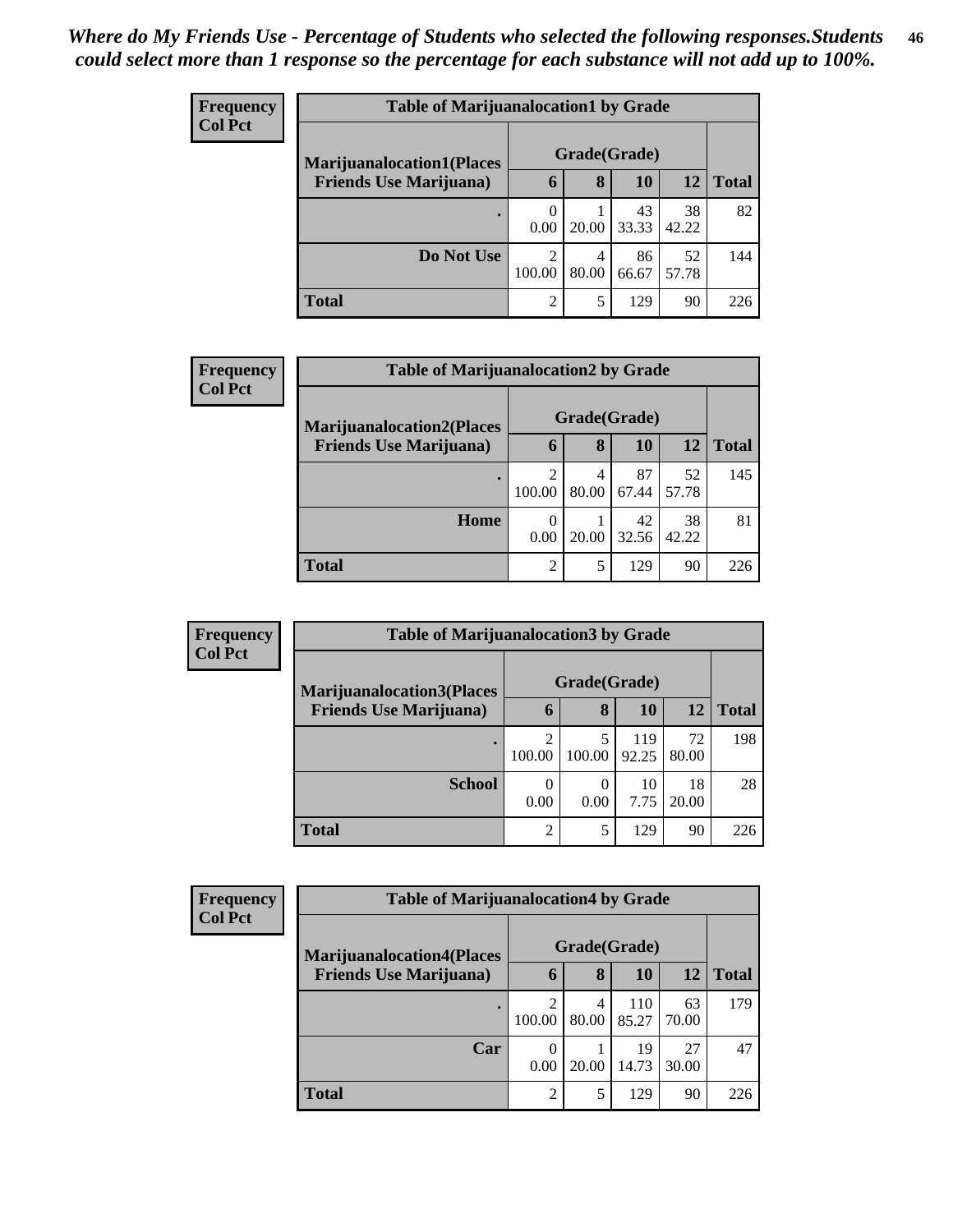*Where do My Friends Use - Percentage of Students who selected the following responses.Students could select more than 1 response so the percentage for each substance will not add up to 100%.*

**Frequency**
**Col Pct**

| Table of Marijuanalocation1 by Grade | | | | | |
|---|---|---|---|---|---|
| **Marijuanalocation1(Places Friends Use Marijuana)** | **Grade(Grade)** | | | | **Total** |
| | **6** | **8** | **10** | **12** | |
| **.** | 0<br>0.00 | 1<br>20.00 | 43<br>33.33 | 38<br>42.22 | 82 |
| **Do Not Use** | 2<br>100.00 | 4<br>80.00 | 86<br>66.67 | 52<br>57.78 | 144 |
| **Total** | 2 | 5 | 129 | 90 | 226 |

**Frequency**
**Col Pct**

| Table of Marijuanalocation2 by Grade | | | | | |
|---|---|---|---|---|---|
| **Marijuanalocation2(Places Friends Use Marijuana)** | **Grade(Grade)** | | | | **Total** |
| | **6** | **8** | **10** | **12** | |
| **.** | 2<br>100.00 | 4<br>80.00 | 87<br>67.44 | 52<br>57.78 | 145 |
| **Home** | 0<br>0.00 | 1<br>20.00 | 42<br>32.56 | 38<br>42.22 | 81 |
| **Total** | 2 | 5 | 129 | 90 | 226 |

**Frequency**
**Col Pct**

| Table of Marijuanalocation3 by Grade | | | | | |
|---|---|---|---|---|---|
| **Marijuanalocation3(Places Friends Use Marijuana)** | **Grade(Grade)** | | | | **Total** |
| | **6** | **8** | **10** | **12** | |
| **.** | 2<br>100.00 | 5<br>100.00 | 119<br>92.25 | 72<br>80.00 | 198 |
| **School** | 0<br>0.00 | 0<br>0.00 | 10<br>7.75 | 18<br>20.00 | 28 |
| **Total** | 2 | 5 | 129 | 90 | 226 |

**Frequency**
**Col Pct**

| Table of Marijuanalocation4 by Grade | | | | | |
|---|---|---|---|---|---|
| **Marijuanalocation4(Places Friends Use Marijuana)** | **Grade(Grade)** | | | | **Total** |
| | **6** | **8** | **10** | **12** | |
| **.** | 2<br>100.00 | 4<br>80.00 | 110<br>85.27 | 63<br>70.00 | 179 |
| **Car** | 0<br>0.00 | 1<br>20.00 | 19<br>14.73 | 27<br>30.00 | 47 |
| **Total** | 2 | 5 | 129 | 90 | 226 |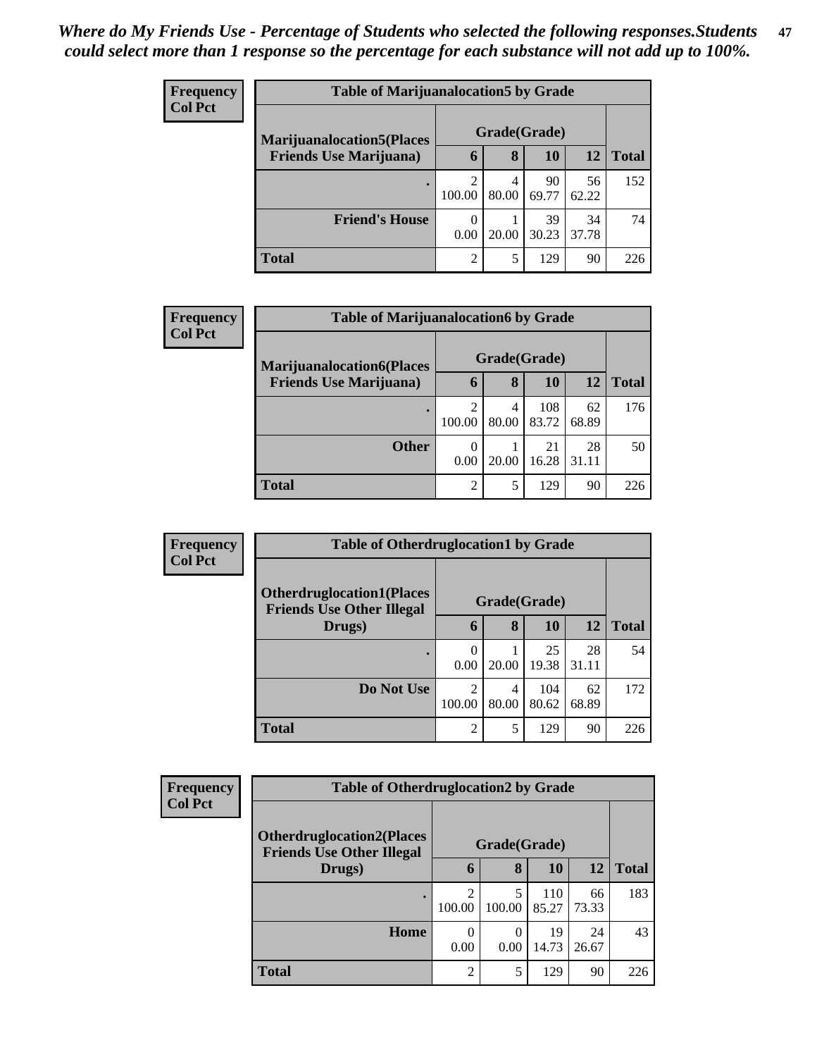*Where do My Friends Use - Percentage of Students who selected the following responses.Students could select more than 1 response so the percentage for each substance will not add up to 100%.*

**Frequency**
**Col Pct**

| Table of Marijuanalocation5 by Grade | | | | | |
|---|---|---|---|---|---|
| **Marijuanalocation5(Places Friends Use Marijuana)** | **Grade(Grade)** | | | | |
| | **6** | **8** | **10** | **12** | **Total** |
| **.** | 2<br>100.00 | 4<br>80.00 | 90<br>69.77 | 56<br>62.22 | 152 |
| **Friend's House** | 0<br>0.00 | 1<br>20.00 | 39<br>30.23 | 34<br>37.78 | 74 |
| **Total** | 2 | 5 | 129 | 90 | 226 |

**Frequency**
**Col Pct**

| Table of Marijuanalocation6 by Grade | | | | | |
|---|---|---|---|---|---|
| **Marijuanalocation6(Places Friends Use Marijuana)** | **Grade(Grade)** | | | | |
| | **6** | **8** | **10** | **12** | **Total** |
| **.** | 2<br>100.00 | 4<br>80.00 | 108<br>83.72 | 62<br>68.89 | 176 |
| **Other** | 0<br>0.00 | 1<br>20.00 | 21<br>16.28 | 28<br>31.11 | 50 |
| **Total** | 2 | 5 | 129 | 90 | 226 |

**Frequency**
**Col Pct**

| Table of Otherdruglocation1 by Grade | | | | | |
|---|---|---|---|---|---|
| **Otherdruglocation1(Places Friends Use Other Illegal Drugs)** | **Grade(Grade)** | | | | |
| | **6** | **8** | **10** | **12** | **Total** |
| **.** | 0<br>0.00 | 1<br>20.00 | 25<br>19.38 | 28<br>31.11 | 54 |
| **Do Not Use** | 2<br>100.00 | 4<br>80.00 | 104<br>80.62 | 62<br>68.89 | 172 |
| **Total** | 2 | 5 | 129 | 90 | 226 |

**Frequency**
**Col Pct**

| Table of Otherdruglocation2 by Grade | | | | | |
|---|---|---|---|---|---|
| **Otherdruglocation2(Places Friends Use Other Illegal Drugs)** | **Grade(Grade)** | | | | |
| | **6** | **8** | **10** | **12** | **Total** |
| **.** | 2<br>100.00 | 5<br>100.00 | 110<br>85.27 | 66<br>73.33 | 183 |
| **Home** | 0<br>0.00 | 0<br>0.00 | 19<br>14.73 | 24<br>26.67 | 43 |
| **Total** | 2 | 5 | 129 | 90 | 226 |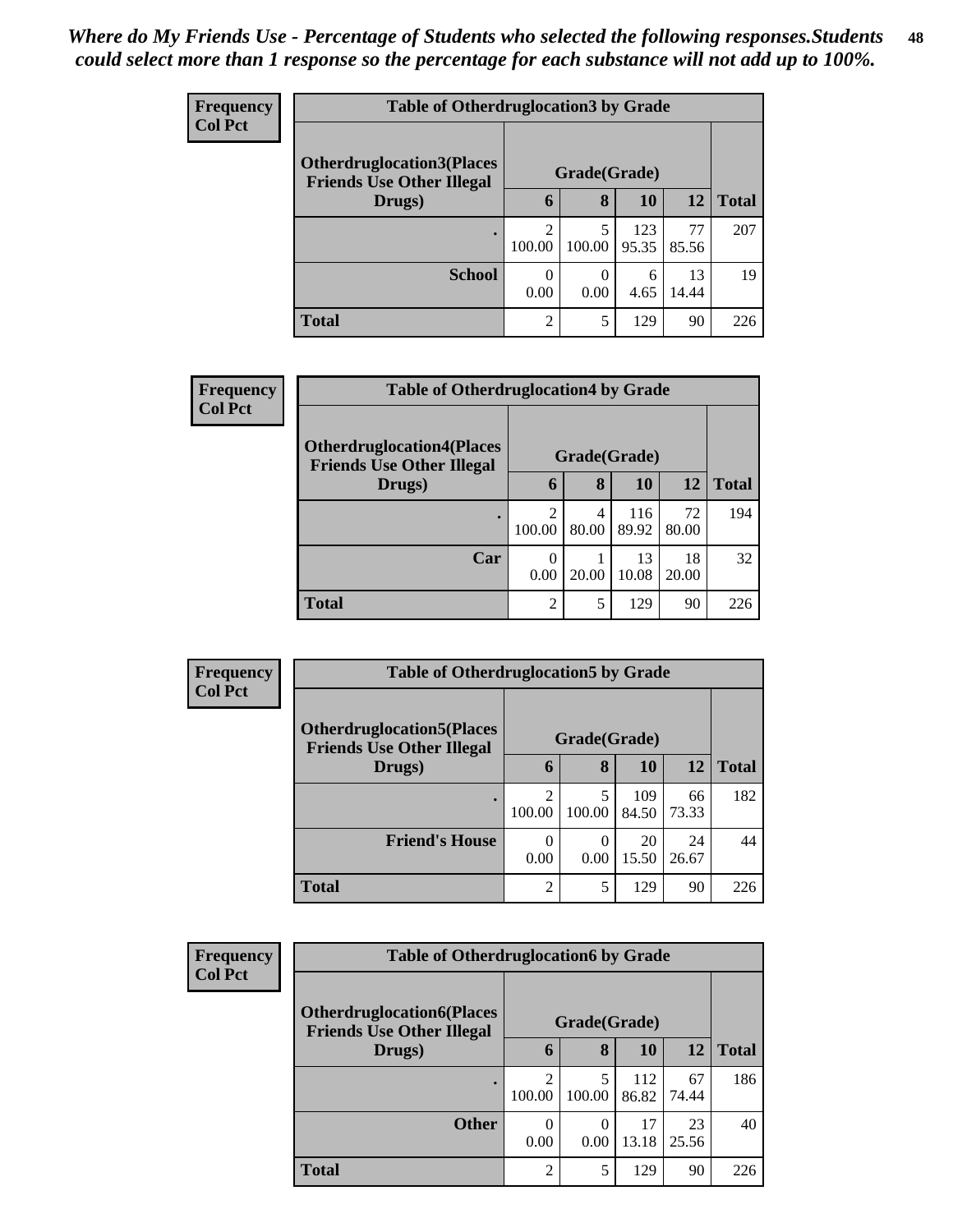*Where do My Friends Use - Percentage of Students who selected the following responses.Students could select more than 1 response so the percentage for each substance will not add up to 100%.*

**Frequency**
**Col Pct**

| Table of Otherdruglocation3 by Grade | | | | | |
|---|---|---|---|---|---|
| **Otherdruglocation3(Places Friends Use Other Illegal Drugs)** | **Grade(Grade)** | | | | |
| | **6** | **8** | **10** | **12** | **Total** |
| **.** | 2<br>100.00 | 5<br>100.00 | 123<br>95.35 | 77<br>85.56 | 207 |
| **School** | 0<br>0.00 | 0<br>0.00 | 6<br>4.65 | 13<br>14.44 | 19 |
| **Total** | 2 | 5 | 129 | 90 | 226 |

**Frequency**
**Col Pct**

| Table of Otherdruglocation4 by Grade | | | | | |
|---|---|---|---|---|---|
| **Otherdruglocation4(Places Friends Use Other Illegal Drugs)** | **Grade(Grade)** | | | | |
| | **6** | **8** | **10** | **12** | **Total** |
| **.** | 2<br>100.00 | 4<br>80.00 | 116<br>89.92 | 72<br>80.00 | 194 |
| **Car** | 0<br>0.00 | 1<br>20.00 | 13<br>10.08 | 18<br>20.00 | 32 |
| **Total** | 2 | 5 | 129 | 90 | 226 |

**Frequency**
**Col Pct**

| Table of Otherdruglocation5 by Grade | | | | | |
|---|---|---|---|---|---|
| **Otherdruglocation5(Places Friends Use Other Illegal Drugs)** | **Grade(Grade)** | | | | |
| | **6** | **8** | **10** | **12** | **Total** |
| **.** | 2<br>100.00 | 5<br>100.00 | 109<br>84.50 | 66<br>73.33 | 182 |
| **Friend's House** | 0<br>0.00 | 0<br>0.00 | 20<br>15.50 | 24<br>26.67 | 44 |
| **Total** | 2 | 5 | 129 | 90 | 226 |

**Frequency**
**Col Pct**

| Table of Otherdruglocation6 by Grade | | | | | |
|---|---|---|---|---|---|
| **Otherdruglocation6(Places Friends Use Other Illegal Drugs)** | **Grade(Grade)** | | | | |
| | **6** | **8** | **10** | **12** | **Total** |
| **.** | 2<br>100.00 | 5<br>100.00 | 112<br>86.82 | 67<br>74.44 | 186 |
| **Other** | 0<br>0.00 | 0<br>0.00 | 17<br>13.18 | 23<br>25.56 | 40 |
| **Total** | 2 | 5 | 129 | 90 | 226 |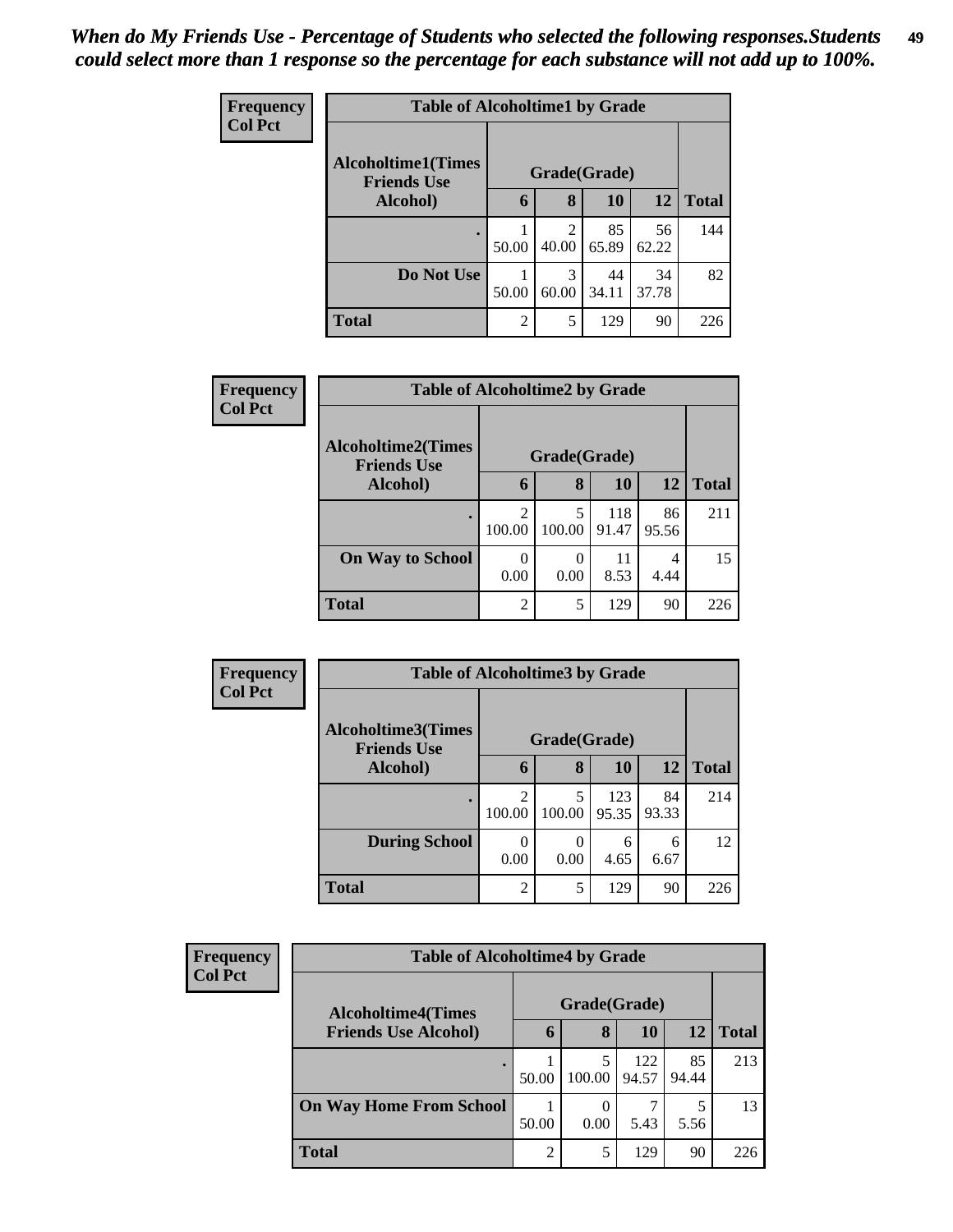*When do My Friends Use - Percentage of Students who selected the following responses.Students could select more than 1 response so the percentage for each substance will not add up to 100%.*

**Frequency**
**Col Pct**

| Table of Alcoholtime1 by Grade | | | | | |
|---|---|---|---|---|---|
| Alcoholtime1(Times Friends Use Alcohol) | Grade(Grade) | | | | Total |
| | 6 | 8 | 10 | 12 | |
| . | 1<br>50.00 | 2<br>40.00 | 85<br>65.89 | 56<br>62.22 | 144 |
| Do Not Use | 1<br>50.00 | 3<br>60.00 | 44<br>34.11 | 34<br>37.78 | 82 |
| Total | 2 | 5 | 129 | 90 | 226 |

**Frequency**
**Col Pct**

| Table of Alcoholtime2 by Grade | | | | | |
|---|---|---|---|---|---|
| Alcoholtime2(Times Friends Use Alcohol) | Grade(Grade) | | | | Total |
| | 6 | 8 | 10 | 12 | |
| . | 2<br>100.00 | 5<br>100.00 | 118<br>91.47 | 86<br>95.56 | 211 |
| On Way to School | 0<br>0.00 | 0<br>0.00 | 11<br>8.53 | 4<br>4.44 | 15 |
| Total | 2 | 5 | 129 | 90 | 226 |

**Frequency**
**Col Pct**

| Table of Alcoholtime3 by Grade | | | | | |
|---|---|---|---|---|---|
| Alcoholtime3(Times Friends Use Alcohol) | Grade(Grade) | | | | Total |
| | 6 | 8 | 10 | 12 | |
| . | 2<br>100.00 | 5<br>100.00 | 123<br>95.35 | 84<br>93.33 | 214 |
| During School | 0<br>0.00 | 0<br>0.00 | 6<br>4.65 | 6<br>6.67 | 12 |
| Total | 2 | 5 | 129 | 90 | 226 |

**Frequency**
**Col Pct**

| Table of Alcoholtime4 by Grade | | | | | |
|---|---|---|---|---|---|
| Alcoholtime4(Times Friends Use Alcohol) | Grade(Grade) | | | | Total |
| | 6 | 8 | 10 | 12 | |
| . | 1<br>50.00 | 5<br>100.00 | 122<br>94.57 | 85<br>94.44 | 213 |
| On Way Home From School | 1<br>50.00 | 0<br>0.00 | 7<br>5.43 | 5<br>5.56 | 13 |
| Total | 2 | 5 | 129 | 90 | 226 |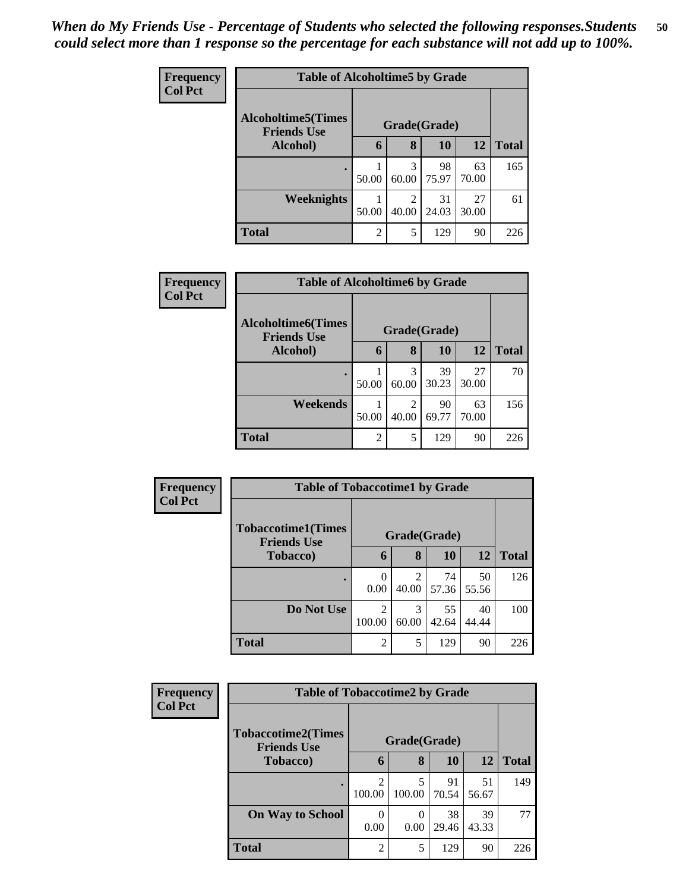*When do My Friends Use - Percentage of Students who selected the following responses.Students could select more than 1 response so the percentage for each substance will not add up to 100%.*

**Frequency**
**Col Pct**

**Table of Alcoholtime5 by Grade**

| Alcoholtime5(Times Friends Use Alcohol) | Grade(Grade) | | | | Total |
|---|---|---|---|---|---|
| | 6 | 8 | 10 | 12 | |
| . | 1<br>50.00 | 3<br>60.00 | 98<br>75.97 | 63<br>70.00 | 165 |
| Weeknights | 1<br>50.00 | 2<br>40.00 | 31<br>24.03 | 27<br>30.00 | 61 |
| Total | 2 | 5 | 129 | 90 | 226 |

**Frequency**
**Col Pct**

**Table of Alcoholtime6 by Grade**

| Alcoholtime6(Times Friends Use Alcohol) | Grade(Grade) | | | | Total |
|---|---|---|---|---|---|
| | 6 | 8 | 10 | 12 | |
| . | 1<br>50.00 | 3<br>60.00 | 39<br>30.23 | 27<br>30.00 | 70 |
| Weekends | 1<br>50.00 | 2<br>40.00 | 90<br>69.77 | 63<br>70.00 | 156 |
| Total | 2 | 5 | 129 | 90 | 226 |

**Frequency**
**Col Pct**

**Table of Tobaccotime1 by Grade**

| Tobaccotime1(Times Friends Use Tobacco) | Grade(Grade) | | | | Total |
|---|---|---|---|---|---|
| | 6 | 8 | 10 | 12 | |
| . | 0<br>0.00 | 2<br>40.00 | 74<br>57.36 | 50<br>55.56 | 126 |
| Do Not Use | 2<br>100.00 | 3<br>60.00 | 55<br>42.64 | 40<br>44.44 | 100 |
| Total | 2 | 5 | 129 | 90 | 226 |

**Frequency**
**Col Pct**

**Table of Tobaccotime2 by Grade**

| Tobaccotime2(Times Friends Use Tobacco) | Grade(Grade) | | | | Total |
|---|---|---|---|---|---|
| | 6 | 8 | 10 | 12 | |
| . | 2<br>100.00 | 5<br>100.00 | 91<br>70.54 | 51<br>56.67 | 149 |
| On Way to School | 0<br>0.00 | 0<br>0.00 | 38<br>29.46 | 39<br>43.33 | 77 |
| Total | 2 | 5 | 129 | 90 | 226 |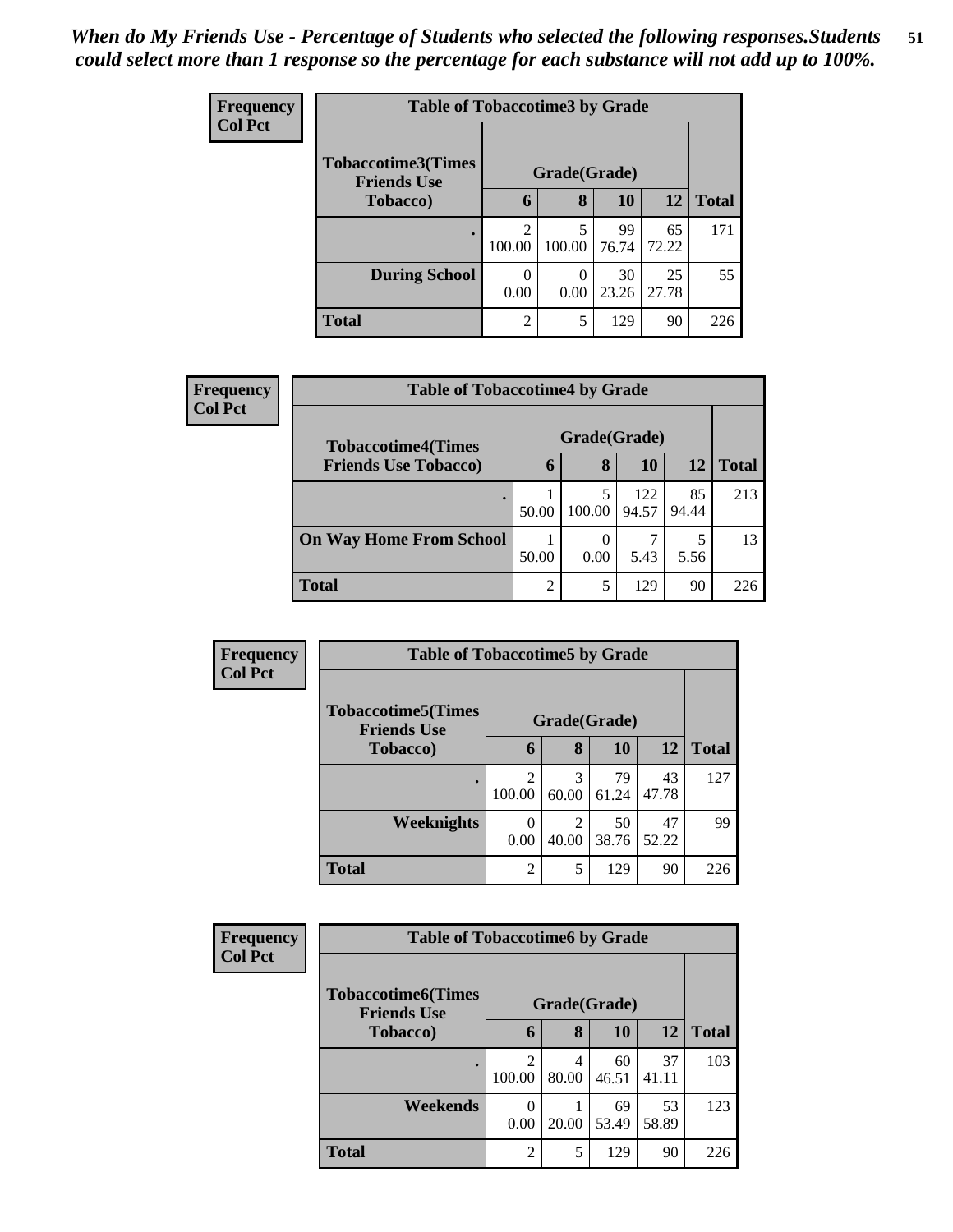*When do My Friends Use - Percentage of Students who selected the following responses.Students could select more than 1 response so the percentage for each substance will not add up to 100%.*

**Frequency / Col Pct**

| Table of Tobaccotime3 by Grade | | | | | |
|---|---|---|---|---|---|
| Tobaccotime3(Times Friends Use Tobacco) | Grade(Grade) | | | | |
| | 6 | 8 | 10 | 12 | Total |
| . | 2<br>100.00 | 5<br>100.00 | 99<br>76.74 | 65<br>72.22 | 171 |
| During School | 0<br>0.00 | 0<br>0.00 | 30<br>23.26 | 25<br>27.78 | 55 |
| Total | 2 | 5 | 129 | 90 | 226 |

**Frequency / Col Pct**

| Table of Tobaccotime4 by Grade | | | | | |
|---|---|---|---|---|---|
| Tobaccotime4(Times Friends Use Tobacco) | Grade(Grade) | | | | |
| | 6 | 8 | 10 | 12 | Total |
| . | 1<br>50.00 | 5<br>100.00 | 122<br>94.57 | 85<br>94.44 | 213 |
| On Way Home From School | 1<br>50.00 | 0<br>0.00 | 7<br>5.43 | 5<br>5.56 | 13 |
| Total | 2 | 5 | 129 | 90 | 226 |

**Frequency / Col Pct**

| Table of Tobaccotime5 by Grade | | | | | |
|---|---|---|---|---|---|
| Tobaccotime5(Times Friends Use Tobacco) | Grade(Grade) | | | | |
| | 6 | 8 | 10 | 12 | Total |
| . | 2<br>100.00 | 3<br>60.00 | 79<br>61.24 | 43<br>47.78 | 127 |
| Weeknights | 0<br>0.00 | 2<br>40.00 | 50<br>38.76 | 47<br>52.22 | 99 |
| Total | 2 | 5 | 129 | 90 | 226 |

**Frequency / Col Pct**

| Table of Tobaccotime6 by Grade | | | | | |
|---|---|---|---|---|---|
| Tobaccotime6(Times Friends Use Tobacco) | Grade(Grade) | | | | |
| | 6 | 8 | 10 | 12 | Total |
| . | 2<br>100.00 | 4<br>80.00 | 60<br>46.51 | 37<br>41.11 | 103 |
| Weekends | 0<br>0.00 | 1<br>20.00 | 69<br>53.49 | 53<br>58.89 | 123 |
| Total | 2 | 5 | 129 | 90 | 226 |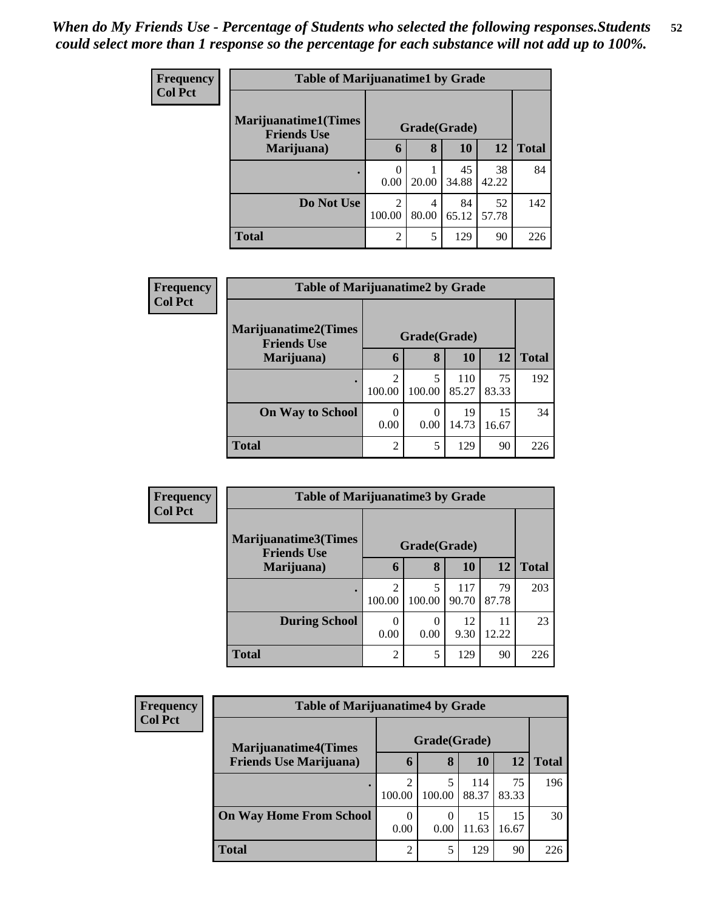*When do My Friends Use - Percentage of Students who selected the following responses.Students could select more than 1 response so the percentage for each substance will not add up to 100%.*

**Frequency**
**Col Pct**

| Table of Marijuanatime1 by Grade | | | | | |
|---|---|---|---|---|---|
| Marijuanatime1(Times Friends Use Marijuana) | Grade(Grade) | | | | |
| | 6 | 8 | 10 | 12 | Total |
| . | 0<br>0.00 | 1<br>20.00 | 45<br>34.88 | 38<br>42.22 | 84 |
| Do Not Use | 2<br>100.00 | 4<br>80.00 | 84<br>65.12 | 52<br>57.78 | 142 |
| Total | 2 | 5 | 129 | 90 | 226 |

**Frequency**
**Col Pct**

| Table of Marijuanatime2 by Grade | | | | | |
|---|---|---|---|---|---|
| Marijuanatime2(Times Friends Use Marijuana) | Grade(Grade) | | | | |
| | 6 | 8 | 10 | 12 | Total |
| . | 2<br>100.00 | 5<br>100.00 | 110<br>85.27 | 75<br>83.33 | 192 |
| On Way to School | 0<br>0.00 | 0<br>0.00 | 19<br>14.73 | 15<br>16.67 | 34 |
| Total | 2 | 5 | 129 | 90 | 226 |

**Frequency**
**Col Pct**

| Table of Marijuanatime3 by Grade | | | | | |
|---|---|---|---|---|---|
| Marijuanatime3(Times Friends Use Marijuana) | Grade(Grade) | | | | |
| | 6 | 8 | 10 | 12 | Total |
| . | 2<br>100.00 | 5<br>100.00 | 117<br>90.70 | 79<br>87.78 | 203 |
| During School | 0<br>0.00 | 0<br>0.00 | 12<br>9.30 | 11<br>12.22 | 23 |
| Total | 2 | 5 | 129 | 90 | 226 |

**Frequency**
**Col Pct**

| Table of Marijuanatime4 by Grade | | | | | |
|---|---|---|---|---|---|
| Marijuanatime4(Times Friends Use Marijuana) | Grade(Grade) | | | | |
| | 6 | 8 | 10 | 12 | Total |
| . | 2<br>100.00 | 5<br>100.00 | 114<br>88.37 | 75<br>83.33 | 196 |
| On Way Home From School | 0<br>0.00 | 0<br>0.00 | 15<br>11.63 | 15<br>16.67 | 30 |
| Total | 2 | 5 | 129 | 90 | 226 |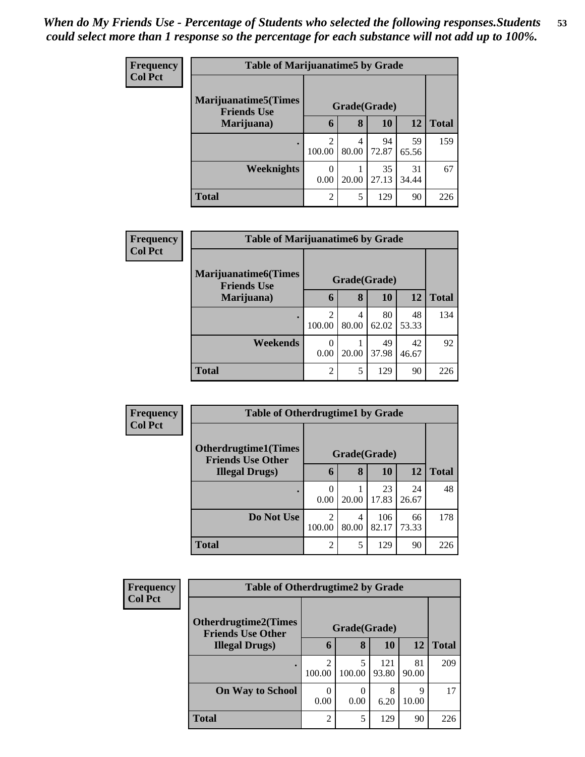*When do My Friends Use - Percentage of Students who selected the following responses.Students could select more than 1 response so the percentage for each substance will not add up to 100%.*

**Table of Marijuanatime5 by Grade**

| Marijuanatime5(Times Friends Use Marijuana) | Grade(Grade) | | | | Total |
|---|---|---|---|---|---|
| | 6 | 8 | 10 | 12 | |
| . | 2<br>100.00 | 4<br>80.00 | 94<br>72.87 | 59<br>65.56 | 159 |
| Weeknights | 0<br>0.00 | 1<br>20.00 | 35<br>27.13 | 31<br>34.44 | 67 |
| Total | 2 | 5 | 129 | 90 | 226 |

**Table of Marijuanatime6 by Grade**

| Marijuanatime6(Times Friends Use Marijuana) | Grade(Grade) | | | | Total |
|---|---|---|---|---|---|
| | 6 | 8 | 10 | 12 | |
| . | 2<br>100.00 | 4<br>80.00 | 80<br>62.02 | 48<br>53.33 | 134 |
| Weekends | 0<br>0.00 | 1<br>20.00 | 49<br>37.98 | 42<br>46.67 | 92 |
| Total | 2 | 5 | 129 | 90 | 226 |

**Table of Otherdrugtime1 by Grade**

| Otherdrugtime1(Times Friends Use Other Illegal Drugs) | Grade(Grade) | | | | Total |
|---|---|---|---|---|---|
| | 6 | 8 | 10 | 12 | |
| . | 0<br>0.00 | 1<br>20.00 | 23<br>17.83 | 24<br>26.67 | 48 |
| Do Not Use | 2<br>100.00 | 4<br>80.00 | 106<br>82.17 | 66<br>73.33 | 178 |
| Total | 2 | 5 | 129 | 90 | 226 |

**Table of Otherdrugtime2 by Grade**

| Otherdrugtime2(Times Friends Use Other Illegal Drugs) | Grade(Grade) | | | | Total |
|---|---|---|---|---|---|
| | 6 | 8 | 10 | 12 | |
| . | 2<br>100.00 | 5<br>100.00 | 121<br>93.80 | 81<br>90.00 | 209 |
| On Way to School | 0<br>0.00 | 0<br>0.00 | 8<br>6.20 | 9<br>10.00 | 17 |
| Total | 2 | 5 | 129 | 90 | 226 |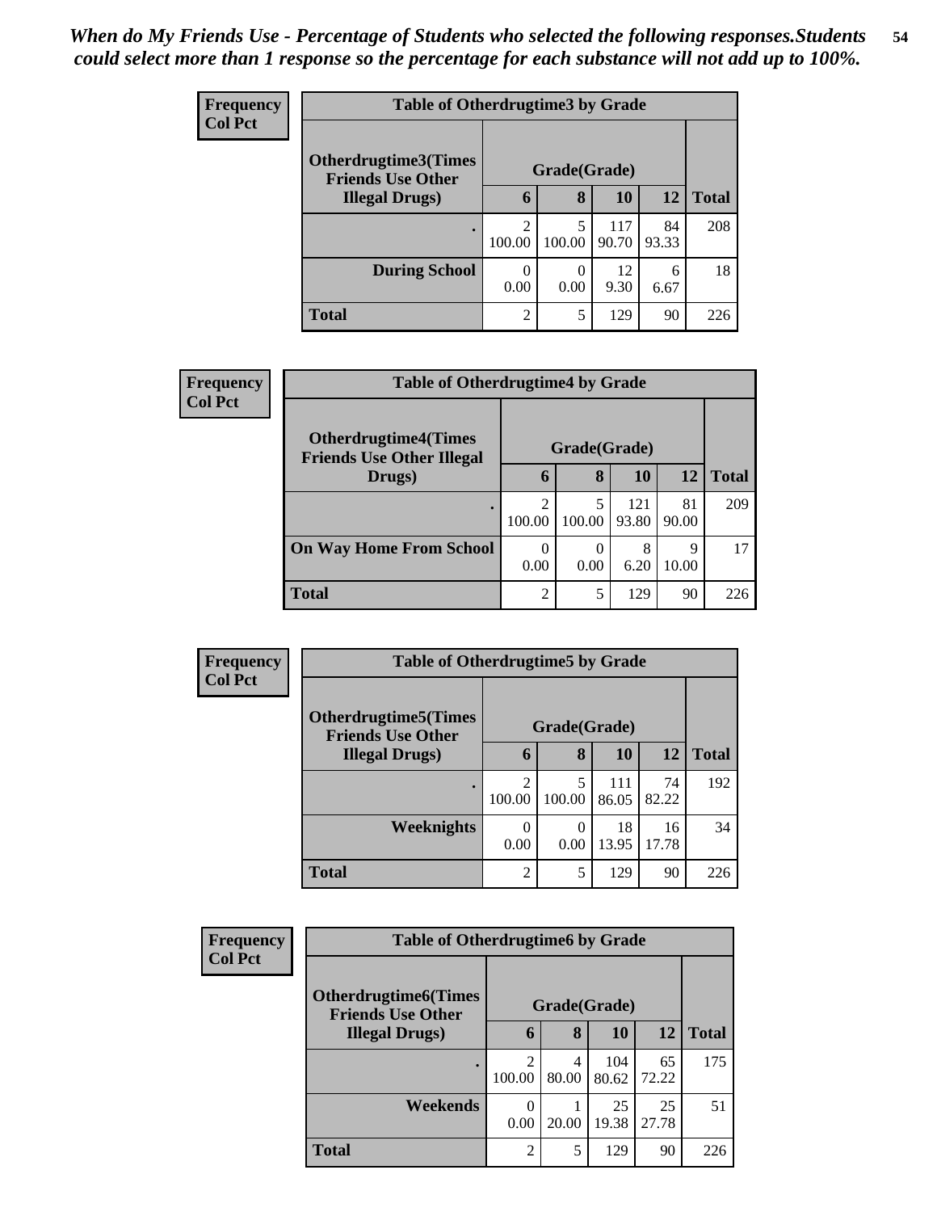*When do My Friends Use - Percentage of Students who selected the following responses.Students could select more than 1 response so the percentage for each substance will not add up to 100%.*

**Frequency**
**Col Pct**

| Table of Otherdrugtime3 by Grade | | | | | |
|---|---|---|---|---|---|
| **Otherdrugtime3(Times Friends Use Other Illegal Drugs)** | **Grade(Grade)** | | | | |
| | **6** | **8** | **10** | **12** | **Total** |
| **.** | 2<br>100.00 | 5<br>100.00 | 117<br>90.70 | 84<br>93.33 | 208 |
| **During School** | 0<br>0.00 | 0<br>0.00 | 12<br>9.30 | 6<br>6.67 | 18 |
| **Total** | 2 | 5 | 129 | 90 | 226 |

**Frequency**
**Col Pct**

| Table of Otherdrugtime4 by Grade | | | | | |
|---|---|---|---|---|---|
| **Otherdrugtime4(Times Friends Use Other Illegal Drugs)** | **Grade(Grade)** | | | | |
| | **6** | **8** | **10** | **12** | **Total** |
| **.** | 2<br>100.00 | 5<br>100.00 | 121<br>93.80 | 81<br>90.00 | 209 |
| **On Way Home From School** | 0<br>0.00 | 0<br>0.00 | 8<br>6.20 | 9<br>10.00 | 17 |
| **Total** | 2 | 5 | 129 | 90 | 226 |

**Frequency**
**Col Pct**

| Table of Otherdrugtime5 by Grade | | | | | |
|---|---|---|---|---|---|
| **Otherdrugtime5(Times Friends Use Other Illegal Drugs)** | **Grade(Grade)** | | | | |
| | **6** | **8** | **10** | **12** | **Total** |
| **.** | 2<br>100.00 | 5<br>100.00 | 111<br>86.05 | 74<br>82.22 | 192 |
| **Weeknights** | 0<br>0.00 | 0<br>0.00 | 18<br>13.95 | 16<br>17.78 | 34 |
| **Total** | 2 | 5 | 129 | 90 | 226 |

**Frequency**
**Col Pct**

| Table of Otherdrugtime6 by Grade | | | | | |
|---|---|---|---|---|---|
| **Otherdrugtime6(Times Friends Use Other Illegal Drugs)** | **Grade(Grade)** | | | | |
| | **6** | **8** | **10** | **12** | **Total** |
| **.** | 2<br>100.00 | 4<br>80.00 | 104<br>80.62 | 65<br>72.22 | 175 |
| **Weekends** | 0<br>0.00 | 1<br>20.00 | 25<br>19.38 | 25<br>27.78 | 51 |
| **Total** | 2 | 5 | 129 | 90 | 226 |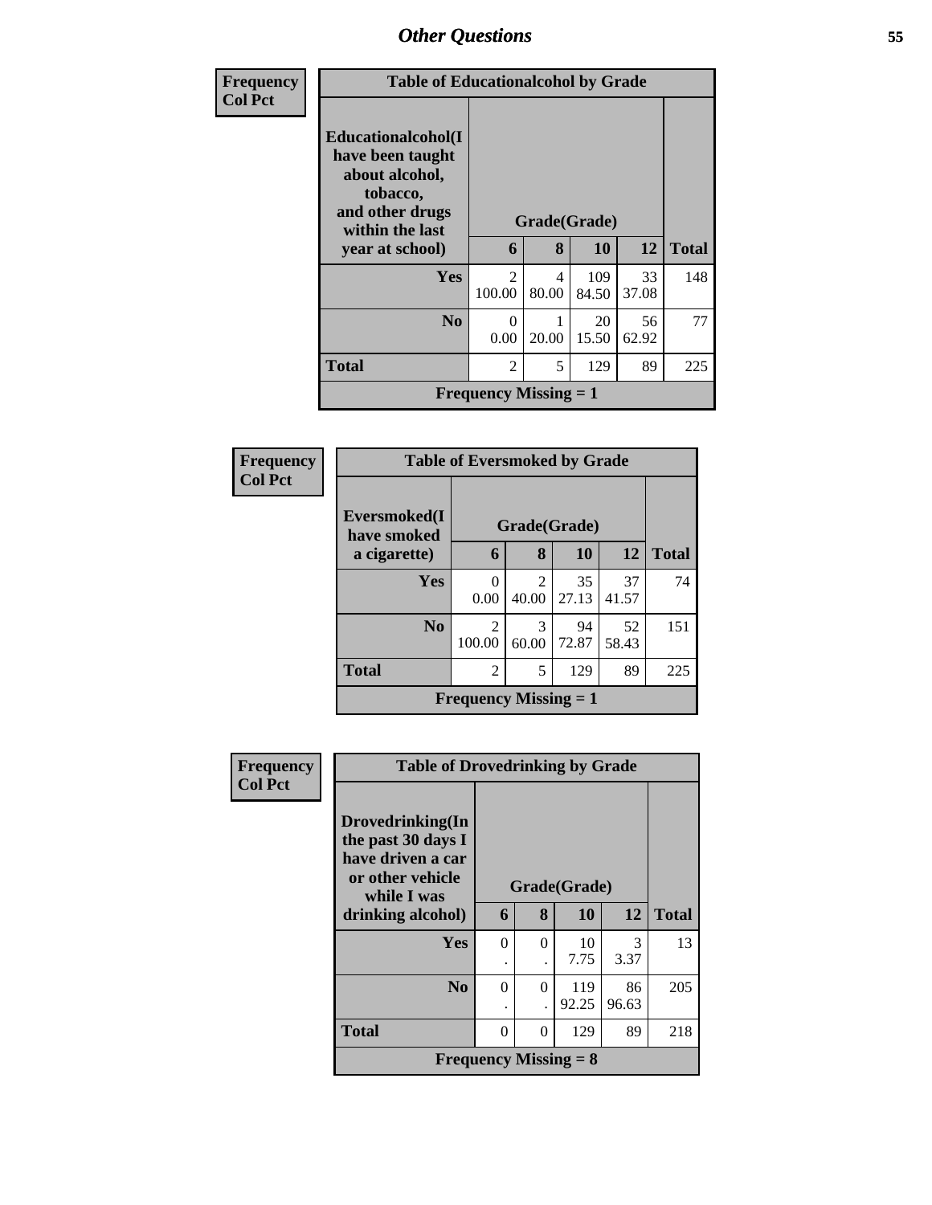| Frequency<br>Col Pct |
|---|

**Table of Educationalcohol by Grade**

| Educationalcohol(I have been taught about alcohol, tobacco, and other drugs within the last year at school) | Grade(Grade) | | | | Total |
|---|---|---|---|---|---|
| | 6 | 8 | 10 | 12 | |
| Yes | 2<br>100.00 | 4<br>80.00 | 109<br>84.50 | 33<br>37.08 | 148 |
| No | 0<br>0.00 | 1<br>20.00 | 20<br>15.50 | 56<br>62.92 | 77 |
| Total | 2 | 5 | 129 | 89 | 225 |

Frequency Missing = 1

| Frequency<br>Col Pct |
|---|

**Table of Eversmoked by Grade**

| Eversmoked(I have smoked a cigarette) | Grade(Grade) | | | | Total |
|---|---|---|---|---|---|
| | 6 | 8 | 10 | 12 | |
| Yes | 0<br>0.00 | 2<br>40.00 | 35<br>27.13 | 37<br>41.57 | 74 |
| No | 2<br>100.00 | 3<br>60.00 | 94<br>72.87 | 52<br>58.43 | 151 |
| Total | 2 | 5 | 129 | 89 | 225 |

Frequency Missing = 1

| Frequency<br>Col Pct |
|---|

**Table of Drovedrinking by Grade**

| Drovedrinking(In the past 30 days I have driven a car or other vehicle while I was drinking alcohol) | Grade(Grade) | | | | Total |
|---|---|---|---|---|---|
| | 6 | 8 | 10 | 12 | |
| Yes | 0<br>. | 0<br>. | 10<br>7.75 | 3<br>3.37 | 13 |
| No | 0<br>. | 0<br>. | 119<br>92.25 | 86<br>96.63 | 205 |
| Total | 0 | 0 | 129 | 89 | 218 |

Frequency Missing = 8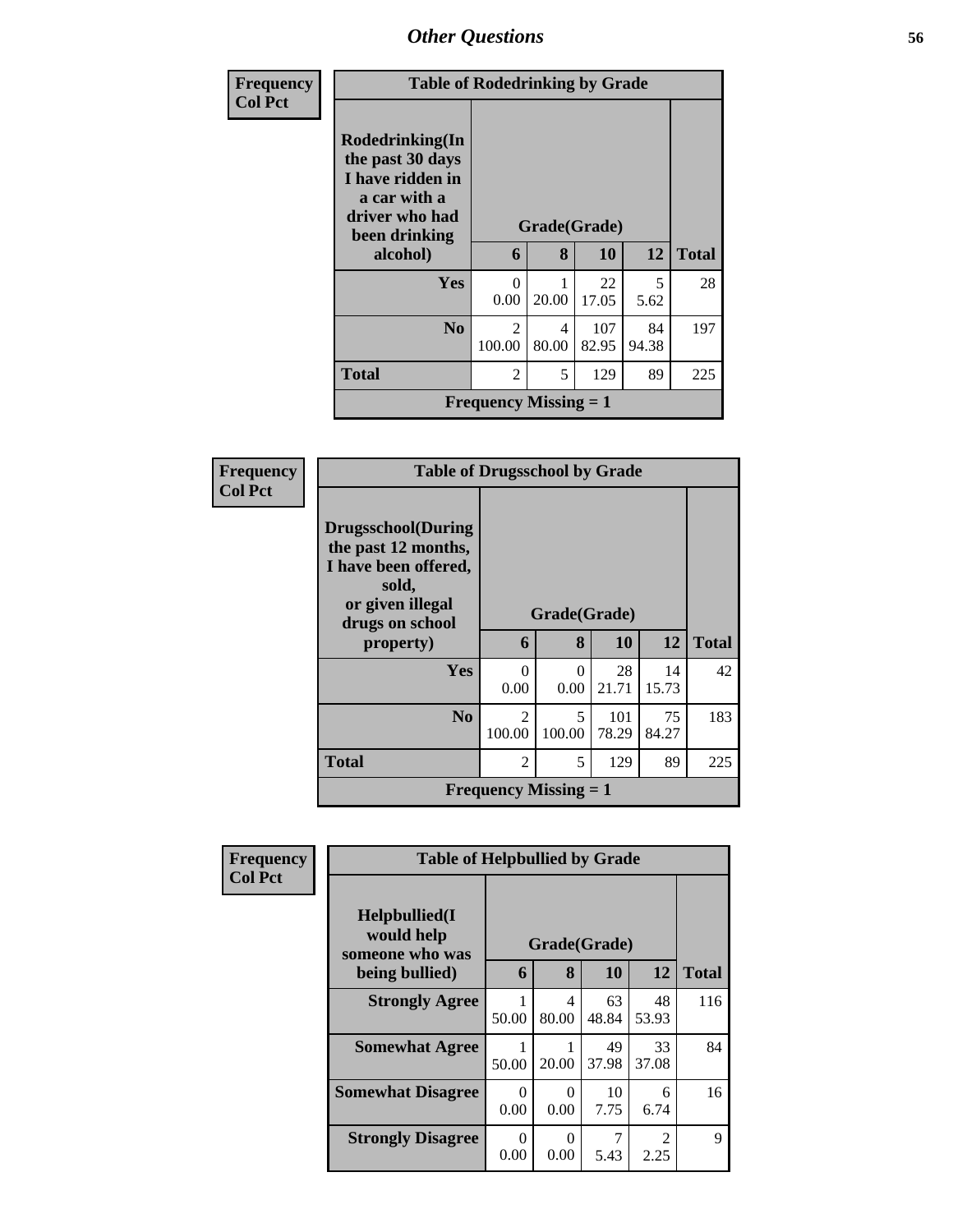Frequency
Col Pct

| Table of Rodedrinking by Grade | | | | | |
|---|---|---|---|---|---|
| Rodedrinking(In the past 30 days I have ridden in a car with a driver who had been drinking alcohol) | Grade(Grade) | | | | |
| | 6 | 8 | 10 | 12 | Total |
| **Yes** | 0<br>0.00 | 1<br>20.00 | 22<br>17.05 | 5<br>5.62 | 28 |
| **No** | 2<br>100.00 | 4<br>80.00 | 107<br>82.95 | 84<br>94.38 | 197 |
| **Total** | 2 | 5 | 129 | 89 | 225 |
| **Frequency Missing = 1** | | | | | |

Frequency
Col Pct

| Table of Drugsschool by Grade | | | | | |
|---|---|---|---|---|---|
| Drugsschool(During the past 12 months, I have been offered, sold, or given illegal drugs on school property) | Grade(Grade) | | | | |
| | 6 | 8 | 10 | 12 | Total |
| **Yes** | 0<br>0.00 | 0<br>0.00 | 28<br>21.71 | 14<br>15.73 | 42 |
| **No** | 2<br>100.00 | 5<br>100.00 | 101<br>78.29 | 75<br>84.27 | 183 |
| **Total** | 2 | 5 | 129 | 89 | 225 |
| **Frequency Missing = 1** | | | | | |

Frequency
Col Pct

| Table of Helpbullied by Grade | | | | | |
|---|---|---|---|---|---|
| Helpbullied(I would help someone who was being bullied) | Grade(Grade) | | | | |
| | 6 | 8 | 10 | 12 | Total |
| **Strongly Agree** | 1<br>50.00 | 4<br>80.00 | 63<br>48.84 | 48<br>53.93 | 116 |
| **Somewhat Agree** | 1<br>50.00 | 1<br>20.00 | 49<br>37.98 | 33<br>37.08 | 84 |
| **Somewhat Disagree** | 0<br>0.00 | 0<br>0.00 | 10<br>7.75 | 6<br>6.74 | 16 |
| **Strongly Disagree** | 0<br>0.00 | 0<br>0.00 | 7<br>5.43 | 2<br>2.25 | 9 |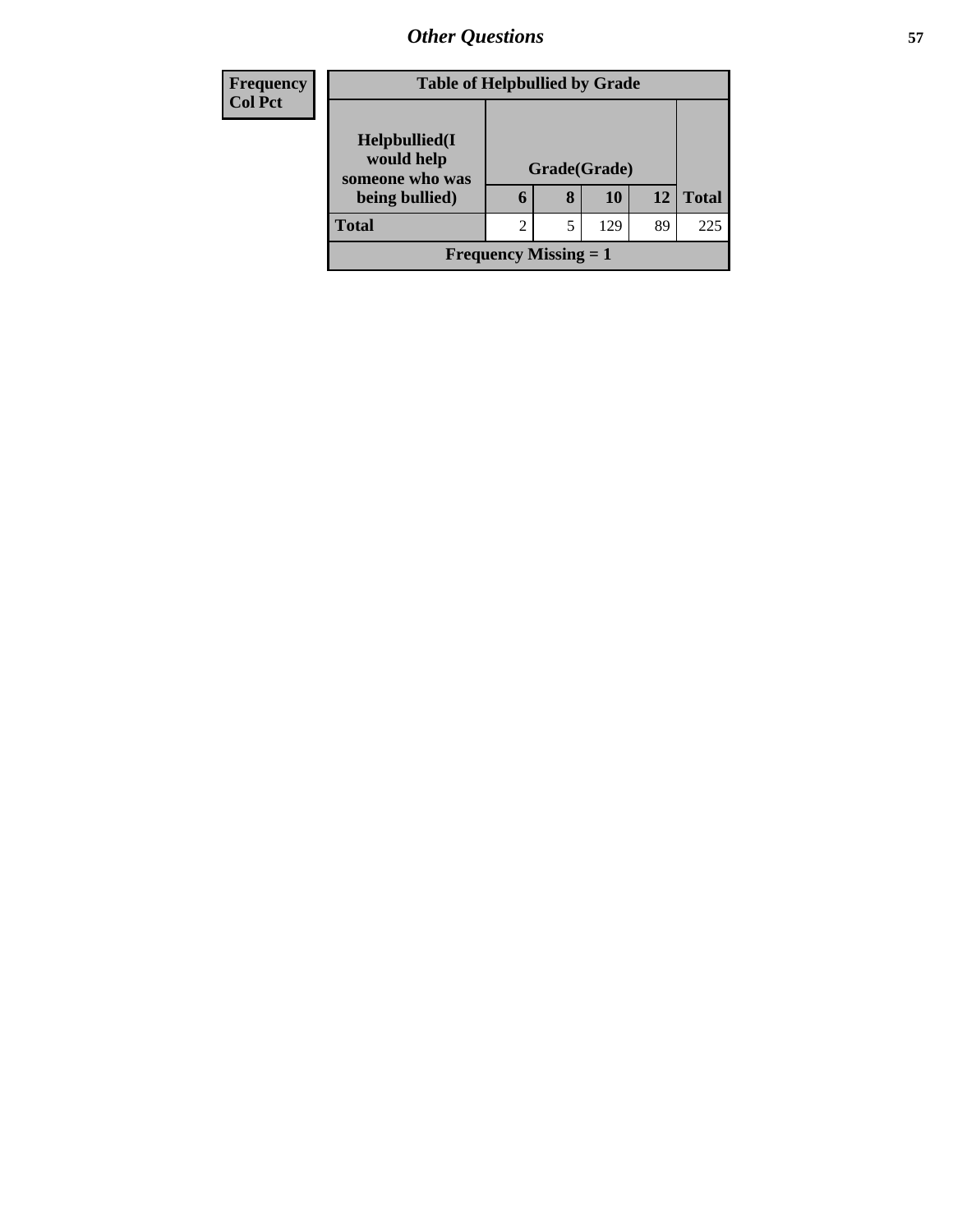| Frequency<br>Col Pct | | | | | |
|---|---|---|---|---|---|

**Table of Helpbullied by Grade**

| Helpbullied(I would help someone who was being bullied) | Grade(Grade) | | | | Total |
|---|---|---|---|---|---|
| | 6 | 8 | 10 | 12 | |
| **Total** | 2 | 5 | 129 | 89 | 225 |
| **Frequency Missing = 1** | | | | | |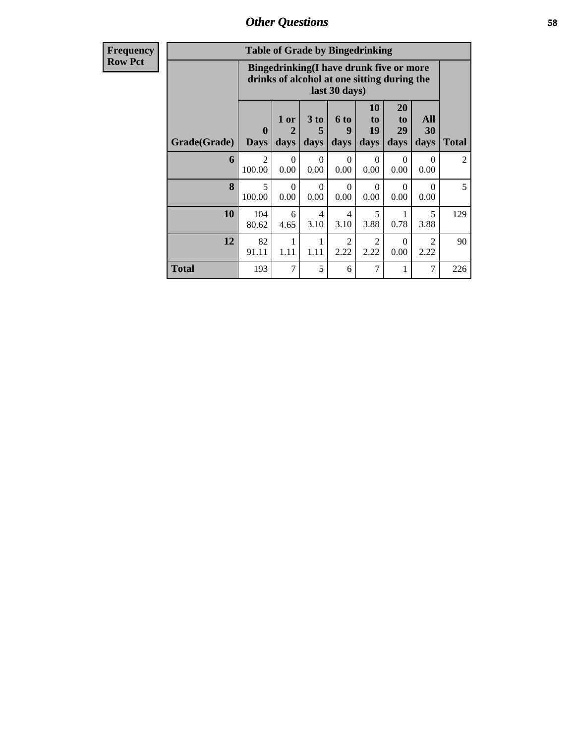**Frequency**
**Row Pct**

| Table of Grade by Bingedrinking | | | | | | | | |
|---|---|---|---|---|---|---|---|---|
| | Bingedrinking(I have drunk five or more drinks of alcohol at one sitting during the last 30 days) | | | | | | | |
| Grade(Grade) | 0 Days | 1 or 2 days | 3 to 5 days | 6 to 9 days | 10 to 19 days | 20 to 29 days | All 30 days | Total |
| 6 | 2<br>100.00 | 0<br>0.00 | 0<br>0.00 | 0<br>0.00 | 0<br>0.00 | 0<br>0.00 | 0<br>0.00 | 2 |
| 8 | 5<br>100.00 | 0<br>0.00 | 0<br>0.00 | 0<br>0.00 | 0<br>0.00 | 0<br>0.00 | 0<br>0.00 | 5 |
| 10 | 104<br>80.62 | 6<br>4.65 | 4<br>3.10 | 4<br>3.10 | 5<br>3.88 | 1<br>0.78 | 5<br>3.88 | 129 |
| 12 | 82<br>91.11 | 1<br>1.11 | 1<br>1.11 | 2<br>2.22 | 2<br>2.22 | 0<br>0.00 | 2<br>2.22 | 90 |
| **Total** | 193 | 7 | 5 | 6 | 7 | 1 | 7 | 226 |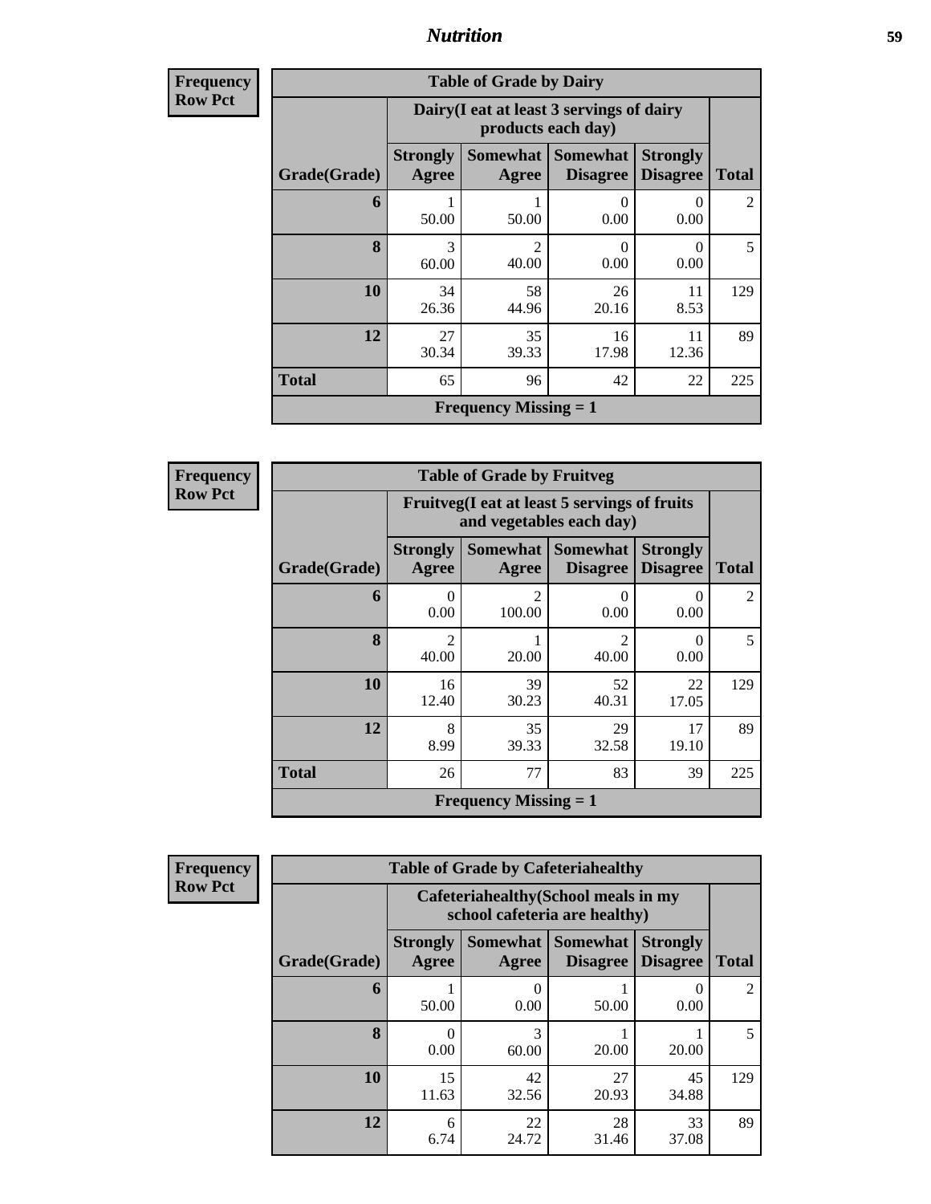# Nutrition

**Frequency Row Pct**

| Table of Grade by Dairy | | | | | |
|---|---|---|---|---|---|
| | Dairy(I eat at least 3 servings of dairy products each day) | | | | |
| Grade(Grade) | Strongly Agree | Somewhat Agree | Somewhat Disagree | Strongly Disagree | Total |
| 6 | 1<br>50.00 | 1<br>50.00 | 0<br>0.00 | 0<br>0.00 | 2 |
| 8 | 3<br>60.00 | 2<br>40.00 | 0<br>0.00 | 0<br>0.00 | 5 |
| 10 | 34<br>26.36 | 58<br>44.96 | 26<br>20.16 | 11<br>8.53 | 129 |
| 12 | 27<br>30.34 | 35<br>39.33 | 16<br>17.98 | 11<br>12.36 | 89 |
| Total | 65 | 96 | 42 | 22 | 225 |
| Frequency Missing = 1 | | | | | |

**Frequency Row Pct**

| Table of Grade by Fruitveg | | | | | |
|---|---|---|---|---|---|
| | Fruitveg(I eat at least 5 servings of fruits and vegetables each day) | | | | |
| Grade(Grade) | Strongly Agree | Somewhat Agree | Somewhat Disagree | Strongly Disagree | Total |
| 6 | 0<br>0.00 | 2<br>100.00 | 0<br>0.00 | 0<br>0.00 | 2 |
| 8 | 2<br>40.00 | 1<br>20.00 | 2<br>40.00 | 0<br>0.00 | 5 |
| 10 | 16<br>12.40 | 39<br>30.23 | 52<br>40.31 | 22<br>17.05 | 129 |
| 12 | 8<br>8.99 | 35<br>39.33 | 29<br>32.58 | 17<br>19.10 | 89 |
| Total | 26 | 77 | 83 | 39 | 225 |
| Frequency Missing = 1 | | | | | |

**Frequency Row Pct**

| Table of Grade by Cafeteriahealthy | | | | | |
|---|---|---|---|---|---|
| | Cafeteriahealthy(School meals in my school cafeteria are healthy) | | | | |
| Grade(Grade) | Strongly Agree | Somewhat Agree | Somewhat Disagree | Strongly Disagree | Total |
| 6 | 1<br>50.00 | 0<br>0.00 | 1<br>50.00 | 0<br>0.00 | 2 |
| 8 | 0<br>0.00 | 3<br>60.00 | 1<br>20.00 | 1<br>20.00 | 5 |
| 10 | 15<br>11.63 | 42<br>32.56 | 27<br>20.93 | 45<br>34.88 | 129 |
| 12 | 6<br>6.74 | 22<br>24.72 | 28<br>31.46 | 33<br>37.08 | 89 |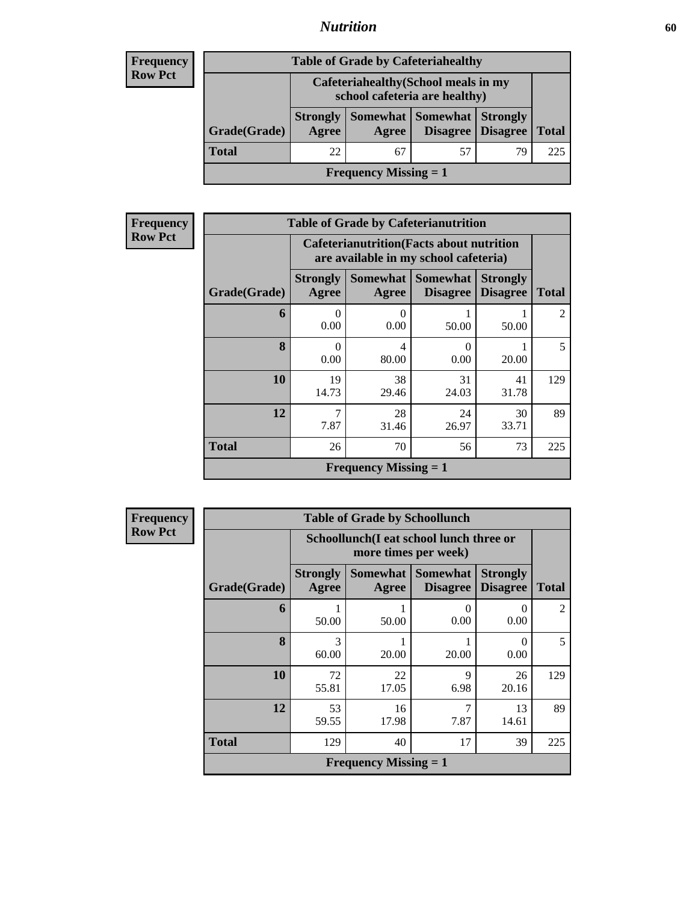**Frequency**
**Row Pct**

| Table of Grade by Cafeteriahealthy | | | | | |
|---|---|---|---|---|---|
| | Cafeteriahealthy(School meals in my school cafeteria are healthy) | | | | |
| Grade(Grade) | Strongly Agree | Somewhat Agree | Somewhat Disagree | Strongly Disagree | Total |
| **Total** | 22 | 67 | 57 | 79 | 225 |
| **Frequency Missing = 1** | | | | | |

**Frequency**
**Row Pct**

| Table of Grade by Cafeterianutrition | | | | | |
|---|---|---|---|---|---|
| | Cafeterianutrition(Facts about nutrition are available in my school cafeteria) | | | | |
| Grade(Grade) | Strongly Agree | Somewhat Agree | Somewhat Disagree | Strongly Disagree | Total |
| **6** | 0<br>0.00 | 0<br>0.00 | 1<br>50.00 | 1<br>50.00 | 2 |
| **8** | 0<br>0.00 | 4<br>80.00 | 0<br>0.00 | 1<br>20.00 | 5 |
| **10** | 19<br>14.73 | 38<br>29.46 | 31<br>24.03 | 41<br>31.78 | 129 |
| **12** | 7<br>7.87 | 28<br>31.46 | 24<br>26.97 | 30<br>33.71 | 89 |
| **Total** | 26 | 70 | 56 | 73 | 225 |
| **Frequency Missing = 1** | | | | | |

**Frequency**
**Row Pct**

| Table of Grade by Schoollunch | | | | | |
|---|---|---|---|---|---|
| | Schoollunch(I eat school lunch three or more times per week) | | | | |
| Grade(Grade) | Strongly Agree | Somewhat Agree | Somewhat Disagree | Strongly Disagree | Total |
| **6** | 1<br>50.00 | 1<br>50.00 | 0<br>0.00 | 0<br>0.00 | 2 |
| **8** | 3<br>60.00 | 1<br>20.00 | 1<br>20.00 | 0<br>0.00 | 5 |
| **10** | 72<br>55.81 | 22<br>17.05 | 9<br>6.98 | 26<br>20.16 | 129 |
| **12** | 53<br>59.55 | 16<br>17.98 | 7<br>7.87 | 13<br>14.61 | 89 |
| **Total** | 129 | 40 | 17 | 39 | 225 |
| **Frequency Missing = 1** | | | | | |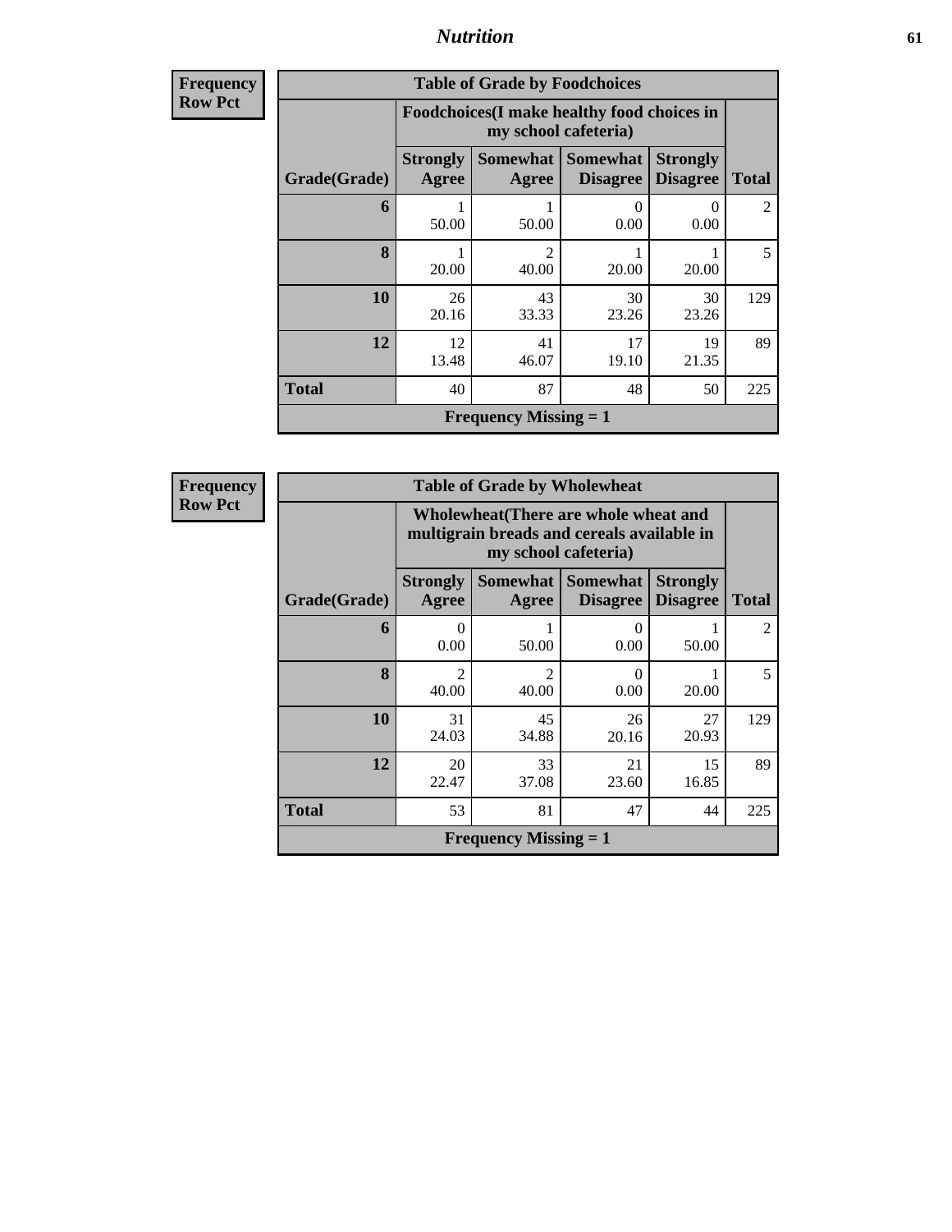| Frequency |
|---|
| Row Pct |

| Table of Grade by Foodchoices | | | | | |
|---|---|---|---|---|---|
| | Foodchoices(I make healthy food choices in my school cafeteria) | | | | |
| Grade(Grade) | Strongly Agree | Somewhat Agree | Somewhat Disagree | Strongly Disagree | Total |
| 6 | 1<br>50.00 | 1<br>50.00 | 0<br>0.00 | 0<br>0.00 | 2 |
| 8 | 1<br>20.00 | 2<br>40.00 | 1<br>20.00 | 1<br>20.00 | 5 |
| 10 | 26<br>20.16 | 43<br>33.33 | 30<br>23.26 | 30<br>23.26 | 129 |
| 12 | 12<br>13.48 | 41<br>46.07 | 17<br>19.10 | 19<br>21.35 | 89 |
| Total | 40 | 87 | 48 | 50 | 225 |
| Frequency Missing = 1 | | | | | |

| Frequency |
|---|
| Row Pct |

| Table of Grade by Wholewheat | | | | | |
|---|---|---|---|---|---|
| | Wholewheat(There are whole wheat and multigrain breads and cereals available in my school cafeteria) | | | | |
| Grade(Grade) | Strongly Agree | Somewhat Agree | Somewhat Disagree | Strongly Disagree | Total |
| 6 | 0<br>0.00 | 1<br>50.00 | 0<br>0.00 | 1<br>50.00 | 2 |
| 8 | 2<br>40.00 | 2<br>40.00 | 0<br>0.00 | 1<br>20.00 | 5 |
| 10 | 31<br>24.03 | 45<br>34.88 | 26<br>20.16 | 27<br>20.93 | 129 |
| 12 | 20<br>22.47 | 33<br>37.08 | 21<br>23.60 | 15<br>16.85 | 89 |
| Total | 53 | 81 | 47 | 44 | 225 |
| Frequency Missing = 1 | | | | | |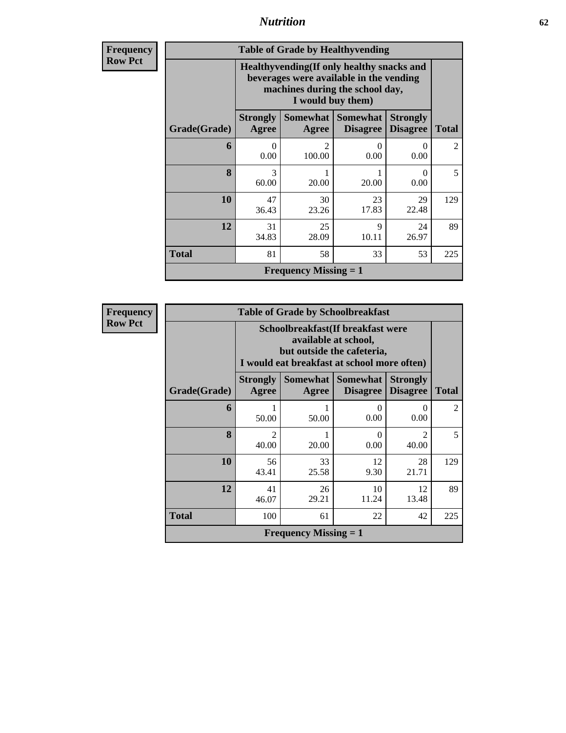| Frequency<br>Row Pct | Table of Grade by Healthyvending | | | | |
|---|---|---|---|---|---|
| | Healthyvending(If only healthy snacks and beverages were available in the vending machines during the school day, I would buy them) | | | | |
| **Grade(Grade)** | **Strongly Agree** | **Somewhat Agree** | **Somewhat Disagree** | **Strongly Disagree** | **Total** |
| **6** | 0<br>0.00 | 2<br>100.00 | 0<br>0.00 | 0<br>0.00 | 2 |
| **8** | 3<br>60.00 | 1<br>20.00 | 1<br>20.00 | 0<br>0.00 | 5 |
| **10** | 47<br>36.43 | 30<br>23.26 | 23<br>17.83 | 29<br>22.48 | 129 |
| **12** | 31<br>34.83 | 25<br>28.09 | 9<br>10.11 | 24<br>26.97 | 89 |
| **Total** | 81 | 58 | 33 | 53 | 225 |
| | **Frequency Missing = 1** | | | | |

| Frequency<br>Row Pct | Table of Grade by Schoolbreakfast | | | | |
|---|---|---|---|---|---|
| | Schoolbreakfast(If breakfast were available at school, but outside the cafeteria, I would eat breakfast at school more often) | | | | |
| **Grade(Grade)** | **Strongly Agree** | **Somewhat Agree** | **Somewhat Disagree** | **Strongly Disagree** | **Total** |
| **6** | 1<br>50.00 | 1<br>50.00 | 0<br>0.00 | 0<br>0.00 | 2 |
| **8** | 2<br>40.00 | 1<br>20.00 | 0<br>0.00 | 2<br>40.00 | 5 |
| **10** | 56<br>43.41 | 33<br>25.58 | 12<br>9.30 | 28<br>21.71 | 129 |
| **12** | 41<br>46.07 | 26<br>29.21 | 10<br>11.24 | 12<br>13.48 | 89 |
| **Total** | 100 | 61 | 22 | 42 | 225 |
| | **Frequency Missing = 1** | | | | |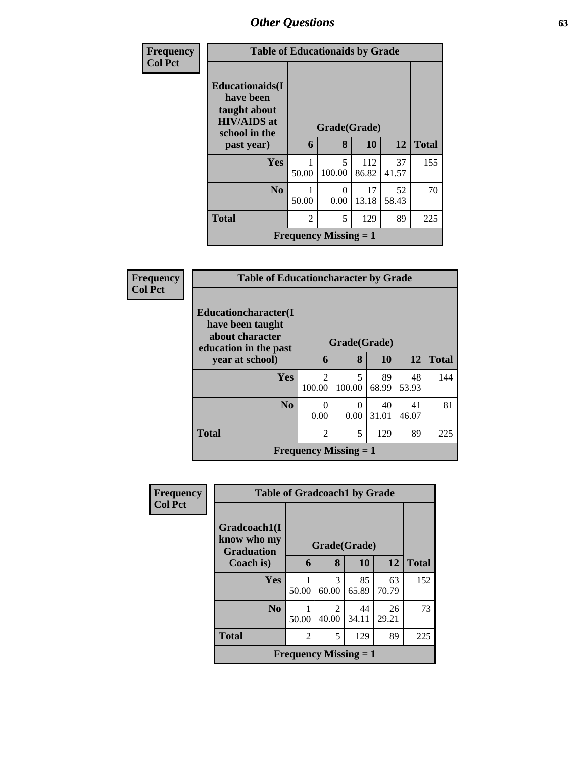| Frequency Col Pct | Table of Educationaids by Grade | | | | |
|---|---|---|---|---|---|
| Educationaids(I have been taught about HIV/AIDS at school in the past year) | Grade(Grade) | | | | |
| | 6 | 8 | 10 | 12 | Total |
| Yes | 1<br>50.00 | 5<br>100.00 | 112<br>86.82 | 37<br>41.57 | 155 |
| No | 1<br>50.00 | 0<br>0.00 | 17<br>13.18 | 52<br>58.43 | 70 |
| Total | 2 | 5 | 129 | 89 | 225 |
| Frequency Missing = 1 | | | | | |

| Frequency Col Pct | Table of Educationcharacter by Grade | | | | |
|---|---|---|---|---|---|
| Educationcharacter(I have been taught about character education in the past year at school) | Grade(Grade) | | | | |
| | 6 | 8 | 10 | 12 | Total |
| Yes | 2<br>100.00 | 5<br>100.00 | 89<br>68.99 | 48<br>53.93 | 144 |
| No | 0<br>0.00 | 0<br>0.00 | 40<br>31.01 | 41<br>46.07 | 81 |
| Total | 2 | 5 | 129 | 89 | 225 |
| Frequency Missing = 1 | | | | | |

| Frequency Col Pct | Table of Gradcoach1 by Grade | | | | |
|---|---|---|---|---|---|
| Gradcoach1(I know who my Graduation Coach is) | Grade(Grade) | | | | |
| | 6 | 8 | 10 | 12 | Total |
| Yes | 1<br>50.00 | 3<br>60.00 | 85<br>65.89 | 63<br>70.79 | 152 |
| No | 1<br>50.00 | 2<br>40.00 | 44<br>34.11 | 26<br>29.21 | 73 |
| Total | 2 | 5 | 129 | 89 | 225 |
| Frequency Missing = 1 | | | | | |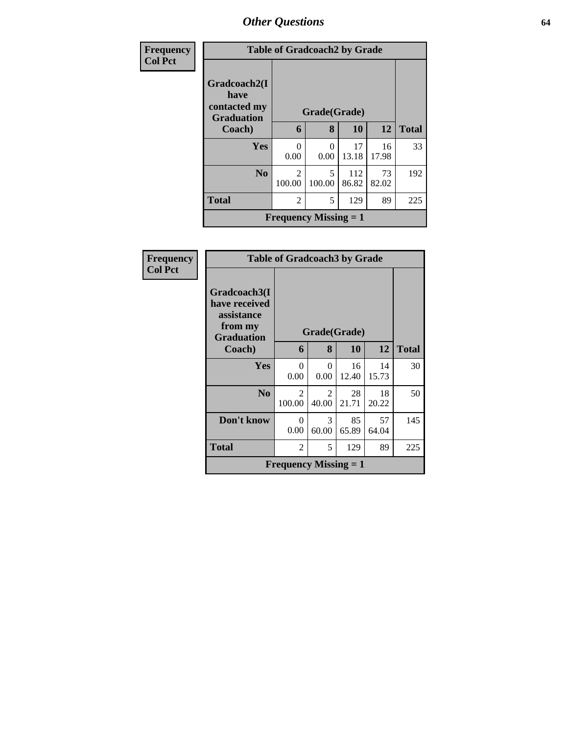| Frequency<br>Col Pct | Table of Gradcoach2 by Grade | | | | |
|---|---|---|---|---|---|
| Gradcoach2(I have contacted my Graduation Coach) | Grade(Grade) | | | | |
| | 6 | 8 | 10 | 12 | Total |
| Yes | 0<br>0.00 | 0<br>0.00 | 17<br>13.18 | 16<br>17.98 | 33 |
| No | 2<br>100.00 | 5<br>100.00 | 112<br>86.82 | 73<br>82.02 | 192 |
| Total | 2 | 5 | 129 | 89 | 225 |
| Frequency Missing = 1 | | | | | |

| Frequency<br>Col Pct | Table of Gradcoach3 by Grade | | | | |
|---|---|---|---|---|---|
| Gradcoach3(I have received assistance from my Graduation Coach) | Grade(Grade) | | | | |
| | 6 | 8 | 10 | 12 | Total |
| Yes | 0<br>0.00 | 0<br>0.00 | 16<br>12.40 | 14<br>15.73 | 30 |
| No | 2<br>100.00 | 2<br>40.00 | 28<br>21.71 | 18<br>20.22 | 50 |
| Don't know | 0<br>0.00 | 3<br>60.00 | 85<br>65.89 | 57<br>64.04 | 145 |
| Total | 2 | 5 | 129 | 89 | 225 |
| Frequency Missing = 1 | | | | | |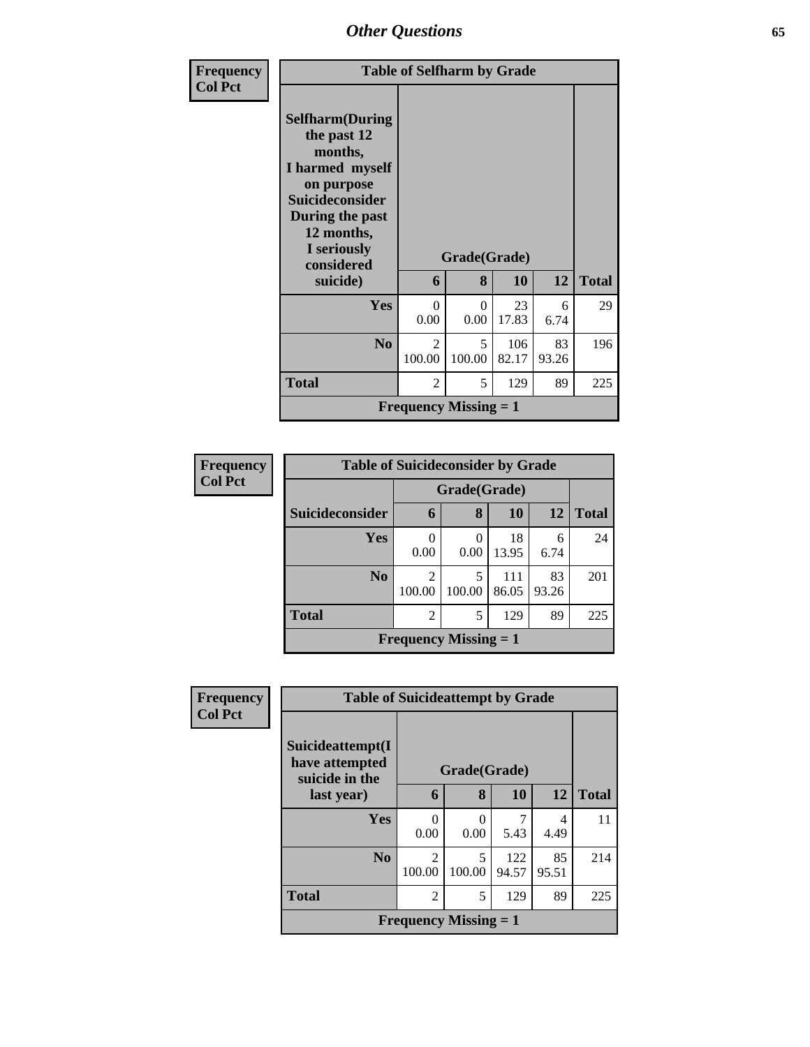## Other Questions

| Frequency<br>Col Pct |
|---|

**Table of Selfharm by Grade**

| Selfharm(During the past 12 months, I harmed myself on purpose Suicideconsider During the past 12 months, I seriously considered suicide) | Grade(Grade) | | | | Total |
|---|---|---|---|---|---|
| | 6 | 8 | 10 | 12 | |
| Yes | 0<br>0.00 | 0<br>0.00 | 23<br>17.83 | 6<br>6.74 | 29 |
| No | 2<br>100.00 | 5<br>100.00 | 106<br>82.17 | 83<br>93.26 | 196 |
| Total | 2 | 5 | 129 | 89 | 225 |

Frequency Missing = 1

| Frequency<br>Col Pct |
|---|

**Table of Suicideconsider by Grade**

| Suicideconsider | Grade(Grade) | | | | Total |
|---|---|---|---|---|---|
| | 6 | 8 | 10 | 12 | |
| Yes | 0<br>0.00 | 0<br>0.00 | 18<br>13.95 | 6<br>6.74 | 24 |
| No | 2<br>100.00 | 5<br>100.00 | 111<br>86.05 | 83<br>93.26 | 201 |
| Total | 2 | 5 | 129 | 89 | 225 |

Frequency Missing = 1

| Frequency<br>Col Pct |
|---|

**Table of Suicideattempt by Grade**

| Suicideattempt(I have attempted suicide in the last year) | Grade(Grade) | | | | Total |
|---|---|---|---|---|---|
| | 6 | 8 | 10 | 12 | |
| Yes | 0<br>0.00 | 0<br>0.00 | 7<br>5.43 | 4<br>4.49 | 11 |
| No | 2<br>100.00 | 5<br>100.00 | 122<br>94.57 | 85<br>95.51 | 214 |
| Total | 2 | 5 | 129 | 89 | 225 |

Frequency Missing = 1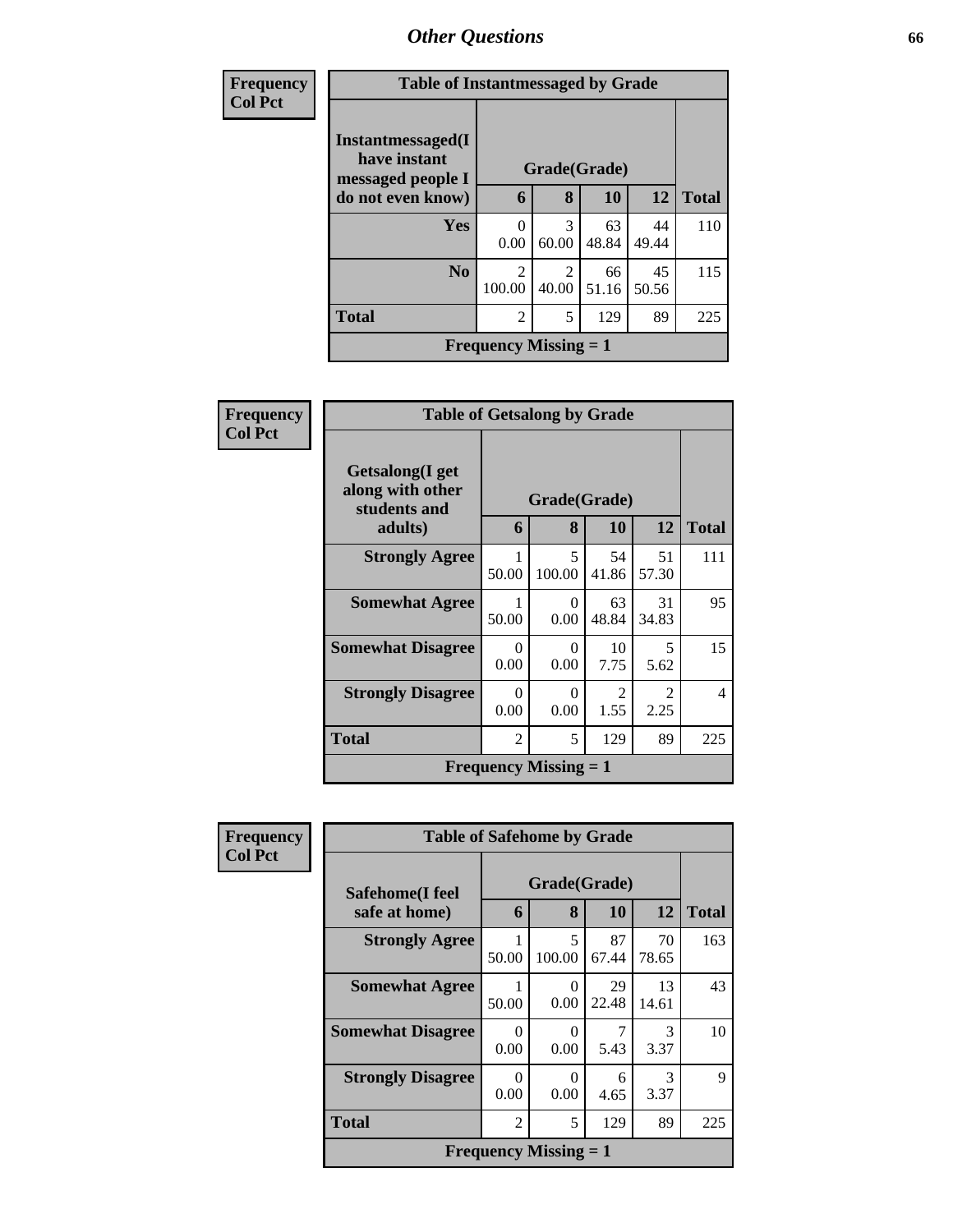# Other Questions

**Frequency**
**Col Pct**

| Table of Instantmessaged by Grade | | | | | |
|---|---|---|---|---|---|
| Instantmessaged(I have instant messaged people I do not even know) | Grade(Grade) | | | | Total |
| | 6 | 8 | 10 | 12 | |
| **Yes** | 0<br>0.00 | 3<br>60.00 | 63<br>48.84 | 44<br>49.44 | 110 |
| **No** | 2<br>100.00 | 2<br>40.00 | 66<br>51.16 | 45<br>50.56 | 115 |
| **Total** | 2 | 5 | 129 | 89 | 225 |
| **Frequency Missing = 1** | | | | | |

**Frequency**
**Col Pct**

| Table of Getsalong by Grade | | | | | |
|---|---|---|---|---|---|
| Getsalong(I get along with other students and adults) | Grade(Grade) | | | | Total |
| | 6 | 8 | 10 | 12 | |
| **Strongly Agree** | 1<br>50.00 | 5<br>100.00 | 54<br>41.86 | 51<br>57.30 | 111 |
| **Somewhat Agree** | 1<br>50.00 | 0<br>0.00 | 63<br>48.84 | 31<br>34.83 | 95 |
| **Somewhat Disagree** | 0<br>0.00 | 0<br>0.00 | 10<br>7.75 | 5<br>5.62 | 15 |
| **Strongly Disagree** | 0<br>0.00 | 0<br>0.00 | 2<br>1.55 | 2<br>2.25 | 4 |
| **Total** | 2 | 5 | 129 | 89 | 225 |
| **Frequency Missing = 1** | | | | | |

**Frequency**
**Col Pct**

| Table of Safehome by Grade | | | | | |
|---|---|---|---|---|---|
| Safehome(I feel safe at home) | Grade(Grade) | | | | Total |
| | 6 | 8 | 10 | 12 | |
| **Strongly Agree** | 1<br>50.00 | 5<br>100.00 | 87<br>67.44 | 70<br>78.65 | 163 |
| **Somewhat Agree** | 1<br>50.00 | 0<br>0.00 | 29<br>22.48 | 13<br>14.61 | 43 |
| **Somewhat Disagree** | 0<br>0.00 | 0<br>0.00 | 7<br>5.43 | 3<br>3.37 | 10 |
| **Strongly Disagree** | 0<br>0.00 | 0<br>0.00 | 6<br>4.65 | 3<br>3.37 | 9 |
| **Total** | 2 | 5 | 129 | 89 | 225 |
| **Frequency Missing = 1** | | | | | |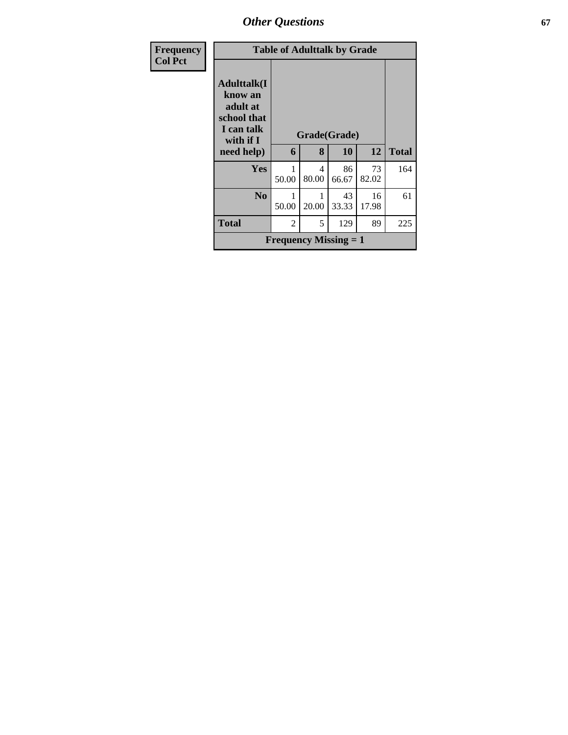| Frequency<br>Col Pct | Table of Adulttalk by Grade | | | | |
|---|---|---|---|---|---|
| Adulttalk(I know an adult at school that I can talk with if I need help) | Grade(Grade) | | | | |
| | 6 | 8 | 10 | 12 | Total |
| Yes | 1<br>50.00 | 4<br>80.00 | 86<br>66.67 | 73<br>82.02 | 164 |
| No | 1<br>50.00 | 1<br>20.00 | 43<br>33.33 | 16<br>17.98 | 61 |
| Total | 2 | 5 | 129 | 89 | 225 |
| Frequency Missing = 1 | | | | | |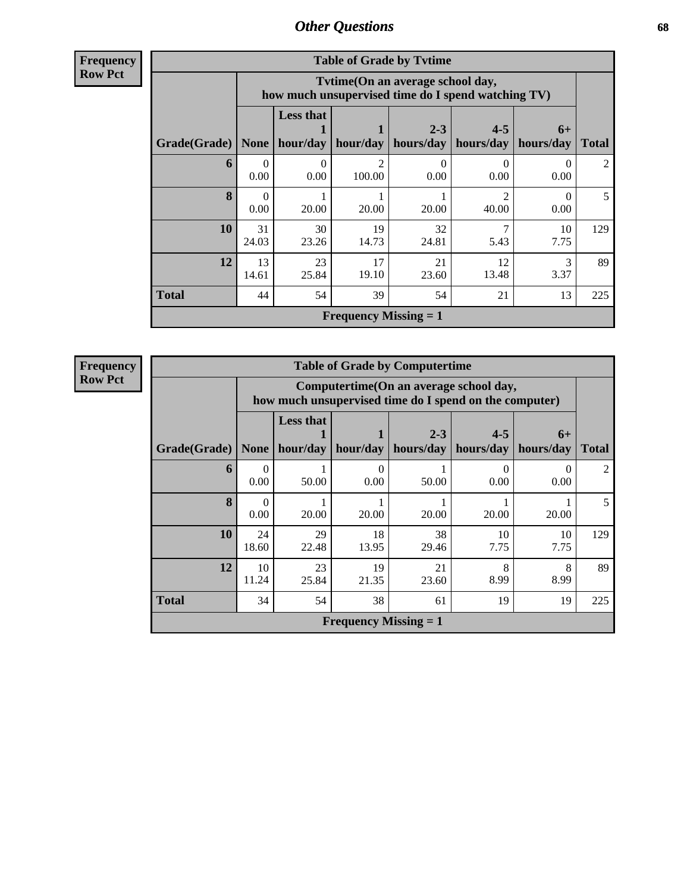## Other Questions

**Frequency**
**Row Pct**

| Table of Grade by Tvtime | | | | | | | |
|---|---|---|---|---|---|---|---|
| | Tvtime(On an average school day, how much unsupervised time do I spend watching TV) | | | | | | |
| Grade(Grade) | None | Less that 1 hour/day | 1 hour/day | 2-3 hours/day | 4-5 hours/day | 6+ hours/day | Total |
| **6** | 0<br>0.00 | 0<br>0.00 | 2<br>100.00 | 0<br>0.00 | 0<br>0.00 | 0<br>0.00 | 2 |
| **8** | 0<br>0.00 | 1<br>20.00 | 1<br>20.00 | 1<br>20.00 | 2<br>40.00 | 0<br>0.00 | 5 |
| **10** | 31<br>24.03 | 30<br>23.26 | 19<br>14.73 | 32<br>24.81 | 7<br>5.43 | 10<br>7.75 | 129 |
| **12** | 13<br>14.61 | 23<br>25.84 | 17<br>19.10 | 21<br>23.60 | 12<br>13.48 | 3<br>3.37 | 89 |
| **Total** | 44 | 54 | 39 | 54 | 21 | 13 | 225 |
| Frequency Missing = 1 | | | | | | | |

**Frequency**
**Row Pct**

| Table of Grade by Computertime | | | | | | | |
|---|---|---|---|---|---|---|---|
| | Computertime(On an average school day, how much unsupervised time do I spend on the computer) | | | | | | |
| Grade(Grade) | None | Less that 1 hour/day | 1 hour/day | 2-3 hours/day | 4-5 hours/day | 6+ hours/day | Total |
| **6** | 0<br>0.00 | 1<br>50.00 | 0<br>0.00 | 1<br>50.00 | 0<br>0.00 | 0<br>0.00 | 2 |
| **8** | 0<br>0.00 | 1<br>20.00 | 1<br>20.00 | 1<br>20.00 | 1<br>20.00 | 1<br>20.00 | 5 |
| **10** | 24<br>18.60 | 29<br>22.48 | 18<br>13.95 | 38<br>29.46 | 10<br>7.75 | 10<br>7.75 | 129 |
| **12** | 10<br>11.24 | 23<br>25.84 | 19<br>21.35 | 21<br>23.60 | 8<br>8.99 | 8<br>8.99 | 89 |
| **Total** | 34 | 54 | 38 | 61 | 19 | 19 | 225 |
| Frequency Missing = 1 | | | | | | | |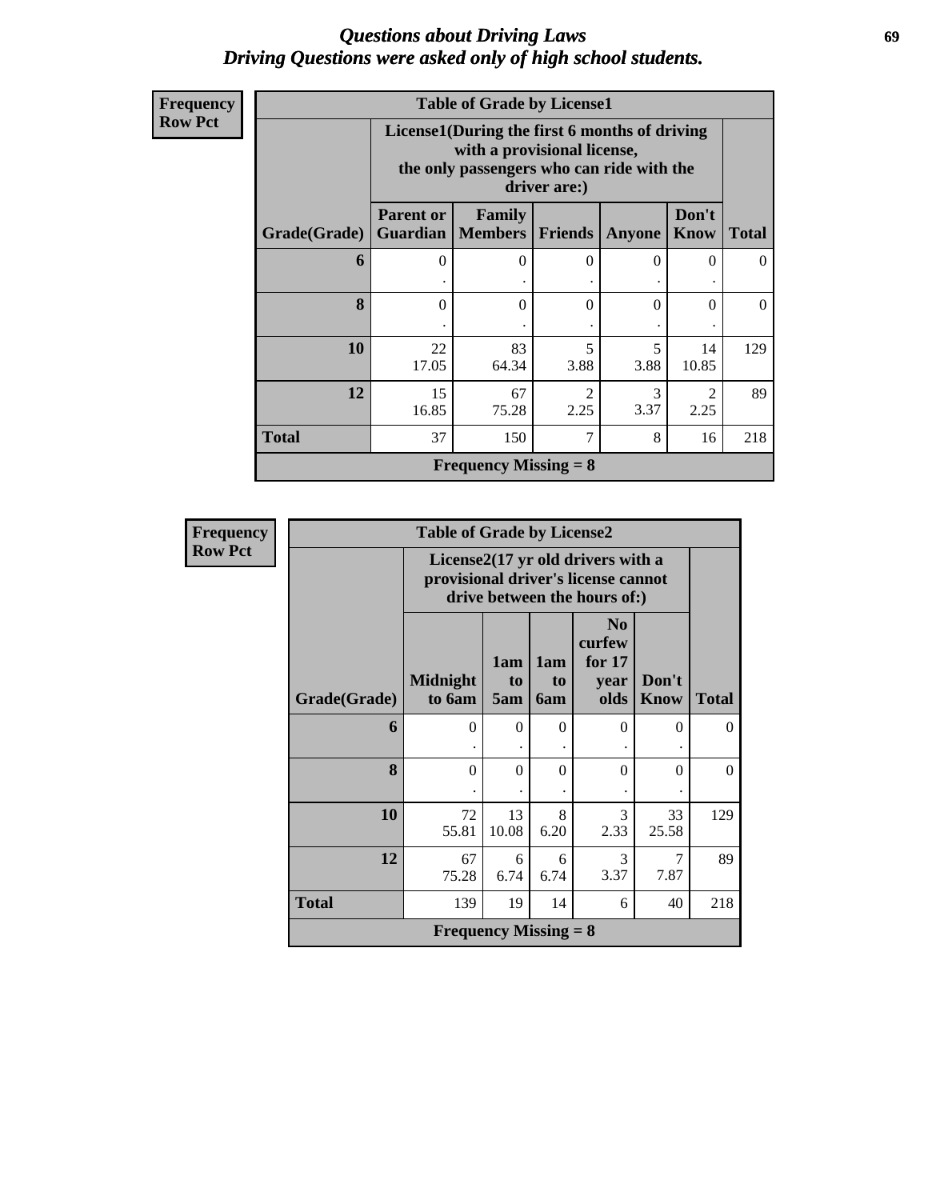# *Questions about Driving Laws*
# *Driving Questions were asked only of high school students.*

**Frequency**
**Row Pct**

**Table of Grade by License1**

| Grade(Grade) | License1(During the first 6 months of driving with a provisional license, the only passengers who can ride with the driver are:) | | | | | Total |
|---|---|---|---|---|---|---|
| | Parent or Guardian | Family Members | Friends | Anyone | Don't Know | |
| **6** | 0<br>. | 0<br>. | 0<br>. | 0<br>. | 0<br>. | 0 |
| **8** | 0<br>. | 0<br>. | 0<br>. | 0<br>. | 0<br>. | 0 |
| **10** | 22<br>17.05 | 83<br>64.34 | 5<br>3.88 | 5<br>3.88 | 14<br>10.85 | 129 |
| **12** | 15<br>16.85 | 67<br>75.28 | 2<br>2.25 | 3<br>3.37 | 2<br>2.25 | 89 |
| **Total** | 37 | 150 | 7 | 8 | 16 | 218 |

**Frequency Missing = 8**

**Frequency**
**Row Pct**

**Table of Grade by License2**

| Grade(Grade) | License2(17 yr old drivers with a provisional driver's license cannot drive between the hours of:) | | | | | Total |
|---|---|---|---|---|---|---|
| | Midnight to 6am | 1am to 5am | 1am to 6am | No curfew for 17 year olds | Don't Know | |
| **6** | 0<br>. | 0<br>. | 0<br>. | 0<br>. | 0<br>. | 0 |
| **8** | 0<br>. | 0<br>. | 0<br>. | 0<br>. | 0<br>. | 0 |
| **10** | 72<br>55.81 | 13<br>10.08 | 8<br>6.20 | 3<br>2.33 | 33<br>25.58 | 129 |
| **12** | 67<br>75.28 | 6<br>6.74 | 6<br>6.74 | 3<br>3.37 | 7<br>7.87 | 89 |
| **Total** | 139 | 19 | 14 | 6 | 40 | 218 |

**Frequency Missing = 8**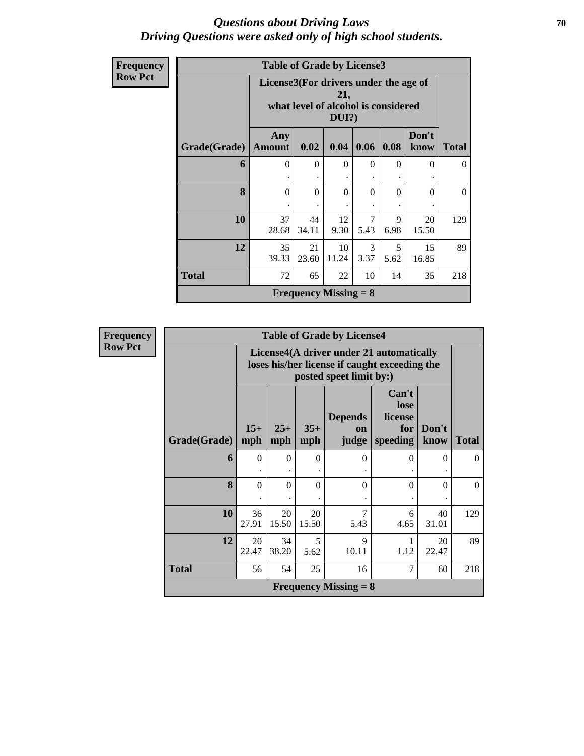# *Questions about Driving Laws*
## *Driving Questions were asked only of high school students.*

**Frequency**
**Row Pct**

**Table of Grade by License3**

| Grade(Grade) | License3(For drivers under the age of 21, what level of alcohol is considered DUI?) Any Amount | 0.02 | 0.04 | 0.06 | 0.08 | Don't know | Total |
|---|---|---|---|---|---|---|---|
| **6** | 0<br>. | 0<br>. | 0<br>. | 0<br>. | 0<br>. | 0<br>. | 0 |
| **8** | 0<br>. | 0<br>. | 0<br>. | 0<br>. | 0<br>. | 0<br>. | 0 |
| **10** | 37<br>28.68 | 44<br>34.11 | 12<br>9.30 | 7<br>5.43 | 9<br>6.98 | 20<br>15.50 | 129 |
| **12** | 35<br>39.33 | 21<br>23.60 | 10<br>11.24 | 3<br>3.37 | 5<br>5.62 | 15<br>16.85 | 89 |
| **Total** | 72 | 65 | 22 | 10 | 14 | 35 | 218 |

**Frequency Missing = 8**

**Frequency**
**Row Pct**

**Table of Grade by License4**

| Grade(Grade) | License4(A driver under 21 automatically loses his/her license if caught exceeding the posted speet limit by:) 15+ mph | 25+ mph | 35+ mph | Depends on judge | Can't lose license for speeding | Don't know | Total |
|---|---|---|---|---|---|---|---|
| **6** | 0<br>. | 0<br>. | 0<br>. | 0<br>. | 0<br>. | 0<br>. | 0 |
| **8** | 0<br>. | 0<br>. | 0<br>. | 0<br>. | 0<br>. | 0<br>. | 0 |
| **10** | 36<br>27.91 | 20<br>15.50 | 20<br>15.50 | 7<br>5.43 | 6<br>4.65 | 40<br>31.01 | 129 |
| **12** | 20<br>22.47 | 34<br>38.20 | 5<br>5.62 | 9<br>10.11 | 1<br>1.12 | 20<br>22.47 | 89 |
| **Total** | 56 | 54 | 25 | 16 | 7 | 60 | 218 |

**Frequency Missing = 8**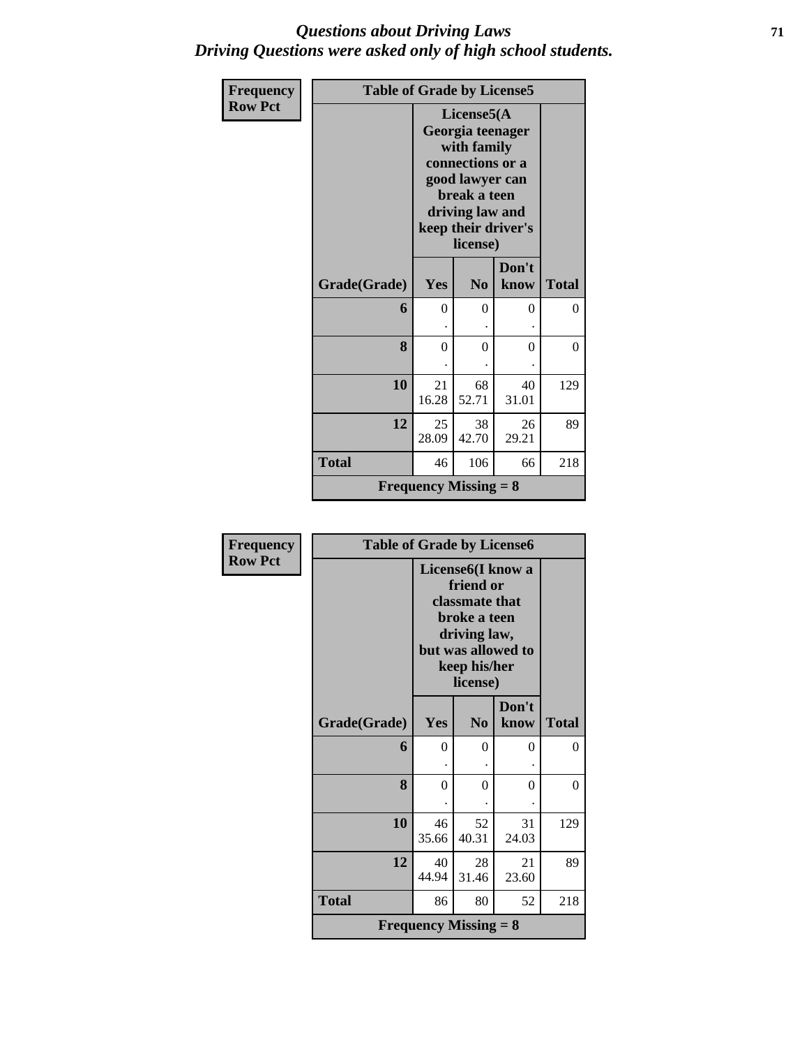# *Questions about Driving Laws*
# *Driving Questions were asked only of high school students.*

**Frequency**
**Row Pct**

**Table of Grade by License5**

| Grade(Grade) | License5(A Georgia teenager with family connections or a good lawyer can break a teen driving law and keep their driver's license) Yes | No | Don't know | Total |
|---|---|---|---|---|
| **6** | 0<br>. | 0<br>. | 0<br>. | 0 |
| **8** | 0<br>. | 0<br>. | 0<br>. | 0 |
| **10** | 21<br>16.28 | 68<br>52.71 | 40<br>31.01 | 129 |
| **12** | 25<br>28.09 | 38<br>42.70 | 26<br>29.21 | 89 |
| **Total** | 46 | 106 | 66 | 218 |

**Frequency Missing = 8**

**Frequency**
**Row Pct**

**Table of Grade by License6**

| Grade(Grade) | License6(I know a friend or classmate that broke a teen driving law, but was allowed to keep his/her license) Yes | No | Don't know | Total |
|---|---|---|---|---|
| **6** | 0<br>. | 0<br>. | 0<br>. | 0 |
| **8** | 0<br>. | 0<br>. | 0<br>. | 0 |
| **10** | 46<br>35.66 | 52<br>40.31 | 31<br>24.03 | 129 |
| **12** | 40<br>44.94 | 28<br>31.46 | 21<br>23.60 | 89 |
| **Total** | 86 | 80 | 52 | 218 |

**Frequency Missing = 8**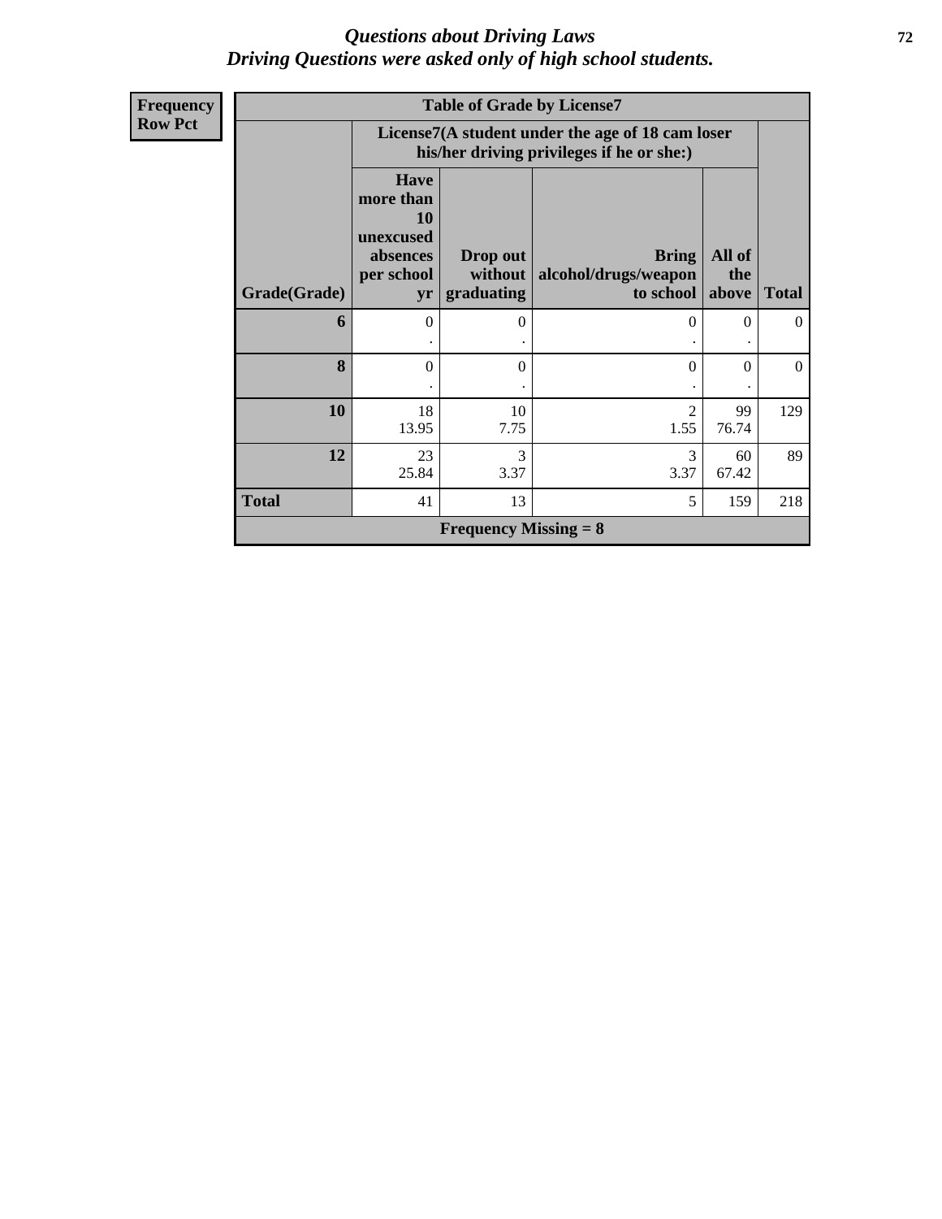# *Questions about Driving Laws*
# *Driving Questions were asked only of high school students.*

**Frequency**
**Row Pct**

| Table of Grade by License7 | | | | | |
|---|---|---|---|---|---|
| | License7(A student under the age of 18 cam loser his/her driving privileges if he or she:) | | | | |
| Grade(Grade) | Have more than 10 unexcused absences per school yr | Drop out without graduating | Bring alcohol/drugs/weapon to school | All of the above | Total |
| 6 | 0<br>. | 0<br>. | 0<br>. | 0<br>. | 0 |
| 8 | 0<br>. | 0<br>. | 0<br>. | 0<br>. | 0 |
| 10 | 18<br>13.95 | 10<br>7.75 | 2<br>1.55 | 99<br>76.74 | 129 |
| 12 | 23<br>25.84 | 3<br>3.37 | 3<br>3.37 | 60<br>67.42 | 89 |
| Total | 41 | 13 | 5 | 159 | 218 |
| Frequency Missing = 8 | | | | | |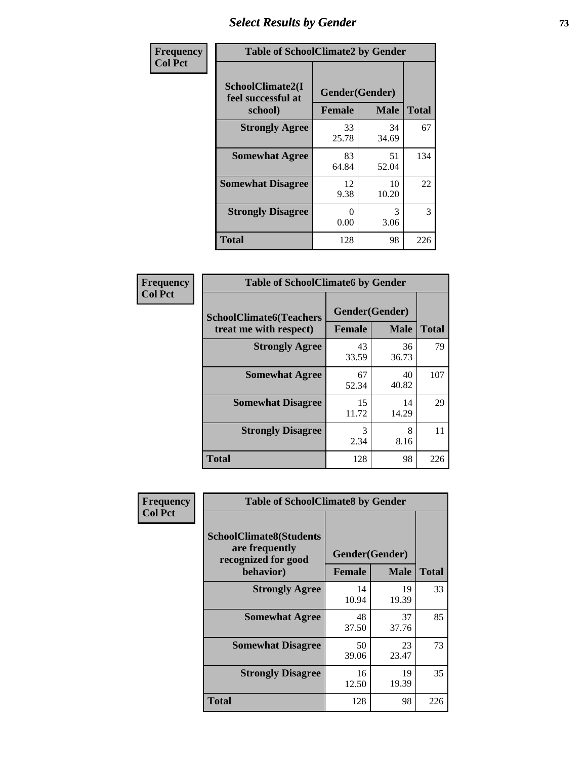# Select Results by Gender

**Frequency**
**Col Pct**

| Table of SchoolClimate2 by Gender | | | |
|---|---|---|---|
| SchoolClimate2(I feel successful at school) | Gender(Gender) | | |
| | Female | Male | Total |
| Strongly Agree | 33<br>25.78 | 34<br>34.69 | 67 |
| Somewhat Agree | 83<br>64.84 | 51<br>52.04 | 134 |
| Somewhat Disagree | 12<br>9.38 | 10<br>10.20 | 22 |
| Strongly Disagree | 0<br>0.00 | 3<br>3.06 | 3 |
| Total | 128 | 98 | 226 |

**Frequency**
**Col Pct**

| Table of SchoolClimate6 by Gender | | | |
|---|---|---|---|
| SchoolClimate6(Teachers treat me with respect) | Gender(Gender) | | |
| | Female | Male | Total |
| Strongly Agree | 43<br>33.59 | 36<br>36.73 | 79 |
| Somewhat Agree | 67<br>52.34 | 40<br>40.82 | 107 |
| Somewhat Disagree | 15<br>11.72 | 14<br>14.29 | 29 |
| Strongly Disagree | 3<br>2.34 | 8<br>8.16 | 11 |
| Total | 128 | 98 | 226 |

**Frequency**
**Col Pct**

| Table of SchoolClimate8 by Gender | | | |
|---|---|---|---|
| SchoolClimate8(Students are frequently recognized for good behavior) | Gender(Gender) | | |
| | Female | Male | Total |
| Strongly Agree | 14<br>10.94 | 19<br>19.39 | 33 |
| Somewhat Agree | 48<br>37.50 | 37<br>37.76 | 85 |
| Somewhat Disagree | 50<br>39.06 | 23<br>23.47 | 73 |
| Strongly Disagree | 16<br>12.50 | 19<br>19.39 | 35 |
| Total | 128 | 98 | 226 |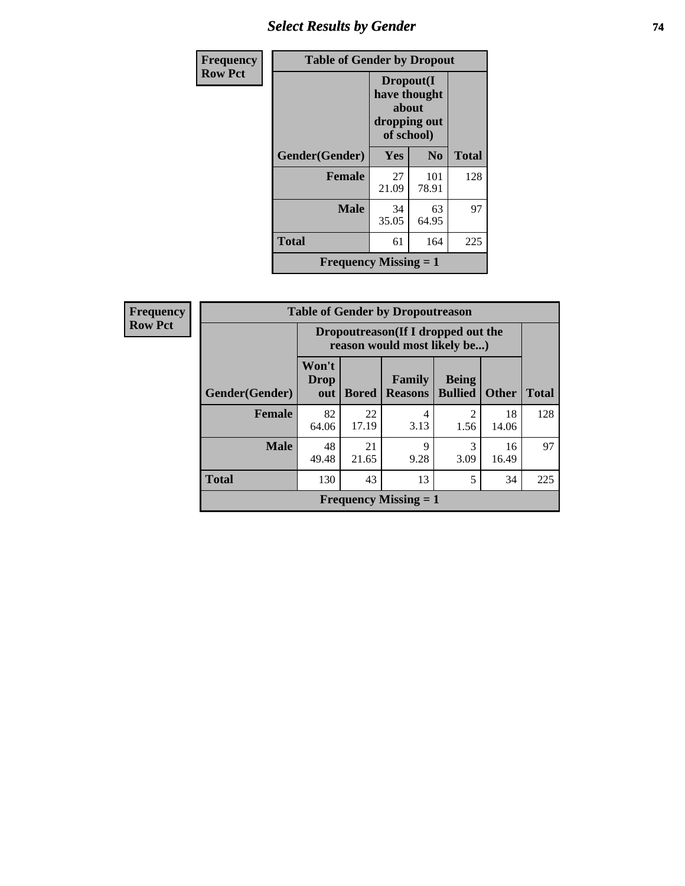## Select Results by Gender

Frequency
Row Pct

| Table of Gender by Dropout | | | |
|---|---|---|---|
| | Dropout(I have thought about dropping out of school) | | |
| Gender(Gender) | Yes | No | Total |
| Female | 27<br>21.09 | 101<br>78.91 | 128 |
| Male | 34<br>35.05 | 63<br>64.95 | 97 |
| Total | 61 | 164 | 225 |
| Frequency Missing = 1 | | | |

Frequency
Row Pct

| Table of Gender by Dropoutreason | | | | | | |
|---|---|---|---|---|---|---|
| | Dropoutreason(If I dropped out the reason would most likely be...) | | | | | |
| Gender(Gender) | Won't Drop out | Bored | Family Reasons | Being Bullied | Other | Total |
| Female | 82<br>64.06 | 22<br>17.19 | 4<br>3.13 | 2<br>1.56 | 18<br>14.06 | 128 |
| Male | 48<br>49.48 | 21<br>21.65 | 9<br>9.28 | 3<br>3.09 | 16<br>16.49 | 97 |
| Total | 130 | 43 | 13 | 5 | 34 | 225 |
| Frequency Missing = 1 | | | | | | |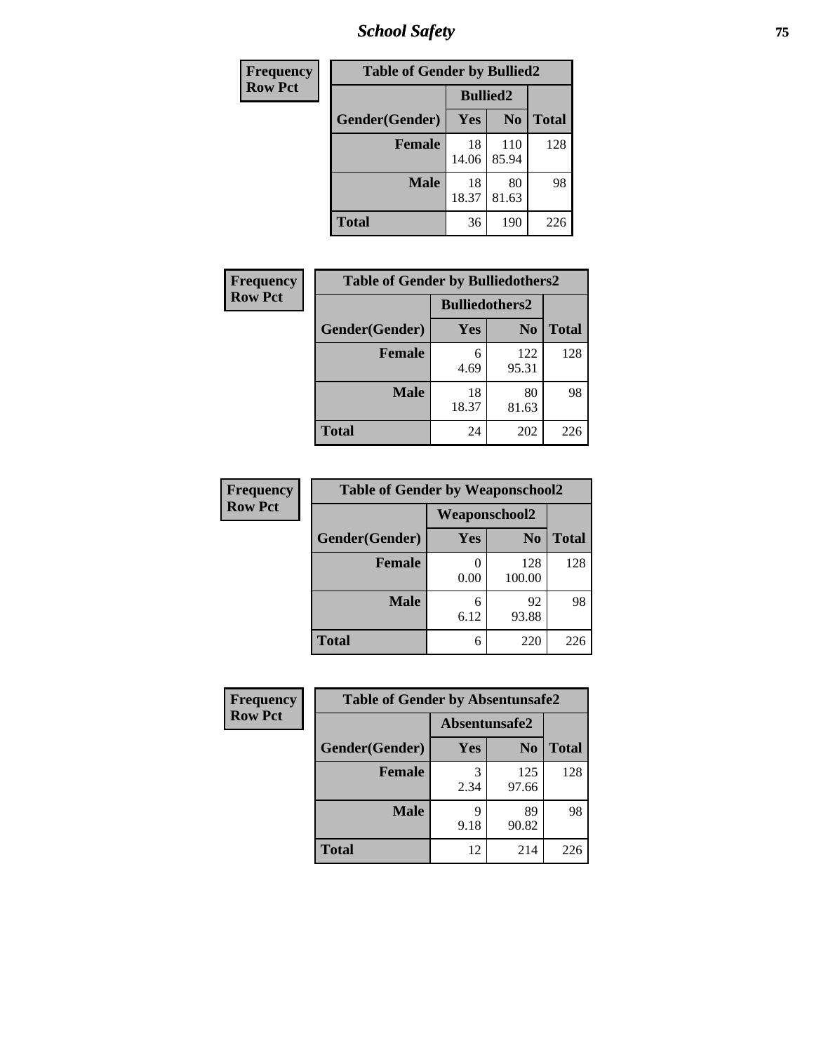## School Safety

| Frequency<br>Row Pct | | | |
|---|---|---|---|

**Table of Gender by Bullied2**

| | Bullied2 | | |
|---|---|---|---|
| Gender(Gender) | Yes | No | Total |
| Female | 18<br>14.06 | 110<br>85.94 | 128 |
| Male | 18<br>18.37 | 80<br>81.63 | 98 |
| Total | 36 | 190 | 226 |

**Table of Gender by Bulliedothers2**

| | Bulliedothers2 | | |
|---|---|---|---|
| Gender(Gender) | Yes | No | Total |
| Female | 6<br>4.69 | 122<br>95.31 | 128 |
| Male | 18<br>18.37 | 80<br>81.63 | 98 |
| Total | 24 | 202 | 226 |

**Table of Gender by Weaponschool2**

| | Weaponschool2 | | |
|---|---|---|---|
| Gender(Gender) | Yes | No | Total |
| Female | 0<br>0.00 | 128<br>100.00 | 128 |
| Male | 6<br>6.12 | 92<br>93.88 | 98 |
| Total | 6 | 220 | 226 |

**Table of Gender by Absentunsafe2**

| | Absentunsafe2 | | |
|---|---|---|---|
| Gender(Gender) | Yes | No | Total |
| Female | 3<br>2.34 | 125<br>97.66 | 128 |
| Male | 9<br>9.18 | 89<br>90.82 | 98 |
| Total | 12 | 214 | 226 |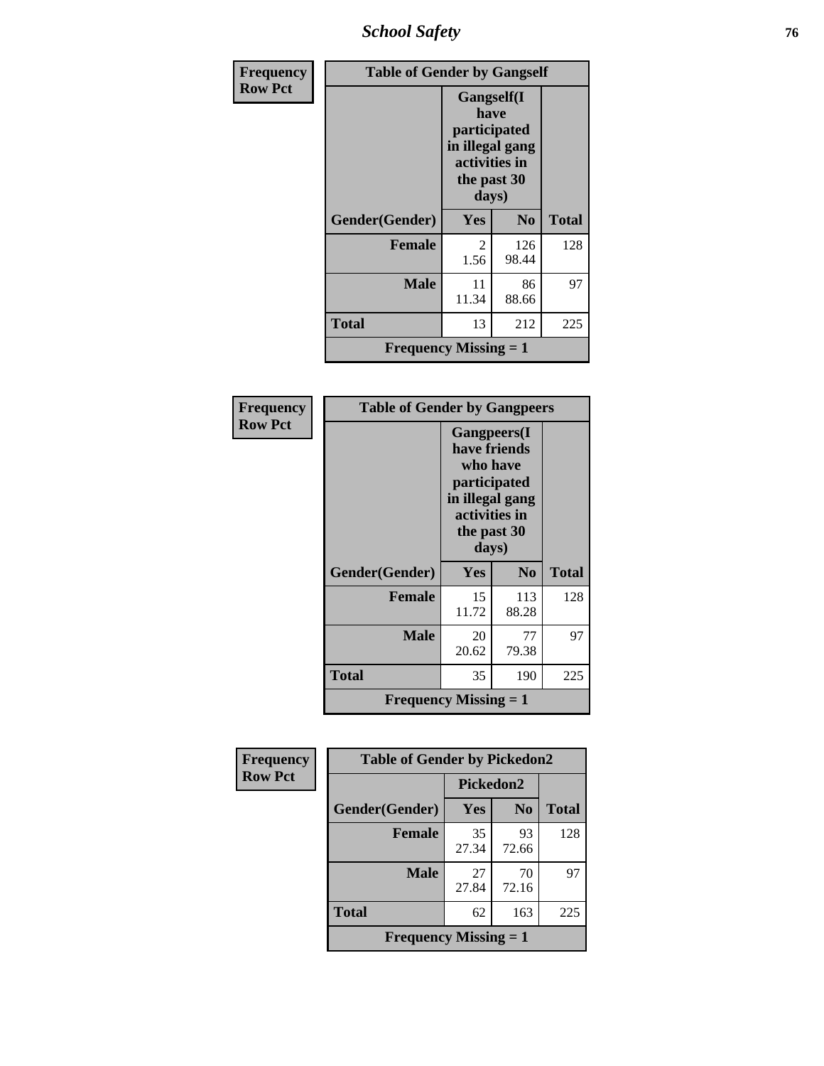| Frequency<br>Row Pct | Table of Gender by Gangself | | |
|---|---|---|---|
| | Gangself(I have participated in illegal gang activities in the past 30 days) | | |
| Gender(Gender) | Yes | No | Total |
| Female | 2<br>1.56 | 126<br>98.44 | 128 |
| Male | 11<br>11.34 | 86<br>88.66 | 97 |
| Total | 13 | 212 | 225 |
| Frequency Missing = 1 | | | |

| Frequency<br>Row Pct | Table of Gender by Gangpeers | | |
|---|---|---|---|
| | Gangpeers(I have friends who have participated in illegal gang activities in the past 30 days) | | |
| Gender(Gender) | Yes | No | Total |
| Female | 15<br>11.72 | 113<br>88.28 | 128 |
| Male | 20<br>20.62 | 77<br>79.38 | 97 |
| Total | 35 | 190 | 225 |
| Frequency Missing = 1 | | | |

| Frequency<br>Row Pct | Table of Gender by Pickedon2 | | |
|---|---|---|---|
| | Pickedon2 | | |
| Gender(Gender) | Yes | No | Total |
| Female | 35<br>27.34 | 93<br>72.66 | 128 |
| Male | 27<br>27.84 | 70<br>72.16 | 97 |
| Total | 62 | 163 | 225 |
| Frequency Missing = 1 | | | |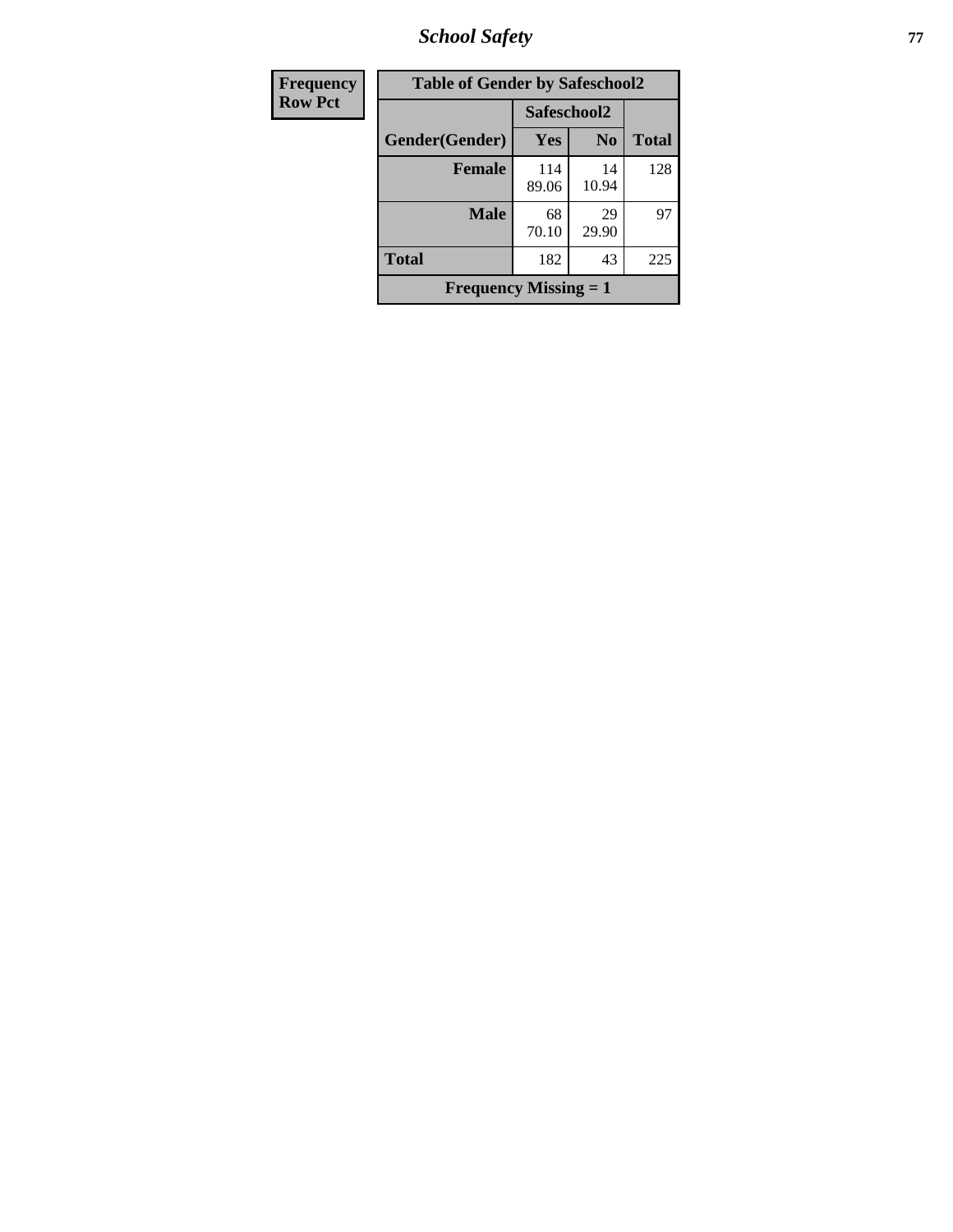| Frequency Row Pct |
|---|

**Table of Gender by Safeschool2**

| Gender(Gender) | Safeschool2 | | Total |
|---|---|---|---|
| | Yes | No | |
| Female | 114<br>89.06 | 14<br>10.94 | 128 |
| Male | 68<br>70.10 | 29<br>29.90 | 97 |
| Total | 182 | 43 | 225 |

**Frequency Missing = 1**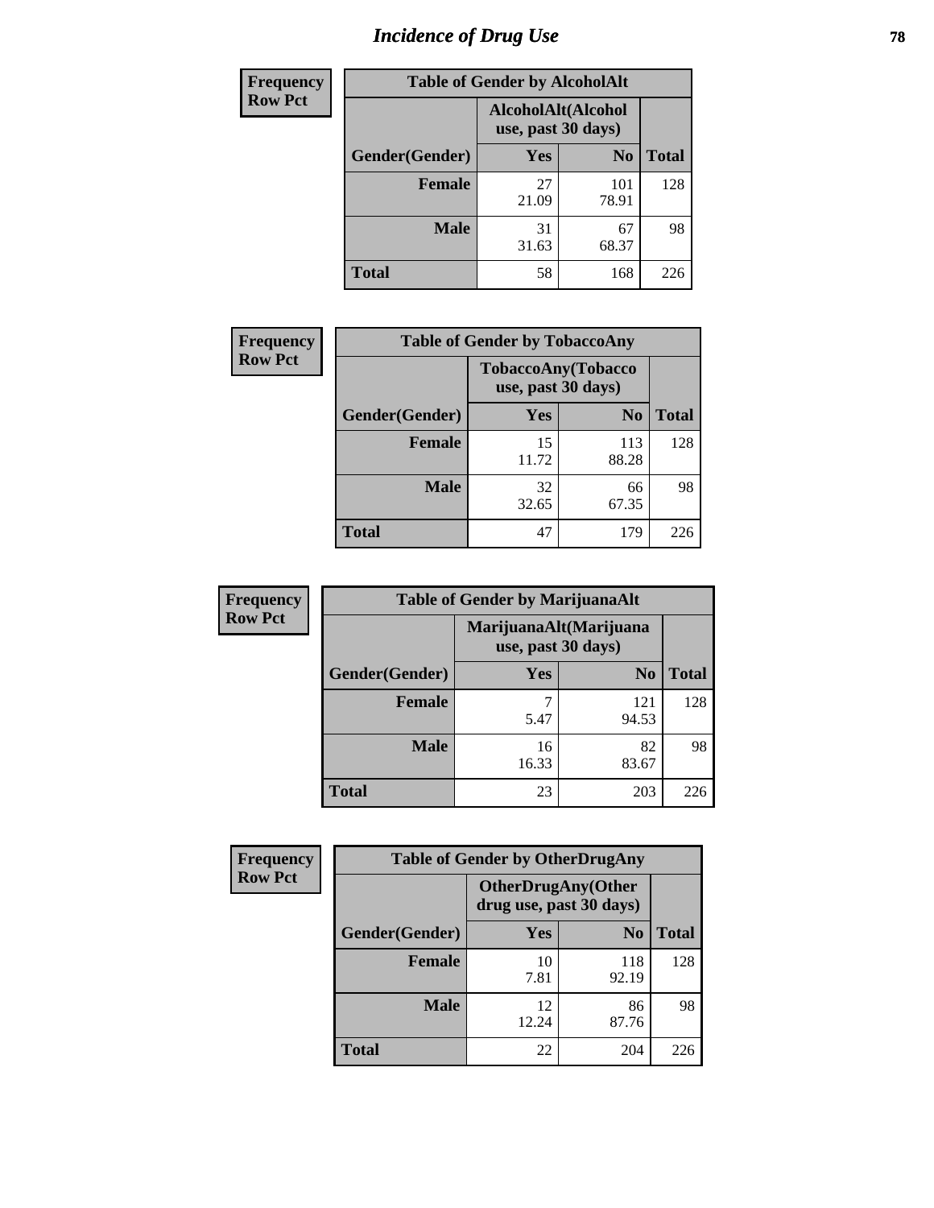# Incidence of Drug Use

| Frequency Row Pct | Table of Gender by AlcoholAlt | | |
|---|---|---|---|
| | AlcoholAlt(Alcohol use, past 30 days) | | |
| Gender(Gender) | Yes | No | Total |
| Female | 27<br>21.09 | 101<br>78.91 | 128 |
| Male | 31<br>31.63 | 67<br>68.37 | 98 |
| Total | 58 | 168 | 226 |

| Frequency Row Pct | Table of Gender by TobaccoAny | | |
|---|---|---|---|
| | TobaccoAny(Tobacco use, past 30 days) | | |
| Gender(Gender) | Yes | No | Total |
| Female | 15<br>11.72 | 113<br>88.28 | 128 |
| Male | 32<br>32.65 | 66<br>67.35 | 98 |
| Total | 47 | 179 | 226 |

| Frequency Row Pct | Table of Gender by MarijuanaAlt | | |
|---|---|---|---|
| | MarijuanaAlt(Marijuana use, past 30 days) | | |
| Gender(Gender) | Yes | No | Total |
| Female | 7<br>5.47 | 121<br>94.53 | 128 |
| Male | 16<br>16.33 | 82<br>83.67 | 98 |
| Total | 23 | 203 | 226 |

| Frequency Row Pct | Table of Gender by OtherDrugAny | | |
|---|---|---|---|
| | OtherDrugAny(Other drug use, past 30 days) | | |
| Gender(Gender) | Yes | No | Total |
| Female | 10<br>7.81 | 118<br>92.19 | 128 |
| Male | 12<br>12.24 | 86<br>87.76 | 98 |
| Total | 22 | 204 | 226 |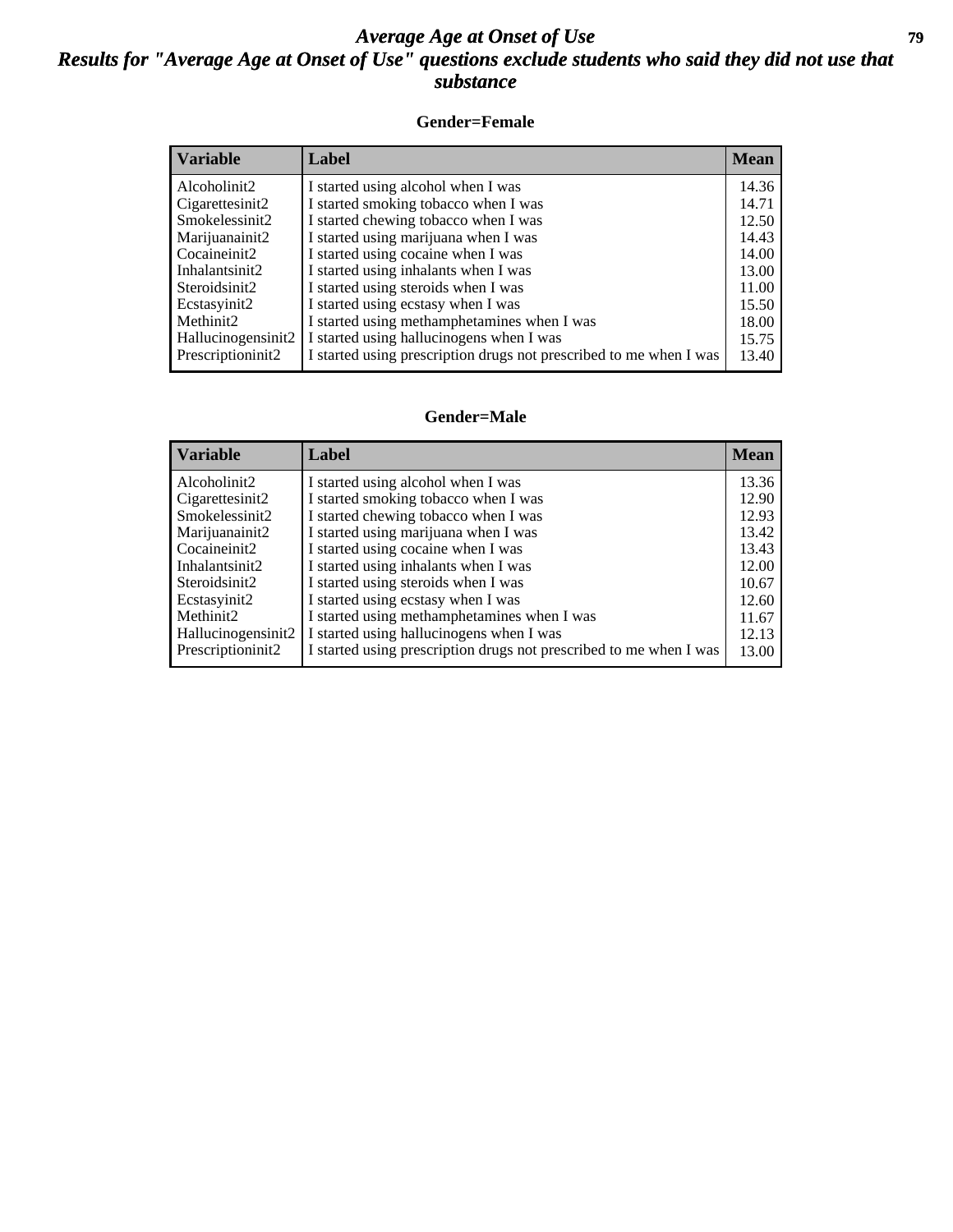# *Average Age at Onset of Use*

## *Results for "Average Age at Onset of Use" questions exclude students who said they did not use that substance*

### Gender=Female

| Variable | Label | Mean |
|---|---|---|
| Alcoholinit2 | I started using alcohol when I was | 14.36 |
| Cigarettesinit2 | I started smoking tobacco when I was | 14.71 |
| Smokelessinit2 | I started chewing tobacco when I was | 12.50 |
| Marijuanainit2 | I started using marijuana when I was | 14.43 |
| Cocaineinit2 | I started using cocaine when I was | 14.00 |
| Inhalantsinit2 | I started using inhalants when I was | 13.00 |
| Steroidsinit2 | I started using steroids when I was | 11.00 |
| Ecstasyinit2 | I started using ecstasy when I was | 15.50 |
| Methinit2 | I started using methamphetamines when I was | 18.00 |
| Hallucinogensinit2 | I started using hallucinogens when I was | 15.75 |
| Prescriptioninit2 | I started using prescription drugs not prescribed to me when I was | 13.40 |

### Gender=Male

| Variable | Label | Mean |
|---|---|---|
| Alcoholinit2 | I started using alcohol when I was | 13.36 |
| Cigarettesinit2 | I started smoking tobacco when I was | 12.90 |
| Smokelessinit2 | I started chewing tobacco when I was | 12.93 |
| Marijuanainit2 | I started using marijuana when I was | 13.42 |
| Cocaineinit2 | I started using cocaine when I was | 13.43 |
| Inhalantsinit2 | I started using inhalants when I was | 12.00 |
| Steroidsinit2 | I started using steroids when I was | 10.67 |
| Ecstasyinit2 | I started using ecstasy when I was | 12.60 |
| Methinit2 | I started using methamphetamines when I was | 11.67 |
| Hallucinogensinit2 | I started using hallucinogens when I was | 12.13 |
| Prescriptioninit2 | I started using prescription drugs not prescribed to me when I was | 13.00 |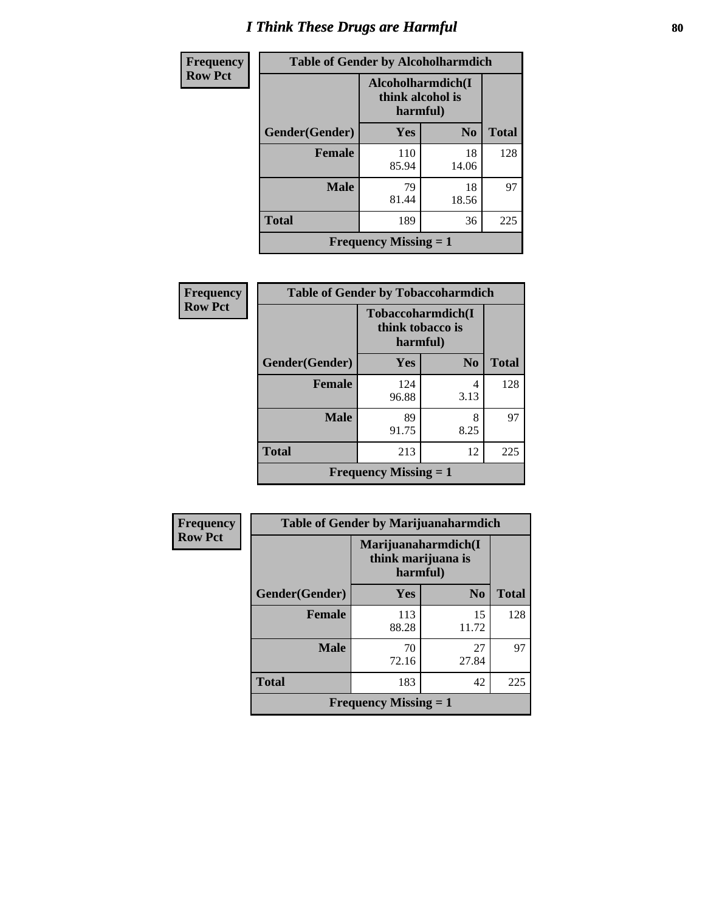# I Think These Drugs are Harmful

| Frequency<br>Row Pct | Table of Gender by Alcoholharmdich | | |
|---|---|---|---|
| | Alcoholharmdich(I think alcohol is harmful) | | |
| Gender(Gender) | Yes | No | Total |
| Female | 110<br>85.94 | 18<br>14.06 | 128 |
| Male | 79<br>81.44 | 18<br>18.56 | 97 |
| Total | 189 | 36 | 225 |
| Frequency Missing = 1 | | | |

| Frequency<br>Row Pct | Table of Gender by Tobaccoharmdich | | |
|---|---|---|---|
| | Tobaccoharmdich(I think tobacco is harmful) | | |
| Gender(Gender) | Yes | No | Total |
| Female | 124<br>96.88 | 4<br>3.13 | 128 |
| Male | 89<br>91.75 | 8<br>8.25 | 97 |
| Total | 213 | 12 | 225 |
| Frequency Missing = 1 | | | |

| Frequency<br>Row Pct | Table of Gender by Marijuanaharmdich | | |
|---|---|---|---|
| | Marijuanaharmdich(I think marijuana is harmful) | | |
| Gender(Gender) | Yes | No | Total |
| Female | 113<br>88.28 | 15<br>11.72 | 128 |
| Male | 70<br>72.16 | 27<br>27.84 | 97 |
| Total | 183 | 42 | 225 |
| Frequency Missing = 1 | | | |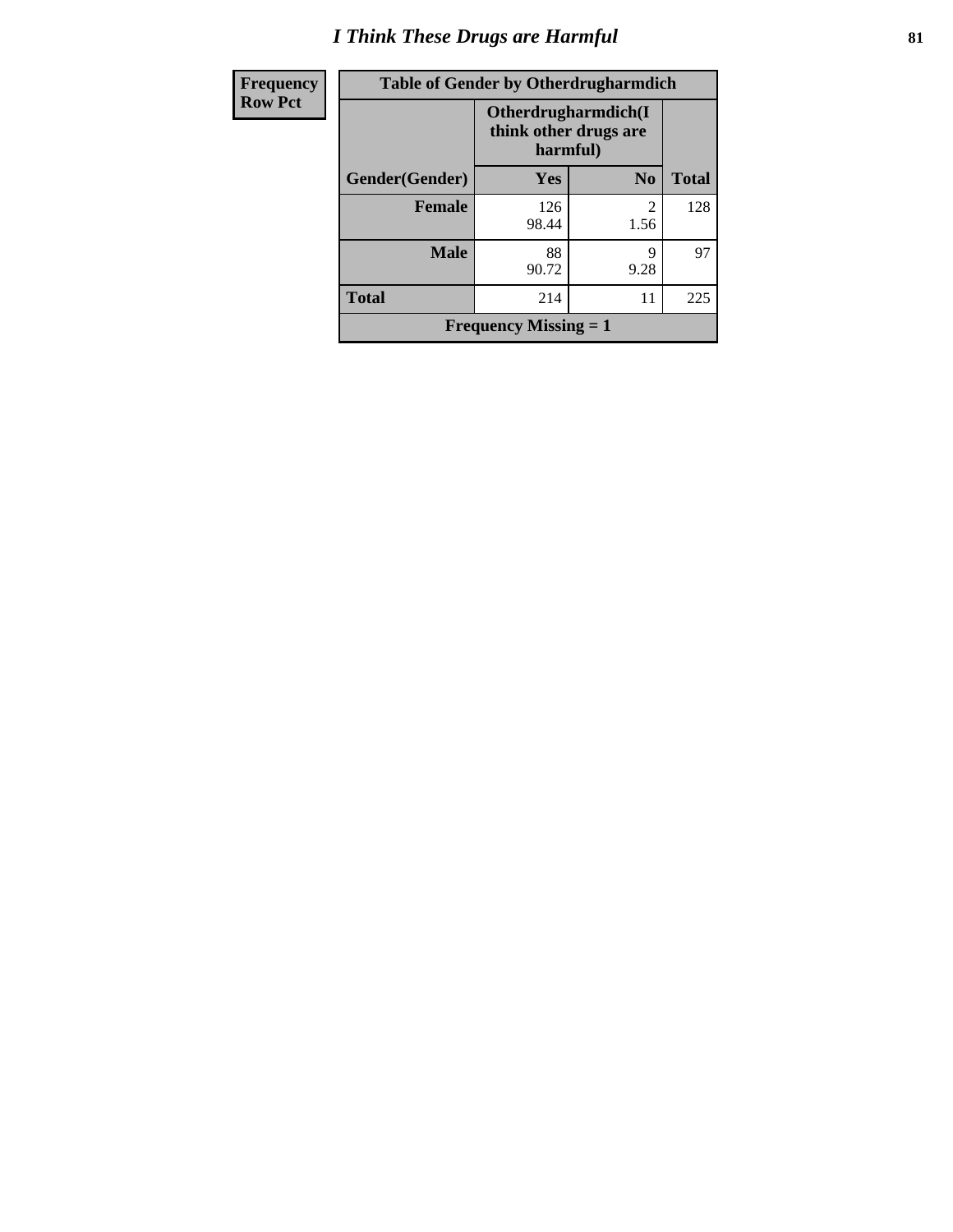# I Think These Drugs are Harmful

| Frequency Row Pct |
|---|

| Table of Gender by Otherdrugharmdich | | | |
|---|---|---|---|
| | Otherdrugharmdich(I think other drugs are harmful) | | |
| Gender(Gender) | Yes | No | Total |
| Female | 126<br>98.44 | 2<br>1.56 | 128 |
| Male | 88<br>90.72 | 9<br>9.28 | 97 |
| Total | 214 | 11 | 225 |
| Frequency Missing = 1 | | | |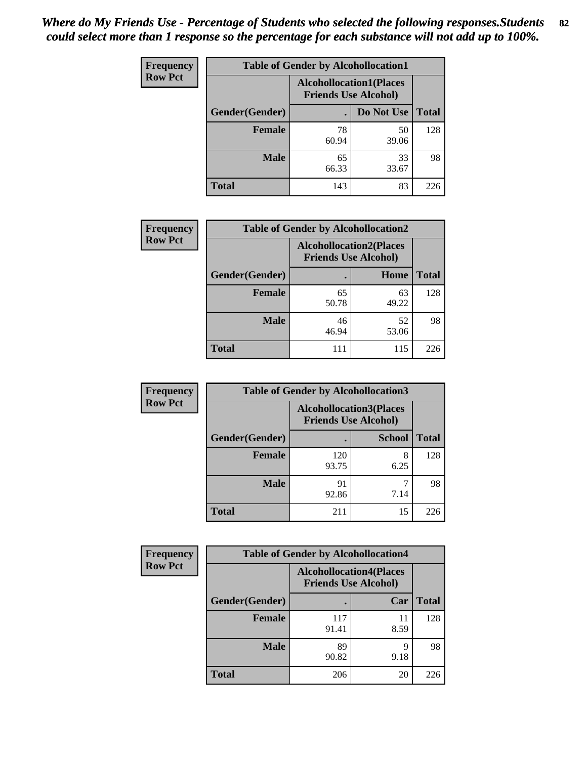*Where do My Friends Use - Percentage of Students who selected the following responses.Students could select more than 1 response so the percentage for each substance will not add up to 100%.*

**Frequency**
**Row Pct**

| Table of Gender by Alcohollocation1 | | | |
|---|---|---|---|
| | Alcohollocation1(Places Friends Use Alcohol) | | |
| Gender(Gender) | . | Do Not Use | Total |
| Female | 78<br>60.94 | 50<br>39.06 | 128 |
| Male | 65<br>66.33 | 33<br>33.67 | 98 |
| Total | 143 | 83 | 226 |

**Frequency**
**Row Pct**

| Table of Gender by Alcohollocation2 | | | |
|---|---|---|---|
| | Alcohollocation2(Places Friends Use Alcohol) | | |
| Gender(Gender) | . | Home | Total |
| Female | 65<br>50.78 | 63<br>49.22 | 128 |
| Male | 46<br>46.94 | 52<br>53.06 | 98 |
| Total | 111 | 115 | 226 |

**Frequency**
**Row Pct**

| Table of Gender by Alcohollocation3 | | | |
|---|---|---|---|
| | Alcohollocation3(Places Friends Use Alcohol) | | |
| Gender(Gender) | . | School | Total |
| Female | 120<br>93.75 | 8<br>6.25 | 128 |
| Male | 91<br>92.86 | 7<br>7.14 | 98 |
| Total | 211 | 15 | 226 |

**Frequency**
**Row Pct**

| Table of Gender by Alcohollocation4 | | | |
|---|---|---|---|
| | Alcohollocation4(Places Friends Use Alcohol) | | |
| Gender(Gender) | . | Car | Total |
| Female | 117<br>91.41 | 11<br>8.59 | 128 |
| Male | 89<br>90.82 | 9<br>9.18 | 98 |
| Total | 206 | 20 | 226 |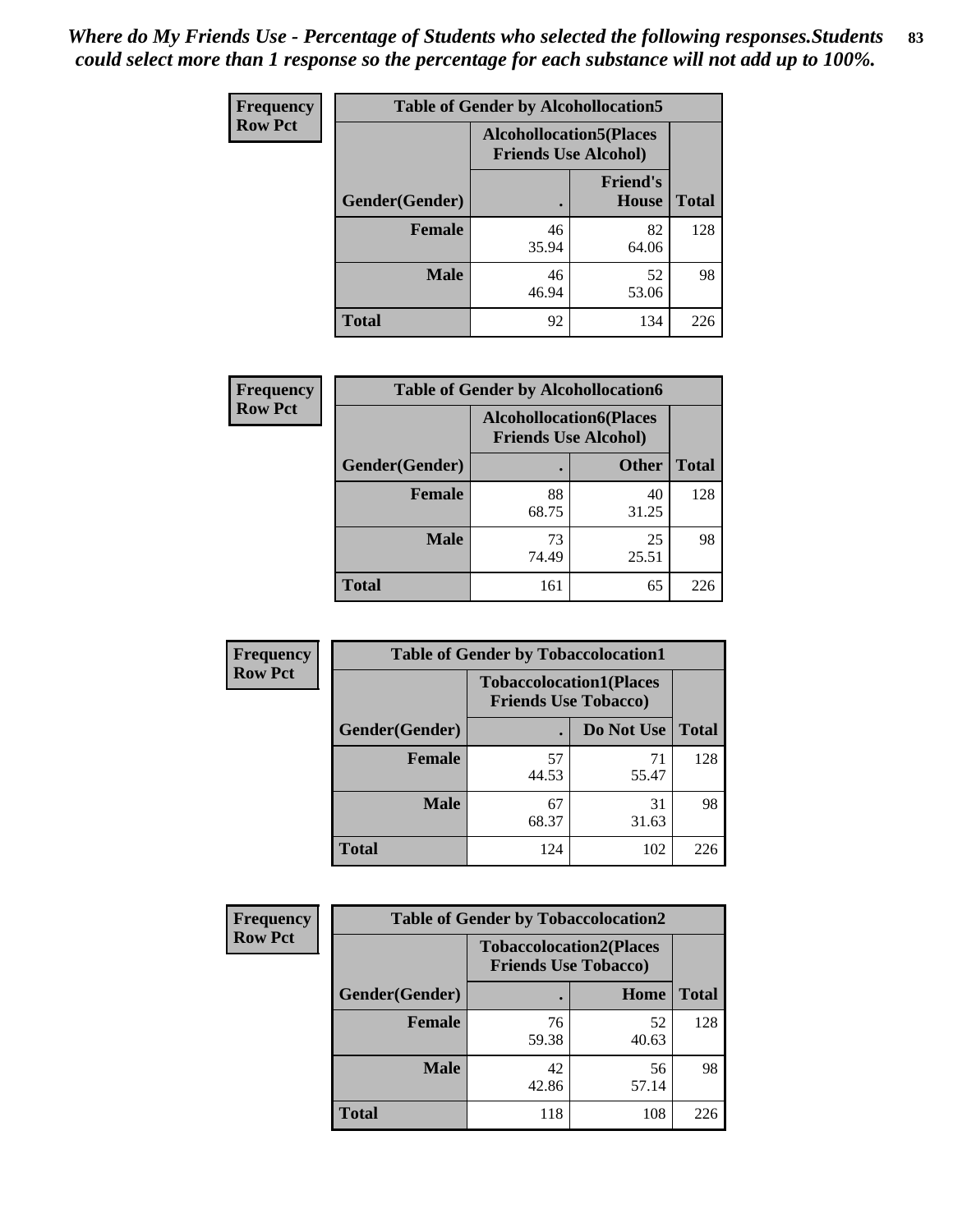*Where do My Friends Use - Percentage of Students who selected the following responses.Students could select more than 1 response so the percentage for each substance will not add up to 100%.*

**Frequency**
**Row Pct**

**Table of Gender by Alcohollocation5**

| Gender(Gender) | Alcohollocation5(Places Friends Use Alcohol) . | Friend's House | Total |
|---|---|---|---|
| **Female** | 46<br>35.94 | 82<br>64.06 | 128 |
| **Male** | 46<br>46.94 | 52<br>53.06 | 98 |
| **Total** | 92 | 134 | 226 |

**Frequency**
**Row Pct**

**Table of Gender by Alcohollocation6**

| Gender(Gender) | Alcohollocation6(Places Friends Use Alcohol) . | Other | Total |
|---|---|---|---|
| **Female** | 88<br>68.75 | 40<br>31.25 | 128 |
| **Male** | 73<br>74.49 | 25<br>25.51 | 98 |
| **Total** | 161 | 65 | 226 |

**Frequency**
**Row Pct**

**Table of Gender by Tobaccolocation1**

| Gender(Gender) | Tobaccolocation1(Places Friends Use Tobacco) . | Do Not Use | Total |
|---|---|---|---|
| **Female** | 57<br>44.53 | 71<br>55.47 | 128 |
| **Male** | 67<br>68.37 | 31<br>31.63 | 98 |
| **Total** | 124 | 102 | 226 |

**Frequency**
**Row Pct**

**Table of Gender by Tobaccolocation2**

| Gender(Gender) | Tobaccolocation2(Places Friends Use Tobacco) . | Home | Total |
|---|---|---|---|
| **Female** | 76<br>59.38 | 52<br>40.63 | 128 |
| **Male** | 42<br>42.86 | 56<br>57.14 | 98 |
| **Total** | 118 | 108 | 226 |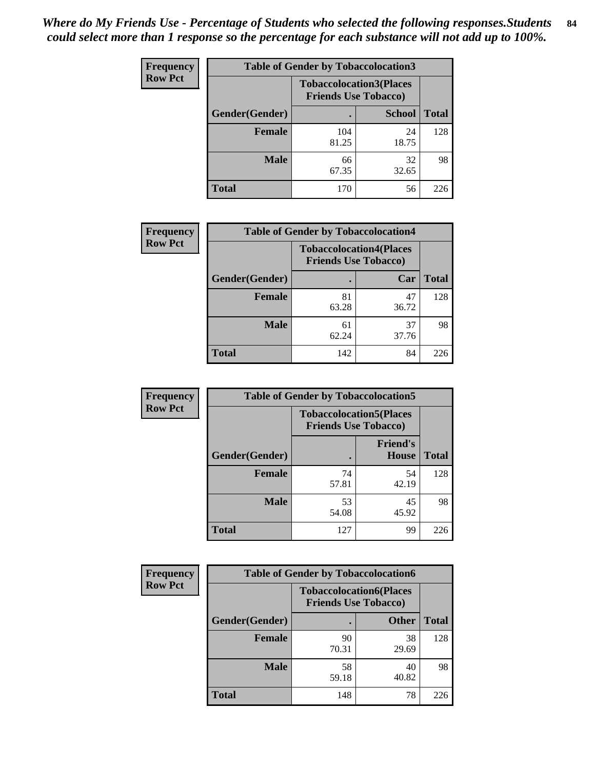*Where do My Friends Use - Percentage of Students who selected the following responses.Students could select more than 1 response so the percentage for each substance will not add up to 100%.*

**Frequency / Row Pct**

**Table of Gender by Tobaccolocation3**

| Gender(Gender) | Tobaccolocation3(Places Friends Use Tobacco) . | School | Total |
|---|---|---|---|
| **Female** | 104<br>81.25 | 24<br>18.75 | 128 |
| **Male** | 66<br>67.35 | 32<br>32.65 | 98 |
| **Total** | 170 | 56 | 226 |

**Frequency / Row Pct**

**Table of Gender by Tobaccolocation4**

| Gender(Gender) | Tobaccolocation4(Places Friends Use Tobacco) . | Car | Total |
|---|---|---|---|
| **Female** | 81<br>63.28 | 47<br>36.72 | 128 |
| **Male** | 61<br>62.24 | 37<br>37.76 | 98 |
| **Total** | 142 | 84 | 226 |

**Frequency / Row Pct**

**Table of Gender by Tobaccolocation5**

| Gender(Gender) | Tobaccolocation5(Places Friends Use Tobacco) . | Friend's House | Total |
|---|---|---|---|
| **Female** | 74<br>57.81 | 54<br>42.19 | 128 |
| **Male** | 53<br>54.08 | 45<br>45.92 | 98 |
| **Total** | 127 | 99 | 226 |

**Frequency / Row Pct**

**Table of Gender by Tobaccolocation6**

| Gender(Gender) | Tobaccolocation6(Places Friends Use Tobacco) . | Other | Total |
|---|---|---|---|
| **Female** | 90<br>70.31 | 38<br>29.69 | 128 |
| **Male** | 58<br>59.18 | 40<br>40.82 | 98 |
| **Total** | 148 | 78 | 226 |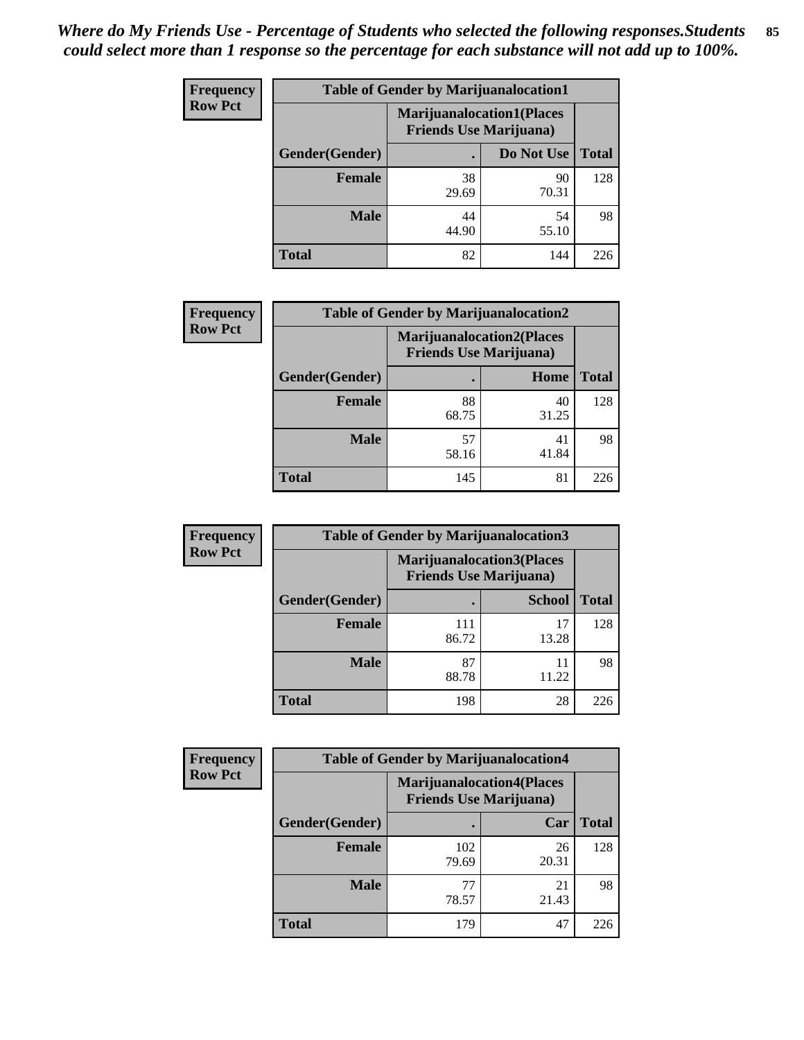*Where do My Friends Use - Percentage of Students who selected the following responses.Students could select more than 1 response so the percentage for each substance will not add up to 100%.*

**Frequency**
**Row Pct**

| Table of Gender by Marijuanalocation1 | | | |
|---|---|---|---|
| | Marijuanalocation1(Places Friends Use Marijuana) | | |
| Gender(Gender) | . | Do Not Use | Total |
| **Female** | 38<br>29.69 | 90<br>70.31 | 128 |
| **Male** | 44<br>44.90 | 54<br>55.10 | 98 |
| **Total** | 82 | 144 | 226 |

**Frequency**
**Row Pct**

| Table of Gender by Marijuanalocation2 | | | |
|---|---|---|---|
| | Marijuanalocation2(Places Friends Use Marijuana) | | |
| Gender(Gender) | . | Home | Total |
| **Female** | 88<br>68.75 | 40<br>31.25 | 128 |
| **Male** | 57<br>58.16 | 41<br>41.84 | 98 |
| **Total** | 145 | 81 | 226 |

**Frequency**
**Row Pct**

| Table of Gender by Marijuanalocation3 | | | |
|---|---|---|---|
| | Marijuanalocation3(Places Friends Use Marijuana) | | |
| Gender(Gender) | . | School | Total |
| **Female** | 111<br>86.72 | 17<br>13.28 | 128 |
| **Male** | 87<br>88.78 | 11<br>11.22 | 98 |
| **Total** | 198 | 28 | 226 |

**Frequency**
**Row Pct**

| Table of Gender by Marijuanalocation4 | | | |
|---|---|---|---|
| | Marijuanalocation4(Places Friends Use Marijuana) | | |
| Gender(Gender) | . | Car | Total |
| **Female** | 102<br>79.69 | 26<br>20.31 | 128 |
| **Male** | 77<br>78.57 | 21<br>21.43 | 98 |
| **Total** | 179 | 47 | 226 |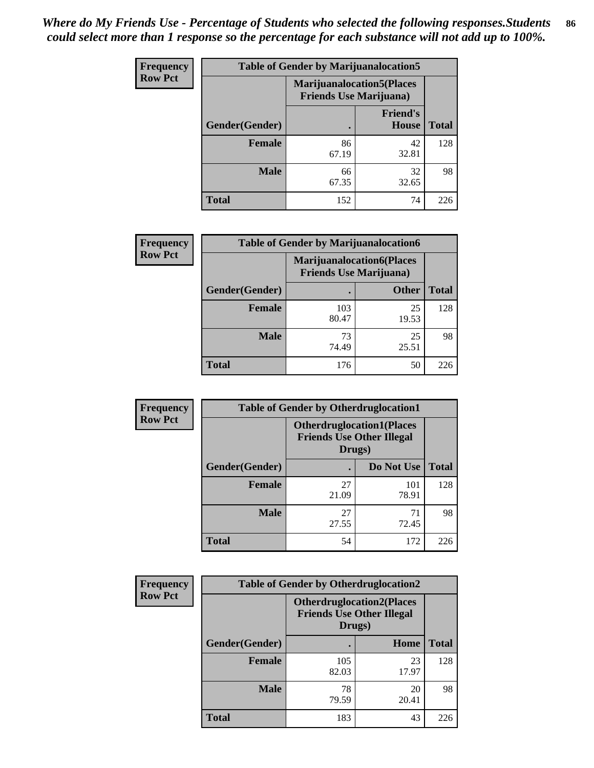*Where do My Friends Use - Percentage of Students who selected the following responses.Students could select more than 1 response so the percentage for each substance will not add up to 100%.*

**Frequency / Row Pct**

| Table of Gender by Marijuanalocation5 | | | |
|---|---|---|---|
| | Marijuanalocation5(Places Friends Use Marijuana) | | |
| Gender(Gender) | . | Friend's House | Total |
| **Female** | 86<br>67.19 | 42<br>32.81 | 128 |
| **Male** | 66<br>67.35 | 32<br>32.65 | 98 |
| **Total** | 152 | 74 | 226 |

**Frequency / Row Pct**

| Table of Gender by Marijuanalocation6 | | | |
|---|---|---|---|
| | Marijuanalocation6(Places Friends Use Marijuana) | | |
| Gender(Gender) | . | Other | Total |
| **Female** | 103<br>80.47 | 25<br>19.53 | 128 |
| **Male** | 73<br>74.49 | 25<br>25.51 | 98 |
| **Total** | 176 | 50 | 226 |

**Frequency / Row Pct**

| Table of Gender by Otherdruglocation1 | | | |
|---|---|---|---|
| | Otherdruglocation1(Places Friends Use Other Illegal Drugs) | | |
| Gender(Gender) | . | Do Not Use | Total |
| **Female** | 27<br>21.09 | 101<br>78.91 | 128 |
| **Male** | 27<br>27.55 | 71<br>72.45 | 98 |
| **Total** | 54 | 172 | 226 |

**Frequency / Row Pct**

| Table of Gender by Otherdruglocation2 | | | |
|---|---|---|---|
| | Otherdruglocation2(Places Friends Use Other Illegal Drugs) | | |
| Gender(Gender) | . | Home | Total |
| **Female** | 105<br>82.03 | 23<br>17.97 | 128 |
| **Male** | 78<br>79.59 | 20<br>20.41 | 98 |
| **Total** | 183 | 43 | 226 |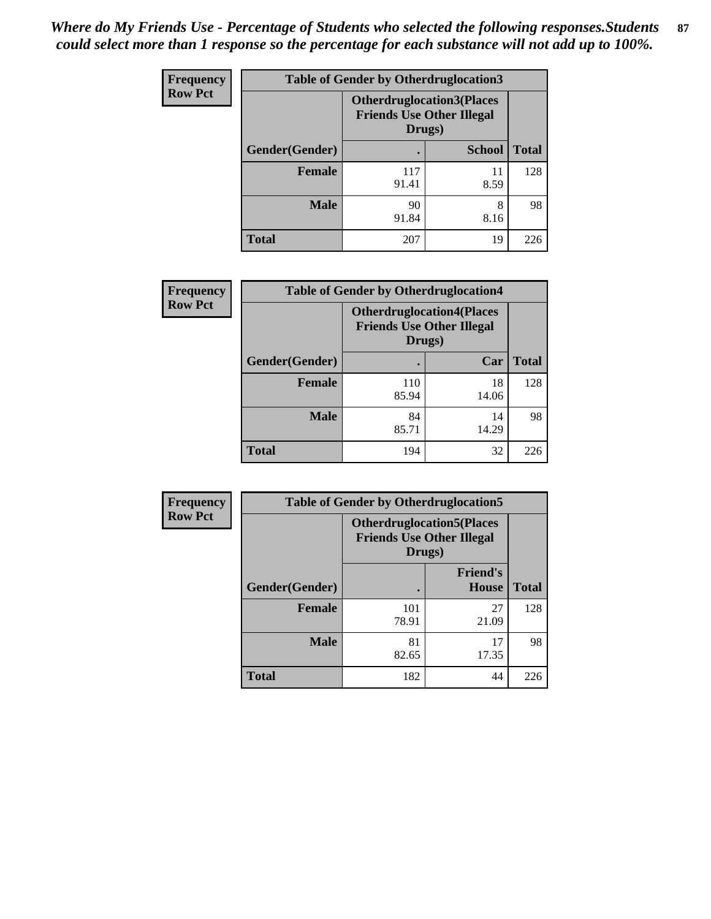*Where do My Friends Use - Percentage of Students who selected the following responses.Students could select more than 1 response so the percentage for each substance will not add up to 100%.*

**Frequency**
**Row Pct**

| Table of Gender by Otherdruglocation3 | | | |
|---|---|---|---|
| | Otherdruglocation3(Places Friends Use Other Illegal Drugs) | | |
| Gender(Gender) | . | School | Total |
| Female | 117<br>91.41 | 11<br>8.59 | 128 |
| Male | 90<br>91.84 | 8<br>8.16 | 98 |
| Total | 207 | 19 | 226 |

**Frequency**
**Row Pct**

| Table of Gender by Otherdruglocation4 | | | |
|---|---|---|---|
| | Otherdruglocation4(Places Friends Use Other Illegal Drugs) | | |
| Gender(Gender) | . | Car | Total |
| Female | 110<br>85.94 | 18<br>14.06 | 128 |
| Male | 84<br>85.71 | 14<br>14.29 | 98 |
| Total | 194 | 32 | 226 |

**Frequency**
**Row Pct**

| Table of Gender by Otherdruglocation5 | | | |
|---|---|---|---|
| | Otherdruglocation5(Places Friends Use Other Illegal Drugs) | | |
| Gender(Gender) | . | Friend's House | Total |
| Female | 101<br>78.91 | 27<br>21.09 | 128 |
| Male | 81<br>82.65 | 17<br>17.35 | 98 |
| Total | 182 | 44 | 226 |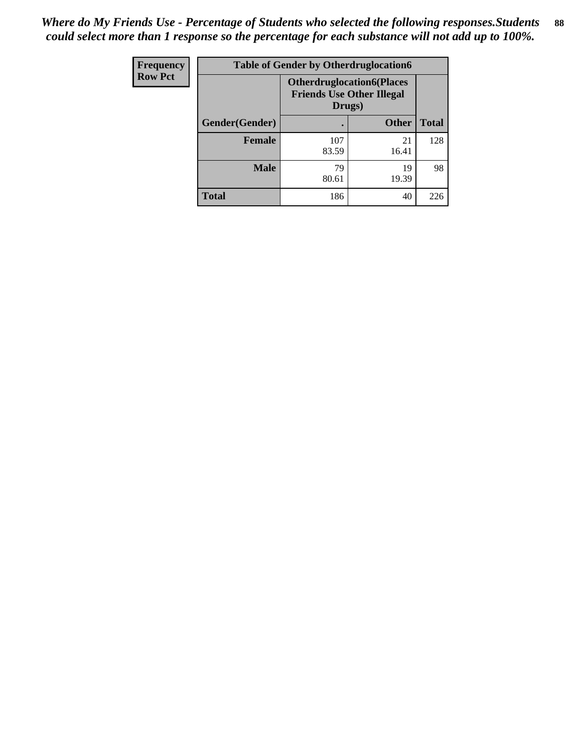*Where do My Friends Use - Percentage of Students who selected the following responses.Students could select more than 1 response so the percentage for each substance will not add up to 100%.*

| Frequency<br>Row Pct | Table of Gender by Otherdruglocation6 | | |
|---|---|---|---|
| | Otherdruglocation6(Places Friends Use Other Illegal Drugs) | | |
| Gender(Gender) | . | Other | Total |
| Female | 107<br>83.59 | 21<br>16.41 | 128 |
| Male | 79<br>80.61 | 19<br>19.39 | 98 |
| Total | 186 | 40 | 226 |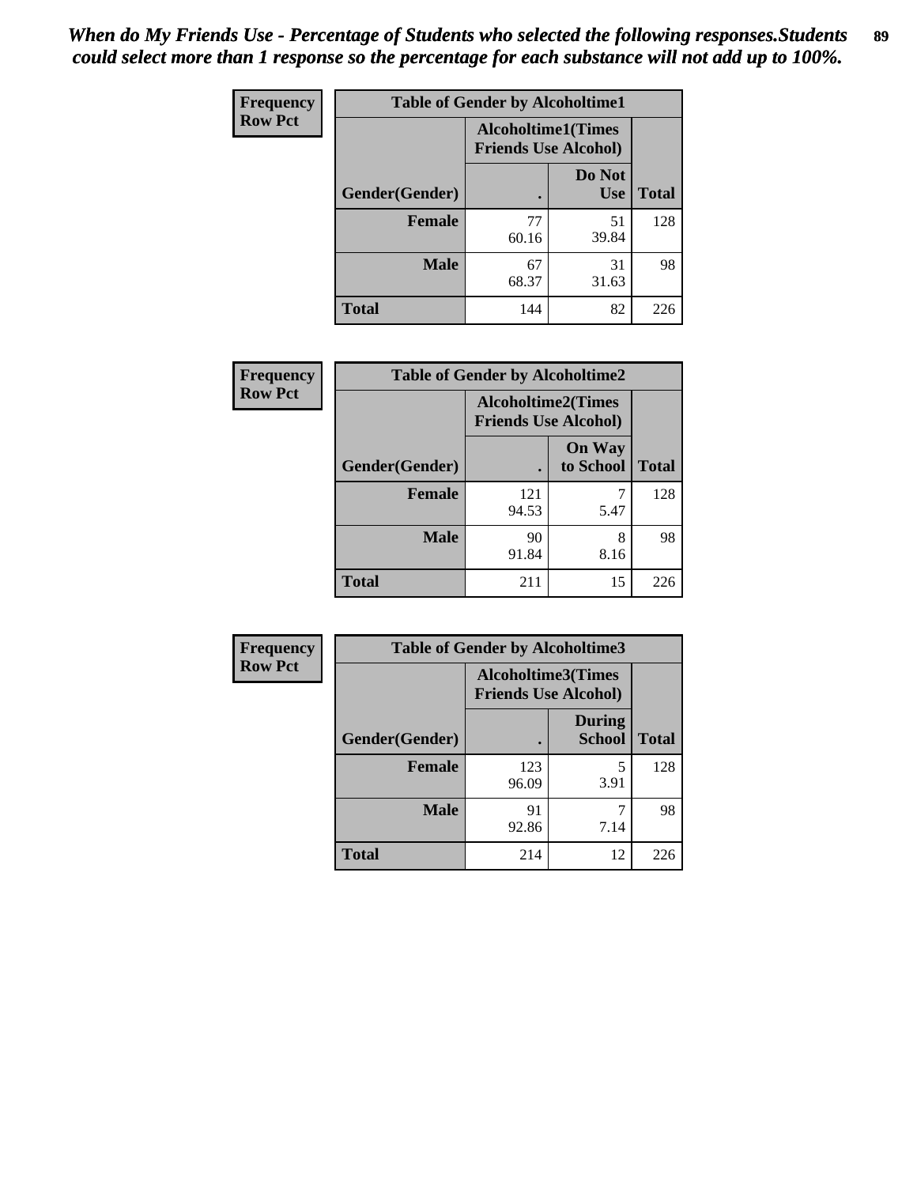*When do My Friends Use - Percentage of Students who selected the following responses.Students could select more than 1 response so the percentage for each substance will not add up to 100%.*

**Frequency**
**Row Pct**

| Table of Gender by Alcoholtime1 | | | |
|---|---|---|---|
| | Alcoholtime1(Times Friends Use Alcohol) | | |
| Gender(Gender) | . | Do Not Use | Total |
| Female | 77<br>60.16 | 51<br>39.84 | 128 |
| Male | 67<br>68.37 | 31<br>31.63 | 98 |
| Total | 144 | 82 | 226 |

**Frequency**
**Row Pct**

| Table of Gender by Alcoholtime2 | | | |
|---|---|---|---|
| | Alcoholtime2(Times Friends Use Alcohol) | | |
| Gender(Gender) | . | On Way to School | Total |
| Female | 121<br>94.53 | 7<br>5.47 | 128 |
| Male | 90<br>91.84 | 8<br>8.16 | 98 |
| Total | 211 | 15 | 226 |

**Frequency**
**Row Pct**

| Table of Gender by Alcoholtime3 | | | |
|---|---|---|---|
| | Alcoholtime3(Times Friends Use Alcohol) | | |
| Gender(Gender) | . | During School | Total |
| Female | 123<br>96.09 | 5<br>3.91 | 128 |
| Male | 91<br>92.86 | 7<br>7.14 | 98 |
| Total | 214 | 12 | 226 |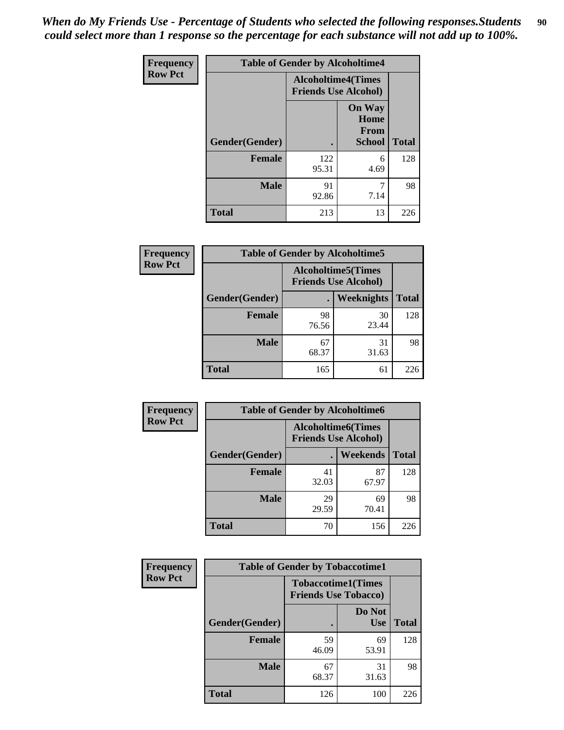*When do My Friends Use - Percentage of Students who selected the following responses.Students could select more than 1 response so the percentage for each substance will not add up to 100%.*

**Frequency**
**Row Pct**

| Table of Gender by Alcoholtime4 | | | |
|---|---|---|---|
| | Alcoholtime4(Times Friends Use Alcohol) | | |
| Gender(Gender) | . | On Way Home From School | Total |
| **Female** | 122<br>95.31 | 6<br>4.69 | 128 |
| **Male** | 91<br>92.86 | 7<br>7.14 | 98 |
| **Total** | 213 | 13 | 226 |

**Frequency**
**Row Pct**

| Table of Gender by Alcoholtime5 | | | |
|---|---|---|---|
| | Alcoholtime5(Times Friends Use Alcohol) | | |
| Gender(Gender) | . | Weeknights | Total |
| **Female** | 98<br>76.56 | 30<br>23.44 | 128 |
| **Male** | 67<br>68.37 | 31<br>31.63 | 98 |
| **Total** | 165 | 61 | 226 |

**Frequency**
**Row Pct**

| Table of Gender by Alcoholtime6 | | | |
|---|---|---|---|
| | Alcoholtime6(Times Friends Use Alcohol) | | |
| Gender(Gender) | . | Weekends | Total |
| **Female** | 41<br>32.03 | 87<br>67.97 | 128 |
| **Male** | 29<br>29.59 | 69<br>70.41 | 98 |
| **Total** | 70 | 156 | 226 |

**Frequency**
**Row Pct**

| Table of Gender by Tobaccotime1 | | | |
|---|---|---|---|
| | Tobaccotime1(Times Friends Use Tobacco) | | |
| Gender(Gender) | . | Do Not Use | Total |
| **Female** | 59<br>46.09 | 69<br>53.91 | 128 |
| **Male** | 67<br>68.37 | 31<br>31.63 | 98 |
| **Total** | 126 | 100 | 226 |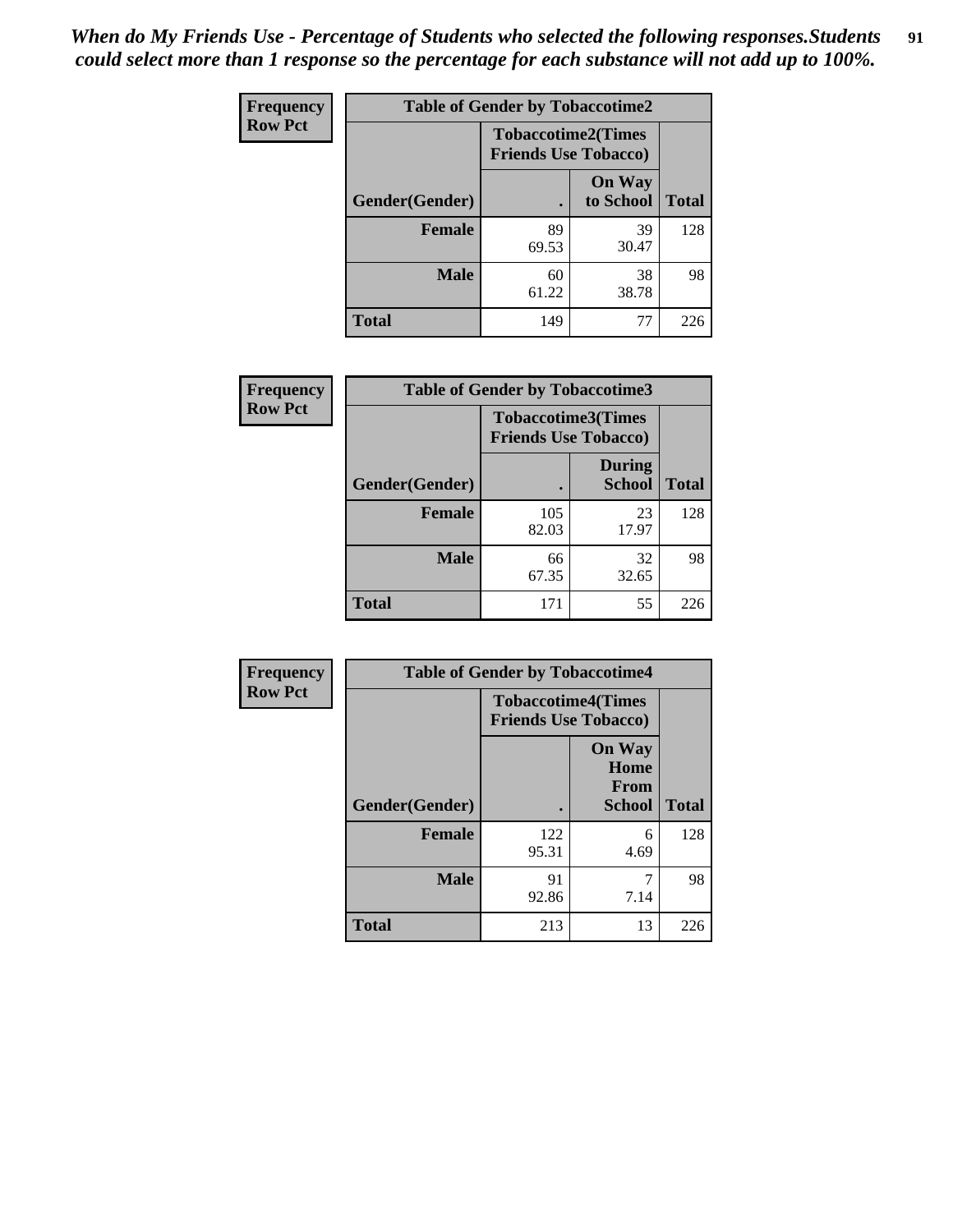*When do My Friends Use - Percentage of Students who selected the following responses.Students could select more than 1 response so the percentage for each substance will not add up to 100%.*

**Frequency**
**Row Pct**

| Table of Gender by Tobaccotime2 | | | |
|---|---|---|---|
| | Tobaccotime2(Times Friends Use Tobacco) | | |
| Gender(Gender) | . | On Way to School | Total |
| Female | 89<br>69.53 | 39<br>30.47 | 128 |
| Male | 60<br>61.22 | 38<br>38.78 | 98 |
| Total | 149 | 77 | 226 |

**Frequency**
**Row Pct**

| Table of Gender by Tobaccotime3 | | | |
|---|---|---|---|
| | Tobaccotime3(Times Friends Use Tobacco) | | |
| Gender(Gender) | . | During School | Total |
| Female | 105<br>82.03 | 23<br>17.97 | 128 |
| Male | 66<br>67.35 | 32<br>32.65 | 98 |
| Total | 171 | 55 | 226 |

**Frequency**
**Row Pct**

| Table of Gender by Tobaccotime4 | | | |
|---|---|---|---|
| | Tobaccotime4(Times Friends Use Tobacco) | | |
| Gender(Gender) | . | On Way Home From School | Total |
| Female | 122<br>95.31 | 6<br>4.69 | 128 |
| Male | 91<br>92.86 | 7<br>7.14 | 98 |
| Total | 213 | 13 | 226 |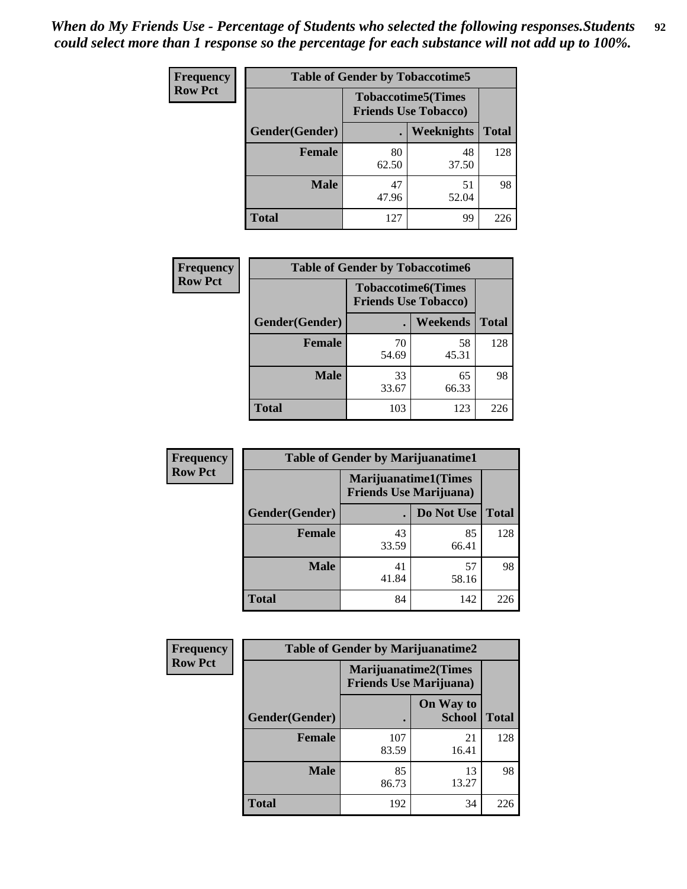*When do My Friends Use - Percentage of Students who selected the following responses.Students could select more than 1 response so the percentage for each substance will not add up to 100%.*

**Frequency**
**Row Pct**

| Table of Gender by Tobaccotime5 | | | |
|---|---|---|---|
| | Tobaccotime5(Times Friends Use Tobacco) | | |
| Gender(Gender) | . | Weeknights | Total |
| Female | 80<br>62.50 | 48<br>37.50 | 128 |
| Male | 47<br>47.96 | 51<br>52.04 | 98 |
| Total | 127 | 99 | 226 |

**Frequency**
**Row Pct**

| Table of Gender by Tobaccotime6 | | | |
|---|---|---|---|
| | Tobaccotime6(Times Friends Use Tobacco) | | |
| Gender(Gender) | . | Weekends | Total |
| Female | 70<br>54.69 | 58<br>45.31 | 128 |
| Male | 33<br>33.67 | 65<br>66.33 | 98 |
| Total | 103 | 123 | 226 |

**Frequency**
**Row Pct**

| Table of Gender by Marijuanatime1 | | | |
|---|---|---|---|
| | Marijuanatime1(Times Friends Use Marijuana) | | |
| Gender(Gender) | . | Do Not Use | Total |
| Female | 43<br>33.59 | 85<br>66.41 | 128 |
| Male | 41<br>41.84 | 57<br>58.16 | 98 |
| Total | 84 | 142 | 226 |

**Frequency**
**Row Pct**

| Table of Gender by Marijuanatime2 | | | |
|---|---|---|---|
| | Marijuanatime2(Times Friends Use Marijuana) | | |
| Gender(Gender) | . | On Way to School | Total |
| Female | 107<br>83.59 | 21<br>16.41 | 128 |
| Male | 85<br>86.73 | 13<br>13.27 | 98 |
| Total | 192 | 34 | 226 |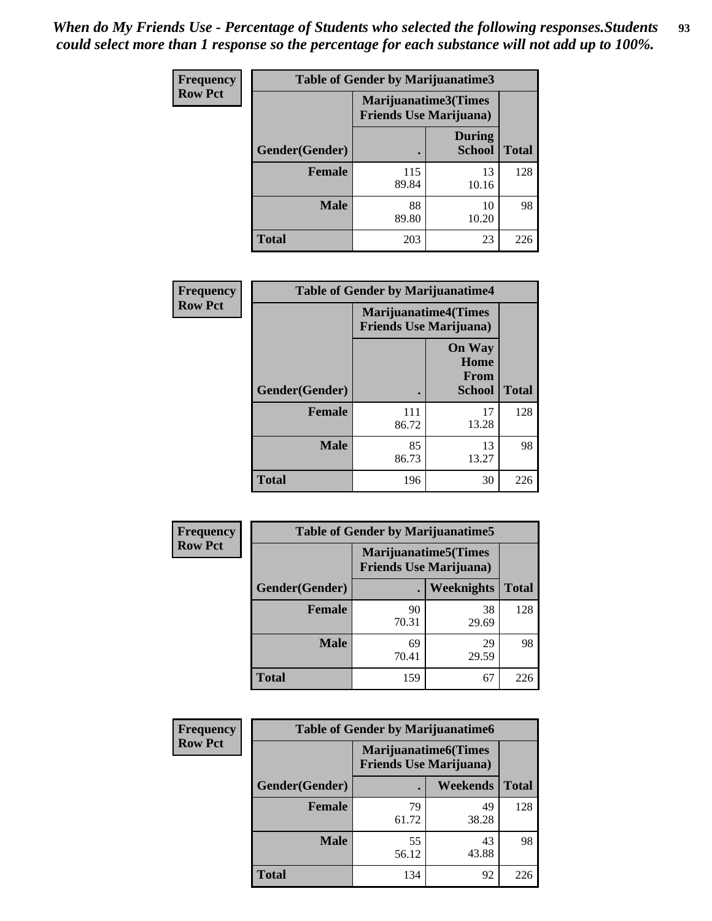*When do My Friends Use - Percentage of Students who selected the following responses.Students could select more than 1 response so the percentage for each substance will not add up to 100%.*

**Frequency**
**Row Pct**

| Table of Gender by Marijuanatime3 | | | |
|---|---|---|---|
| | Marijuanatime3(Times Friends Use Marijuana) | | |
| Gender(Gender) | . | During School | Total |
| **Female** | 115<br>89.84 | 13<br>10.16 | 128 |
| **Male** | 88<br>89.80 | 10<br>10.20 | 98 |
| **Total** | 203 | 23 | 226 |

**Frequency**
**Row Pct**

| Table of Gender by Marijuanatime4 | | | |
|---|---|---|---|
| | Marijuanatime4(Times Friends Use Marijuana) | | |
| Gender(Gender) | . | On Way Home From School | Total |
| **Female** | 111<br>86.72 | 17<br>13.28 | 128 |
| **Male** | 85<br>86.73 | 13<br>13.27 | 98 |
| **Total** | 196 | 30 | 226 |

**Frequency**
**Row Pct**

| Table of Gender by Marijuanatime5 | | | |
|---|---|---|---|
| | Marijuanatime5(Times Friends Use Marijuana) | | |
| Gender(Gender) | . | Weeknights | Total |
| **Female** | 90<br>70.31 | 38<br>29.69 | 128 |
| **Male** | 69<br>70.41 | 29<br>29.59 | 98 |
| **Total** | 159 | 67 | 226 |

**Frequency**
**Row Pct**

| Table of Gender by Marijuanatime6 | | | |
|---|---|---|---|
| | Marijuanatime6(Times Friends Use Marijuana) | | |
| Gender(Gender) | . | Weekends | Total |
| **Female** | 79<br>61.72 | 49<br>38.28 | 128 |
| **Male** | 55<br>56.12 | 43<br>43.88 | 98 |
| **Total** | 134 | 92 | 226 |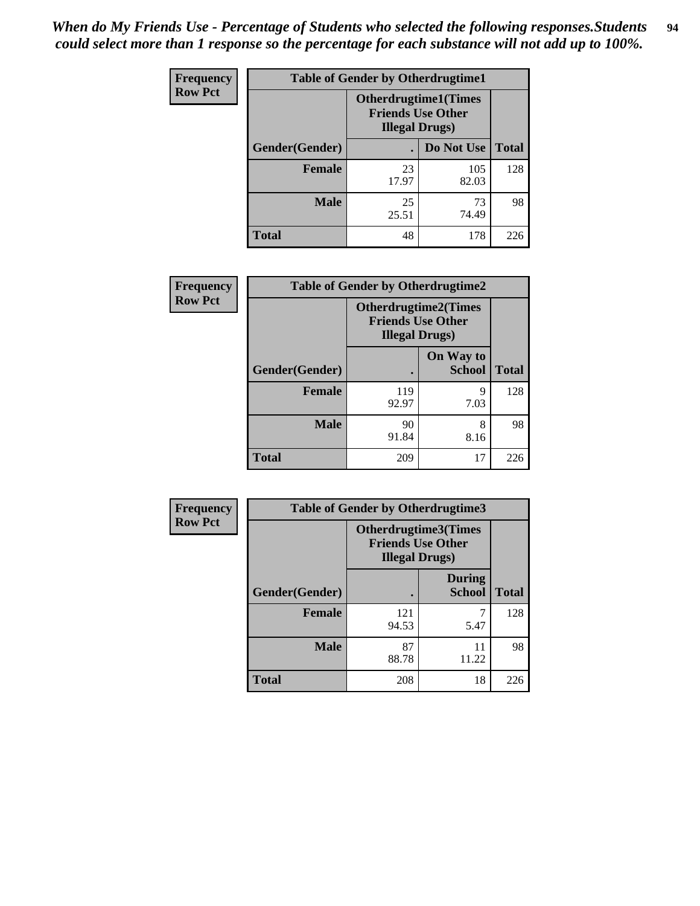*When do My Friends Use - Percentage of Students who selected the following responses.Students could select more than 1 response so the percentage for each substance will not add up to 100%.*

**Frequency**
**Row Pct**

**Table of Gender by Otherdrugtime1**

| Gender(Gender) | Otherdrugtime1(Times Friends Use Other Illegal Drugs) . | Do Not Use | Total |
|---|---|---|---|
| **Female** | 23<br>17.97 | 105<br>82.03 | 128 |
| **Male** | 25<br>25.51 | 73<br>74.49 | 98 |
| **Total** | 48 | 178 | 226 |

**Frequency**
**Row Pct**

**Table of Gender by Otherdrugtime2**

| Gender(Gender) | Otherdrugtime2(Times Friends Use Other Illegal Drugs) . | On Way to School | Total |
|---|---|---|---|
| **Female** | 119<br>92.97 | 9<br>7.03 | 128 |
| **Male** | 90<br>91.84 | 8<br>8.16 | 98 |
| **Total** | 209 | 17 | 226 |

**Frequency**
**Row Pct**

**Table of Gender by Otherdrugtime3**

| Gender(Gender) | Otherdrugtime3(Times Friends Use Other Illegal Drugs) . | During School | Total |
|---|---|---|---|
| **Female** | 121<br>94.53 | 7<br>5.47 | 128 |
| **Male** | 87<br>88.78 | 11<br>11.22 | 98 |
| **Total** | 208 | 18 | 226 |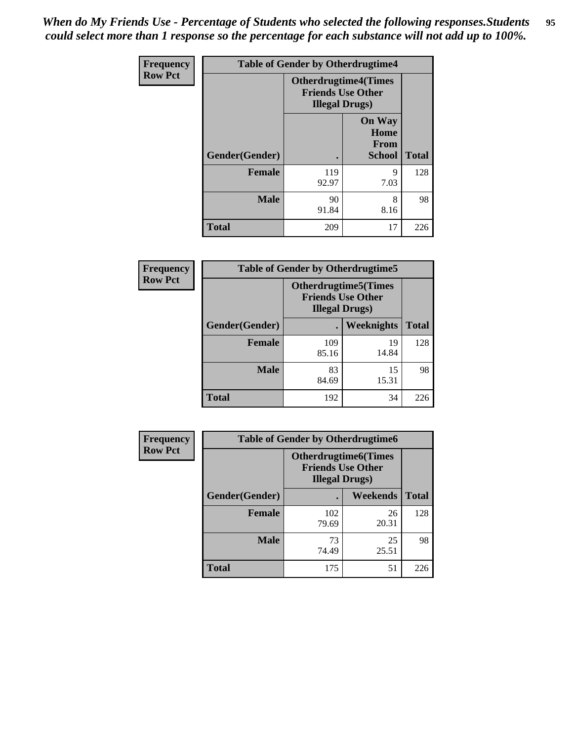*When do My Friends Use - Percentage of Students who selected the following responses.Students could select more than 1 response so the percentage for each substance will not add up to 100%.*

**Frequency**
**Row Pct**

| Table of Gender by Otherdrugtime4 | | | |
|---|---|---|---|
| | Otherdrugtime4(Times Friends Use Other Illegal Drugs) | | |
| Gender(Gender) | . | On Way Home From School | Total |
| **Female** | 119<br>92.97 | 9<br>7.03 | 128 |
| **Male** | 90<br>91.84 | 8<br>8.16 | 98 |
| **Total** | 209 | 17 | 226 |

**Frequency**
**Row Pct**

| Table of Gender by Otherdrugtime5 | | | |
|---|---|---|---|
| | Otherdrugtime5(Times Friends Use Other Illegal Drugs) | | |
| Gender(Gender) | . | Weeknights | Total |
| **Female** | 109<br>85.16 | 19<br>14.84 | 128 |
| **Male** | 83<br>84.69 | 15<br>15.31 | 98 |
| **Total** | 192 | 34 | 226 |

**Frequency**
**Row Pct**

| Table of Gender by Otherdrugtime6 | | | |
|---|---|---|---|
| | Otherdrugtime6(Times Friends Use Other Illegal Drugs) | | |
| Gender(Gender) | . | Weekends | Total |
| **Female** | 102<br>79.69 | 26<br>20.31 | 128 |
| **Male** | 73<br>74.49 | 25<br>25.51 | 98 |
| **Total** | 175 | 51 | 226 |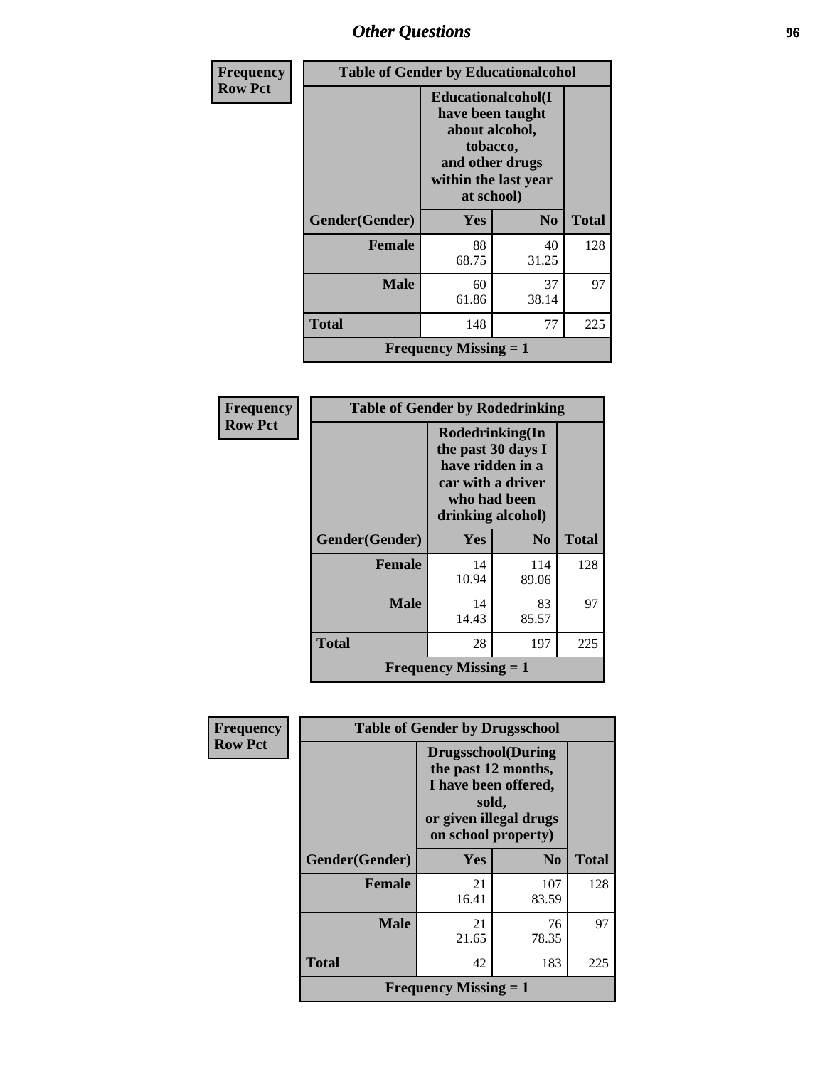## Other Questions

**Frequency**
**Row Pct**

**Table of Gender by Educationalcohol**

| Gender(Gender) | Educationalcohol(I have been taught about alcohol, tobacco, and other drugs within the last year at school) Yes | No | Total |
|---|---|---|---|
| **Female** | 88<br>68.75 | 40<br>31.25 | 128 |
| **Male** | 60<br>61.86 | 37<br>38.14 | 97 |
| **Total** | 148 | 77 | 225 |

**Frequency Missing = 1**

**Frequency**
**Row Pct**

**Table of Gender by Rodedrinking**

| Gender(Gender) | Rodedrinking(In the past 30 days I have ridden in a car with a driver who had been drinking alcohol) Yes | No | Total |
|---|---|---|---|
| **Female** | 14<br>10.94 | 114<br>89.06 | 128 |
| **Male** | 14<br>14.43 | 83<br>85.57 | 97 |
| **Total** | 28 | 197 | 225 |

**Frequency Missing = 1**

**Frequency**
**Row Pct**

**Table of Gender by Drugsschool**

| Gender(Gender) | Drugsschool(During the past 12 months, I have been offered, sold, or given illegal drugs on school property) Yes | No | Total |
|---|---|---|---|
| **Female** | 21<br>16.41 | 107<br>83.59 | 128 |
| **Male** | 21<br>21.65 | 76<br>78.35 | 97 |
| **Total** | 42 | 183 | 225 |

**Frequency Missing = 1**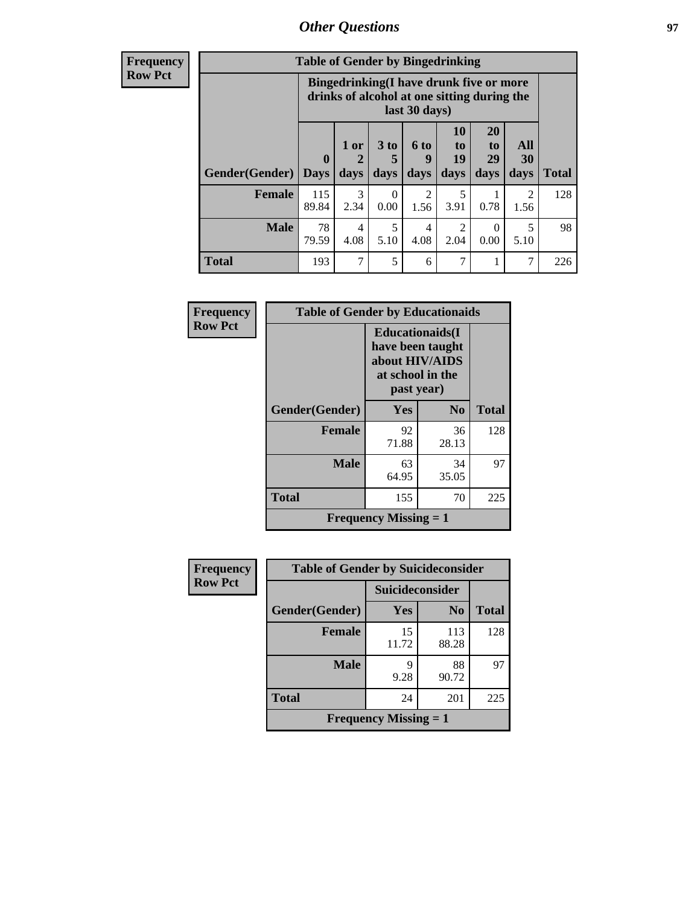| Frequency Row Pct | Table of Gender by Bingedrinking | | | | | | | |
|---|---|---|---|---|---|---|---|---|
| | Bingedrinking(I have drunk five or more drinks of alcohol at one sitting during the last 30 days) | | | | | | | |
| Gender(Gender) | 0 Days | 1 or 2 days | 3 to 5 days | 6 to 9 days | 10 to 19 days | 20 to 29 days | All 30 days | Total |
| Female | 115<br>89.84 | 3<br>2.34 | 0<br>0.00 | 2<br>1.56 | 5<br>3.91 | 1<br>0.78 | 2<br>1.56 | 128 |
| Male | 78<br>79.59 | 4<br>4.08 | 5<br>5.10 | 4<br>4.08 | 2<br>2.04 | 0<br>0.00 | 5<br>5.10 | 98 |
| Total | 193 | 7 | 5 | 6 | 7 | 1 | 7 | 226 |

| Frequency Row Pct | Table of Gender by Educationaids | | |
|---|---|---|---|
| | Educationaids(I have been taught about HIV/AIDS at school in the past year) | | |
| Gender(Gender) | Yes | No | Total |
| Female | 92<br>71.88 | 36<br>28.13 | 128 |
| Male | 63<br>64.95 | 34<br>35.05 | 97 |
| Total | 155 | 70 | 225 |
| Frequency Missing = 1 | | | |

| Frequency Row Pct | Table of Gender by Suicideconsider | | |
|---|---|---|---|
| | Suicideconsider | | |
| Gender(Gender) | Yes | No | Total |
| Female | 15<br>11.72 | 113<br>88.28 | 128 |
| Male | 9<br>9.28 | 88<br>90.72 | 97 |
| Total | 24 | 201 | 225 |
| Frequency Missing = 1 | | | |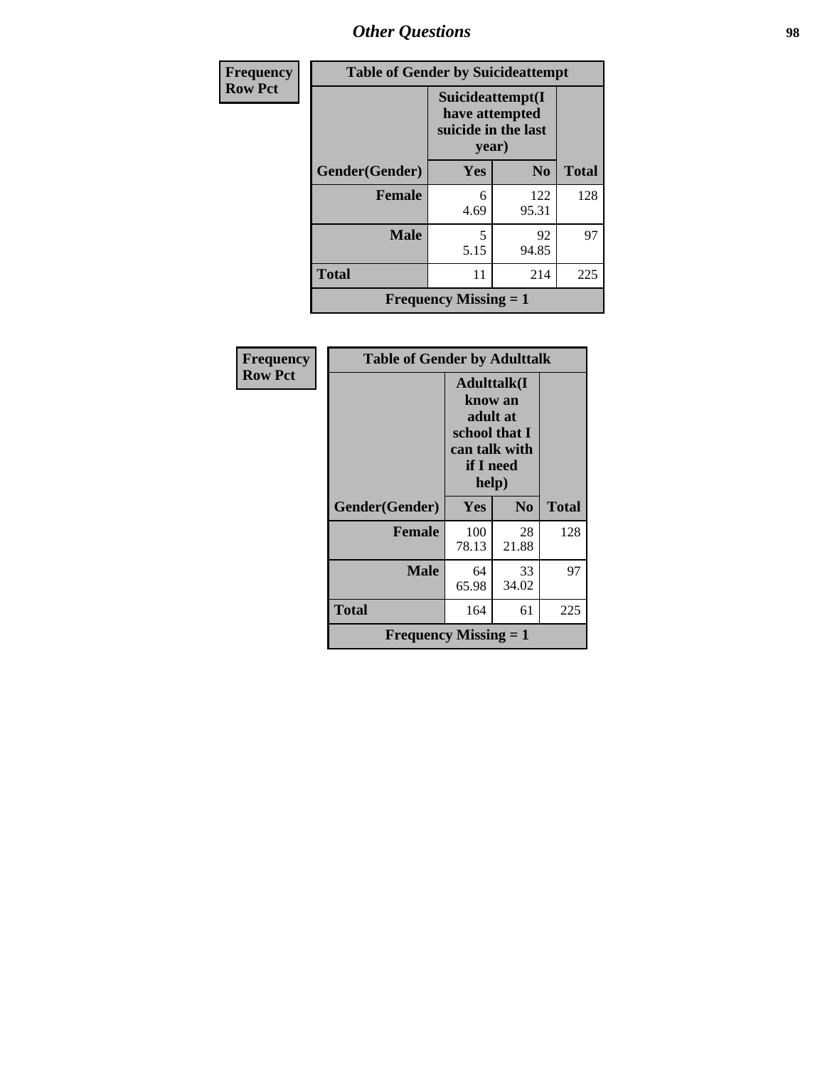# Other Questions

Frequency
Row Pct

**Table of Gender by Suicideattempt**

| Gender(Gender) | Suicideattempt(I have attempted suicide in the last year) Yes | No | Total |
|---|---|---|---|
| **Female** | 6<br>4.69 | 122<br>95.31 | 128 |
| **Male** | 5<br>5.15 | 92<br>94.85 | 97 |
| **Total** | 11 | 214 | 225 |
| **Frequency Missing = 1** | | | |

Frequency
Row Pct

**Table of Gender by Adulttalk**

| Gender(Gender) | Adulttalk(I know an adult at school that I can talk with if I need help) Yes | No | Total |
|---|---|---|---|
| **Female** | 100<br>78.13 | 28<br>21.88 | 128 |
| **Male** | 64<br>65.98 | 33<br>34.02 | 97 |
| **Total** | 164 | 61 | 225 |
| **Frequency Missing = 1** | | | |